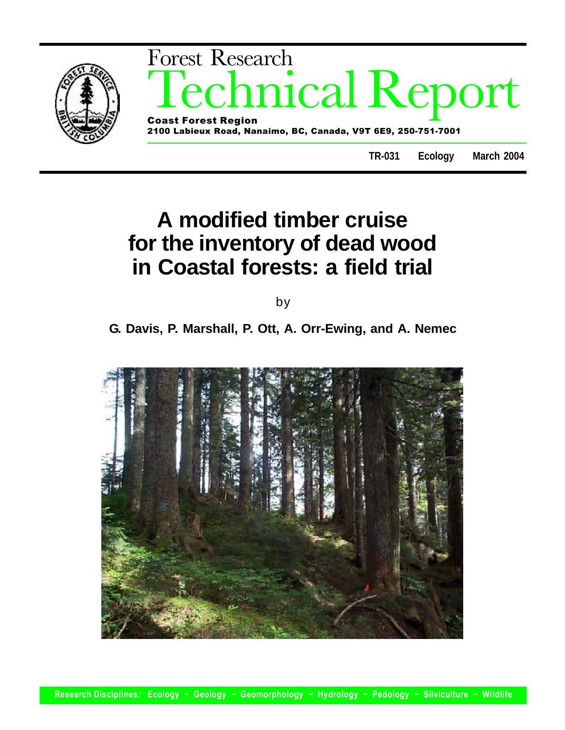Forest Research

# Technical Report

**Coast Forest Region**
**2100 Labieux Road, Nanaimo, BC, Canada, V9T 6E9, 250-751-7001**

**TR-031** **Ecology** **March 2004**

# A modified timber cruise for the inventory of dead wood in Coastal forests: a field trial

by

**G. Davis, P. Marshall, P. Ott, A. Orr-Ewing, and A. Nemec**

**Research Disciplines: Ecology ~ Geology ~ Geomorphology ~ Hydrology ~ Pedology ~ Silviculture ~ Wildlife**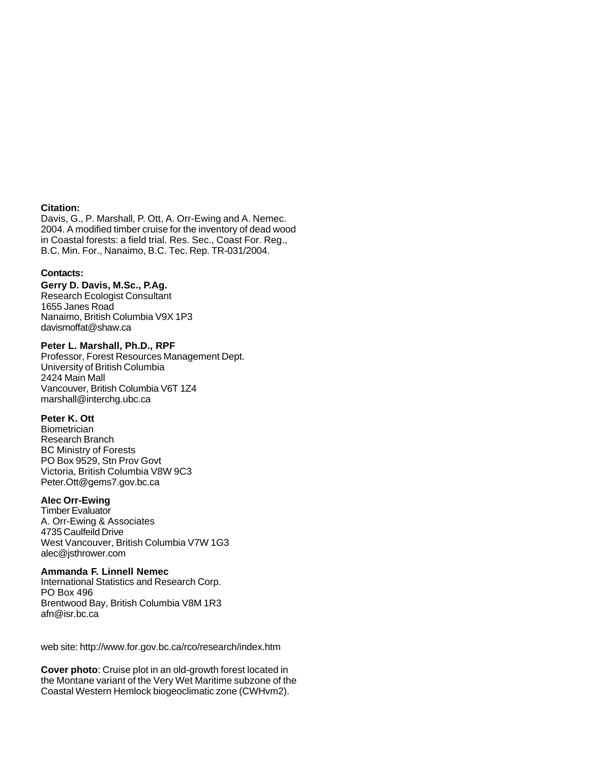**Citation:**
Davis, G., P. Marshall, P. Ott, A. Orr-Ewing and A. Nemec. 2004. A modified timber cruise for the inventory of dead wood in Coastal forests: a field trial. Res. Sec., Coast For. Reg., B.C. Min. For., Nanaimo, B.C. Tec. Rep. TR-031/2004.

**Contacts:**

**Gerry D. Davis, M.Sc., P.Ag.**
Research Ecologist Consultant
1655 Janes Road
Nanaimo, British Columbia V9X 1P3
davismoffat@shaw.ca

**Peter L. Marshall, Ph.D., RPF**
Professor, Forest Resources Management Dept.
University of British Columbia
2424 Main Mall
Vancouver, British Columbia V6T 1Z4
marshall@interchg.ubc.ca

**Peter K. Ott**
Biometrician
Research Branch
BC Ministry of Forests
PO Box 9529, Stn Prov Govt
Victoria, British Columbia V8W 9C3
Peter.Ott@gems7.gov.bc.ca

**Alec Orr-Ewing**
Timber Evaluator
A. Orr-Ewing & Associates
4735 Caulfeild Drive
West Vancouver, British Columbia V7W 1G3
alec@jsthrower.com

**Ammanda F. Linnell Nemec**
International Statistics and Research Corp.
PO Box 496
Brentwood Bay, British Columbia V8M 1R3
afn@isr.bc.ca

web site: http://www.for.gov.bc.ca/rco/research/index.htm

**Cover photo**: Cruise plot in an old-growth forest located in the Montane variant of the Very Wet Maritime subzone of the Coastal Western Hemlock biogeoclimatic zone (CWHvm2).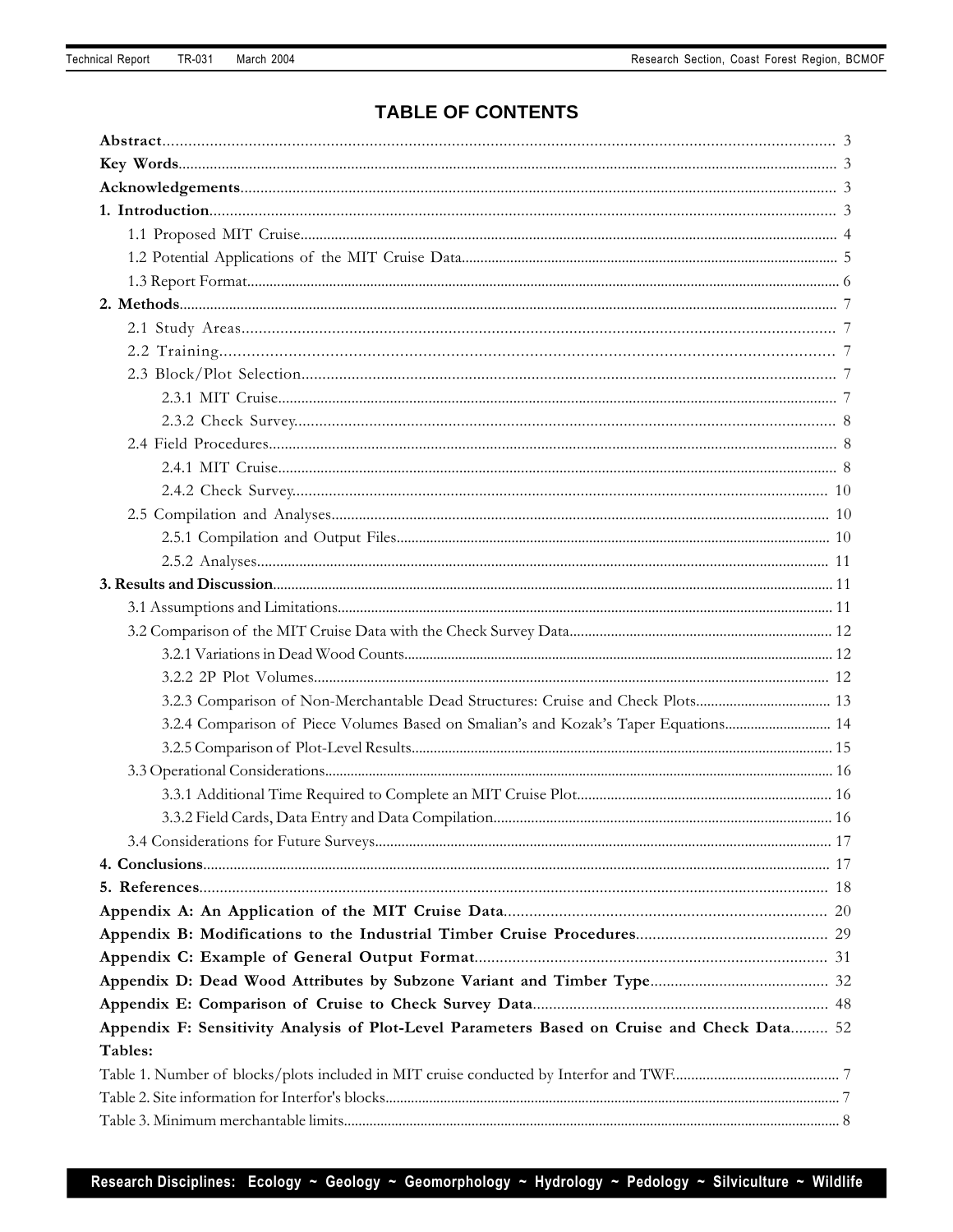# TABLE OF CONTENTS

**Abstract** ........ 3
**Key Words** ........ 3
**Acknowledgements** ........ 3
**1. Introduction** ........ 3
- 1.1 Proposed MIT Cruise ........ 4
- 1.2 Potential Applications of the MIT Cruise Data ........ 5
- 1.3 Report Format ........ 6

**2. Methods** ........ 7
- 2.1 Study Areas ........ 7
- 2.2 Training ........ 7
- 2.3 Block/Plot Selection ........ 7
  - 2.3.1 MIT Cruise ........ 7
  - 2.3.2 Check Survey ........ 8
- 2.4 Field Procedures ........ 8
  - 2.4.1 MIT Cruise ........ 8
  - 2.4.2 Check Survey ........ 10
- 2.5 Compilation and Analyses ........ 10
  - 2.5.1 Compilation and Output Files ........ 10
  - 2.5.2 Analyses ........ 11

**3. Results and Discussion** ........ 11
- 3.1 Assumptions and Limitations ........ 11
- 3.2 Comparison of the MIT Cruise Data with the Check Survey Data ........ 12
  - 3.2.1 Variations in Dead Wood Counts ........ 12
  - 3.2.2 2P Plot Volumes ........ 12
  - 3.2.3 Comparison of Non-Merchantable Dead Structures: Cruise and Check Plots ........ 13
  - 3.2.4 Comparison of Piece Volumes Based on Smalian's and Kozak's Taper Equations ........ 14
  - 3.2.5 Comparison of Plot-Level Results ........ 15
- 3.3 Operational Considerations ........ 16
  - 3.3.1 Additional Time Required to Complete an MIT Cruise Plot ........ 16
  - 3.3.2 Field Cards, Data Entry and Data Compilation ........ 16
- 3.4 Considerations for Future Surveys ........ 17

**4. Conclusions** ........ 17
**5. References** ........ 18
**Appendix A: An Application of the MIT Cruise Data** ........ 20
**Appendix B: Modifications to the Industrial Timber Cruise Procedures** ........ 29
**Appendix C: Example of General Output Format** ........ 31
**Appendix D: Dead Wood Attributes by Subzone Variant and Timber Type** ........ 32
**Appendix E: Comparison of Cruise to Check Survey Data** ........ 48
**Appendix F: Sensitivity Analysis of Plot-Level Parameters Based on Cruise and Check Data** ........ 52

**Tables:**

Table 1. Number of blocks/plots included in MIT cruise conducted by Interfor and TWF ........ 7
Table 2. Site information for Interfor's blocks ........ 7
Table 3. Minimum merchantable limits ........ 8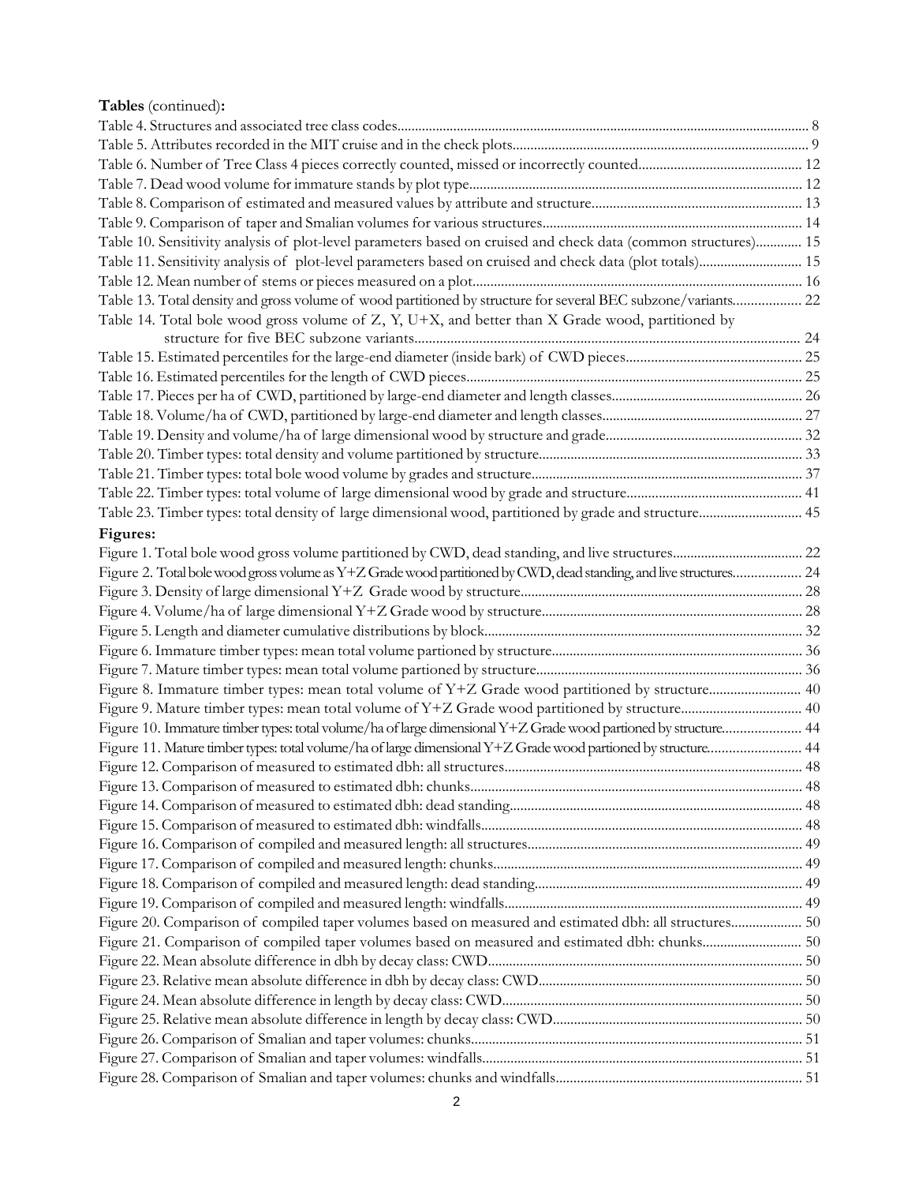**Tables** (continued)**:**

Table 4. Structures and associated tree class codes.................................................................................................... 8
Table 5. Attributes recorded in the MIT cruise and in the check plots.................................................................... 9
Table 6. Number of Tree Class 4 pieces correctly counted, missed or incorrectly counted............................................. 12
Table 7. Dead wood volume for immature stands by plot type.............................................................................. 12
Table 8. Comparison of estimated and measured values by attribute and structure........................................................... 13
Table 9. Comparison of taper and Smalian volumes for various structures......................................................... 14
Table 10. Sensitivity analysis of plot-level parameters based on cruised and check data (common structures)............ 15
Table 11. Sensitivity analysis of plot-level parameters based on cruised and check data (plot totals)............................ 15
Table 12. Mean number of stems or pieces measured on a plot............................................................................ 16
Table 13. Total density and gross volume of wood partitioned by structure for several BEC subzone/variants................... 22
Table 14. Total bole wood gross volume of Z, Y, U+X, and better than X Grade wood, partitioned by structure for five BEC subzone variants.............................................................................................................. 24
Table 15. Estimated percentiles for the large-end diameter (inside bark) of CWD pieces................................................. 25
Table 16. Estimated percentiles for the length of CWD pieces.............................................................................. 25
Table 17. Pieces per ha of CWD, partitioned by large-end diameter and length classes..................................................... 26
Table 18. Volume/ha of CWD, partitioned by large-end diameter and length classes........................................................ 27
Table 19. Density and volume/ha of large dimensional wood by structure and grade....................................................... 32
Table 20. Timber types: total density and volume partitioned by structure.......................................................................... 33
Table 21. Timber types: total bole wood volume by grades and structure............................................................................ 37
Table 22. Timber types: total volume of large dimensional wood by grade and structure................................................. 41
Table 23. Timber types: total density of large dimensional wood, partitioned by grade and structure............................. 45

**Figures:**

Figure 1. Total bole wood gross volume partitioned by CWD, dead standing, and live structures..................................... 22
Figure 2. Total bole wood gross volume as Y+Z Grade wood partitioned by CWD, dead standing, and live structures................... 24
Figure 3. Density of large dimensional Y+Z Grade wood by structure............................................................................... 28
Figure 4. Volume/ha of large dimensional Y+Z Grade wood by structure......................................................................... 28
Figure 5. Length and diameter cumulative distributions by block.......................................................................................... 32
Figure 6. Immature timber types: mean total volume partioned by structure...................................................................... 36
Figure 7. Mature timber types: mean total volume partioned by structure.......................................................................... 36
Figure 8. Immature timber types: mean total volume of Y+Z Grade wood partitioned by structure.......................... 40
Figure 9. Mature timber types: mean total volume of Y+Z Grade wood partitioned by structure.................................. 40
Figure 10. Immature timber types: total volume/ha of large dimensional Y+Z Grade wood partioned by structure...................... 44
Figure 11. Mature timber types: total volume/ha of large dimensional Y+Z Grade wood partioned by structure.......................... 44
Figure 12. Comparison of measured to estimated dbh: all structures.................................................................................... 48
Figure 13. Comparison of measured to estimated dbh: chunks............................................................................................. 48
Figure 14. Comparison of measured to estimated dbh: dead standing.................................................................................. 48
Figure 15. Comparison of measured to estimated dbh: windfalls.......................................................................................... 48
Figure 16. Comparison of compiled and measured length: all structures............................................................................. 49
Figure 17. Comparison of compiled and measured length: chunks....................................................................................... 49
Figure 18. Comparison of compiled and measured length: dead standing........................................................................... 49
Figure 19. Comparison of compiled and measured length: windfalls.................................................................................... 49
Figure 20. Comparison of compiled taper volumes based on measured and estimated dbh: all structures.................... 50
Figure 21. Comparison of compiled taper volumes based on measured and estimated dbh: chunks............................ 50
Figure 22. Mean absolute difference in dbh by decay class: CWD........................................................................................ 50
Figure 23. Relative mean absolute difference in dbh by decay class: CWD.......................................................................... 50
Figure 24. Mean absolute difference in length by decay class: CWD..................................................................................... 50
Figure 25. Relative mean absolute difference in length by decay class: CWD...................................................................... 50
Figure 26. Comparison of Smalian and taper volumes: chunks............................................................................................. 51
Figure 27. Comparison of Smalian and taper volumes: windfalls.......................................................................................... 51
Figure 28. Comparison of Smalian and taper volumes: chunks and windfalls..................................................................... 51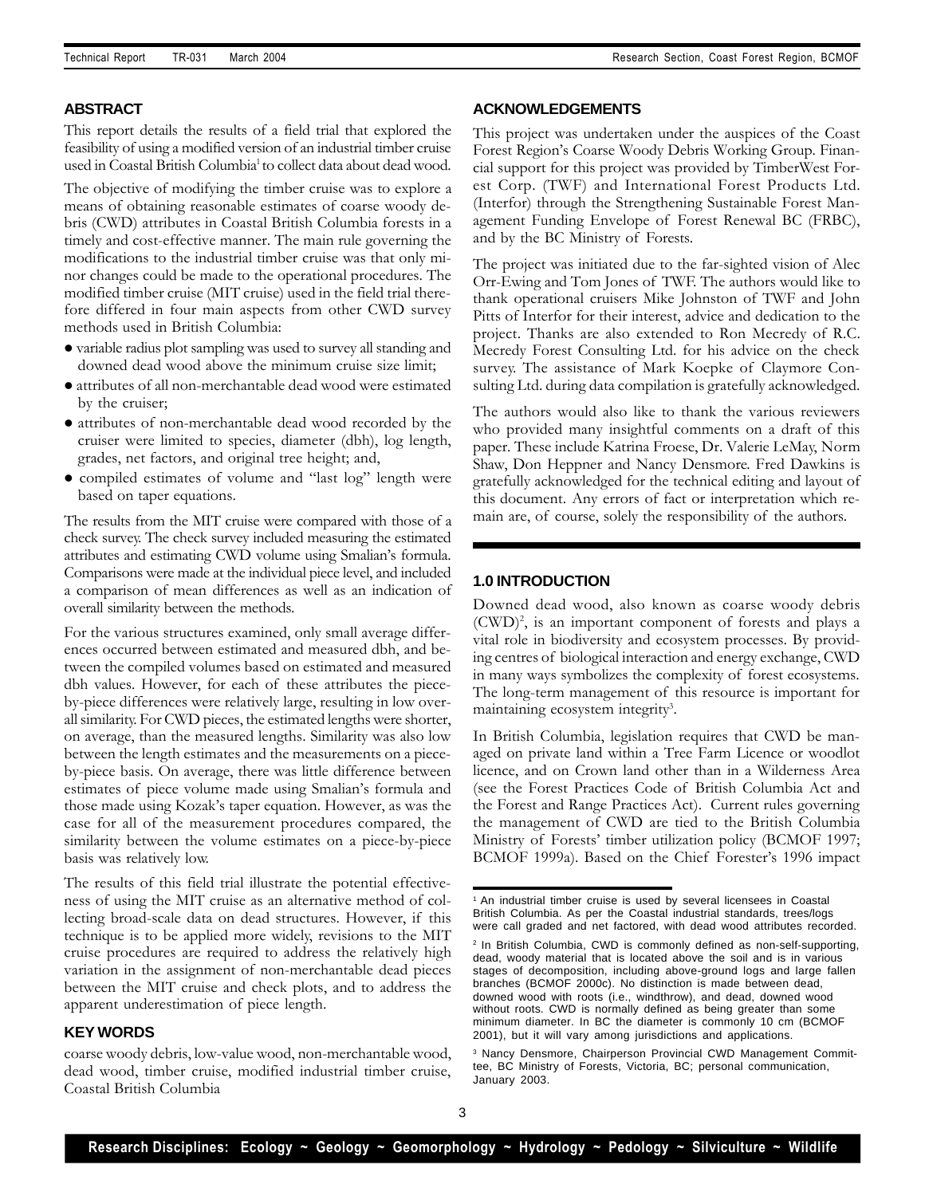## ABSTRACT

This report details the results of a field trial that explored the feasibility of using a modified version of an industrial timber cruise used in Coastal British Columbia[1] to collect data about dead wood.

The objective of modifying the timber cruise was to explore a means of obtaining reasonable estimates of coarse woody debris (CWD) attributes in Coastal British Columbia forests in a timely and cost-effective manner. The main rule governing the modifications to the industrial timber cruise was that only minor changes could be made to the operational procedures. The modified timber cruise (MIT cruise) used in the field trial therefore differed in four main aspects from other CWD survey methods used in British Columbia:

- variable radius plot sampling was used to survey all standing and downed dead wood above the minimum cruise size limit;
- attributes of all non-merchantable dead wood were estimated by the cruiser;
- attributes of non-merchantable dead wood recorded by the cruiser were limited to species, diameter (dbh), log length, grades, net factors, and original tree height; and,
- compiled estimates of volume and "last log" length were based on taper equations.

The results from the MIT cruise were compared with those of a check survey. The check survey included measuring the estimated attributes and estimating CWD volume using Smalian's formula. Comparisons were made at the individual piece level, and included a comparison of mean differences as well as an indication of overall similarity between the methods.

For the various structures examined, only small average differences occurred between estimated and measured dbh, and between the compiled volumes based on estimated and measured dbh values. However, for each of these attributes the piece-by-piece differences were relatively large, resulting in low overall similarity. For CWD pieces, the estimated lengths were shorter, on average, than the measured lengths. Similarity was also low between the length estimates and the measurements on a piece-by-piece basis. On average, there was little difference between estimates of piece volume made using Smalian's formula and those made using Kozak's taper equation. However, as was the case for all of the measurement procedures compared, the similarity between the volume estimates on a piece-by-piece basis was relatively low.

The results of this field trial illustrate the potential effectiveness of using the MIT cruise as an alternative method of collecting broad-scale data on dead structures. However, if this technique is to be applied more widely, revisions to the MIT cruise procedures are required to address the relatively high variation in the assignment of non-merchantable dead pieces between the MIT cruise and check plots, and to address the apparent underestimation of piece length.

## KEY WORDS

coarse woody debris, low-value wood, non-merchantable wood, dead wood, timber cruise, modified industrial timber cruise, Coastal British Columbia

## ACKNOWLEDGEMENTS

This project was undertaken under the auspices of the Coast Forest Region's Coarse Woody Debris Working Group. Financial support for this project was provided by TimberWest Forest Corp. (TWF) and International Forest Products Ltd. (Interfor) through the Strengthening Sustainable Forest Management Funding Envelope of Forest Renewal BC (FRBC), and by the BC Ministry of Forests.

The project was initiated due to the far-sighted vision of Alec Orr-Ewing and Tom Jones of TWF. The authors would like to thank operational cruisers Mike Johnston of TWF and John Pitts of Interfor for their interest, advice and dedication to the project. Thanks are also extended to Ron Mecredy of R.C. Mecredy Forest Consulting Ltd. for his advice on the check survey. The assistance of Mark Koepke of Claymore Consulting Ltd. during data compilation is gratefully acknowledged.

The authors would also like to thank the various reviewers who provided many insightful comments on a draft of this paper. These include Katrina Froese, Dr. Valerie LeMay, Norm Shaw, Don Heppner and Nancy Densmore. Fred Dawkins is gratefully acknowledged for the technical editing and layout of this document. Any errors of fact or interpretation which remain are, of course, solely the responsibility of the authors.

## 1.0 INTRODUCTION

Downed dead wood, also known as coarse woody debris (CWD)[2], is an important component of forests and plays a vital role in biodiversity and ecosystem processes. By providing centres of biological interaction and energy exchange, CWD in many ways symbolizes the complexity of forest ecosystems. The long-term management of this resource is important for maintaining ecosystem integrity[3].

In British Columbia, legislation requires that CWD be managed on private land within a Tree Farm Licence or woodlot licence, and on Crown land other than in a Wilderness Area (see the Forest Practices Code of British Columbia Act and the Forest and Range Practices Act). Current rules governing the management of CWD are tied to the British Columbia Ministry of Forests' timber utilization policy (BCMOF 1997; BCMOF 1999a). Based on the Chief Forester's 1996 impact

---

[1] An industrial timber cruise is used by several licensees in Coastal British Columbia. As per the Coastal industrial standards, trees/logs were call graded and net factored, with dead wood attributes recorded.

[2] In British Columbia, CWD is commonly defined as non-self-supporting, dead, woody material that is located above the soil and is in various stages of decomposition, including above-ground logs and large fallen branches (BCMOF 2000c). No distinction is made between dead, downed wood with roots (i.e., windthrow), and dead, downed wood without roots. CWD is normally defined as being greater than some minimum diameter. In BC the diameter is commonly 10 cm (BCMOF 2001), but it will vary among jurisdictions and applications.

[3] Nancy Densmore, Chairperson Provincial CWD Management Committee, BC Ministry of Forests, Victoria, BC; personal communication, January 2003.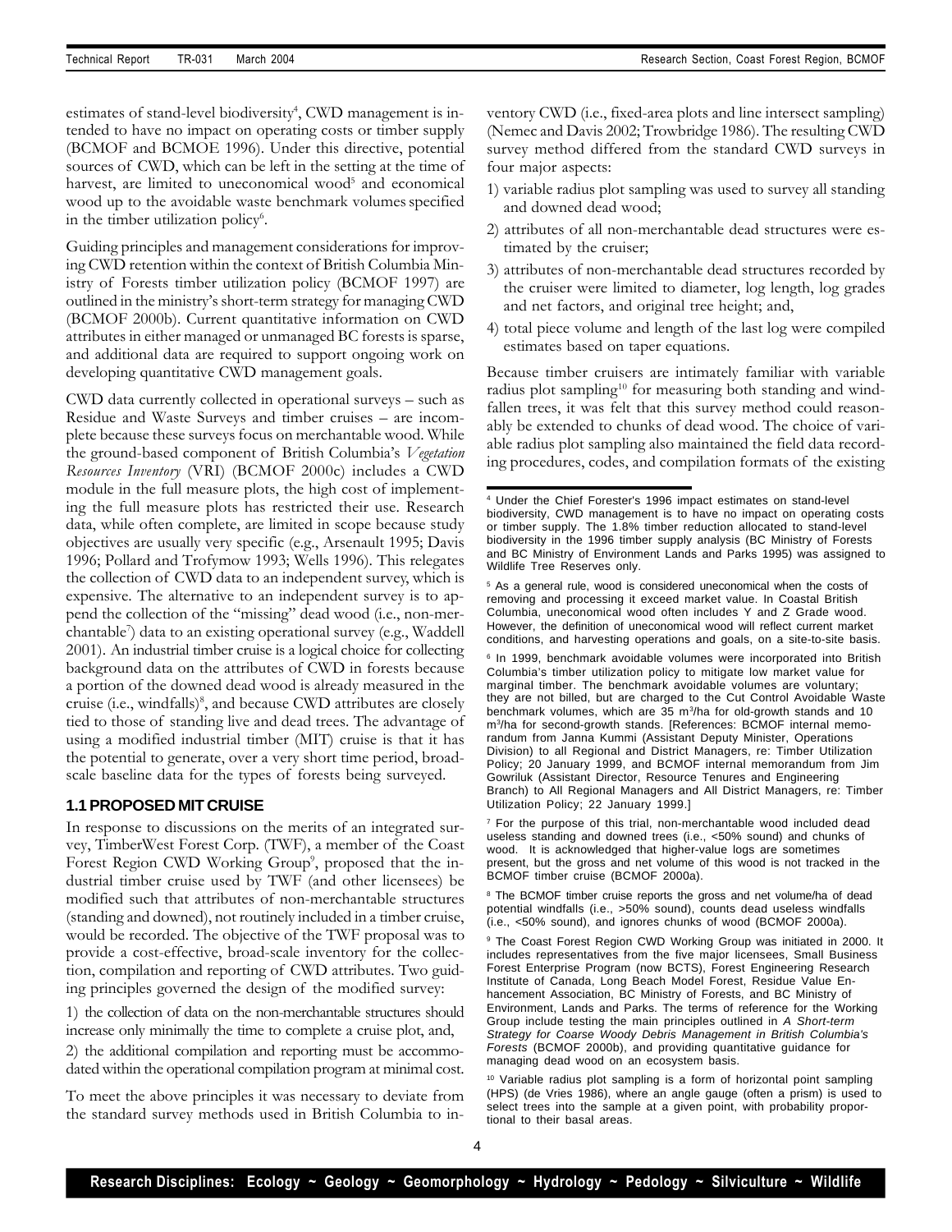estimates of stand-level biodiversity[4], CWD management is intended to have no impact on operating costs or timber supply (BCMOF and BCMOE 1996). Under this directive, potential sources of CWD, which can be left in the setting at the time of harvest, are limited to uneconomical wood[5] and economical wood up to the avoidable waste benchmark volumes specified in the timber utilization policy[6].

Guiding principles and management considerations for improving CWD retention within the context of British Columbia Ministry of Forests timber utilization policy (BCMOF 1997) are outlined in the ministry's short-term strategy for managing CWD (BCMOF 2000b). Current quantitative information on CWD attributes in either managed or unmanaged BC forests is sparse, and additional data are required to support ongoing work on developing quantitative CWD management goals.

CWD data currently collected in operational surveys – such as Residue and Waste Surveys and timber cruises – are incomplete because these surveys focus on merchantable wood. While the ground-based component of British Columbia's *Vegetation Resources Inventory* (VRI) (BCMOF 2000c) includes a CWD module in the full measure plots, the high cost of implementing the full measure plots has restricted their use. Research data, while often complete, are limited in scope because study objectives are usually very specific (e.g., Arsenault 1995; Davis 1996; Pollard and Trofymow 1993; Wells 1996). This relegates the collection of CWD data to an independent survey, which is expensive. The alternative to an independent survey is to append the collection of the "missing" dead wood (i.e., non-merchantable[7]) data to an existing operational survey (e.g., Waddell 2001). An industrial timber cruise is a logical choice for collecting background data on the attributes of CWD in forests because a portion of the downed dead wood is already measured in the cruise (i.e., windfalls)[8], and because CWD attributes are closely tied to those of standing live and dead trees. The advantage of using a modified industrial timber (MIT) cruise is that it has the potential to generate, over a very short time period, broad-scale baseline data for the types of forests being surveyed.

### 1.1 PROPOSED MIT CRUISE

In response to discussions on the merits of an integrated survey, TimberWest Forest Corp. (TWF), a member of the Coast Forest Region CWD Working Group[9], proposed that the industrial timber cruise used by TWF (and other licensees) be modified such that attributes of non-merchantable structures (standing and downed), not routinely included in a timber cruise, would be recorded. The objective of the TWF proposal was to provide a cost-effective, broad-scale inventory for the collection, compilation and reporting of CWD attributes. Two guiding principles governed the design of the modified survey:

1) the collection of data on the non-merchantable structures should increase only minimally the time to complete a cruise plot, and,

2) the additional compilation and reporting must be accommodated within the operational compilation program at minimal cost.

To meet the above principles it was necessary to deviate from the standard survey methods used in British Columbia to inventory CWD (i.e., fixed-area plots and line intersect sampling) (Nemec and Davis 2002; Trowbridge 1986). The resulting CWD survey method differed from the standard CWD surveys in four major aspects:

1) variable radius plot sampling was used to survey all standing and downed dead wood;
2) attributes of all non-merchantable dead structures were estimated by the cruiser;
3) attributes of non-merchantable dead structures recorded by the cruiser were limited to diameter, log length, log grades and net factors, and original tree height; and,
4) total piece volume and length of the last log were compiled estimates based on taper equations.

Because timber cruisers are intimately familiar with variable radius plot sampling[10] for measuring both standing and windfallen trees, it was felt that this survey method could reasonably be extended to chunks of dead wood. The choice of variable radius plot sampling also maintained the field data recording procedures, codes, and compilation formats of the existing

---

[4] Under the Chief Forester's 1996 impact estimates on stand-level biodiversity, CWD management is to have no impact on operating costs or timber supply. The 1.8% timber reduction allocated to stand-level biodiversity in the 1996 timber supply analysis (BC Ministry of Forests and BC Ministry of Environment Lands and Parks 1995) was assigned to Wildlife Tree Reserves only.

[5] As a general rule, wood is considered uneconomical when the costs of removing and processing it exceed market value. In Coastal British Columbia, uneconomical wood often includes Y and Z Grade wood. However, the definition of uneconomical wood will reflect current market conditions, and harvesting operations and goals, on a site-to-site basis.

[6] In 1999, benchmark avoidable volumes were incorporated into British Columbia's timber utilization policy to mitigate low market value for marginal timber. The benchmark avoidable volumes are voluntary; they are not billed, but are charged to the Cut Control Avoidable Waste benchmark volumes, which are 35 $m^3$/ha for old-growth stands and 10 $m^3$/ha for second-growth stands. [References: BCMOF internal memorandum from Janna Kummi (Assistant Deputy Minister, Operations Division) to all Regional and District Managers, re: Timber Utilization Policy; 20 January 1999, and BCMOF internal memorandum from Jim Gowriluk (Assistant Director, Resource Tenures and Engineering Branch) to All Regional Managers and All District Managers, re: Timber Utilization Policy; 22 January 1999.]

[7] For the purpose of this trial, non-merchantable wood included dead useless standing and downed trees (i.e., <50% sound) and chunks of wood. It is acknowledged that higher-value logs are sometimes present, but the gross and net volume of this wood is not tracked in the BCMOF timber cruise (BCMOF 2000a).

[8] The BCMOF timber cruise reports the gross and net volume/ha of dead potential windfalls (i.e., >50% sound), counts dead useless windfalls (i.e., <50% sound), and ignores chunks of wood (BCMOF 2000a).

[9] The Coast Forest Region CWD Working Group was initiated in 2000. It includes representatives from the five major licensees, Small Business Forest Enterprise Program (now BCTS), Forest Engineering Research Institute of Canada, Long Beach Model Forest, Residue Value Enhancement Association, BC Ministry of Forests, and BC Ministry of Environment, Lands and Parks. The terms of reference for the Working Group include testing the main principles outlined in *A Short-term Strategy for Coarse Woody Debris Management in British Columbia's Forests* (BCMOF 2000b), and providing quantitative guidance for managing dead wood on an ecosystem basis.

[10] Variable radius plot sampling is a form of horizontal point sampling (HPS) (de Vries 1986), where an angle gauge (often a prism) is used to select trees into the sample at a given point, with probability proportional to their basal areas.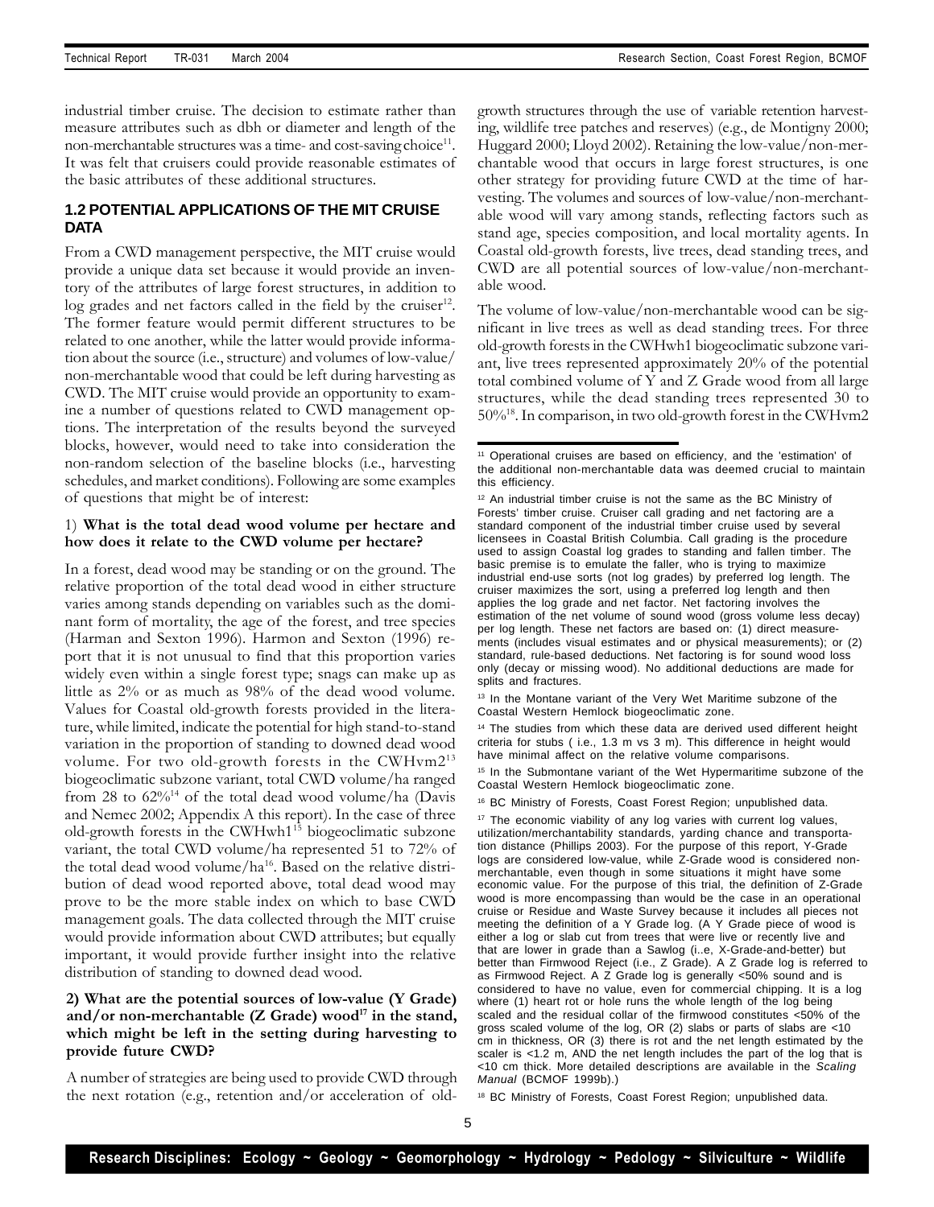industrial timber cruise. The decision to estimate rather than measure attributes such as dbh or diameter and length of the non-merchantable structures was a time- and cost-saving choice[11]. It was felt that cruisers could provide reasonable estimates of the basic attributes of these additional structures.

## 1.2 POTENTIAL APPLICATIONS OF THE MIT CRUISE DATA

From a CWD management perspective, the MIT cruise would provide a unique data set because it would provide an inventory of the attributes of large forest structures, in addition to log grades and net factors called in the field by the cruiser[12]. The former feature would permit different structures to be related to one another, while the latter would provide information about the source (i.e., structure) and volumes of low-value/non-merchantable wood that could be left during harvesting as CWD. The MIT cruise would provide an opportunity to examine a number of questions related to CWD management options. The interpretation of the results beyond the surveyed blocks, however, would need to take into consideration the non-random selection of the baseline blocks (i.e., harvesting schedules, and market conditions). Following are some examples of questions that might be of interest:

1) **What is the total dead wood volume per hectare and how does it relate to the CWD volume per hectare?**

In a forest, dead wood may be standing or on the ground. The relative proportion of the total dead wood in either structure varies among stands depending on variables such as the dominant form of mortality, the age of the forest, and tree species (Harman and Sexton 1996). Harmon and Sexton (1996) report that it is not unusual to find that this proportion varies widely even within a single forest type; snags can make up as little as 2% or as much as 98% of the dead wood volume. Values for Coastal old-growth forests provided in the literature, while limited, indicate the potential for high stand-to-stand variation in the proportion of standing to downed dead wood volume. For two old-growth forests in the CWHvm2[13] biogeoclimatic subzone variant, total CWD volume/ha ranged from 28 to 62%[14] of the total dead wood volume/ha (Davis and Nemec 2002; Appendix A this report). In the case of three old-growth forests in the CWHwh1[15] biogeoclimatic subzone variant, the total CWD volume/ha represented 51 to 72% of the total dead wood volume/ha[16]. Based on the relative distribution of dead wood reported above, total dead wood may prove to be the more stable index on which to base CWD management goals. The data collected through the MIT cruise would provide information about CWD attributes; but equally important, it would provide further insight into the relative distribution of standing to downed dead wood.

2) **What are the potential sources of low-value (Y Grade) and/or non-merchantable (Z Grade) wood[17] in the stand, which might be left in the setting during harvesting to provide future CWD?**

A number of strategies are being used to provide CWD through the next rotation (e.g., retention and/or acceleration of old-growth structures through the use of variable retention harvesting, wildlife tree patches and reserves) (e.g., de Montigny 2000; Huggard 2000; Lloyd 2002). Retaining the low-value/non-merchantable wood that occurs in large forest structures, is one other strategy for providing future CWD at the time of harvesting. The volumes and sources of low-value/non-merchantable wood will vary among stands, reflecting factors such as stand age, species composition, and local mortality agents. In Coastal old-growth forests, live trees, dead standing trees, and CWD are all potential sources of low-value/non-merchantable wood.

The volume of low-value/non-merchantable wood can be significant in live trees as well as dead standing trees. For three old-growth forests in the CWHwh1 biogeoclimatic subzone variant, live trees represented approximately 20% of the potential total combined volume of Y and Z Grade wood from all large structures, while the dead standing trees represented 30 to 50%[18]. In comparison, in two old-growth forest in the CWHvm2

---

[11] Operational cruises are based on efficiency, and the 'estimation' of the additional non-merchantable data was deemed crucial to maintain this efficiency.

[12] An industrial timber cruise is not the same as the BC Ministry of Forests' timber cruise. Cruiser call grading and net factoring are a standard component of the industrial timber cruise used by several licensees in Coastal British Columbia. Call grading is the procedure used to assign Coastal log grades to standing and fallen timber. The basic premise is to emulate the faller, who is trying to maximize industrial end-use sorts (not log grades) by preferred log length. The cruiser maximizes the sort, using a preferred log length and then applies the log grade and net factor. Net factoring involves the estimation of the net volume of sound wood (gross volume less decay) per log length. These net factors are based on: (1) direct measurements (includes visual estimates and or physical measurements); or (2) standard, rule-based deductions. Net factoring is for sound wood loss only (decay or missing wood). No additional deductions are made for splits and fractures.

[13] In the Montane variant of the Very Wet Maritime subzone of the Coastal Western Hemlock biogeoclimatic zone.

[14] The studies from which these data are derived used different height criteria for stubs ( i.e., 1.3 m vs 3 m). This difference in height would have minimal affect on the relative volume comparisons.

[15] In the Submontane variant of the Wet Hypermaritime subzone of the Coastal Western Hemlock biogeoclimatic zone.

[16] BC Ministry of Forests, Coast Forest Region; unpublished data.

[17] The economic viability of any log varies with current log values, utilization/merchantability standards, yarding chance and transportation distance (Phillips 2003). For the purpose of this report, Y-Grade logs are considered low-value, while Z-Grade wood is considered non-merchantable, even though in some situations it might have some economic value. For the purpose of this trial, the definition of Z-Grade wood is more encompassing than would be the case in an operational cruise or Residue and Waste Survey because it includes all pieces not meeting the definition of a Y Grade log. (A Y Grade piece of wood is either a log or slab cut from trees that were live or recently live and that are lower in grade than a Sawlog (i..e, X-Grade-and-better) but better than Firmwood Reject (i.e., Z Grade). A Z Grade log is referred to as Firmwood Reject. A Z Grade log is generally <50% sound and is considered to have no value, even for commercial chipping. It is a log where (1) heart rot or hole runs the whole length of the log being scaled and the residual collar of the firmwood constitutes <50% of the gross scaled volume of the log, OR (2) slabs or parts of slabs are <10 cm in thickness, OR (3) there is rot and the net length estimated by the scaler is <1.2 m, AND the net length includes the part of the log that is <10 cm thick. More detailed descriptions are available in the *Scaling Manual* (BCMOF 1999b).)

[18] BC Ministry of Forests, Coast Forest Region; unpublished data.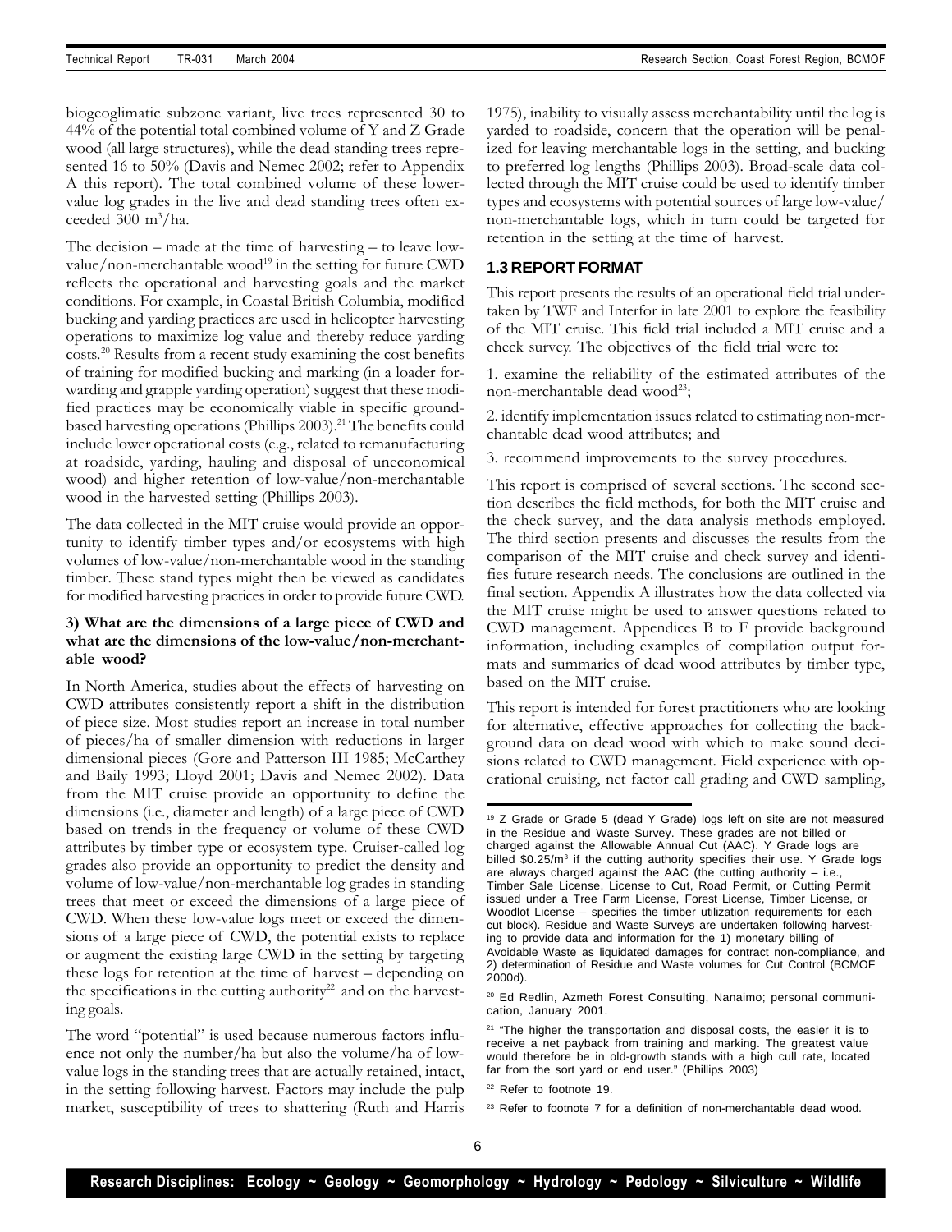biogeoglimatic subzone variant, live trees represented 30 to 44% of the potential total combined volume of Y and Z Grade wood (all large structures), while the dead standing trees represented 16 to 50% (Davis and Nemec 2002; refer to Appendix A this report). The total combined volume of these lower-value log grades in the live and dead standing trees often exceeded 300 m$^3$/ha.

The decision – made at the time of harvesting – to leave low-value/non-merchantable wood[19] in the setting for future CWD reflects the operational and harvesting goals and the market conditions. For example, in Coastal British Columbia, modified bucking and yarding practices are used in helicopter harvesting operations to maximize log value and thereby reduce yarding costs.[20] Results from a recent study examining the cost benefits of training for modified bucking and marking (in a loader forwarding and grapple yarding operation) suggest that these modified practices may be economically viable in specific ground-based harvesting operations (Phillips 2003).[21] The benefits could include lower operational costs (e.g., related to remanufacturing at roadside, yarding, hauling and disposal of uneconomical wood) and higher retention of low-value/non-merchantable wood in the harvested setting (Phillips 2003).

The data collected in the MIT cruise would provide an opportunity to identify timber types and/or ecosystems with high volumes of low-value/non-merchantable wood in the standing timber. These stand types might then be viewed as candidates for modified harvesting practices in order to provide future CWD.

**3) What are the dimensions of a large piece of CWD and what are the dimensions of the low-value/non-merchantable wood?**

In North America, studies about the effects of harvesting on CWD attributes consistently report a shift in the distribution of piece size. Most studies report an increase in total number of pieces/ha of smaller dimension with reductions in larger dimensional pieces (Gore and Patterson III 1985; McCarthey and Baily 1993; Lloyd 2001; Davis and Nemec 2002). Data from the MIT cruise provide an opportunity to define the dimensions (i.e., diameter and length) of a large piece of CWD based on trends in the frequency or volume of these CWD attributes by timber type or ecosystem type. Cruiser-called log grades also provide an opportunity to predict the density and volume of low-value/non-merchantable log grades in standing trees that meet or exceed the dimensions of a large piece of CWD. When these low-value logs meet or exceed the dimensions of a large piece of CWD, the potential exists to replace or augment the existing large CWD in the setting by targeting these logs for retention at the time of harvest – depending on the specifications in the cutting authority[22] and on the harvesting goals.

The word "potential" is used because numerous factors influence not only the number/ha but also the volume/ha of low-value logs in the standing trees that are actually retained, intact, in the setting following harvest. Factors may include the pulp market, susceptibility of trees to shattering (Ruth and Harris 1975), inability to visually assess merchantability until the log is yarded to roadside, concern that the operation will be penalized for leaving merchantable logs in the setting, and bucking to preferred log lengths (Phillips 2003). Broad-scale data collected through the MIT cruise could be used to identify timber types and ecosystems with potential sources of large low-value/non-merchantable logs, which in turn could be targeted for retention in the setting at the time of harvest.

## 1.3 REPORT FORMAT

This report presents the results of an operational field trial undertaken by TWF and Interfor in late 2001 to explore the feasibility of the MIT cruise. This field trial included a MIT cruise and a check survey. The objectives of the field trial were to:

1. examine the reliability of the estimated attributes of the non-merchantable dead wood[23];

2. identify implementation issues related to estimating non-merchantable dead wood attributes; and

3. recommend improvements to the survey procedures.

This report is comprised of several sections. The second section describes the field methods, for both the MIT cruise and the check survey, and the data analysis methods employed. The third section presents and discusses the results from the comparison of the MIT cruise and check survey and identifies future research needs. The conclusions are outlined in the final section. Appendix A illustrates how the data collected via the MIT cruise might be used to answer questions related to CWD management. Appendices B to F provide background information, including examples of compilation output formats and summaries of dead wood attributes by timber type, based on the MIT cruise.

This report is intended for forest practitioners who are looking for alternative, effective approaches for collecting the background data on dead wood with which to make sound decisions related to CWD management. Field experience with operational cruising, net factor call grading and CWD sampling,

---

[19] Z Grade or Grade 5 (dead Y Grade) logs left on site are not measured in the Residue and Waste Survey. These grades are not billed or charged against the Allowable Annual Cut (AAC). Y Grade logs are billed \$0.25/m$^3$ if the cutting authority specifies their use. Y Grade logs are always charged against the AAC (the cutting authority – i.e., Timber Sale License, License to Cut, Road Permit, or Cutting Permit issued under a Tree Farm License, Forest License, Timber License, or Woodlot License – specifies the timber utilization requirements for each cut block). Residue and Waste Surveys are undertaken following harvesting to provide data and information for the 1) monetary billing of Avoidable Waste as liquidated damages for contract non-compliance, and 2) determination of Residue and Waste volumes for Cut Control (BCMOF 2000d).

[20] Ed Redlin, Azmeth Forest Consulting, Nanaimo; personal communication, January 2001.

[21] "The higher the transportation and disposal costs, the easier it is to receive a net payback from training and marking. The greatest value would therefore be in old-growth stands with a high cull rate, located far from the sort yard or end user." (Phillips 2003)

[22] Refer to footnote 19.

[23] Refer to footnote 7 for a definition of non-merchantable dead wood.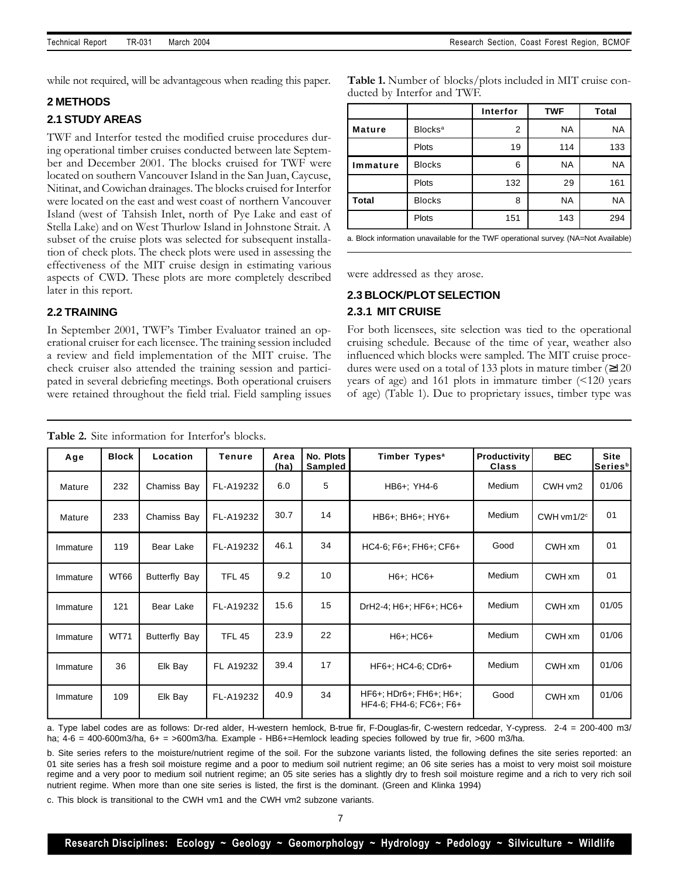while not required, will be advantageous when reading this paper.

## 2 METHODS

### 2.1 STUDY AREAS

TWF and Interfor tested the modified cruise procedures during operational timber cruises conducted between late September and December 2001. The blocks cruised for TWF were located on southern Vancouver Island in the San Juan, Caycuse, Nitinat, and Cowichan drainages. The blocks cruised for Interfor were located on the east and west coast of northern Vancouver Island (west of Tahsish Inlet, north of Pye Lake and east of Stella Lake) and on West Thurlow Island in Johnstone Strait. A subset of the cruise plots was selected for subsequent installation of check plots. The check plots were used in assessing the effectiveness of the MIT cruise design in estimating various aspects of CWD. These plots are more completely described later in this report.

### 2.2 TRAINING

In September 2001, TWF's Timber Evaluator trained an operational cruiser for each licensee. The training session included a review and field implementation of the MIT cruise. The check cruiser also attended the training session and participated in several debriefing meetings. Both operational cruisers were retained throughout the field trial. Field sampling issues were addressed as they arose.

**Table 1.** Number of blocks/plots included in MIT cruise conducted by Interfor and TWF.

| | | Interfor | TWF | Total |
|---|---|---|---|---|
| **Mature** | Blocks[a] | 2 | NA | NA |
| | Plots | 19 | 114 | 133 |
| **Immature** | Blocks | 6 | NA | NA |
| | Plots | 132 | 29 | 161 |
| **Total** | Blocks | 8 | NA | NA |
| | Plots | 151 | 143 | 294 |

a. Block information unavailable for the TWF operational survey. (NA=Not Available)

### 2.3 BLOCK/PLOT SELECTION

### 2.3.1 MIT CRUISE

For both licensees, site selection was tied to the operational cruising schedule. Because of the time of year, weather also influenced which blocks were sampled. The MIT cruise procedures were used on a total of 133 plots in mature timber (≥120 years of age) and 161 plots in immature timber (<120 years of age) (Table 1). Due to proprietary issues, timber type was

**Table 2.** Site information for Interfor's blocks.

| Age | Block | Location | Tenure | Area (ha) | No. Plots Sampled | Timber Types[a] | Productivity Class | BEC | Site Series[b] |
|---|---|---|---|---|---|---|---|---|---|
| Mature | 232 | Chamiss Bay | FL-A19232 | 6.0 | 5 | HB6+; YH4-6 | Medium | CWH vm2 | 01/06 |
| Mature | 233 | Chamiss Bay | FL-A19232 | 30.7 | 14 | HB6+; BH6+; HY6+ | Medium | CWH vm1/2[c] | 01 |
| Immature | 119 | Bear Lake | FL-A19232 | 46.1 | 34 | HC4-6; F6+; FH6+; CF6+ | Good | CWH xm | 01 |
| Immature | WT66 | Butterfly Bay | TFL 45 | 9.2 | 10 | H6+; HC6+ | Medium | CWH xm | 01 |
| Immature | 121 | Bear Lake | FL-A19232 | 15.6 | 15 | DrH2-4; H6+; HF6+; HC6+ | Medium | CWH xm | 01/05 |
| Immature | WT71 | Butterfly Bay | TFL 45 | 23.9 | 22 | H6+; HC6+ | Medium | CWH xm | 01/06 |
| Immature | 36 | Elk Bay | FL A19232 | 39.4 | 17 | HF6+; HC4-6; CDr6+ | Medium | CWH xm | 01/06 |
| Immature | 109 | Elk Bay | FL-A19232 | 40.9 | 34 | HF6+; HDr6+; FH6+; H6+; HF4-6; FH4-6; FC6+; F6+ | Good | CWH xm | 01/06 |

a. Type label codes are as follows: Dr-red alder, H-western hemlock, B-true fir, F-Douglas-fir, C-western redcedar, Y-cypress. 2-4 = 200-400 m3/ha; 4-6 = 400-600m3/ha, 6+ = >600m3/ha. Example - HB6+=Hemlock leading species followed by true fir, >600 m3/ha.

b. Site series refers to the moisture/nutrient regime of the soil. For the subzone variants listed, the following defines the site series reported: an 01 site series has a fresh soil moisture regime and a poor to medium soil nutrient regime; an 06 site series has a moist to very moist soil moisture regime and a very poor to medium soil nutrient regime; an 05 site series has a slightly dry to fresh soil moisture regime and a rich to very rich soil nutrient regime. When more than one site series is listed, the first is the dominant. (Green and Klinka 1994)

c. This block is transitional to the CWH vm1 and the CWH vm2 subzone variants.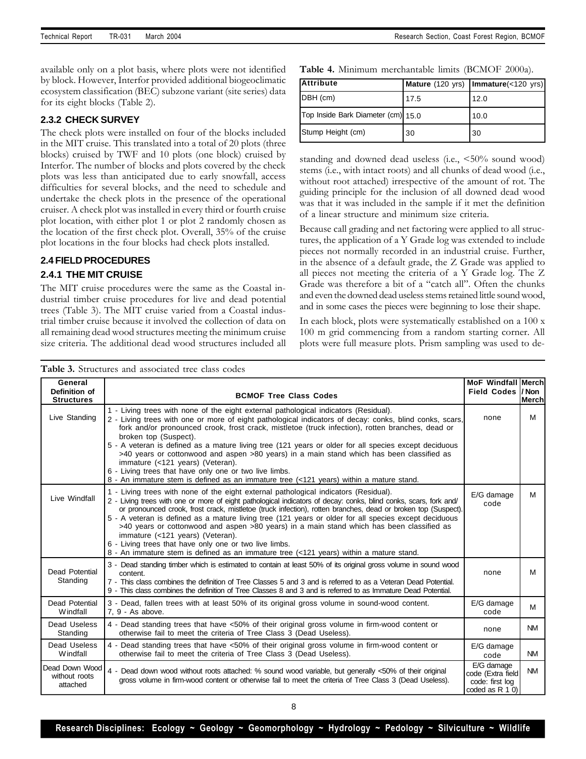available only on a plot basis, where plots were not identified by block. However, Interfor provided additional biogeoclimatic ecosystem classification (BEC) subzone variant (site series) data for its eight blocks (Table 2).

### 2.3.2 CHECK SURVEY

The check plots were installed on four of the blocks included in the MIT cruise. This translated into a total of 20 plots (three blocks) cruised by TWF and 10 plots (one block) cruised by Interfor. The number of blocks and plots covered by the check plots was less than anticipated due to early snowfall, access difficulties for several blocks, and the need to schedule and undertake the check plots in the presence of the operational cruiser. A check plot was installed in every third or fourth cruise plot location, with either plot 1 or plot 2 randomly chosen as the location of the first check plot. Overall, 35% of the cruise plot locations in the four blocks had check plots installed.

## 2.4 FIELD PROCEDURES

### 2.4.1 THE MIT CRUISE

The MIT cruise procedures were the same as the Coastal industrial timber cruise procedures for live and dead potential trees (Table 3). The MIT cruise varied from a Coastal industrial timber cruise because it involved the collection of data on all remaining dead wood structures meeting the minimum cruise size criteria. The additional dead wood structures included all standing and downed dead useless (i.e., <50% sound wood) stems (i.e., with intact roots) and all chunks of dead wood (i.e., without root attached) irrespective of the amount of rot. The guiding principle for the inclusion of all downed dead wood was that it was included in the sample if it met the definition of a linear structure and minimum size criteria.

**Table 4.** Minimum merchantable limits (BCMOF 2000a).

| Attribute | Mature (120 yrs) | Immature(<120 yrs) |
|---|---|---|
| DBH (cm) | 17.5 | 12.0 |
| Top Inside Bark Diameter (cm) | 15.0 | 10.0 |
| Stump Height (cm) | 30 | 30 |

Because call grading and net factoring were applied to all structures, the application of a Y Grade log was extended to include pieces not normally recorded in an industrial cruise. Further, in the absence of a default grade, the Z Grade was applied to all pieces not meeting the criteria of a Y Grade log. The Z Grade was therefore a bit of a "catch all". Often the chunks and even the downed dead useless stems retained little sound wood, and in some cases the pieces were beginning to lose their shape.

In each block, plots were systematically established on a 100 x 100 m grid commencing from a random starting corner. All plots were full measure plots. Prism sampling was used to de-

**Table 3.** Structures and associated tree class codes

| General Definition of Structures | BCMOF Tree Class Codes | MoF Windfall Field Codes | Merch / Non Merch |
|---|---|---|---|
| Live Standing | 1 - Living trees with none of the eight external pathological indicators (Residual).<br>2 - Living trees with one or more of eight pathological indicators of decay: conks, blind conks, scars, fork and/or pronounced crook, frost crack, mistletoe (truck infection), rotten branches, dead or broken top (Suspect).<br>5 - A veteran is defined as a mature living tree (121 years or older for all species except deciduous >40 years or cottonwood and aspen >80 years) in a main stand which has been classified as immature (<121 years) (Veteran).<br>6 - Living trees that have only one or two live limbs.<br>8 - An immature stem is defined as an immature tree (<121 years) within a mature stand. | none | M |
| Live Windfall | 1 - Living trees with none of the eight external pathological indicators (Residual).<br>2 - Living trees with one or more of eight pathological indicators of decay: conks, blind conks, scars, fork and/ or pronounced crook, frost crack, mistletoe (truck infection), rotten branches, dead or broken top (Suspect).<br>5 - A veteran is defined as a mature living tree (121 years or older for all species except deciduous >40 years or cottonwood and aspen >80 years) in a main stand which has been classified as immature (<121 years) (Veteran).<br>6 - Living trees that have only one or two live limbs.<br>8 - An immature stem is defined as an immature tree (<121 years) within a mature stand. | E/G damage code | M |
| Dead Potential Standing | 3 - Dead standing timber which is estimated to contain at least 50% of its original gross volume in sound wood content.<br>7 - This class combines the definition of Tree Classes 5 and 3 and is referred to as a Veteran Dead Potential.<br>9 - This class combines the definition of Tree Classes 8 and 3 and is referred to as Immature Dead Potential. | none | M |
| Dead Potential Windfall | 3 - Dead, fallen trees with at least 50% of its original gross volume in sound-wood content.<br>7, 9 - As above. | E/G damage code | M |
| Dead Useless Standing | 4 - Dead standing trees that have <50% of their original gross volume in firm-wood content or otherwise fail to meet the criteria of Tree Class 3 (Dead Useless). | none | NM |
| Dead Useless Windfall | 4 - Dead standing trees that have <50% of their original gross volume in firm-wood content or otherwise fail to meet the criteria of Tree Class 3 (Dead Useless). | E/G damage code | NM |
| Dead Down Wood without roots attached | 4 - Dead down wood without roots attached: % sound wood variable, but generally <50% of their original gross volume in firm-wood content or otherwise fail to meet the criteria of Tree Class 3 (Dead Useless). | E/G damage code (Extra field code: first log coded as R 1 0) | NM |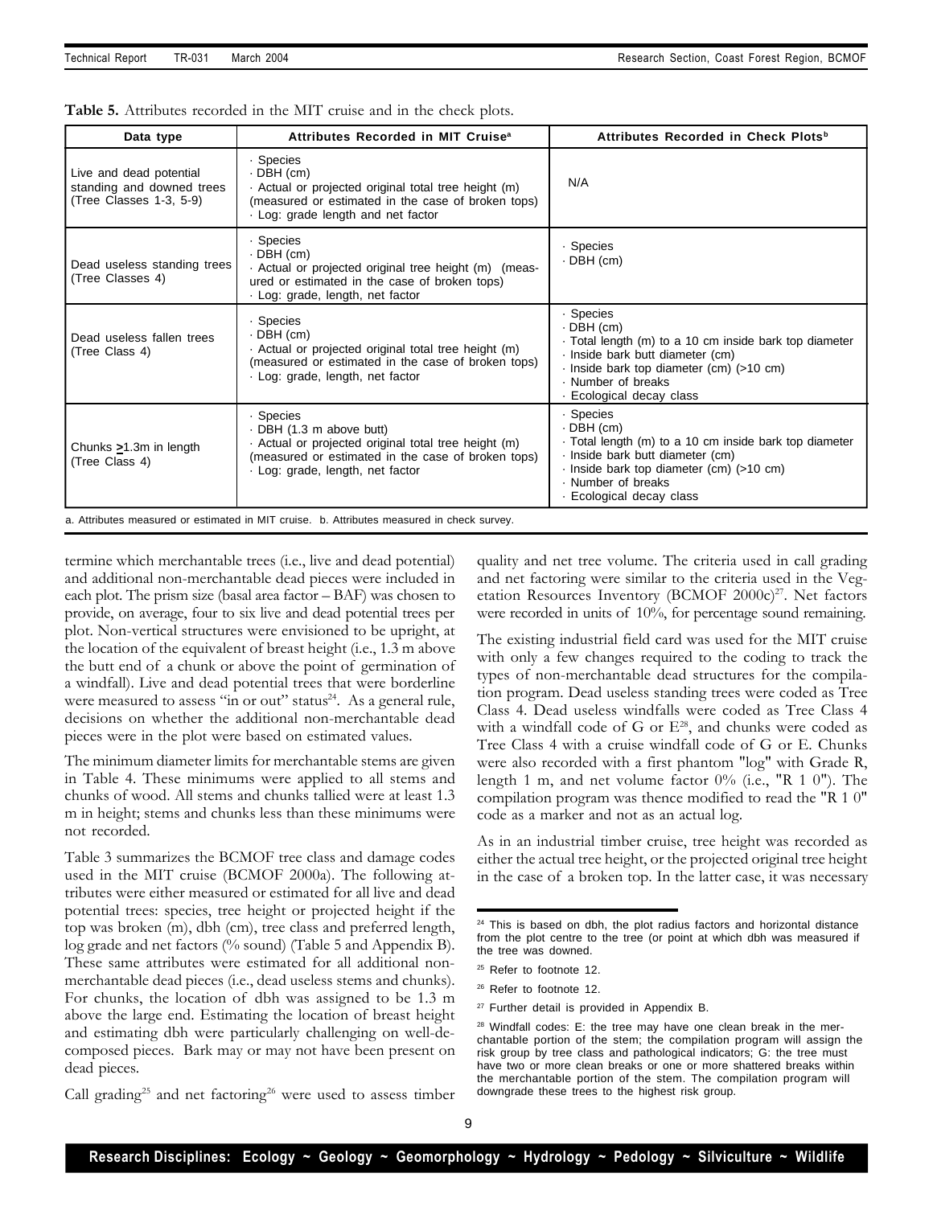**Table 5.** Attributes recorded in the MIT cruise and in the check plots.

| Data type | Attributes Recorded in MIT Cruise[a] | Attributes Recorded in Check Plots[b] |
|---|---|---|
| Live and dead potential standing and downed trees (Tree Classes 1-3, 5-9) | · Species<br>· DBH (cm)<br>· Actual or projected original total tree height (m) (measured or estimated in the case of broken tops)<br>· Log: grade length and net factor | N/A |
| Dead useless standing trees (Tree Classes 4) | · Species<br>· DBH (cm)<br>· Actual or projected original tree height (m) (measured or estimated in the case of broken tops)<br>· Log: grade, length, net factor | · Species<br>· DBH (cm) |
| Dead useless fallen trees (Tree Class 4) | · Species<br>· DBH (cm)<br>· Actual or projected original total tree height (m) (measured or estimated in the case of broken tops)<br>· Log: grade, length, net factor | · Species<br>· DBH (cm)<br>· Total length (m) to a 10 cm inside bark top diameter<br>· Inside bark butt diameter (cm)<br>· Inside bark top diameter (cm) (>10 cm)<br>· Number of breaks<br>· Ecological decay class |
| Chunks ≥1.3m in length (Tree Class 4) | · Species<br>· DBH (1.3 m above butt)<br>· Actual or projected original total tree height (m) (measured or estimated in the case of broken tops)<br>· Log: grade, length, net factor | · Species<br>· DBH (cm)<br>· Total length (m) to a 10 cm inside bark top diameter<br>· Inside bark butt diameter (cm)<br>· Inside bark top diameter (cm) (>10 cm)<br>· Number of breaks<br>· Ecological decay class |

a. Attributes measured or estimated in MIT cruise. b. Attributes measured in check survey.

termine which merchantable trees (i.e., live and dead potential) and additional non-merchantable dead pieces were included in each plot. The prism size (basal area factor – BAF) was chosen to provide, on average, four to six live and dead potential trees per plot. Non-vertical structures were envisioned to be upright, at the location of the equivalent of breast height (i.e., 1.3 m above the butt end of a chunk or above the point of germination of a windfall). Live and dead potential trees that were borderline were measured to assess "in or out" status[24]. As a general rule, decisions on whether the additional non-merchantable dead pieces were in the plot were based on estimated values.

The minimum diameter limits for merchantable stems are given in Table 4. These minimums were applied to all stems and chunks of wood. All stems and chunks tallied were at least 1.3 m in height; stems and chunks less than these minimums were not recorded.

Table 3 summarizes the BCMOF tree class and damage codes used in the MIT cruise (BCMOF 2000a). The following attributes were either measured or estimated for all live and dead potential trees: species, tree height or projected height if the top was broken (m), dbh (cm), tree class and preferred length, log grade and net factors (% sound) (Table 5 and Appendix B). These same attributes were estimated for all additional non-merchantable dead pieces (i.e., dead useless stems and chunks). For chunks, the location of dbh was assigned to be 1.3 m above the large end. Estimating the location of breast height and estimating dbh were particularly challenging on well-decomposed pieces. Bark may or may not have been present on dead pieces.

Call grading[25] and net factoring[26] were used to assess timber quality and net tree volume. The criteria used in call grading and net factoring were similar to the criteria used in the Vegetation Resources Inventory (BCMOF 2000c)[27]. Net factors were recorded in units of 10%, for percentage sound remaining.

The existing industrial field card was used for the MIT cruise with only a few changes required to the coding to track the types of non-merchantable dead structures for the compilation program. Dead useless standing trees were coded as Tree Class 4. Dead useless windfalls were coded as Tree Class 4 with a windfall code of G or E[28], and chunks were coded as Tree Class 4 with a cruise windfall code of G or E. Chunks were also recorded with a first phantom "log" with Grade R, length 1 m, and net volume factor 0% (i.e., "R 1 0"). The compilation program was thence modified to read the "R 1 0" code as a marker and not as an actual log.

As in an industrial timber cruise, tree height was recorded as either the actual tree height, or the projected original tree height in the case of a broken top. In the latter case, it was necessary

[24] This is based on dbh, the plot radius factors and horizontal distance from the plot centre to the tree (or point at which dbh was measured if the tree was downed.

[25] Refer to footnote 12.

[26] Refer to footnote 12.

[27] Further detail is provided in Appendix B.

[28] Windfall codes: E: the tree may have one clean break in the merchantable portion of the stem; the compilation program will assign the risk group by tree class and pathological indicators; G: the tree must have two or more clean breaks or one or more shattered breaks within the merchantable portion of the stem. The compilation program will downgrade these trees to the highest risk group.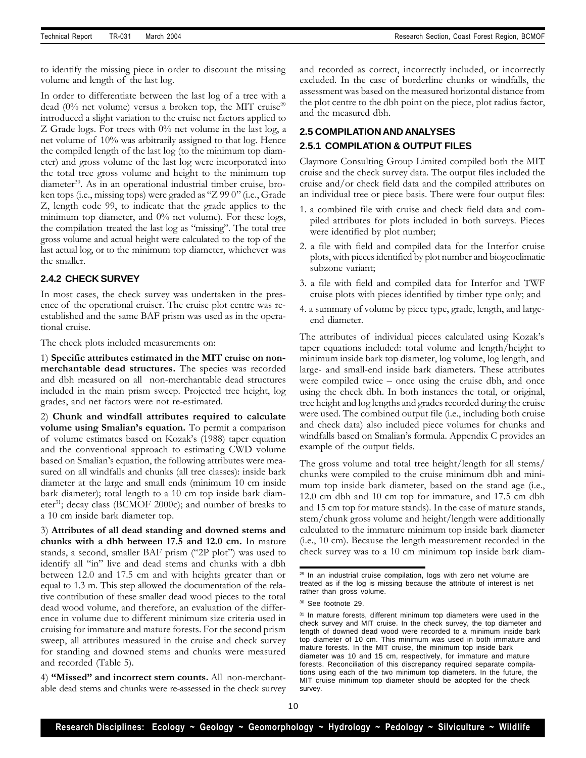to identify the missing piece in order to discount the missing volume and length of the last log.

In order to differentiate between the last log of a tree with a dead (0% net volume) versus a broken top, the MIT cruise[29] introduced a slight variation to the cruise net factors applied to Z Grade logs. For trees with 0% net volume in the last log, a net volume of 10% was arbitrarily assigned to that log. Hence the compiled length of the last log (to the minimum top diameter) and gross volume of the last log were incorporated into the total tree gross volume and height to the minimum top diameter[30]. As in an operational industrial timber cruise, broken tops (i.e., missing tops) were graded as "Z 99 0" (i.e., Grade Z, length code 99, to indicate that the grade applies to the minimum top diameter, and 0% net volume). For these logs, the compilation treated the last log as "missing". The total tree gross volume and actual height were calculated to the top of the last actual log, or to the minimum top diameter, whichever was the smaller.

### 2.4.2 CHECK SURVEY

In most cases, the check survey was undertaken in the presence of the operational cruiser. The cruise plot centre was re-established and the same BAF prism was used as in the operational cruise.

The check plots included measurements on:

1) **Specific attributes estimated in the MIT cruise on non-merchantable dead structures.** The species was recorded and dbh measured on all non-merchantable dead structures included in the main prism sweep. Projected tree height, log grades, and net factors were not re-estimated.

2) **Chunk and windfall attributes required to calculate volume using Smalian's equation.** To permit a comparison of volume estimates based on Kozak's (1988) taper equation and the conventional approach to estimating CWD volume based on Smalian's equation, the following attributes were measured on all windfalls and chunks (all tree classes): inside bark diameter at the large and small ends (minimum 10 cm inside bark diameter); total length to a 10 cm top inside bark diameter[31]; decay class (BCMOF 2000c); and number of breaks to a 10 cm inside bark diameter top.

3) **Attributes of all dead standing and downed stems and chunks with a dbh between 17.5 and 12.0 cm.** In mature stands, a second, smaller BAF prism ("2P plot") was used to identify all "in" live and dead stems and chunks with a dbh between 12.0 and 17.5 cm and with heights greater than or equal to 1.3 m. This step allowed the documentation of the relative contribution of these smaller dead wood pieces to the total dead wood volume, and therefore, an evaluation of the difference in volume due to different minimum size criteria used in cruising for immature and mature forests. For the second prism sweep, all attributes measured in the cruise and check survey for standing and downed stems and chunks were measured and recorded (Table 5).

4) **"Missed" and incorrect stem counts.** All non-merchantable dead stems and chunks were re-assessed in the check survey and recorded as correct, incorrectly included, or incorrectly excluded. In the case of borderline chunks or windfalls, the assessment was based on the measured horizontal distance from the plot centre to the dbh point on the piece, plot radius factor, and the measured dbh.

## 2.5 COMPILATION AND ANALYSES

### 2.5.1 COMPILATION & OUTPUT FILES

Claymore Consulting Group Limited compiled both the MIT cruise and the check survey data. The output files included the cruise and/or check field data and the compiled attributes on an individual tree or piece basis. There were four output files:

1. a combined file with cruise and check field data and compiled attributes for plots included in both surveys. Pieces were identified by plot number;
2. a file with field and compiled data for the Interfor cruise plots, with pieces identified by plot number and biogeoclimatic subzone variant;
3. a file with field and compiled data for Interfor and TWF cruise plots with pieces identified by timber type only; and
4. a summary of volume by piece type, grade, length, and large-end diameter.

The attributes of individual pieces calculated using Kozak's taper equations included: total volume and length/height to minimum inside bark top diameter, log volume, log length, and large- and small-end inside bark diameters. These attributes were compiled twice – once using the cruise dbh, and once using the check dbh. In both instances the total, or original, tree height and log lengths and grades recorded during the cruise were used. The combined output file (i.e., including both cruise and check data) also included piece volumes for chunks and windfalls based on Smalian's formula. Appendix C provides an example of the output fields.

The gross volume and total tree height/length for all stems/chunks were compiled to the cruise minimum dbh and minimum top inside bark diameter, based on the stand age (i.e., 12.0 cm dbh and 10 cm top for immature, and 17.5 cm dbh and 15 cm top for mature stands). In the case of mature stands, stem/chunk gross volume and height/length were additionally calculated to the immature minimum top inside bark diameter (i.e., 10 cm). Because the length measurement recorded in the check survey was to a 10 cm minimum top inside bark diam-

---

[29] In an industrial cruise compilation, logs with zero net volume are treated as if the log is missing because the attribute of interest is net rather than gross volume.

[30] See footnote 29.

[31] In mature forests, different minimum top diameters were used in the check survey and MIT cruise. In the check survey, the top diameter and length of downed dead wood were recorded to a minimum inside bark top diameter of 10 cm. This minimum was used in both immature and mature forests. In the MIT cruise, the minimum top inside bark diameter was 10 and 15 cm, respectively, for immature and mature forests. Reconciliation of this discrepancy required separate compilations using each of the two minimum top diameters. In the future, the MIT cruise minimum top diameter should be adopted for the check survey.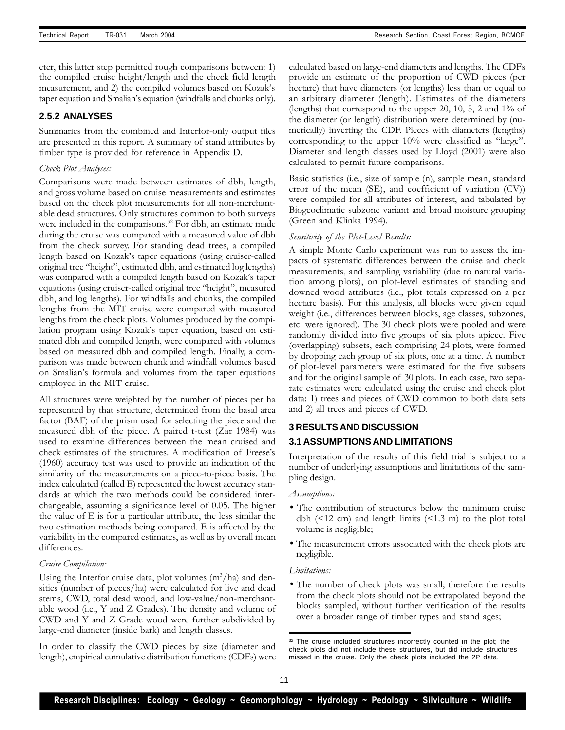eter, this latter step permitted rough comparisons between: 1) the compiled cruise height/length and the check field length measurement, and 2) the compiled volumes based on Kozak's taper equation and Smalian's equation (windfalls and chunks only).

### 2.5.2 ANALYSES

Summaries from the combined and Interfor-only output files are presented in this report. A summary of stand attributes by timber type is provided for reference in Appendix D.

*Check Plot Analyses:*

Comparisons were made between estimates of dbh, length, and gross volume based on cruise measurements and estimates based on the check plot measurements for all non-merchantable dead structures. Only structures common to both surveys were included in the comparisons.[32] For dbh, an estimate made during the cruise was compared with a measured value of dbh from the check survey. For standing dead trees, a compiled length based on Kozak's taper equations (using cruiser-called original tree "height", estimated dbh, and estimated log lengths) was compared with a compiled length based on Kozak's taper equations (using cruiser-called original tree "height", measured dbh, and log lengths). For windfalls and chunks, the compiled lengths from the MIT cruise were compared with measured lengths from the check plots. Volumes produced by the compilation program using Kozak's taper equation, based on estimated dbh and compiled length, were compared with volumes based on measured dbh and compiled length. Finally, a comparison was made between chunk and windfall volumes based on Smalian's formula and volumes from the taper equations employed in the MIT cruise.

All structures were weighted by the number of pieces per ha represented by that structure, determined from the basal area factor (BAF) of the prism used for selecting the piece and the measured dbh of the piece. A paired t-test (Zar 1984) was used to examine differences between the mean cruised and check estimates of the structures. A modification of Freese's (1960) accuracy test was used to provide an indication of the similarity of the measurements on a piece-to-piece basis. The index calculated (called E) represented the lowest accuracy standards at which the two methods could be considered interchangeable, assuming a significance level of 0.05. The higher the value of E is for a particular attribute, the less similar the two estimation methods being compared. E is affected by the variability in the compared estimates, as well as by overall mean differences.

*Cruise Compilation:*

Using the Interfor cruise data, plot volumes ($m^3$/ha) and densities (number of pieces/ha) were calculated for live and dead stems, CWD, total dead wood, and low-value/non-merchantable wood (i.e., Y and Z Grades). The density and volume of CWD and Y and Z Grade wood were further subdivided by large-end diameter (inside bark) and length classes.

In order to classify the CWD pieces by size (diameter and length), empirical cumulative distribution functions (CDFs) were calculated based on large-end diameters and lengths. The CDFs provide an estimate of the proportion of CWD pieces (per hectare) that have diameters (or lengths) less than or equal to an arbitrary diameter (length). Estimates of the diameters (lengths) that correspond to the upper 20, 10, 5, 2 and 1% of the diameter (or length) distribution were determined by (numerically) inverting the CDF. Pieces with diameters (lengths) corresponding to the upper 10% were classified as "large". Diameter and length classes used by Lloyd (2001) were also calculated to permit future comparisons.

Basic statistics (i.e., size of sample (n), sample mean, standard error of the mean (SE), and coefficient of variation (CV)) were compiled for all attributes of interest, and tabulated by Biogeoclimatic subzone variant and broad moisture grouping (Green and Klinka 1994).

*Sensitivity of the Plot-Level Results:*

A simple Monte Carlo experiment was run to assess the impacts of systematic differences between the cruise and check measurements, and sampling variability (due to natural variation among plots), on plot-level estimates of standing and downed wood attributes (i.e., plot totals expressed on a per hectare basis). For this analysis, all blocks were given equal weight (i.e., differences between blocks, age classes, subzones, etc. were ignored). The 30 check plots were pooled and were randomly divided into five groups of six plots apiece. Five (overlapping) subsets, each comprising 24 plots, were formed by dropping each group of six plots, one at a time. A number of plot-level parameters were estimated for the five subsets and for the original sample of 30 plots. In each case, two separate estimates were calculated using the cruise and check plot data: 1) trees and pieces of CWD common to both data sets and 2) all trees and pieces of CWD.

## 3 RESULTS AND DISCUSSION

### 3.1 ASSUMPTIONS AND LIMITATIONS

Interpretation of the results of this field trial is subject to a number of underlying assumptions and limitations of the sampling design.

*Assumptions:*

- The contribution of structures below the minimum cruise dbh (<12 cm) and length limits (<1.3 m) to the plot total volume is negligible;
- The measurement errors associated with the check plots are negligible.

*Limitations:*

- The number of check plots was small; therefore the results from the check plots should not be extrapolated beyond the blocks sampled, without further verification of the results over a broader range of timber types and stand ages;

[32] The cruise included structures incorrectly counted in the plot; the check plots did not include these structures, but did include structures missed in the cruise. Only the check plots included the 2P data.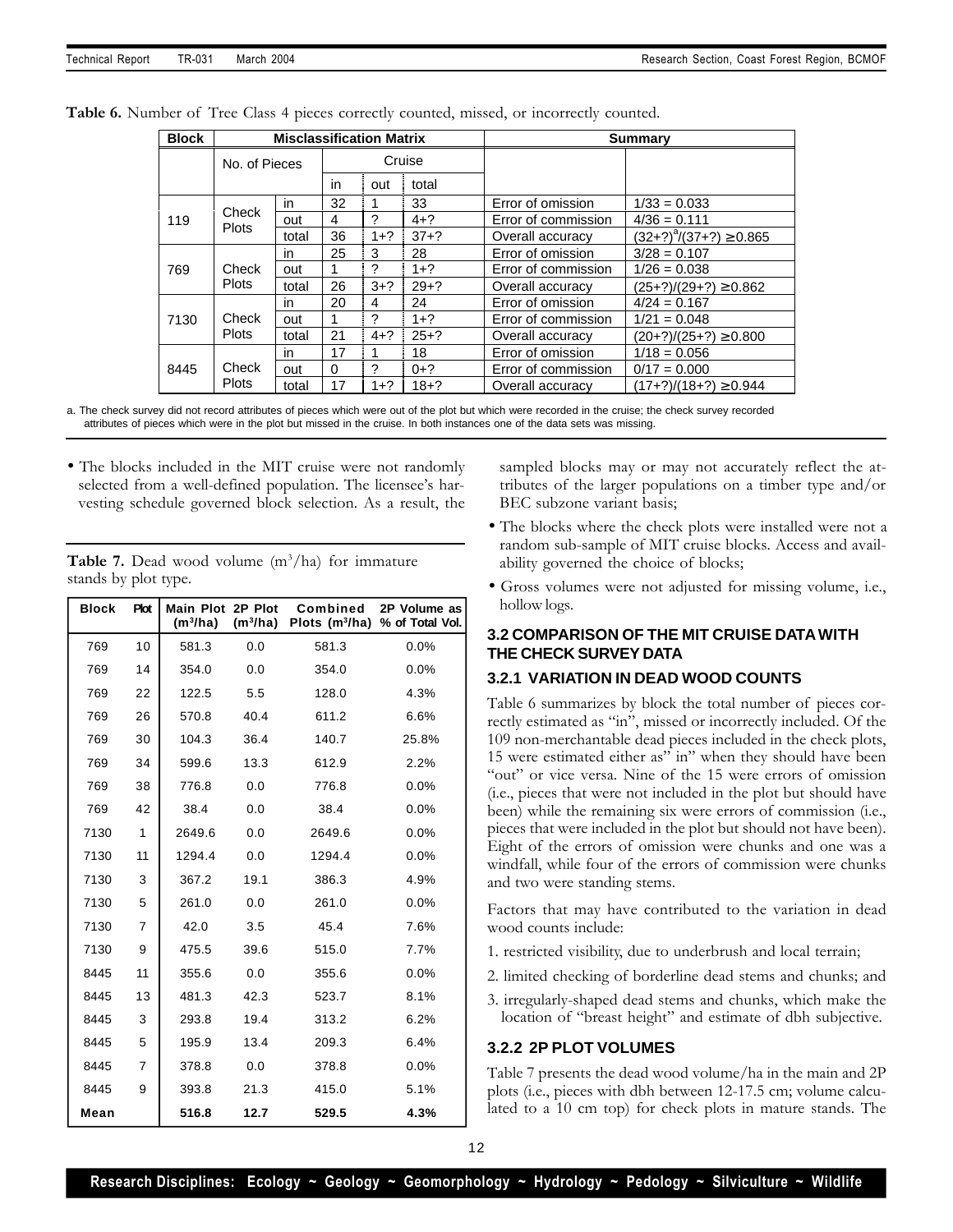**Table 6.** Number of Tree Class 4 pieces correctly counted, missed, or incorrectly counted.

| Block | Misclassification Matrix | | | | | Summary | |
|---|---|---|---|---|---|---|---|
| | No. of Pieces | | Cruise | | | | |
| | | | in | out | total | | |
| 119 | Check Plots | in | 32 | 1 | 33 | Error of omission | 1/33 = 0.033 |
| | | out | 4 | ? | 4+? | Error of commission | 4/36 = 0.111 |
| | | total | 36 | 1+? | 37+? | Overall accuracy | (32+?)[a]/(37+?) ≥ 0.865 |
| 769 | Check Plots | in | 25 | 3 | 28 | Error of omission | 3/28 = 0.107 |
| | | out | 1 | ? | 1+? | Error of commission | 1/26 = 0.038 |
| | | total | 26 | 3+? | 29+? | Overall accuracy | (25+?)/(29+?) ≥ 0.862 |
| 7130 | Check Plots | in | 20 | 4 | 24 | Error of omission | 4/24 = 0.167 |
| | | out | 1 | ? | 1+? | Error of commission | 1/21 = 0.048 |
| | | total | 21 | 4+? | 25+? | Overall accuracy | (20+?)/(25+?) ≥ 0.800 |
| 8445 | Check Plots | in | 17 | 1 | 18 | Error of omission | 1/18 = 0.056 |
| | | out | 0 | ? | 0+? | Error of commission | 0/17 = 0.000 |
| | | total | 17 | 1+? | 18+? | Overall accuracy | (17+?)/(18+?) ≥ 0.944 |

a. The check survey did not record attributes of pieces which were out of the plot but which were recorded in the cruise; the check survey recorded attributes of pieces which were in the plot but missed in the cruise. In both instances one of the data sets was missing.

- The blocks included in the MIT cruise were not randomly selected from a well-defined population. The licensee's harvesting schedule governed block selection. As a result, the sampled blocks may or may not accurately reflect the attributes of the larger populations on a timber type and/or BEC subzone variant basis;
- The blocks where the check plots were installed were not a random sub-sample of MIT cruise blocks. Access and availability governed the choice of blocks;
- Gross volumes were not adjusted for missing volume, i.e., hollow logs.

**Table 7.** Dead wood volume ($m^3$/ha) for immature stands by plot type.

| Block | Plot | Main Plot ($m^3$/ha) | 2P Plot ($m^3$/ha) | Combined Plots ($m^3$/ha) | 2P Volume as % of Total Vol. |
|---|---|---|---|---|---|
| 769 | 10 | 581.3 | 0.0 | 581.3 | 0.0% |
| 769 | 14 | 354.0 | 0.0 | 354.0 | 0.0% |
| 769 | 22 | 122.5 | 5.5 | 128.0 | 4.3% |
| 769 | 26 | 570.8 | 40.4 | 611.2 | 6.6% |
| 769 | 30 | 104.3 | 36.4 | 140.7 | 25.8% |
| 769 | 34 | 599.6 | 13.3 | 612.9 | 2.2% |
| 769 | 38 | 776.8 | 0.0 | 776.8 | 0.0% |
| 769 | 42 | 38.4 | 0.0 | 38.4 | 0.0% |
| 7130 | 1 | 2649.6 | 0.0 | 2649.6 | 0.0% |
| 7130 | 11 | 1294.4 | 0.0 | 1294.4 | 0.0% |
| 7130 | 3 | 367.2 | 19.1 | 386.3 | 4.9% |
| 7130 | 5 | 261.0 | 0.0 | 261.0 | 0.0% |
| 7130 | 7 | 42.0 | 3.5 | 45.4 | 7.6% |
| 7130 | 9 | 475.5 | 39.6 | 515.0 | 7.7% |
| 8445 | 11 | 355.6 | 0.0 | 355.6 | 0.0% |
| 8445 | 13 | 481.3 | 42.3 | 523.7 | 8.1% |
| 8445 | 3 | 293.8 | 19.4 | 313.2 | 6.2% |
| 8445 | 5 | 195.9 | 13.4 | 209.3 | 6.4% |
| 8445 | 7 | 378.8 | 0.0 | 378.8 | 0.0% |
| 8445 | 9 | 393.8 | 21.3 | 415.0 | 5.1% |
| **Mean** | | **516.8** | **12.7** | **529.5** | **4.3%** |

### 3.2 COMPARISON OF THE MIT CRUISE DATA WITH THE CHECK SURVEY DATA

#### 3.2.1 VARIATION IN DEAD WOOD COUNTS

Table 6 summarizes by block the total number of pieces correctly estimated as "in", missed or incorrectly included. Of the 109 non-merchantable dead pieces included in the check plots, 15 were estimated either as" in" when they should have been "out" or vice versa. Nine of the 15 were errors of omission (i.e., pieces that were not included in the plot but should have been) while the remaining six were errors of commission (i.e., pieces that were included in the plot but should not have been). Eight of the errors of omission were chunks and one was a windfall, while four of the errors of commission were chunks and two were standing stems.

Factors that may have contributed to the variation in dead wood counts include:

1. restricted visibility, due to underbrush and local terrain;
2. limited checking of borderline dead stems and chunks; and
3. irregularly-shaped dead stems and chunks, which make the location of "breast height" and estimate of dbh subjective.

#### 3.2.2 2P PLOT VOLUMES

Table 7 presents the dead wood volume/ha in the main and 2P plots (i.e., pieces with dbh between 12-17.5 cm; volume calculated to a 10 cm top) for check plots in mature stands. The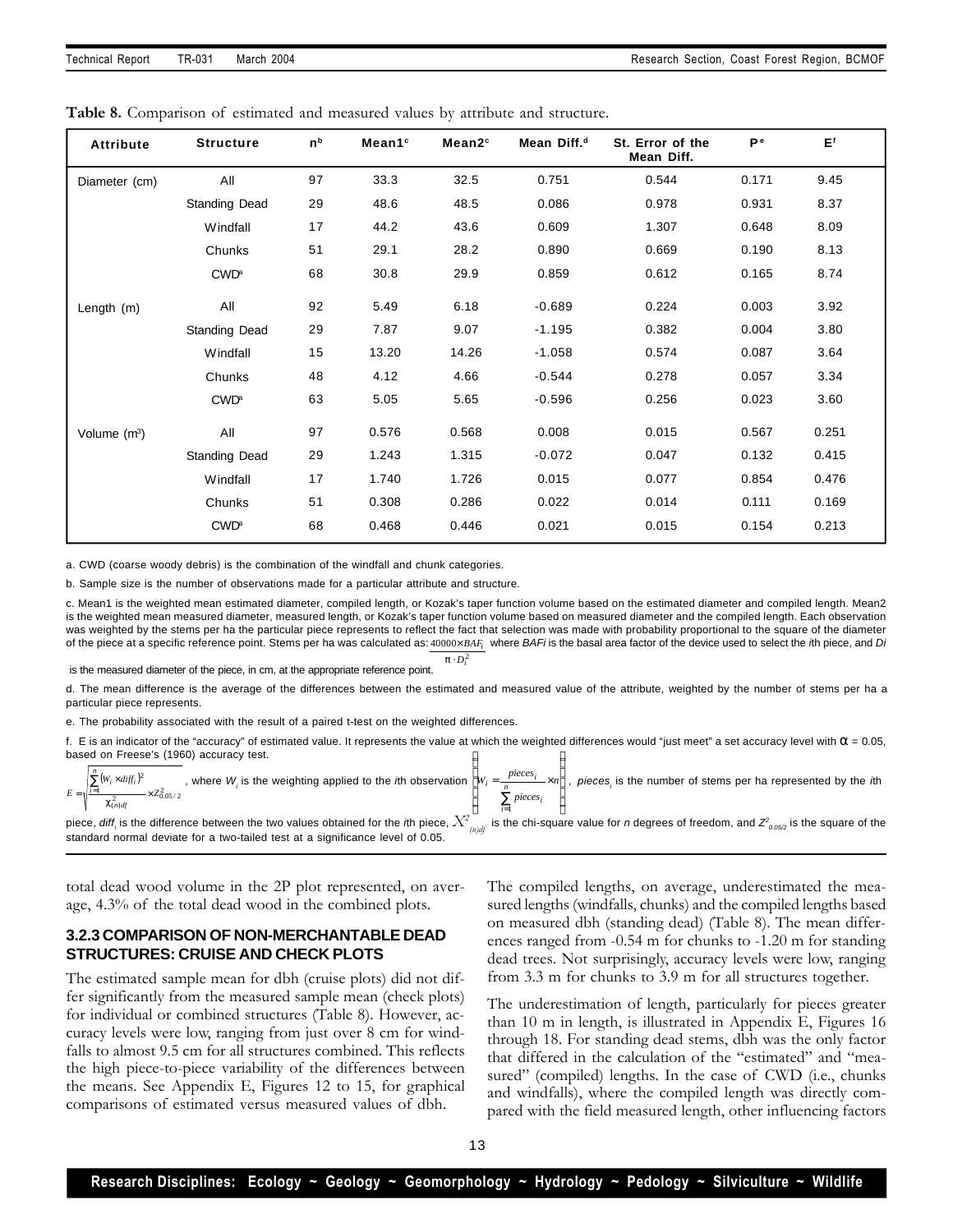**Table 8.** Comparison of estimated and measured values by attribute and structure.

| Attribute | Structure | n[b] | Mean1[c] | Mean2[c] | Mean Diff.[d] | St. Error of the Mean Diff. | P[e] | E[f] |
|---|---|---|---|---|---|---|---|---|
| Diameter (cm) | All | 97 | 33.3 | 32.5 | 0.751 | 0.544 | 0.171 | 9.45 |
| | Standing Dead | 29 | 48.6 | 48.5 | 0.086 | 0.978 | 0.931 | 8.37 |
| | Windfall | 17 | 44.2 | 43.6 | 0.609 | 1.307 | 0.648 | 8.09 |
| | Chunks | 51 | 29.1 | 28.2 | 0.890 | 0.669 | 0.190 | 8.13 |
| | CWD[a] | 68 | 30.8 | 29.9 | 0.859 | 0.612 | 0.165 | 8.74 |
| Length (m) | All | 92 | 5.49 | 6.18 | -0.689 | 0.224 | 0.003 | 3.92 |
| | Standing Dead | 29 | 7.87 | 9.07 | -1.195 | 0.382 | 0.004 | 3.80 |
| | Windfall | 15 | 13.20 | 14.26 | -1.058 | 0.574 | 0.087 | 3.64 |
| | Chunks | 48 | 4.12 | 4.66 | -0.544 | 0.278 | 0.057 | 3.34 |
| | CWD[a] | 63 | 5.05 | 5.65 | -0.596 | 0.256 | 0.023 | 3.60 |
| Volume ($m^3$) | All | 97 | 0.576 | 0.568 | 0.008 | 0.015 | 0.567 | 0.251 |
| | Standing Dead | 29 | 1.243 | 1.315 | -0.072 | 0.047 | 0.132 | 0.415 |
| | Windfall | 17 | 1.740 | 1.726 | 0.015 | 0.077 | 0.854 | 0.476 |
| | Chunks | 51 | 0.308 | 0.286 | 0.022 | 0.014 | 0.111 | 0.169 |
| | CWD[a] | 68 | 0.468 | 0.446 | 0.021 | 0.015 | 0.154 | 0.213 |

a. CWD (coarse woody debris) is the combination of the windfall and chunk categories.

b. Sample size is the number of observations made for a particular attribute and structure.

c. Mean1 is the weighted mean estimated diameter, compiled length, or Kozak's taper function volume based on the estimated diameter and compiled length. Mean2 is the weighted mean measured diameter, measured length, or Kozak's taper function volume based on measured diameter and the compiled length. Each observation was weighted by the stems per ha the particular piece represents to reflect the fact that selection was made with probability proportional to the square of the diameter of the piece at a specific reference point. Stems per ha was calculated as: $\frac{40000 \times BAF_i}{\pi \cdot D_i^2}$ where $BAFi$ is the basal area factor of the device used to select the $i$th piece, and $Di$ is the measured diameter of the piece, in cm, at the appropriate reference point.

d. The mean difference is the average of the differences between the estimated and measured value of the attribute, weighted by the number of stems per ha a particular piece represents.

e. The probability associated with the result of a paired t-test on the weighted differences.

f. E is an indicator of the "accuracy" of estimated value. It represents the value at which the weighted differences would "just meet" a set accuracy level with $\alpha$ = 0.05, based on Freese's (1960) accuracy test.

$$E = \sqrt{\frac{\sum_{i=1}^{n}(W_i \times diff_i)^2}{\chi^2_{(n)df}} \times Z^2_{0.05/2}}$$

, where $W_i$ is the weighting applied to the $i$th observation $\left[W_i = \frac{pieces_i}{\sum_{i=1}^{n} pieces_i} \times n\right]$, $pieces_i$ is the number of stems per ha represented by the $i$th piece, $diff_i$ is the difference between the two values obtained for the $i$th piece, $X^2_{(n)df}$ is the chi-square value for $n$ degrees of freedom, and $Z^2_{0.05/2}$ is the square of the standard normal deviate for a two-tailed test at a significance level of 0.05.

total dead wood volume in the 2P plot represented, on average, 4.3% of the total dead wood in the combined plots.

### 3.2.3 COMPARISON OF NON-MERCHANTABLE DEAD STRUCTURES: CRUISE AND CHECK PLOTS

The estimated sample mean for dbh (cruise plots) did not differ significantly from the measured sample mean (check plots) for individual or combined structures (Table 8). However, accuracy levels were low, ranging from just over 8 cm for windfalls to almost 9.5 cm for all structures combined. This reflects the high piece-to-piece variability of the differences between the means. See Appendix E, Figures 12 to 15, for graphical comparisons of estimated versus measured values of dbh.

The compiled lengths, on average, underestimated the measured lengths (windfalls, chunks) and the compiled lengths based on measured dbh (standing dead) (Table 8). The mean differences ranged from -0.54 m for chunks to -1.20 m for standing dead trees. Not surprisingly, accuracy levels were low, ranging from 3.3 m for chunks to 3.9 m for all structures together.

The underestimation of length, particularly for pieces greater than 10 m in length, is illustrated in Appendix E, Figures 16 through 18. For standing dead stems, dbh was the only factor that differed in the calculation of the "estimated" and "measured" (compiled) lengths. In the case of CWD (i.e., chunks and windfalls), where the compiled length was directly compared with the field measured length, other influencing factors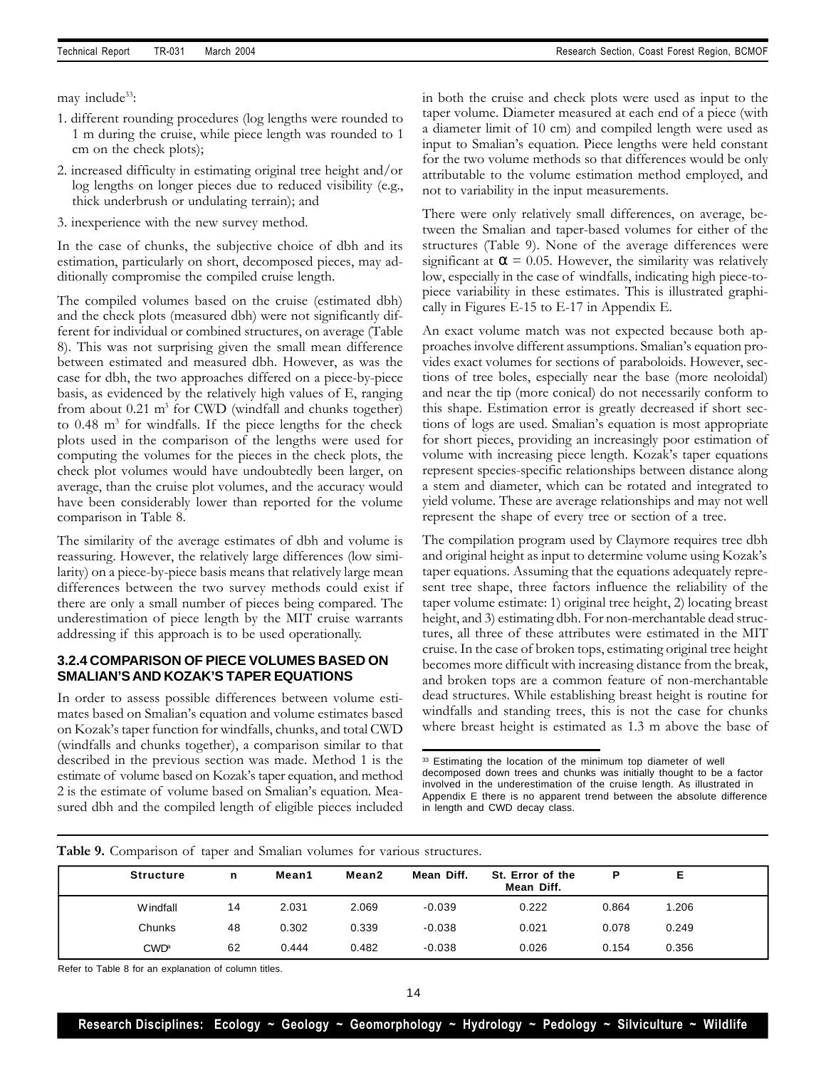may include[33]:

1. different rounding procedures (log lengths were rounded to 1 m during the cruise, while piece length was rounded to 1 cm on the check plots);
2. increased difficulty in estimating original tree height and/or log lengths on longer pieces due to reduced visibility (e.g., thick underbrush or undulating terrain); and
3. inexperience with the new survey method.

In the case of chunks, the subjective choice of dbh and its estimation, particularly on short, decomposed pieces, may additionally compromise the compiled cruise length.

The compiled volumes based on the cruise (estimated dbh) and the check plots (measured dbh) were not significantly different for individual or combined structures, on average (Table 8). This was not surprising given the small mean difference between estimated and measured dbh. However, as was the case for dbh, the two approaches differed on a piece-by-piece basis, as evidenced by the relatively high values of E, ranging from about 0.21 $m^3$ for CWD (windfall and chunks together) to 0.48 $m^3$ for windfalls. If the piece lengths for the check plots used in the comparison of the lengths were used for computing the volumes for the pieces in the check plots, the check plot volumes would have undoubtedly been larger, on average, than the cruise plot volumes, and the accuracy would have been considerably lower than reported for the volume comparison in Table 8.

The similarity of the average estimates of dbh and volume is reassuring. However, the relatively large differences (low similarity) on a piece-by-piece basis means that relatively large mean differences between the two survey methods could exist if there are only a small number of pieces being compared. The underestimation of piece length by the MIT cruise warrants addressing if this approach is to be used operationally.

### 3.2.4 COMPARISON OF PIECE VOLUMES BASED ON SMALIAN'S AND KOZAK'S TAPER EQUATIONS

In order to assess possible differences between volume estimates based on Smalian's equation and volume estimates based on Kozak's taper function for windfalls, chunks, and total CWD (windfalls and chunks together), a comparison similar to that described in the previous section was made. Method 1 is the estimate of volume based on Kozak's taper equation, and method 2 is the estimate of volume based on Smalian's equation. Measured dbh and the compiled length of eligible pieces included in both the cruise and check plots were used as input to the taper volume. Diameter measured at each end of a piece (with a diameter limit of 10 cm) and compiled length were used as input to Smalian's equation. Piece lengths were held constant for the two volume methods so that differences would be only attributable to the volume estimation method employed, and not to variability in the input measurements.

There were only relatively small differences, on average, between the Smalian and taper-based volumes for either of the structures (Table 9). None of the average differences were significant at $\alpha = 0.05$. However, the similarity was relatively low, especially in the case of windfalls, indicating high piece-to-piece variability in these estimates. This is illustrated graphically in Figures E-15 to E-17 in Appendix E.

An exact volume match was not expected because both approaches involve different assumptions. Smalian's equation provides exact volumes for sections of paraboloids. However, sections of tree boles, especially near the base (more neoloidal) and near the tip (more conical) do not necessarily conform to this shape. Estimation error is greatly decreased if short sections of logs are used. Smalian's equation is most appropriate for short pieces, providing an increasingly poor estimation of volume with increasing piece length. Kozak's taper equations represent species-specific relationships between distance along a stem and diameter, which can be rotated and integrated to yield volume. These are average relationships and may not well represent the shape of every tree or section of a tree.

The compilation program used by Claymore requires tree dbh and original height as input to determine volume using Kozak's taper equations. Assuming that the equations adequately represent tree shape, three factors influence the reliability of the taper volume estimate: 1) original tree height, 2) locating breast height, and 3) estimating dbh. For non-merchantable dead structures, all three of these attributes were estimated in the MIT cruise. In the case of broken tops, estimating original tree height becomes more difficult with increasing distance from the break, and broken tops are a common feature of non-merchantable dead structures. While establishing breast height is routine for windfalls and standing trees, this is not the case for chunks where breast height is estimated as 1.3 m above the base of

[33] Estimating the location of the minimum top diameter of well decomposed down trees and chunks was initially thought to be a factor involved in the underestimation of the cruise length. As illustrated in Appendix E there is no apparent trend between the absolute difference in length and CWD decay class.

**Table 9.** Comparison of taper and Smalian volumes for various structures.

| Structure | n | Mean1 | Mean2 | Mean Diff. | St. Error of the Mean Diff. | P | E |
|---|---|---|---|---|---|---|---|
| Windfall | 14 | 2.031 | 2.069 | -0.039 | 0.222 | 0.864 | 1.206 |
| Chunks | 48 | 0.302 | 0.339 | -0.038 | 0.021 | 0.078 | 0.249 |
| CWD[a] | 62 | 0.444 | 0.482 | -0.038 | 0.026 | 0.154 | 0.356 |

Refer to Table 8 for an explanation of column titles.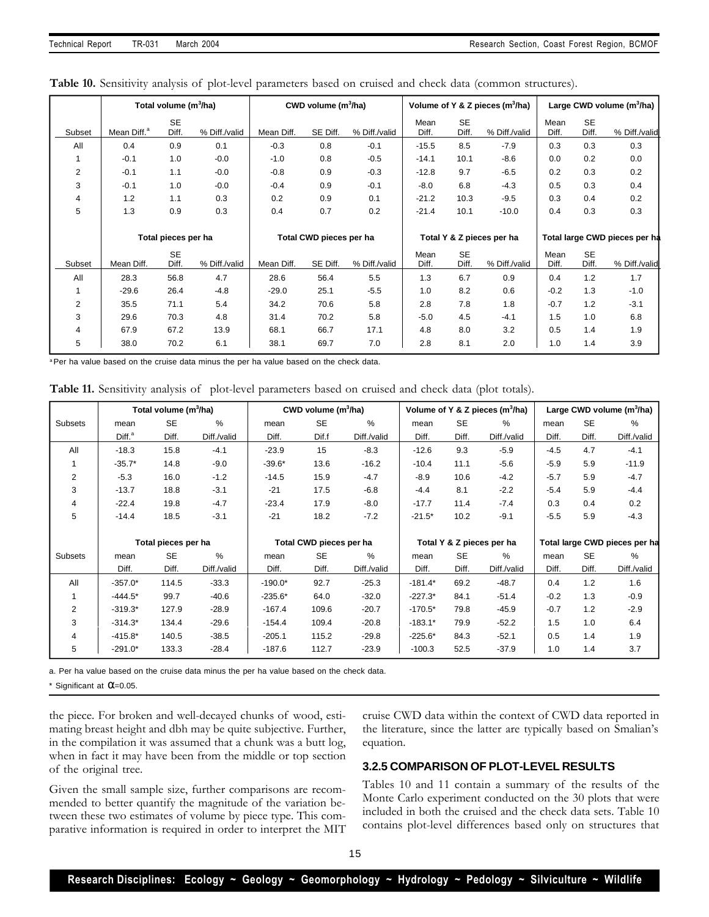**Table 10.** Sensitivity analysis of plot-level parameters based on cruised and check data (common structures).

| | Total volume ($m^3$/ha) | | | CWD volume ($m^3$/ha) | | | Volume of Y & Z pieces ($m^3$/ha) | | | Large CWD volume ($m^3$/ha) | | |
|---|---|---|---|---|---|---|---|---|---|---|---|---|
| Subset | Mean Diff.[a] | SE Diff. | % Diff./valid | Mean Diff. | SE Diff. | % Diff./valid | Mean Diff. | SE Diff. | % Diff./valid | Mean Diff. | SE Diff. | % Diff./valid |
| All | 0.4 | 0.9 | 0.1 | -0.3 | 0.8 | -0.1 | -15.5 | 8.5 | -7.9 | 0.3 | 0.3 | 0.3 |
| 1 | -0.1 | 1.0 | -0.0 | -1.0 | 0.8 | -0.5 | -14.1 | 10.1 | -8.6 | 0.0 | 0.2 | 0.0 |
| 2 | -0.1 | 1.1 | -0.0 | -0.8 | 0.9 | -0.3 | -12.8 | 9.7 | -6.5 | 0.2 | 0.3 | 0.2 |
| 3 | -0.1 | 1.0 | -0.0 | -0.4 | 0.9 | -0.1 | -8.0 | 6.8 | -4.3 | 0.5 | 0.3 | 0.4 |
| 4 | 1.2 | 1.1 | 0.3 | 0.2 | 0.9 | 0.1 | -21.2 | 10.3 | -9.5 | 0.3 | 0.4 | 0.2 |
| 5 | 1.3 | 0.9 | 0.3 | 0.4 | 0.7 | 0.2 | -21.4 | 10.1 | -10.0 | 0.4 | 0.3 | 0.3 |
| | **Total pieces per ha** | | | **Total CWD pieces per ha** | | | **Total Y & Z pieces per ha** | | | **Total large CWD pieces per ha** | | |
| Subset | Mean Diff. | SE Diff. | % Diff./valid | Mean Diff. | SE Diff. | % Diff./valid | Mean Diff. | SE Diff. | % Diff./valid | Mean Diff. | SE Diff. | % Diff./valid |
| All | 28.3 | 56.8 | 4.7 | 28.6 | 56.4 | 5.5 | 1.3 | 6.7 | 0.9 | 0.4 | 1.2 | 1.7 |
| 1 | -29.6 | 26.4 | -4.8 | -29.0 | 25.1 | -5.5 | 1.0 | 8.2 | 0.6 | -0.2 | 1.3 | -1.0 |
| 2 | 35.5 | 71.1 | 5.4 | 34.2 | 70.6 | 5.8 | 2.8 | 7.8 | 1.8 | -0.7 | 1.2 | -3.1 |
| 3 | 29.6 | 70.3 | 4.8 | 31.4 | 70.2 | 5.8 | -5.0 | 4.5 | -4.1 | 1.5 | 1.0 | 6.8 |
| 4 | 67.9 | 67.2 | 13.9 | 68.1 | 66.7 | 17.1 | 4.8 | 8.0 | 3.2 | 0.5 | 1.4 | 1.9 |
| 5 | 38.0 | 70.2 | 6.1 | 38.1 | 69.7 | 7.0 | 2.8 | 8.1 | 2.0 | 1.0 | 1.4 | 3.9 |

[a] Per ha value based on the cruise data minus the per ha value based on the check data.

**Table 11.** Sensitivity analysis of plot-level parameters based on cruised and check data (plot totals).

| | Total volume ($m^3$/ha) | | | CWD volume ($m^3$/ha) | | | Volume of Y & Z pieces ($m^3$/ha) | | | Large CWD volume ($m^3$/ha) | | |
|---|---|---|---|---|---|---|---|---|---|---|---|---|
| Subsets | mean Diff.[a] | SE Diff. | % Diff./valid | mean Diff. | SE Dif.f | % Diff./valid | mean Diff. | SE Diff. | % Diff./valid | mean Diff. | SE Diff. | % Diff./valid |
| All | -18.3 | 15.8 | -4.1 | -23.9 | 15 | -8.3 | -12.6 | 9.3 | -5.9 | -4.5 | 4.7 | -4.1 |
| 1 | -35.7* | 14.8 | -9.0 | -39.6* | 13.6 | -16.2 | -10.4 | 11.1 | -5.6 | -5.9 | 5.9 | -11.9 |
| 2 | -5.3 | 16.0 | -1.2 | -14.5 | 15.9 | -4.7 | -8.9 | 10.6 | -4.2 | -5.7 | 5.9 | -4.7 |
| 3 | -13.7 | 18.8 | -3.1 | -21 | 17.5 | -6.8 | -4.4 | 8.1 | -2.2 | -5.4 | 5.9 | -4.4 |
| 4 | -22.4 | 19.8 | -4.7 | -23.4 | 17.9 | -8.0 | -17.7 | 11.4 | -7.4 | 0.3 | 0.4 | 0.2 |
| 5 | -14.4 | 18.5 | -3.1 | -21 | 18.2 | -7.2 | -21.5* | 10.2 | -9.1 | -5.5 | 5.9 | -4.3 |
| | **Total pieces per ha** | | | **Total CWD pieces per ha** | | | **Total Y & Z pieces per ha** | | | **Total large CWD pieces per ha** | | |
| Subsets | mean Diff. | SE Diff. | % Diff./valid | mean Diff. | SE Diff. | % Diff./valid | mean Diff. | SE Diff. | % Diff./valid | mean Diff. | SE Diff. | % Diff./valid |
| All | -357.0* | 114.5 | -33.3 | -190.0* | 92.7 | -25.3 | -181.4* | 69.2 | -48.7 | 0.4 | 1.2 | 1.6 |
| 1 | -444.5* | 99.7 | -40.6 | -235.6* | 64.0 | -32.0 | -227.3* | 84.1 | -51.4 | -0.2 | 1.3 | -0.9 |
| 2 | -319.3* | 127.9 | -28.9 | -167.4 | 109.6 | -20.7 | -170.5* | 79.8 | -45.9 | -0.7 | 1.2 | -2.9 |
| 3 | -314.3* | 134.4 | -29.6 | -154.4 | 109.4 | -20.8 | -183.1* | 79.9 | -52.2 | 1.5 | 1.0 | 6.4 |
| 4 | -415.8* | 140.5 | -38.5 | -205.1 | 115.2 | -29.8 | -225.6* | 84.3 | -52.1 | 0.5 | 1.4 | 1.9 |
| 5 | -291.0* | 133.3 | -28.4 | -187.6 | 112.7 | -23.9 | -100.3 | 52.5 | -37.9 | 1.0 | 1.4 | 3.7 |

a. Per ha value based on the cruise data minus the per ha value based on the check data.

\* Significant at $\alpha$=0.05.

the piece. For broken and well-decayed chunks of wood, estimating breast height and dbh may be quite subjective. Further, in the compilation it was assumed that a chunk was a butt log, when in fact it may have been from the middle or top section of the original tree.

Given the small sample size, further comparisons are recommended to better quantify the magnitude of the variation between these two estimates of volume by piece type. This comparative information is required in order to interpret the MIT cruise CWD data within the context of CWD data reported in the literature, since the latter are typically based on Smalian's equation.

### 3.2.5 COMPARISON OF PLOT-LEVEL RESULTS

Tables 10 and 11 contain a summary of the results of the Monte Carlo experiment conducted on the 30 plots that were included in both the cruised and the check data sets. Table 10 contains plot-level differences based only on structures that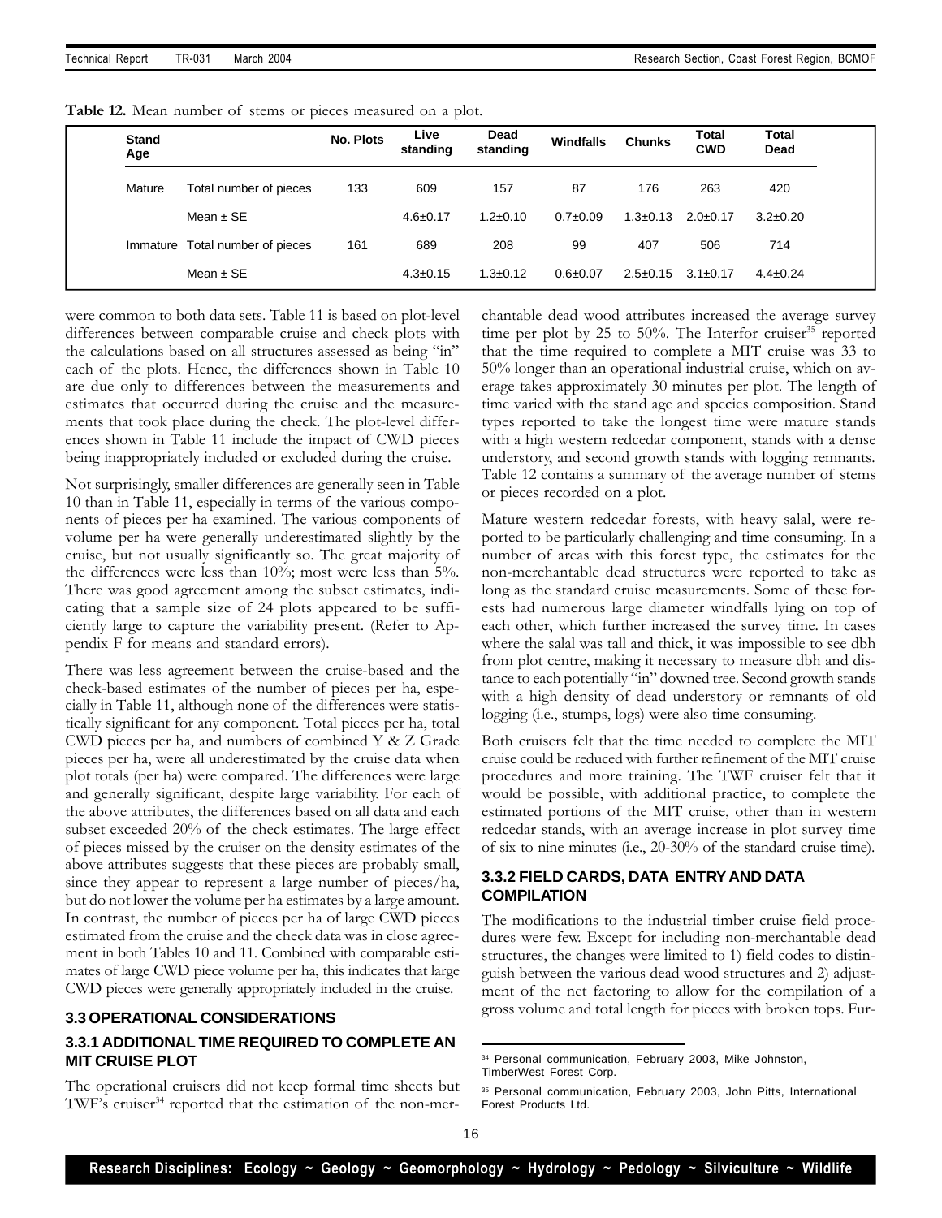**Table 12.** Mean number of stems or pieces measured on a plot.

| Stand Age | | No. Plots | Live standing | Dead standing | Windfalls | Chunks | Total CWD | Total Dead |
|---|---|---|---|---|---|---|---|---|
| Mature | Total number of pieces | 133 | 609 | 157 | 87 | 176 | 263 | 420 |
| | Mean ± SE | | 4.6±0.17 | 1.2±0.10 | 0.7±0.09 | 1.3±0.13 | 2.0±0.17 | 3.2±0.20 |
| Immature | Total number of pieces | 161 | 689 | 208 | 99 | 407 | 506 | 714 |
| | Mean ± SE | | 4.3±0.15 | 1.3±0.12 | 0.6±0.07 | 2.5±0.15 | 3.1±0.17 | 4.4±0.24 |

were common to both data sets. Table 11 is based on plot-level differences between comparable cruise and check plots with the calculations based on all structures assessed as being "in" each of the plots. Hence, the differences shown in Table 10 are due only to differences between the measurements and estimates that occurred during the cruise and the measurements that took place during the check. The plot-level differences shown in Table 11 include the impact of CWD pieces being inappropriately included or excluded during the cruise.

Not surprisingly, smaller differences are generally seen in Table 10 than in Table 11, especially in terms of the various components of pieces per ha examined. The various components of volume per ha were generally underestimated slightly by the cruise, but not usually significantly so. The great majority of the differences were less than 10%; most were less than 5%. There was good agreement among the subset estimates, indicating that a sample size of 24 plots appeared to be sufficiently large to capture the variability present. (Refer to Appendix F for means and standard errors).

There was less agreement between the cruise-based and the check-based estimates of the number of pieces per ha, especially in Table 11, although none of the differences were statistically significant for any component. Total pieces per ha, total CWD pieces per ha, and numbers of combined Y & Z Grade pieces per ha, were all underestimated by the cruise data when plot totals (per ha) were compared. The differences were large and generally significant, despite large variability. For each of the above attributes, the differences based on all data and each subset exceeded 20% of the check estimates. The large effect of pieces missed by the cruiser on the density estimates of the above attributes suggests that these pieces are probably small, since they appear to represent a large number of pieces/ha, but do not lower the volume per ha estimates by a large amount. In contrast, the number of pieces per ha of large CWD pieces estimated from the cruise and the check data was in close agreement in both Tables 10 and 11. Combined with comparable estimates of large CWD piece volume per ha, this indicates that large CWD pieces were generally appropriately included in the cruise.

## 3.3 OPERATIONAL CONSIDERATIONS

### 3.3.1 ADDITIONAL TIME REQUIRED TO COMPLETE AN MIT CRUISE PLOT

The operational cruisers did not keep formal time sheets but TWF's cruiser[34] reported that the estimation of the non-merchantable dead wood attributes increased the average survey time per plot by 25 to 50%. The Interfor cruiser[35] reported that the time required to complete a MIT cruise was 33 to 50% longer than an operational industrial cruise, which on average takes approximately 30 minutes per plot. The length of time varied with the stand age and species composition. Stand types reported to take the longest time were mature stands with a high western redcedar component, stands with a dense understory, and second growth stands with logging remnants. Table 12 contains a summary of the average number of stems or pieces recorded on a plot.

Mature western redcedar forests, with heavy salal, were reported to be particularly challenging and time consuming. In a number of areas with this forest type, the estimates for the non-merchantable dead structures were reported to take as long as the standard cruise measurements. Some of these forests had numerous large diameter windfalls lying on top of each other, which further increased the survey time. In cases where the salal was tall and thick, it was impossible to see dbh from plot centre, making it necessary to measure dbh and distance to each potentially "in" downed tree. Second growth stands with a high density of dead understory or remnants of old logging (i.e., stumps, logs) were also time consuming.

Both cruisers felt that the time needed to complete the MIT cruise could be reduced with further refinement of the MIT cruise procedures and more training. The TWF cruiser felt that it would be possible, with additional practice, to complete the estimated portions of the MIT cruise, other than in western redcedar stands, with an average increase in plot survey time of six to nine minutes (i.e., 20-30% of the standard cruise time).

### 3.3.2 FIELD CARDS, DATA ENTRY AND DATA COMPILATION

The modifications to the industrial timber cruise field procedures were few. Except for including non-merchantable dead structures, the changes were limited to 1) field codes to distinguish between the various dead wood structures and 2) adjustment of the net factoring to allow for the compilation of a gross volume and total length for pieces with broken tops. Fur-

---

[34] Personal communication, February 2003, Mike Johnston, TimberWest Forest Corp.

[35] Personal communication, February 2003, John Pitts, International Forest Products Ltd.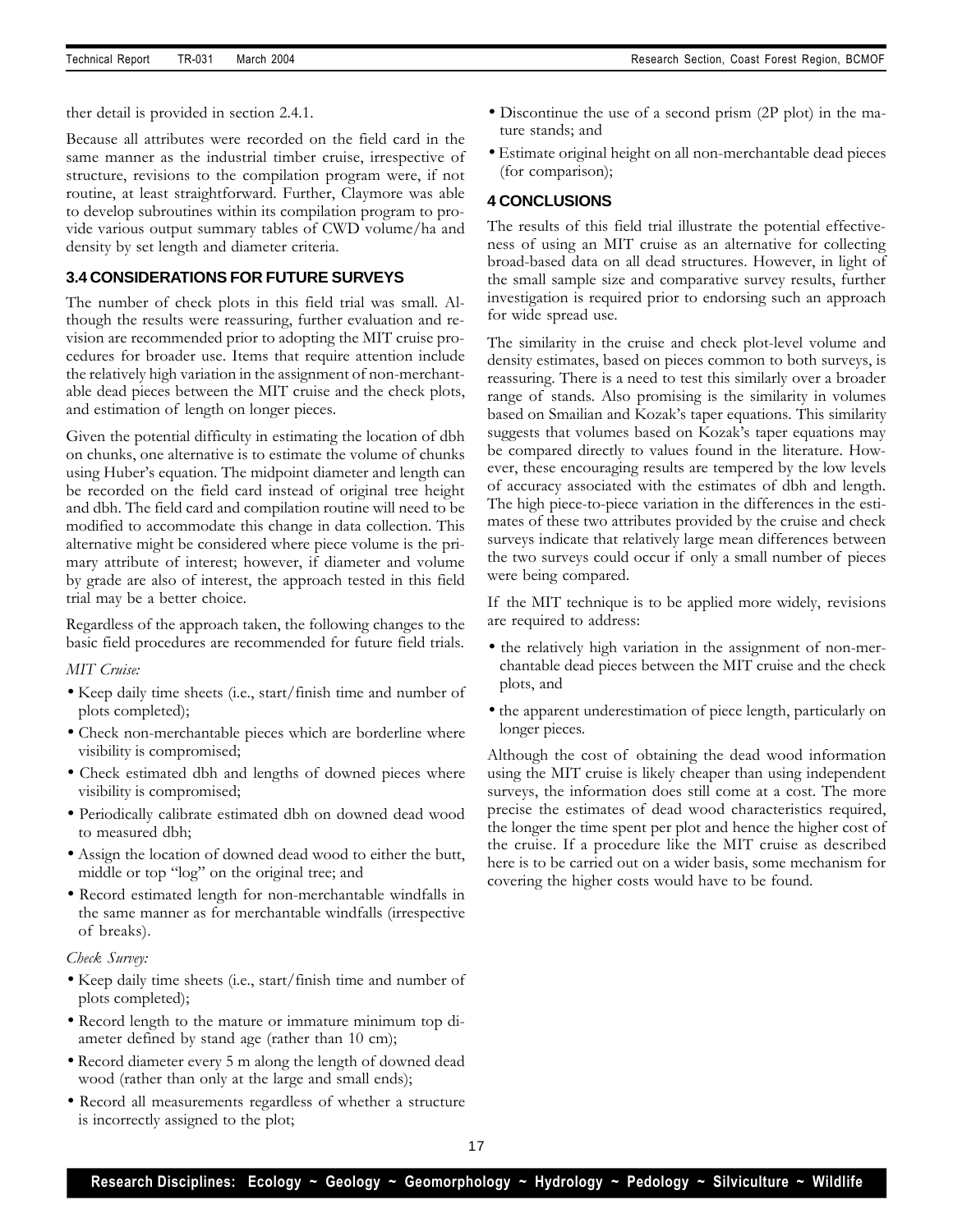ther detail is provided in section 2.4.1.

Because all attributes were recorded on the field card in the same manner as the industrial timber cruise, irrespective of structure, revisions to the compilation program were, if not routine, at least straightforward. Further, Claymore was able to develop subroutines within its compilation program to provide various output summary tables of CWD volume/ha and density by set length and diameter criteria.

### 3.4 CONSIDERATIONS FOR FUTURE SURVEYS

The number of check plots in this field trial was small. Although the results were reassuring, further evaluation and revision are recommended prior to adopting the MIT cruise procedures for broader use. Items that require attention include the relatively high variation in the assignment of non-merchantable dead pieces between the MIT cruise and the check plots, and estimation of length on longer pieces.

Given the potential difficulty in estimating the location of dbh on chunks, one alternative is to estimate the volume of chunks using Huber's equation. The midpoint diameter and length can be recorded on the field card instead of original tree height and dbh. The field card and compilation routine will need to be modified to accommodate this change in data collection. This alternative might be considered where piece volume is the primary attribute of interest; however, if diameter and volume by grade are also of interest, the approach tested in this field trial may be a better choice.

Regardless of the approach taken, the following changes to the basic field procedures are recommended for future field trials.

*MIT Cruise:*

- Keep daily time sheets (i.e., start/finish time and number of plots completed);
- Check non-merchantable pieces which are borderline where visibility is compromised;
- Check estimated dbh and lengths of downed pieces where visibility is compromised;
- Periodically calibrate estimated dbh on downed dead wood to measured dbh;
- Assign the location of downed dead wood to either the butt, middle or top "log" on the original tree; and
- Record estimated length for non-merchantable windfalls in the same manner as for merchantable windfalls (irrespective of breaks).

*Check Survey:*

- Keep daily time sheets (i.e., start/finish time and number of plots completed);
- Record length to the mature or immature minimum top diameter defined by stand age (rather than 10 cm);
- Record diameter every 5 m along the length of downed dead wood (rather than only at the large and small ends);
- Record all measurements regardless of whether a structure is incorrectly assigned to the plot;
- Discontinue the use of a second prism (2P plot) in the mature stands; and
- Estimate original height on all non-merchantable dead pieces (for comparison);

## 4 CONCLUSIONS

The results of this field trial illustrate the potential effectiveness of using an MIT cruise as an alternative for collecting broad-based data on all dead structures. However, in light of the small sample size and comparative survey results, further investigation is required prior to endorsing such an approach for wide spread use.

The similarity in the cruise and check plot-level volume and density estimates, based on pieces common to both surveys, is reassuring. There is a need to test this similarly over a broader range of stands. Also promising is the similarity in volumes based on Smailian and Kozak's taper equations. This similarity suggests that volumes based on Kozak's taper equations may be compared directly to values found in the literature. However, these encouraging results are tempered by the low levels of accuracy associated with the estimates of dbh and length. The high piece-to-piece variation in the differences in the estimates of these two attributes provided by the cruise and check surveys indicate that relatively large mean differences between the two surveys could occur if only a small number of pieces were being compared.

If the MIT technique is to be applied more widely, revisions are required to address:

- the relatively high variation in the assignment of non-merchantable dead pieces between the MIT cruise and the check plots, and
- the apparent underestimation of piece length, particularly on longer pieces.

Although the cost of obtaining the dead wood information using the MIT cruise is likely cheaper than using independent surveys, the information does still come at a cost. The more precise the estimates of dead wood characteristics required, the longer the time spent per plot and hence the higher cost of the cruise. If a procedure like the MIT cruise as described here is to be carried out on a wider basis, some mechanism for covering the higher costs would have to be found.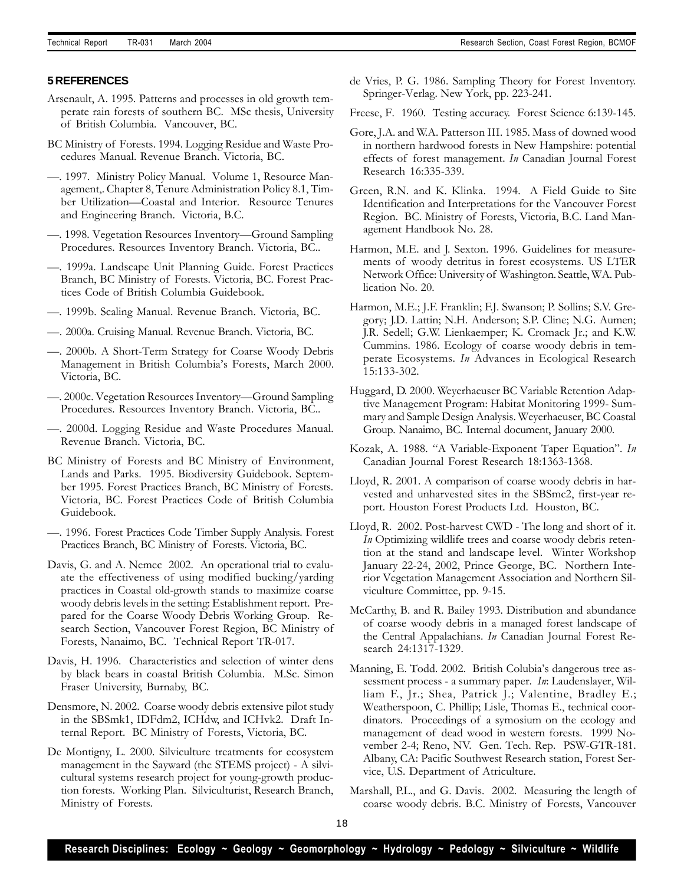## 5 REFERENCES

Arsenault, A. 1995. Patterns and processes in old growth temperate rain forests of southern BC. MSc thesis, University of British Columbia. Vancouver, BC.

BC Ministry of Forests. 1994. Logging Residue and Waste Procedures Manual. Revenue Branch. Victoria, BC.

—. 1997. Ministry Policy Manual. Volume 1, Resource Management,. Chapter 8, Tenure Administration Policy 8.1, Timber Utilization—Coastal and Interior. Resource Tenures and Engineering Branch. Victoria, B.C.

—. 1998. Vegetation Resources Inventory—Ground Sampling Procedures. Resources Inventory Branch. Victoria, BC..

—. 1999a. Landscape Unit Planning Guide. Forest Practices Branch, BC Ministry of Forests. Victoria, BC. Forest Practices Code of British Columbia Guidebook.

—. 1999b. Scaling Manual. Revenue Branch. Victoria, BC.

—. 2000a. Cruising Manual. Revenue Branch. Victoria, BC.

—. 2000b. A Short-Term Strategy for Coarse Woody Debris Management in British Columbia's Forests, March 2000. Victoria, BC.

—. 2000c. Vegetation Resources Inventory—Ground Sampling Procedures. Resources Inventory Branch. Victoria, BC..

—. 2000d. Logging Residue and Waste Procedures Manual. Revenue Branch. Victoria, BC.

BC Ministry of Forests and BC Ministry of Environment, Lands and Parks. 1995. Biodiversity Guidebook. September 1995. Forest Practices Branch, BC Ministry of Forests. Victoria, BC. Forest Practices Code of British Columbia Guidebook.

—. 1996. Forest Practices Code Timber Supply Analysis. Forest Practices Branch, BC Ministry of Forests. Victoria, BC.

Davis, G. and A. Nemec 2002. An operational trial to evaluate the effectiveness of using modified bucking/yarding practices in Coastal old-growth stands to maximize coarse woody debris levels in the setting: Establishment report. Prepared for the Coarse Woody Debris Working Group. Research Section, Vancouver Forest Region, BC Ministry of Forests, Nanaimo, BC. Technical Report TR-017.

Davis, H. 1996. Characteristics and selection of winter dens by black bears in coastal British Columbia. M.Sc. Simon Fraser University, Burnaby, BC.

Densmore, N. 2002. Coarse woody debris extensive pilot study in the SBSmk1, IDFdm2, ICHdw, and ICHvk2. Draft Internal Report. BC Ministry of Forests, Victoria, BC.

De Montigny, L. 2000. Silviculture treatments for ecosystem management in the Sayward (the STEMS project) - A silvicultural systems research project for young-growth production forests. Working Plan. Silviculturist, Research Branch, Ministry of Forests.

de Vries, P. G. 1986. Sampling Theory for Forest Inventory. Springer-Verlag. New York, pp. 223-241.

Freese, F. 1960. Testing accuracy. Forest Science 6:139-145.

Gore, J.A. and W.A. Patterson III. 1985. Mass of downed wood in northern hardwood forests in New Hampshire: potential effects of forest management. *In* Canadian Journal Forest Research 16:335-339.

Green, R.N. and K. Klinka. 1994. A Field Guide to Site Identification and Interpretations for the Vancouver Forest Region. BC. Ministry of Forests, Victoria, B.C. Land Management Handbook No. 28.

Harmon, M.E. and J. Sexton. 1996. Guidelines for measurements of woody detritus in forest ecosystems. US LTER Network Office: University of Washington. Seattle, WA. Publication No. 20.

Harmon, M.E.; J.F. Franklin; F.J. Swanson; P. Sollins; S.V. Gregory; J.D. Lattin; N.H. Anderson; S.P. Cline; N.G. Aumen; J.R. Sedell; G.W. Lienkaemper; K. Cromack Jr.; and K.W. Cummins. 1986. Ecology of coarse woody debris in temperate Ecosystems. *In* Advances in Ecological Research 15:133-302.

Huggard, D. 2000. Weyerhaeuser BC Variable Retention Adaptive Management Program: Habitat Monitoring 1999- Summary and Sample Design Analysis. Weyerhaeuser, BC Coastal Group. Nanaimo, BC. Internal document, January 2000.

Kozak, A. 1988. "A Variable-Exponent Taper Equation". *In* Canadian Journal Forest Research 18:1363-1368.

Lloyd, R. 2001. A comparison of coarse woody debris in harvested and unharvested sites in the SBSmc2, first-year report. Houston Forest Products Ltd. Houston, BC.

Lloyd, R. 2002. Post-harvest CWD - The long and short of it. *In* Optimizing wildlife trees and coarse woody debris retention at the stand and landscape level. Winter Workshop January 22-24, 2002, Prince George, BC. Northern Interior Vegetation Management Association and Northern Silviculture Committee, pp. 9-15.

McCarthy, B. and R. Bailey 1993. Distribution and abundance of coarse woody debris in a managed forest landscape of the Central Appalachians. *In* Canadian Journal Forest Research 24:1317-1329.

Manning, E. Todd. 2002. British Colubia's dangerous tree assessment process - a summary paper. *In*: Laudenslayer, William F., Jr.; Shea, Patrick J.; Valentine, Bradley E.; Weatherspoon, C. Phillip; Lisle, Thomas E., technical coordinators. Proceedings of a symosium on the ecology and management of dead wood in western forests. 1999 November 2-4; Reno, NV. Gen. Tech. Rep. PSW-GTR-181. Albany, CA: Pacific Southwest Research station, Forest Service, U.S. Department of Atriculture.

Marshall, P.L., and G. Davis. 2002. Measuring the length of coarse woody debris. B.C. Ministry of Forests, Vancouver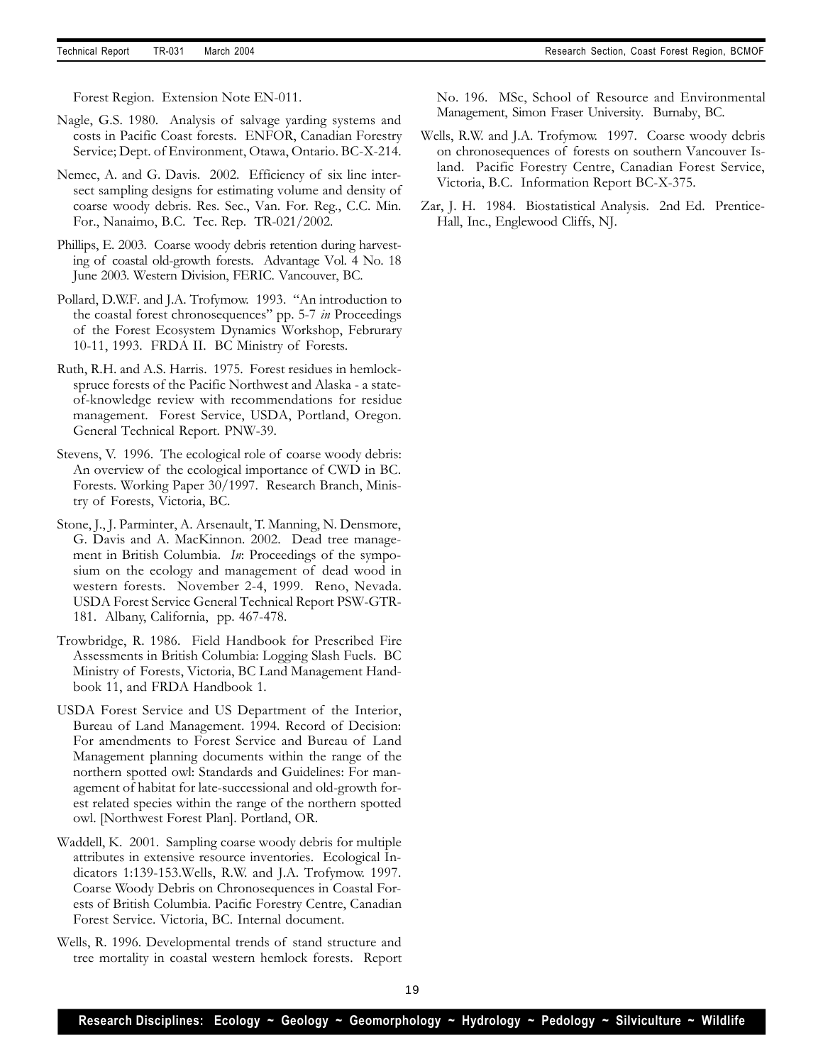Forest Region. Extension Note EN-011.

Nagle, G.S. 1980. Analysis of salvage yarding systems and costs in Pacific Coast forests. ENFOR, Canadian Forestry Service; Dept. of Environment, Otawa, Ontario. BC-X-214.

Nemec, A. and G. Davis. 2002. Efficiency of six line intersect sampling designs for estimating volume and density of coarse woody debris. Res. Sec., Van. For. Reg., C.C. Min. For., Nanaimo, B.C. Tec. Rep. TR-021/2002.

Phillips, E. 2003. Coarse woody debris retention during harvesting of coastal old-growth forests. Advantage Vol. 4 No. 18 June 2003. Western Division, FERIC. Vancouver, BC.

Pollard, D.W.F. and J.A. Trofymow. 1993. "An introduction to the coastal forest chronosequences" pp. 5-7 *in* Proceedings of the Forest Ecosystem Dynamics Workshop, Februrary 10-11, 1993. FRDA II. BC Ministry of Forests.

Ruth, R.H. and A.S. Harris. 1975. Forest residues in hemlock-spruce forests of the Pacific Northwest and Alaska - a state-of-knowledge review with recommendations for residue management. Forest Service, USDA, Portland, Oregon. General Technical Report. PNW-39.

Stevens, V. 1996. The ecological role of coarse woody debris: An overview of the ecological importance of CWD in BC. Forests. Working Paper 30/1997. Research Branch, Ministry of Forests, Victoria, BC.

Stone, J., J. Parminter, A. Arsenault, T. Manning, N. Densmore, G. Davis and A. MacKinnon. 2002. Dead tree management in British Columbia. *In*: Proceedings of the symposium on the ecology and management of dead wood in western forests. November 2-4, 1999. Reno, Nevada. USDA Forest Service General Technical Report PSW-GTR-181. Albany, California, pp. 467-478.

Trowbridge, R. 1986. Field Handbook for Prescribed Fire Assessments in British Columbia: Logging Slash Fuels. BC Ministry of Forests, Victoria, BC Land Management Handbook 11, and FRDA Handbook 1.

USDA Forest Service and US Department of the Interior, Bureau of Land Management. 1994. Record of Decision: For amendments to Forest Service and Bureau of Land Management planning documents within the range of the northern spotted owl: Standards and Guidelines: For management of habitat for late-successional and old-growth forest related species within the range of the northern spotted owl. [Northwest Forest Plan]. Portland, OR.

Waddell, K. 2001. Sampling coarse woody debris for multiple attributes in extensive resource inventories. Ecological Indicators 1:139-153.Wells, R.W. and J.A. Trofymow. 1997. Coarse Woody Debris on Chronosequences in Coastal Forests of British Columbia. Pacific Forestry Centre, Canadian Forest Service. Victoria, BC. Internal document.

Wells, R. 1996. Developmental trends of stand structure and tree mortality in coastal western hemlock forests. Report No. 196. MSc, School of Resource and Environmental Management, Simon Fraser University. Burnaby, BC.

Wells, R.W. and J.A. Trofymow. 1997. Coarse woody debris on chronosequences of forests on southern Vancouver Island. Pacific Forestry Centre, Canadian Forest Service, Victoria, B.C. Information Report BC-X-375.

Zar, J. H. 1984. Biostatistical Analysis. 2nd Ed. Prentice-Hall, Inc., Englewood Cliffs, NJ.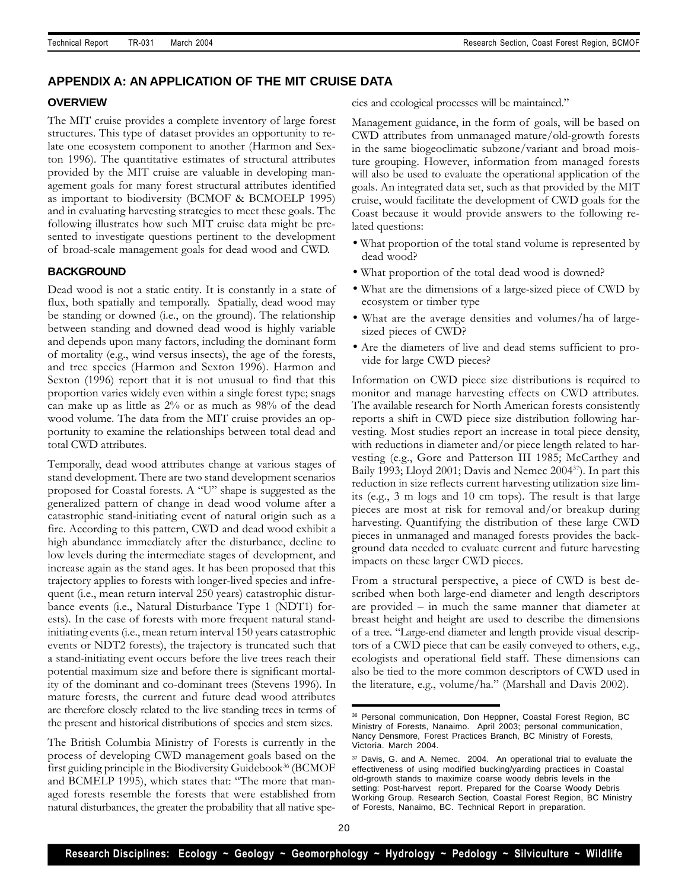## APPENDIX A: AN APPLICATION OF THE MIT CRUISE DATA

### OVERVIEW

The MIT cruise provides a complete inventory of large forest structures. This type of dataset provides an opportunity to relate one ecosystem component to another (Harmon and Sexton 1996). The quantitative estimates of structural attributes provided by the MIT cruise are valuable in developing management goals for many forest structural attributes identified as important to biodiversity (BCMOF & BCMOELP 1995) and in evaluating harvesting strategies to meet these goals. The following illustrates how such MIT cruise data might be presented to investigate questions pertinent to the development of broad-scale management goals for dead wood and CWD.

### BACKGROUND

Dead wood is not a static entity. It is constantly in a state of flux, both spatially and temporally. Spatially, dead wood may be standing or downed (i.e., on the ground). The relationship between standing and downed dead wood is highly variable and depends upon many factors, including the dominant form of mortality (e.g., wind versus insects), the age of the forests, and tree species (Harmon and Sexton 1996). Harmon and Sexton (1996) report that it is not unusual to find that this proportion varies widely even within a single forest type; snags can make up as little as 2% or as much as 98% of the dead wood volume. The data from the MIT cruise provides an opportunity to examine the relationships between total dead and total CWD attributes.

Temporally, dead wood attributes change at various stages of stand development. There are two stand development scenarios proposed for Coastal forests. A "U" shape is suggested as the generalized pattern of change in dead wood volume after a catastrophic stand-initiating event of natural origin such as a fire. According to this pattern, CWD and dead wood exhibit a high abundance immediately after the disturbance, decline to low levels during the intermediate stages of development, and increase again as the stand ages. It has been proposed that this trajectory applies to forests with longer-lived species and infrequent (i.e., mean return interval 250 years) catastrophic disturbance events (i.e., Natural Disturbance Type 1 (NDT1) forests). In the case of forests with more frequent natural stand-initiating events (i.e., mean return interval 150 years catastrophic events or NDT2 forests), the trajectory is truncated such that a stand-initiating event occurs before the live trees reach their potential maximum size and before there is significant mortality of the dominant and co-dominant trees (Stevens 1996). In mature forests, the current and future dead wood attributes are therefore closely related to the live standing trees in terms of the present and historical distributions of species and stem sizes.

The British Columbia Ministry of Forests is currently in the process of developing CWD management goals based on the first guiding principle in the Biodiversity Guidebook[36] (BCMOF and BCMELP 1995), which states that: "The more that managed forests resemble the forests that were established from natural disturbances, the greater the probability that all native species and ecological processes will be maintained."

Management guidance, in the form of goals, will be based on CWD attributes from unmanaged mature/old-growth forests in the same biogeoclimatic subzone/variant and broad moisture grouping. However, information from managed forests will also be used to evaluate the operational application of the goals. An integrated data set, such as that provided by the MIT cruise, would facilitate the development of CWD goals for the Coast because it would provide answers to the following related questions:

- What proportion of the total stand volume is represented by dead wood?
- What proportion of the total dead wood is downed?
- What are the dimensions of a large-sized piece of CWD by ecosystem or timber type
- What are the average densities and volumes/ha of large-sized pieces of CWD?
- Are the diameters of live and dead stems sufficient to provide for large CWD pieces?

Information on CWD piece size distributions is required to monitor and manage harvesting effects on CWD attributes. The available research for North American forests consistently reports a shift in CWD piece size distribution following harvesting. Most studies report an increase in total piece density, with reductions in diameter and/or piece length related to harvesting (e.g., Gore and Patterson III 1985; McCarthey and Baily 1993; Lloyd 2001; Davis and Nemec 2004[37]). In part this reduction in size reflects current harvesting utilization size limits (e.g., 3 m logs and 10 cm tops). The result is that large pieces are most at risk for removal and/or breakup during harvesting. Quantifying the distribution of these large CWD pieces in unmanaged and managed forests provides the background data needed to evaluate current and future harvesting impacts on these larger CWD pieces.

From a structural perspective, a piece of CWD is best described when both large-end diameter and length descriptors are provided – in much the same manner that diameter at breast height and height are used to describe the dimensions of a tree. "Large-end diameter and length provide visual descriptors of a CWD piece that can be easily conveyed to others, e.g., ecologists and operational field staff. These dimensions can also be tied to the more common descriptors of CWD used in the literature, e.g., volume/ha." (Marshall and Davis 2002).

---

[36] Personal communication, Don Heppner, Coastal Forest Region, BC Ministry of Forests, Nanaimo. April 2003; personal communication, Nancy Densmore, Forest Practices Branch, BC Ministry of Forests, Victoria. March 2004.

[37] Davis, G. and A. Nemec. 2004. An operational trial to evaluate the effectiveness of using modified bucking/yarding practices in Coastal old-growth stands to maximize coarse woody debris levels in the setting: Post-harvest report. Prepared for the Coarse Woody Debris Working Group. Research Section, Coastal Forest Region, BC Ministry of Forests, Nanaimo, BC. Technical Report in preparation.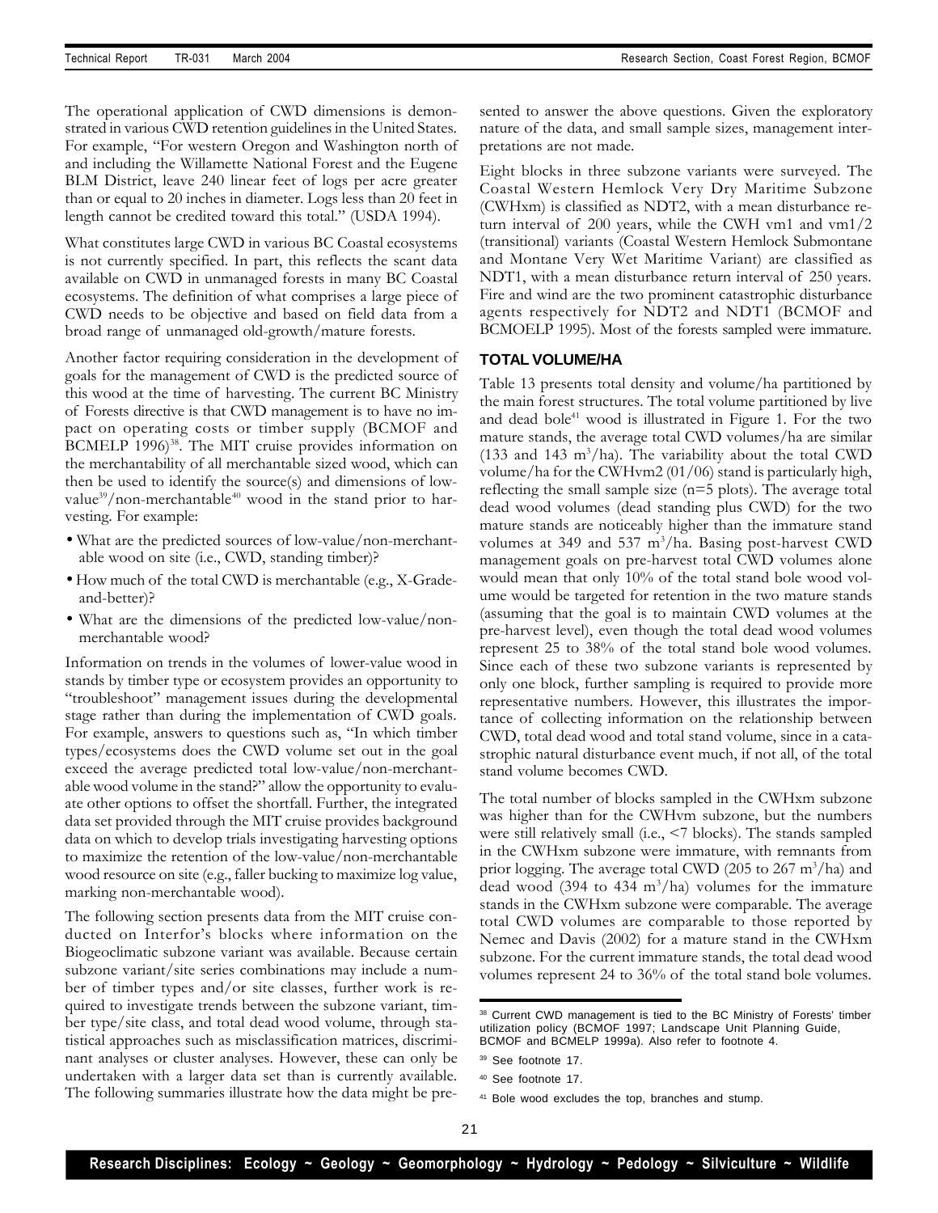The operational application of CWD dimensions is demonstrated in various CWD retention guidelines in the United States. For example, "For western Oregon and Washington north of and including the Willamette National Forest and the Eugene BLM District, leave 240 linear feet of logs per acre greater than or equal to 20 inches in diameter. Logs less than 20 feet in length cannot be credited toward this total." (USDA 1994).

What constitutes large CWD in various BC Coastal ecosystems is not currently specified. In part, this reflects the scant data available on CWD in unmanaged forests in many BC Coastal ecosystems. The definition of what comprises a large piece of CWD needs to be objective and based on field data from a broad range of unmanaged old-growth/mature forests.

Another factor requiring consideration in the development of goals for the management of CWD is the predicted source of this wood at the time of harvesting. The current BC Ministry of Forests directive is that CWD management is to have no impact on operating costs or timber supply (BCMOF and BCMELP 1996)[38]. The MIT cruise provides information on the merchantability of all merchantable sized wood, which can then be used to identify the source(s) and dimensions of low-value[39]/non-merchantable[40] wood in the stand prior to harvesting. For example:

- What are the predicted sources of low-value/non-merchantable wood on site (i.e., CWD, standing timber)?
- How much of the total CWD is merchantable (e.g., X-Grade-and-better)?
- What are the dimensions of the predicted low-value/non-merchantable wood?

Information on trends in the volumes of lower-value wood in stands by timber type or ecosystem provides an opportunity to "troubleshoot" management issues during the developmental stage rather than during the implementation of CWD goals. For example, answers to questions such as, "In which timber types/ecosystems does the CWD volume set out in the goal exceed the average predicted total low-value/non-merchantable wood volume in the stand?" allow the opportunity to evaluate other options to offset the shortfall. Further, the integrated data set provided through the MIT cruise provides background data on which to develop trials investigating harvesting options to maximize the retention of the low-value/non-merchantable wood resource on site (e.g., faller bucking to maximize log value, marking non-merchantable wood).

The following section presents data from the MIT cruise conducted on Interfor's blocks where information on the Biogeoclimatic subzone variant was available. Because certain subzone variant/site series combinations may include a number of timber types and/or site classes, further work is required to investigate trends between the subzone variant, timber type/site class, and total dead wood volume, through statistical approaches such as misclassification matrices, discriminant analyses or cluster analyses. However, these can only be undertaken with a larger data set than is currently available. The following summaries illustrate how the data might be presented to answer the above questions. Given the exploratory nature of the data, and small sample sizes, management interpretations are not made.

Eight blocks in three subzone variants were surveyed. The Coastal Western Hemlock Very Dry Maritime Subzone (CWHxm) is classified as NDT2, with a mean disturbance return interval of 200 years, while the CWH vm1 and vm1/2 (transitional) variants (Coastal Western Hemlock Submontane and Montane Very Wet Maritime Variant) are classified as NDT1, with a mean disturbance return interval of 250 years. Fire and wind are the two prominent catastrophic disturbance agents respectively for NDT2 and NDT1 (BCMOF and BCMOELP 1995). Most of the forests sampled were immature.

### TOTAL VOLUME/HA

Table 13 presents total density and volume/ha partitioned by the main forest structures. The total volume partitioned by live and dead bole[41] wood is illustrated in Figure 1. For the two mature stands, the average total CWD volumes/ha are similar (133 and 143 $m^3$/ha). The variability about the total CWD volume/ha for the CWHvm2 (01/06) stand is particularly high, reflecting the small sample size (n=5 plots). The average total dead wood volumes (dead standing plus CWD) for the two mature stands are noticeably higher than the immature stand volumes at 349 and 537 $m^3$/ha. Basing post-harvest CWD management goals on pre-harvest total CWD volumes alone would mean that only 10% of the total stand bole wood volume would be targeted for retention in the two mature stands (assuming that the goal is to maintain CWD volumes at the pre-harvest level), even though the total dead wood volumes represent 25 to 38% of the total stand bole wood volumes. Since each of these two subzone variants is represented by only one block, further sampling is required to provide more representative numbers. However, this illustrates the importance of collecting information on the relationship between CWD, total dead wood and total stand volume, since in a catastrophic natural disturbance event much, if not all, of the total stand volume becomes CWD.

The total number of blocks sampled in the CWHxm subzone was higher than for the CWHvm subzone, but the numbers were still relatively small (i.e., <7 blocks). The stands sampled in the CWHxm subzone were immature, with remnants from prior logging. The average total CWD (205 to 267 $m^3$/ha) and dead wood (394 to 434 $m^3$/ha) volumes for the immature stands in the CWHxm subzone were comparable. The average total CWD volumes are comparable to those reported by Nemec and Davis (2002) for a mature stand in the CWHxm subzone. For the current immature stands, the total dead wood volumes represent 24 to 36% of the total stand bole volumes.

---

[38] Current CWD management is tied to the BC Ministry of Forests' timber utilization policy (BCMOF 1997; Landscape Unit Planning Guide, BCMOF and BCMELP 1999a). Also refer to footnote 4.

[39] See footnote 17.

[40] See footnote 17.

[41] Bole wood excludes the top, branches and stump.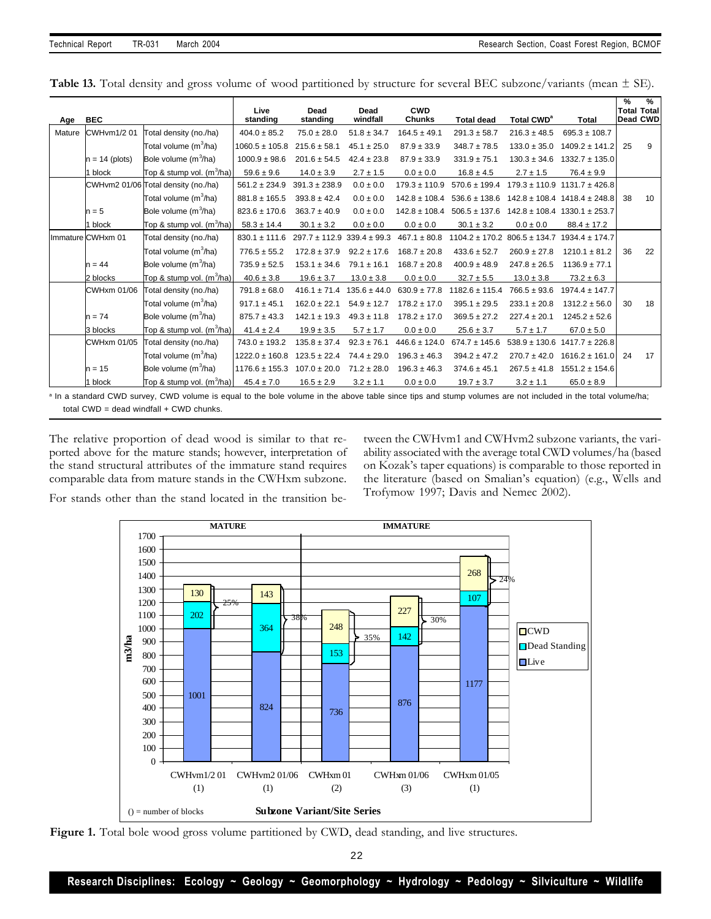**Table 13.** Total density and gross volume of wood partitioned by structure for several BEC subzone/variants (mean ± SE).

| Age | BEC | | Live standing | Dead standing | Dead windfall | CWD Chunks | Total dead | Total CWD[a] | Total | % Total Dead | % Total CWD |
|---|---|---|---|---|---|---|---|---|---|---|---|
| Mature | CWHvm1/2 01 | Total density (no./ha) | 404.0 ± 85.2 | 75.0 ± 28.0 | 51.8 ± 34.7 | 164.5 ± 49.1 | 291.3 ± 58.7 | 216.3 ± 48.5 | 695.3 ± 108.7 | | |
| | | Total volume ($m^3$/ha) | 1060.5 ± 105.8 | 215.6 ± 58.1 | 45.1 ± 25.0 | 87.9 ± 33.9 | 348.7 ± 78.5 | 133.0 ± 35.0 | 1409.2 ± 141.2 | 25 | 9 |
| | n = 14 (plots) | Bole volume ($m^3$/ha) | 1000.9 ± 98.6 | 201.6 ± 54.5 | 42.4 ± 23.8 | 87.9 ± 33.9 | 331.9 ± 75.1 | 130.3 ± 34.6 | 1332.7 ± 135.0 | | |
| | 1 block | Top & stump vol. ($m^3$/ha) | 59.6 ± 9.6 | 14.0 ± 3.9 | 2.7 ± 1.5 | 0.0 ± 0.0 | 16.8 ± 4.5 | 2.7 ± 1.5 | 76.4 ± 9.9 | | |
| | CWHvm2 01/06 | Total density (no./ha) | 561.2 ± 234.9 | 391.3 ± 238.9 | 0.0 ± 0.0 | 179.3 ± 110.9 | 570.6 ± 199.4 | 179.3 ± 110.9 | 1131.7 ± 426.8 | | |
| | | Total volume ($m^3$/ha) | 881.8 ± 165.5 | 393.8 ± 42.4 | 0.0 ± 0.0 | 142.8 ± 108.4 | 536.6 ± 138.6 | 142.8 ± 108.4 | 1418.4 ± 248.8 | 38 | 10 |
| | n = 5 | Bole volume ($m^3$/ha) | 823.6 ± 170.6 | 363.7 ± 40.9 | 0.0 ± 0.0 | 142.8 ± 108.4 | 506.5 ± 137.6 | 142.8 ± 108.4 | 1330.1 ± 253.7 | | |
| | 1 block | Top & stump vol. ($m^3$/ha) | 58.3 ± 14.4 | 30.1 ± 3.2 | 0.0 ± 0.0 | 0.0 ± 0.0 | 30.1 ± 3.2 | 0.0 ± 0.0 | 88.4 ± 17.2 | | |
| Immature | CWHxm 01 | Total density (no./ha) | 830.1 ± 111.6 | 297.7 ± 112.9 | 339.4 ± 99.3 | 467.1 ± 80.8 | 1104.2 ± 170.2 | 806.5 ± 134.7 | 1934.4 ± 174.7 | | |
| | | Total volume ($m^3$/ha) | 776.5 ± 55.2 | 172.8 ± 37.9 | 92.2 ± 17.6 | 168.7 ± 20.8 | 433.6 ± 52.7 | 260.9 ± 27.8 | 1210.1 ± 81.2 | 36 | 22 |
| | n = 44 | Bole volume ($m^3$/ha) | 735.9 ± 52.5 | 153.1 ± 34.6 | 79.1 ± 16.1 | 168.7 ± 20.8 | 400.9 ± 48.9 | 247.8 ± 26.5 | 1136.9 ± 77.1 | | |
| | 2 blocks | Top & stump vol. ($m^3$/ha) | 40.6 ± 3.8 | 19.6 ± 3.7 | 13.0 ± 3.8 | 0.0 ± 0.0 | 32.7 ± 5.5 | 13.0 ± 3.8 | 73.2 ± 6.3 | | |
| | CWHxm 01/06 | Total density (no./ha) | 791.8 ± 68.0 | 416.1 ± 71.4 | 135.6 ± 44.0 | 630.9 ± 77.8 | 1182.6 ± 115.4 | 766.5 ± 93.6 | 1974.4 ± 147.7 | | |
| | | Total volume ($m^3$/ha) | 917.1 ± 45.1 | 162.0 ± 22.1 | 54.9 ± 12.7 | 178.2 ± 17.0 | 395.1 ± 29.5 | 233.1 ± 20.8 | 1312.2 ± 56.0 | 30 | 18 |
| | n = 74 | Bole volume ($m^3$/ha) | 875.7 ± 43.3 | 142.1 ± 19.3 | 49.3 ± 11.8 | 178.2 ± 17.0 | 369.5 ± 27.2 | 227.4 ± 20.1 | 1245.2 ± 52.6 | | |
| | 3 blocks | Top & stump vol. ($m^3$/ha) | 41.4 ± 2.4 | 19.9 ± 3.5 | 5.7 ± 1.7 | 0.0 ± 0.0 | 25.6 ± 3.7 | 5.7 ± 1.7 | 67.0 ± 5.0 | | |
| | CWHxm 01/05 | Total density (no./ha) | 743.0 ± 193.2 | 135.8 ± 37.4 | 92.3 ± 76.1 | 446.6 ± 124.0 | 674.7 ± 145.6 | 538.9 ± 130.6 | 1417.7 ± 226.8 | | |
| | | Total volume ($m^3$/ha) | 1222.0 ± 160.8 | 123.5 ± 22.4 | 74.4 ± 29.0 | 196.3 ± 46.3 | 394.2 ± 47.2 | 270.7 ± 42.0 | 1616.2 ± 161.0 | 24 | 17 |
| | n = 15 | Bole volume ($m^3$/ha) | 1176.6 ± 155.3 | 107.0 ± 20.0 | 71.2 ± 28.0 | 196.3 ± 46.3 | 374.6 ± 45.1 | 267.5 ± 41.8 | 1551.2 ± 154.6 | | |
| | 1 block | Top & stump vol. ($m^3$/ha) | 45.4 ± 7.0 | 16.5 ± 2.9 | 3.2 ± 1.1 | 0.0 ± 0.0 | 19.7 ± 3.7 | 3.2 ± 1.1 | 65.0 ± 8.9 | | |

[a] In a standard CWD survey, CWD volume is equal to the bole volume in the above table since tips and stump volumes are not included in the total volume/ha; total CWD = dead windfall + CWD chunks.

The relative proportion of dead wood is similar to that reported above for the mature stands; however, interpretation of the stand structural attributes of the immature stand requires comparable data from mature stands in the CWHxm subzone.

For stands other than the stand located in the transition between the CWHvm1 and CWHvm2 subzone variants, the variability associated with the average total CWD volumes/ha (based on Kozak's taper equations) is comparable to those reported in the literature (based on Smalian's equation) (e.g., Wells and Trofymow 1997; Davis and Nemec 2002).

**Figure 1.** Total bole wood gross volume partitioned by CWD, dead standing, and live structures.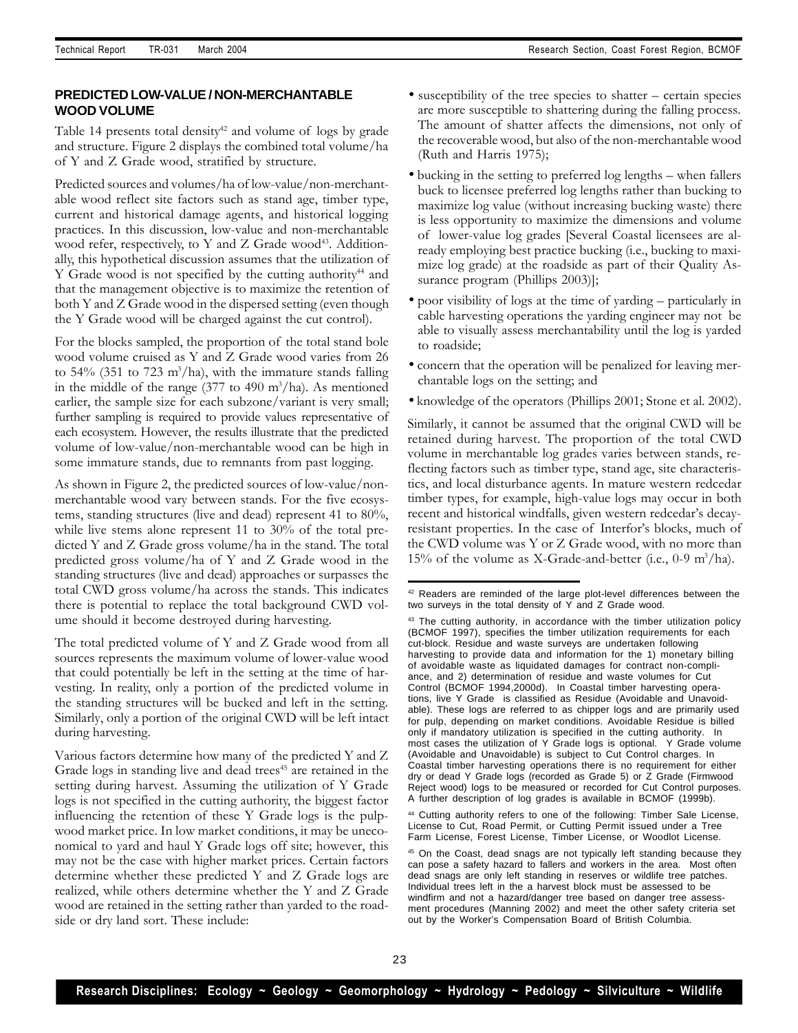## PREDICTED LOW-VALUE / NON-MERCHANTABLE WOOD VOLUME

Table 14 presents total density[42] and volume of logs by grade and structure. Figure 2 displays the combined total volume/ha of Y and Z Grade wood, stratified by structure.

Predicted sources and volumes/ha of low-value/non-merchantable wood reflect site factors such as stand age, timber type, current and historical damage agents, and historical logging practices. In this discussion, low-value and non-merchantable wood refer, respectively, to Y and Z Grade wood[43]. Additionally, this hypothetical discussion assumes that the utilization of Y Grade wood is not specified by the cutting authority[44] and that the management objective is to maximize the retention of both Y and Z Grade wood in the dispersed setting (even though the Y Grade wood will be charged against the cut control).

For the blocks sampled, the proportion of the total stand bole wood volume cruised as Y and Z Grade wood varies from 26 to 54% (351 to 723 $m^3$/ha), with the immature stands falling in the middle of the range (377 to 490 $m^3$/ha). As mentioned earlier, the sample size for each subzone/variant is very small; further sampling is required to provide values representative of each ecosystem. However, the results illustrate that the predicted volume of low-value/non-merchantable wood can be high in some immature stands, due to remnants from past logging.

As shown in Figure 2, the predicted sources of low-value/non-merchantable wood vary between stands. For the five ecosystems, standing structures (live and dead) represent 41 to 80%, while live stems alone represent 11 to 30% of the total predicted Y and Z Grade gross volume/ha in the stand. The total predicted gross volume/ha of Y and Z Grade wood in the standing structures (live and dead) approaches or surpasses the total CWD gross volume/ha across the stands. This indicates there is potential to replace the total background CWD volume should it become destroyed during harvesting.

The total predicted volume of Y and Z Grade wood from all sources represents the maximum volume of lower-value wood that could potentially be left in the setting at the time of harvesting. In reality, only a portion of the predicted volume in the standing structures will be bucked and left in the setting. Similarly, only a portion of the original CWD will be left intact during harvesting.

Various factors determine how many of the predicted Y and Z Grade logs in standing live and dead trees[45] are retained in the setting during harvest. Assuming the utilization of Y Grade logs is not specified in the cutting authority, the biggest factor influencing the retention of these Y Grade logs is the pulpwood market price. In low market conditions, it may be uneconomical to yard and haul Y Grade logs off site; however, this may not be the case with higher market prices. Certain factors determine whether these predicted Y and Z Grade logs are realized, while others determine whether the Y and Z Grade wood are retained in the setting rather than yarded to the roadside or dry land sort. These include:

- susceptibility of the tree species to shatter – certain species are more susceptible to shattering during the falling process. The amount of shatter affects the dimensions, not only of the recoverable wood, but also of the non-merchantable wood (Ruth and Harris 1975);
- bucking in the setting to preferred log lengths – when fallers buck to licensee preferred log lengths rather than bucking to maximize log value (without increasing bucking waste) there is less opportunity to maximize the dimensions and volume of lower-value log grades [Several Coastal licensees are already employing best practice bucking (i.e., bucking to maximize log grade) at the roadside as part of their Quality Assurance program (Phillips 2003)];
- poor visibility of logs at the time of yarding – particularly in cable harvesting operations the yarding engineer may not be able to visually assess merchantability until the log is yarded to roadside;
- concern that the operation will be penalized for leaving merchantable logs on the setting; and
- knowledge of the operators (Phillips 2001; Stone et al. 2002).

Similarly, it cannot be assumed that the original CWD will be retained during harvest. The proportion of the total CWD volume in merchantable log grades varies between stands, reflecting factors such as timber type, stand age, site characteristics, and local disturbance agents. In mature western redcedar timber types, for example, high-value logs may occur in both recent and historical windfalls, given western redcedar's decay-resistant properties. In the case of Interfor's blocks, much of the CWD volume was Y or Z Grade wood, with no more than 15% of the volume as X-Grade-and-better (i.e., 0-9 $m^3$/ha).

---

[42] Readers are reminded of the large plot-level differences between the two surveys in the total density of Y and Z Grade wood.

[43] The cutting authority, in accordance with the timber utilization policy (BCMOF 1997), specifies the timber utilization requirements for each cut-block. Residue and waste surveys are undertaken following harvesting to provide data and information for the 1) monetary billing of avoidable waste as liquidated damages for contract non-compliance, and 2) determination of residue and waste volumes for Cut Control (BCMOF 1994,2000d). In Coastal timber harvesting operations, live Y Grade is classified as Residue (Avoidable and Unavoidable). These logs are referred to as chipper logs and are primarily used for pulp, depending on market conditions. Avoidable Residue is billed only if mandatory utilization is specified in the cutting authority. In most cases the utilization of Y Grade logs is optional. Y Grade volume (Avoidable and Unavoidable) is subject to Cut Control charges. In Coastal timber harvesting operations there is no requirement for either dry or dead Y Grade logs (recorded as Grade 5) or Z Grade (Firmwood Reject wood) logs to be measured or recorded for Cut Control purposes. A further description of log grades is available in BCMOF (1999b).

[44] Cutting authority refers to one of the following: Timber Sale License, License to Cut, Road Permit, or Cutting Permit issued under a Tree Farm License, Forest License, Timber License, or Woodlot License.

[45] On the Coast, dead snags are not typically left standing because they can pose a safety hazard to fallers and workers in the area. Most often dead snags are only left standing in reserves or wildlife tree patches. Individual trees left in a harvest block must be assessed to be windfirm and not a hazard/danger tree based on danger tree assessment procedures (Manning 2002) and meet the other safety criteria set out by the Worker's Compensation Board of British Columbia.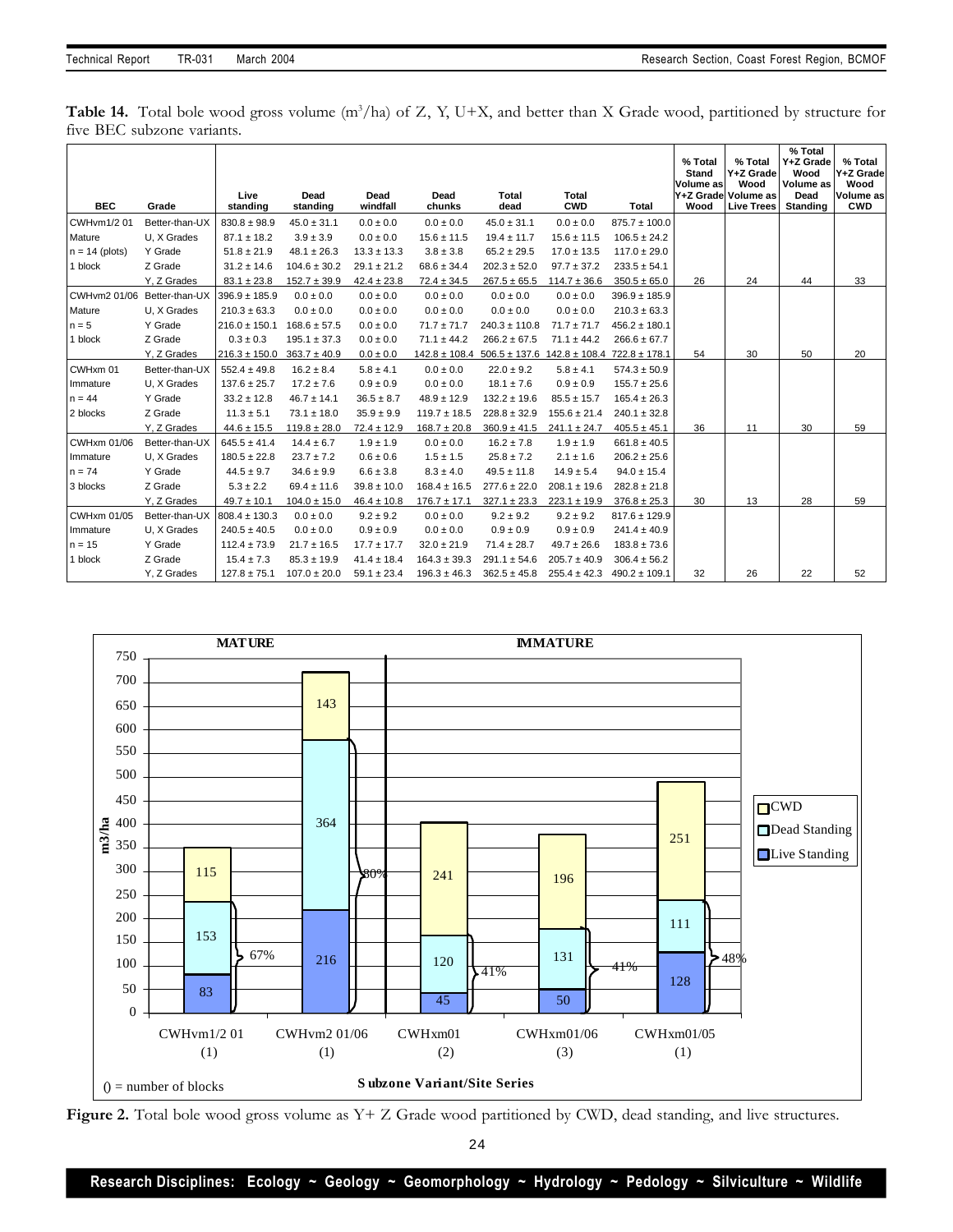**Table 14.** Total bole wood gross volume ($m^3$/ha) of Z, Y, U+X, and better than X Grade wood, partitioned by structure for five BEC subzone variants.

| BEC | Grade | Live standing | Dead standing | Dead windfall | Dead chunks | Total dead | Total CWD | Total | % Total Stand Volume as Y+Z Grade Wood | % Total Y+Z Grade Wood Volume as Live Trees | % Total Y+Z Grade Wood Volume as Dead Standing | % Total Y+Z Grade Wood Volume as CWD |
|---|---|---|---|---|---|---|---|---|---|---|---|---|
| CWHvm1/2 01 | Better-than-UX | 830.8 ± 98.9 | 45.0 ± 31.1 | 0.0 ± 0.0 | 0.0 ± 0.0 | 45.0 ± 31.1 | 0.0 ± 0.0 | 875.7 ± 100.0 | | | | |
| Mature | U, X Grades | 87.1 ± 18.2 | 3.9 ± 3.9 | 0.0 ± 0.0 | 15.6 ± 11.5 | 19.4 ± 11.7 | 15.6 ± 11.5 | 106.5 ± 24.2 | | | | |
| n = 14 (plots) | Y Grade | 51.8 ± 21.9 | 48.1 ± 26.3 | 13.3 ± 13.3 | 3.8 ± 3.8 | 65.2 ± 29.5 | 17.0 ± 13.5 | 117.0 ± 29.0 | | | | |
| 1 block | Z Grade | 31.2 ± 14.6 | 104.6 ± 30.2 | 29.1 ± 21.2 | 68.6 ± 34.4 | 202.3 ± 52.0 | 97.7 ± 37.2 | 233.5 ± 54.1 | | | | |
| | Y, Z Grades | 83.1 ± 23.8 | 152.7 ± 39.9 | 42.4 ± 23.8 | 72.4 ± 34.5 | 267.5 ± 65.5 | 114.7 ± 36.6 | 350.5 ± 65.0 | 26 | 24 | 44 | 33 |
| CWHvm2 01/06 | Better-than-UX | 396.9 ± 185.9 | 0.0 ± 0.0 | 0.0 ± 0.0 | 0.0 ± 0.0 | 0.0 ± 0.0 | 0.0 ± 0.0 | 396.9 ± 185.9 | | | | |
| Mature | U, X Grades | 210.3 ± 63.3 | 0.0 ± 0.0 | 0.0 ± 0.0 | 0.0 ± 0.0 | 0.0 ± 0.0 | 0.0 ± 0.0 | 210.3 ± 63.3 | | | | |
| n = 5 | Y Grade | 216.0 ± 150.1 | 168.6 ± 57.5 | 0.0 ± 0.0 | 71.7 ± 71.7 | 240.3 ± 110.8 | 71.7 ± 71.7 | 456.2 ± 180.1 | | | | |
| 1 block | Z Grade | 0.3 ± 0.3 | 195.1 ± 37.3 | 0.0 ± 0.0 | 71.1 ± 44.2 | 266.2 ± 67.5 | 71.1 ± 44.2 | 266.6 ± 67.7 | | | | |
| | Y, Z Grades | 216.3 ± 150.0 | 363.7 ± 40.9 | 0.0 ± 0.0 | 142.8 ± 108.4 | 506.5 ± 137.6 | 142.8 ± 108.4 | 722.8 ± 178.1 | 54 | 30 | 50 | 20 |
| CWHxm 01 | Better-than-UX | 552.4 ± 49.8 | 16.2 ± 8.4 | 5.8 ± 4.1 | 0.0 ± 0.0 | 22.0 ± 9.2 | 5.8 ± 4.1 | 574.3 ± 50.9 | | | | |
| Immature | U, X Grades | 137.6 ± 25.7 | 17.2 ± 7.6 | 0.9 ± 0.9 | 0.0 ± 0.0 | 18.1 ± 7.6 | 0.9 ± 0.9 | 155.7 ± 25.6 | | | | |
| n = 44 | Y Grade | 33.2 ± 12.8 | 46.7 ± 14.1 | 36.5 ± 8.7 | 48.9 ± 12.9 | 132.2 ± 19.6 | 85.5 ± 15.7 | 165.4 ± 26.3 | | | | |
| 2 blocks | Z Grade | 11.3 ± 5.1 | 73.1 ± 18.0 | 35.9 ± 9.9 | 119.7 ± 18.5 | 228.8 ± 32.9 | 155.6 ± 21.4 | 240.1 ± 32.8 | | | | |
| | Y, Z Grades | 44.6 ± 15.5 | 119.8 ± 28.0 | 72.4 ± 12.9 | 168.7 ± 20.8 | 360.9 ± 41.5 | 241.1 ± 24.7 | 405.5 ± 45.1 | 36 | 11 | 30 | 59 |
| CWHxm 01/06 | Better-than-UX | 645.5 ± 41.4 | 14.4 ± 6.7 | 1.9 ± 1.9 | 0.0 ± 0.0 | 16.2 ± 7.8 | 1.9 ± 1.9 | 661.8 ± 40.5 | | | | |
| Immature | U, X Grades | 180.5 ± 22.8 | 23.7 ± 7.2 | 0.6 ± 0.6 | 1.5 ± 1.5 | 25.8 ± 7.2 | 2.1 ± 1.6 | 206.2 ± 25.6 | | | | |
| n = 74 | Y Grade | 44.5 ± 9.7 | 34.6 ± 9.9 | 6.6 ± 3.8 | 8.3 ± 4.0 | 49.5 ± 11.8 | 14.9 ± 5.4 | 94.0 ± 15.4 | | | | |
| 3 blocks | Z Grade | 5.3 ± 2.2 | 69.4 ± 11.6 | 39.8 ± 10.0 | 168.4 ± 16.5 | 277.6 ± 22.0 | 208.1 ± 19.6 | 282.8 ± 21.8 | | | | |
| | Y, Z Grades | 49.7 ± 10.1 | 104.0 ± 15.0 | 46.4 ± 10.8 | 176.7 ± 17.1 | 327.1 ± 23.3 | 223.1 ± 19.9 | 376.8 ± 25.3 | 30 | 13 | 28 | 59 |
| CWHxm 01/05 | Better-than-UX | 808.4 ± 130.3 | 0.0 ± 0.0 | 9.2 ± 9.2 | 0.0 ± 0.0 | 9.2 ± 9.2 | 9.2 ± 9.2 | 817.6 ± 129.9 | | | | |
| Immature | U, X Grades | 240.5 ± 40.5 | 0.0 ± 0.0 | 0.9 ± 0.9 | 0.0 ± 0.0 | 0.9 ± 0.9 | 0.9 ± 0.9 | 241.4 ± 40.9 | | | | |
| n = 15 | Y Grade | 112.4 ± 73.9 | 21.7 ± 16.5 | 17.7 ± 17.7 | 32.0 ± 21.9 | 71.4 ± 28.7 | 49.7 ± 26.6 | 183.8 ± 73.6 | | | | |
| 1 block | Z Grade | 15.4 ± 7.3 | 85.3 ± 19.9 | 41.4 ± 18.4 | 164.3 ± 39.3 | 291.1 ± 54.6 | 205.7 ± 40.9 | 306.4 ± 56.2 | | | | |
| | Y, Z Grades | 127.8 ± 75.1 | 107.0 ± 20.0 | 59.1 ± 23.4 | 196.3 ± 46.3 | 362.5 ± 45.8 | 255.4 ± 42.3 | 490.2 ± 109.1 | 32 | 26 | 22 | 52 |

**Figure 2.** Total bole wood gross volume as Y+ Z Grade wood partitioned by CWD, dead standing, and live structures.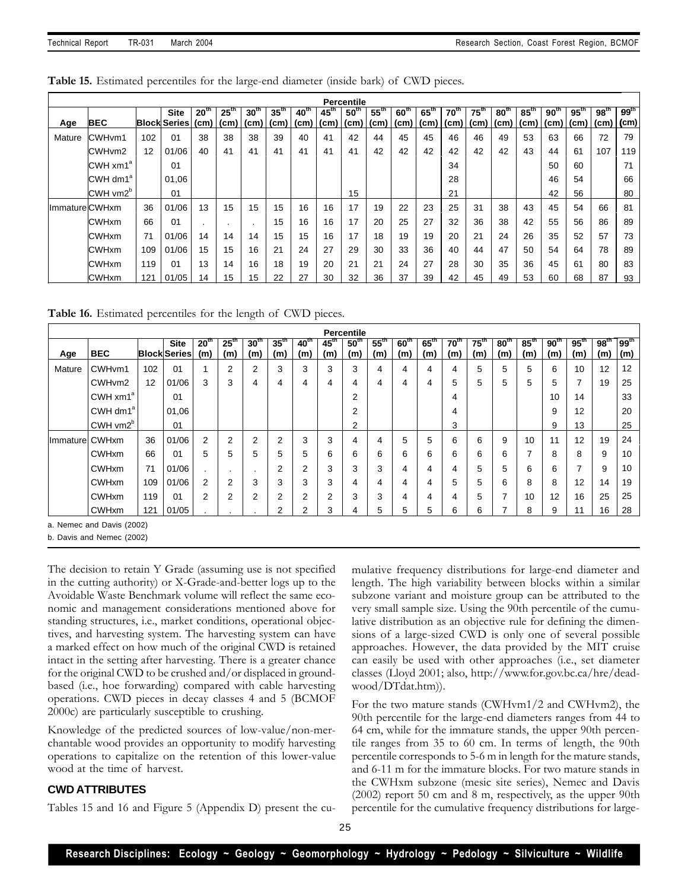**Table 15.** Estimated percentiles for the large-end diameter (inside bark) of CWD pieces.

| Age | BEC | Block | Site Series | 20th (cm) | 25th (cm) | 30th (cm) | 35th (cm) | 40th (cm) | 45th (cm) | 50th (cm) | 55th (cm) | 60th (cm) | 65th (cm) | 70th (cm) | 75th (cm) | 80th (cm) | 85th (cm) | 90th (cm) | 95th (cm) | 98th (cm) | 99th (cm) |
|---|---|---|---|---|---|---|---|---|---|---|---|---|---|---|---|---|---|---|---|---|---|
| | | | | Percentile | | | | | | | | | | | | | | | | | |
| Mature | CWHvm1 | 102 | 01 | 38 | 38 | 38 | 39 | 40 | 41 | 42 | 44 | 45 | 45 | 46 | 46 | 49 | 53 | 63 | 66 | 72 | 79 |
| | CWHvm2 | 12 | 01/06 | 40 | 41 | 41 | 41 | 41 | 41 | 41 | 42 | 42 | 42 | 42 | 42 | 42 | 43 | 44 | 61 | 107 | 119 |
| | CWH xm1[a] | | 01 | | | | | | | | | | | 34 | | | | 50 | 60 | | 71 |
| | CWH dm1[a] | | 01,06 | | | | | | | | | | | 28 | | | | 46 | 54 | | 66 |
| | CWH vm2[b] | | 01 | | | | | | | 15 | | | | 21 | | | | 42 | 56 | | 80 |
| Immature | CWHxm | 36 | 01/06 | 13 | 15 | 15 | 15 | 16 | 16 | 17 | 19 | 22 | 23 | 25 | 31 | 38 | 43 | 45 | 54 | 66 | 81 |
| | CWHxm | 66 | 01 | . | . | . | 15 | 16 | 16 | 17 | 20 | 25 | 27 | 32 | 36 | 38 | 42 | 55 | 56 | 86 | 89 |
| | CWHxm | 71 | 01/06 | 14 | 14 | 14 | 15 | 15 | 16 | 17 | 18 | 19 | 19 | 20 | 21 | 24 | 26 | 35 | 52 | 57 | 73 |
| | CWHxm | 109 | 01/06 | 15 | 15 | 16 | 21 | 24 | 27 | 29 | 30 | 33 | 36 | 40 | 44 | 47 | 50 | 54 | 64 | 78 | 89 |
| | CWHxm | 119 | 01 | 13 | 14 | 16 | 18 | 19 | 20 | 21 | 21 | 24 | 27 | 28 | 30 | 35 | 36 | 45 | 61 | 80 | 83 |
| | CWHxm | 121 | 01/05 | 14 | 15 | 15 | 22 | 27 | 30 | 32 | 36 | 37 | 39 | 42 | 45 | 49 | 53 | 60 | 68 | 87 | 93 |

**Table 16.** Estimated percentiles for the length of CWD pieces.

| Age | BEC | Block | Site Series | 20th (m) | 25th (m) | 30th (m) | 35th (m) | 40th (m) | 45th (m) | 50th (m) | 55th (m) | 60th (m) | 65th (m) | 70th (m) | 75th (m) | 80th (m) | 85th (m) | 90th (m) | 95th (m) | 98th (m) | 99th (m) |
|---|---|---|---|---|---|---|---|---|---|---|---|---|---|---|---|---|---|---|---|---|---|
| | | | | Percentile | | | | | | | | | | | | | | | | | |
| Mature | CWHvm1 | 102 | 01 | 1 | 2 | 2 | 3 | 3 | 3 | 3 | 4 | 4 | 4 | 4 | 5 | 5 | 5 | 6 | 10 | 12 | 12 |
| | CWHvm2 | 12 | 01/06 | 3 | 3 | 4 | 4 | 4 | 4 | 4 | 4 | 4 | 4 | 5 | 5 | 5 | 5 | 5 | 7 | 19 | 25 |
| | CWH xm1[a] | | 01 | | | | | | | 2 | | | | 4 | | | | 10 | 14 | | 33 |
| | CWH dm1[a] | | 01,06 | | | | | | | 2 | | | | 4 | | | | 9 | 12 | | 20 |
| | CWH vm2[b] | | 01 | | | | | | | 2 | | | | 3 | | | | 9 | 13 | | 25 |
| Immature | CWHxm | 36 | 01/06 | 2 | 2 | 2 | 2 | 3 | 3 | 4 | 4 | 5 | 5 | 6 | 6 | 9 | 10 | 11 | 12 | 19 | 24 |
| | CWHxm | 66 | 01 | 5 | 5 | 5 | 5 | 5 | 6 | 6 | 6 | 6 | 6 | 6 | 6 | 6 | 7 | 8 | 8 | 9 | 10 |
| | CWHxm | 71 | 01/06 | . | . | . | 2 | 2 | 3 | 3 | 3 | 4 | 4 | 4 | 5 | 5 | 6 | 6 | 7 | 9 | 10 |
| | CWHxm | 109 | 01/06 | 2 | 2 | 3 | 3 | 3 | 3 | 4 | 4 | 4 | 4 | 5 | 5 | 6 | 8 | 8 | 12 | 14 | 19 |
| | CWHxm | 119 | 01 | 2 | 2 | 2 | 2 | 2 | 2 | 3 | 3 | 4 | 4 | 4 | 5 | 7 | 10 | 12 | 16 | 25 | 25 |
| | CWHxm | 121 | 01/05 | . | . | . | 2 | 2 | 3 | 4 | 5 | 5 | 5 | 6 | 6 | 7 | 8 | 9 | 11 | 16 | 28 |

a. Nemec and Davis (2002)

b. Davis and Nemec (2002)

The decision to retain Y Grade (assuming use is not specified in the cutting authority) or X-Grade-and-better logs up to the Avoidable Waste Benchmark volume will reflect the same economic and management considerations mentioned above for standing structures, i.e., market conditions, operational objectives, and harvesting system. The harvesting system can have a marked effect on how much of the original CWD is retained intact in the setting after harvesting. There is a greater chance for the original CWD to be crushed and/or displaced in ground-based (i.e., hoe forwarding) compared with cable harvesting operations. CWD pieces in decay classes 4 and 5 (BCMOF 2000c) are particularly susceptible to crushing.

Knowledge of the predicted sources of low-value/non-merchantable wood provides an opportunity to modify harvesting operations to capitalize on the retention of this lower-value wood at the time of harvest.

## CWD ATTRIBUTES

Tables 15 and 16 and Figure 5 (Appendix D) present the cumulative frequency distributions for large-end diameter and length. The high variability between blocks within a similar subzone variant and moisture group can be attributed to the very small sample size. Using the 90th percentile of the cumulative distribution as an objective rule for defining the dimensions of a large-sized CWD is only one of several possible approaches. However, the data provided by the MIT cruise can easily be used with other approaches (i.e., set diameter classes (Lloyd 2001; also, http://www.for.gov.bc.ca/hre/deadwood/DTdat.htm)).

For the two mature stands (CWHvm1/2 and CWHvm2), the 90th percentile for the large-end diameters ranges from 44 to 64 cm, while for the immature stands, the upper 90th percentile ranges from 35 to 60 cm. In terms of length, the 90th percentile corresponds to 5-6 m in length for the mature stands, and 6-11 m for the immature blocks. For two mature stands in the CWHxm subzone (mesic site series), Nemec and Davis (2002) report 50 cm and 8 m, respectively, as the upper 90th percentile for the cumulative frequency distributions for large-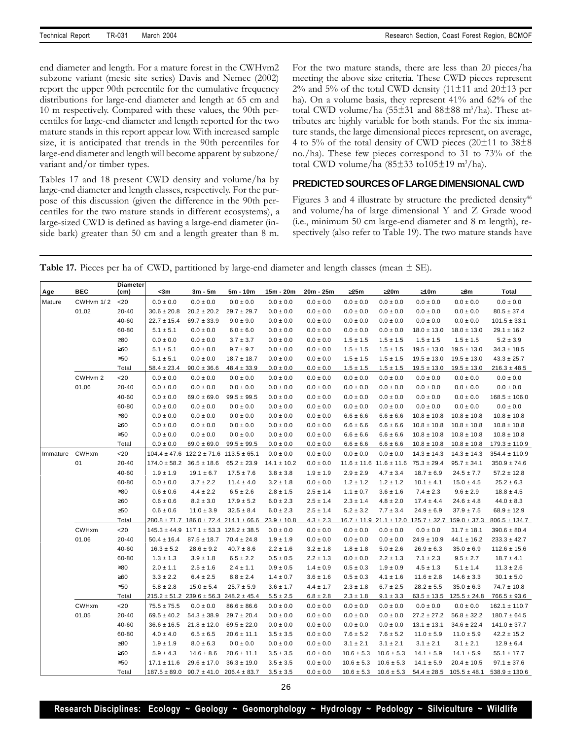end diameter and length. For a mature forest in the CWHvm2 subzone variant (mesic site series) Davis and Nemec (2002) report the upper 90th percentile for the cumulative frequency distributions for large-end diameter and length at 65 cm and 10 m respectively. Compared with these values, the 90th percentiles for large-end diameter and length reported for the two mature stands in this report appear low. With increased sample size, it is anticipated that trends in the 90th percentiles for large-end diameter and length will become apparent by subzone/ variant and/or timber types.

Tables 17 and 18 present CWD density and volume/ha by large-end diameter and length classes, respectively. For the purpose of this discussion (given the difference in the 90th percentiles for the two mature stands in different ecosystems), a large-sized CWD is defined as having a large-end diameter (inside bark) greater than 50 cm and a length greater than 8 m.

For the two mature stands, there are less than 20 pieces/ha meeting the above size criteria. These CWD pieces represent 2% and 5% of the total CWD density (11±11 and 20±13 per ha). On a volume basis, they represent 41% and 62% of the total CWD volume/ha (55±31 and 88±88 m³/ha). These attributes are highly variable for both stands. For the six immature stands, the large dimensional pieces represent, on average, 4 to 5% of the total density of CWD pieces (20±11 to 38±8 no./ha). These few pieces correspond to 31 to 73% of the total CWD volume/ha (85±33 to105±19 m³/ha).

## PREDICTED SOURCES OF LARGE DIMENSIONAL CWD

Figures 3 and 4 illustrate by structure the predicted density[46] and volume/ha of large dimensional Y and Z Grade wood (i.e., minimum 50 cm large-end diameter and 8 m length), respectively (also refer to Table 19). The two mature stands have

**Table 17.** Pieces per ha of CWD, partitioned by large-end diameter and length classes (mean ± SE).

| Age | BEC | Diameter (cm) | <3m | 3m - 5m | 5m - 10m | 15m - 20m | 20m - 25m | ≥25m | ≥20m | ≥10m | ≥8m | Total |
|---|---|---|---|---|---|---|---|---|---|---|---|---|
| Mature | CWHvm 1/ 2 | <20 | 0.0 ± 0.0 | 0.0 ± 0.0 | 0.0 ± 0.0 | 0.0 ± 0.0 | 0.0 ± 0.0 | 0.0 ± 0.0 | 0.0 ± 0.0 | 0.0 ± 0.0 | 0.0 ± 0.0 | 0.0 ± 0.0 |
| | 01,02 | 20-40 | 30.6 ± 20.8 | 20.2 ± 20.2 | 29.7 ± 29.7 | 0.0 ± 0.0 | 0.0 ± 0.0 | 0.0 ± 0.0 | 0.0 ± 0.0 | 0.0 ± 0.0 | 0.0 ± 0.0 | 80.5 ± 37.4 |
| | | 40-60 | 22.7 ± 15.4 | 69.7 ± 33.9 | 9.0 ± 9.0 | 0.0 ± 0.0 | 0.0 ± 0.0 | 0.0 ± 0.0 | 0.0 ± 0.0 | 0.0 ± 0.0 | 0.0 ± 0.0 | 101.5 ± 33.1 |
| | | 60-80 | 5.1 ± 5.1 | 0.0 ± 0.0 | 6.0 ± 6.0 | 0.0 ± 0.0 | 0.0 ± 0.0 | 0.0 ± 0.0 | 0.0 ± 0.0 | 18.0 ± 13.0 | 18.0 ± 13.0 | 29.1 ± 16.2 |
| | | ≥80 | 0.0 ± 0.0 | 0.0 ± 0.0 | 3.7 ± 3.7 | 0.0 ± 0.0 | 0.0 ± 0.0 | 1.5 ± 1.5 | 1.5 ± 1.5 | 1.5 ± 1.5 | 1.5 ± 1.5 | 5.2 ± 3.9 |
| | | ≥60 | 5.1 ± 5.1 | 0.0 ± 0.0 | 9.7 ± 9.7 | 0.0 ± 0.0 | 0.0 ± 0.0 | 1.5 ± 1.5 | 1.5 ± 1.5 | 19.5 ± 13.0 | 19.5 ± 13.0 | 34.3 ± 18.5 |
| | | ≥50 | 5.1 ± 5.1 | 0.0 ± 0.0 | 18.7 ± 18.7 | 0.0 ± 0.0 | 0.0 ± 0.0 | 1.5 ± 1.5 | 1.5 ± 1.5 | 19.5 ± 13.0 | 19.5 ± 13.0 | 43.3 ± 25.7 |
| | | Total | 58.4 ± 23.4 | 90.0 ± 36.6 | 48.4 ± 33.9 | 0.0 ± 0.0 | 0.0 ± 0.0 | 1.5 ± 1.5 | 1.5 ± 1.5 | 19.5 ± 13.0 | 19.5 ± 13.0 | 216.3 ± 48.5 |
| | CWHvm 2 | <20 | 0.0 ± 0.0 | 0.0 ± 0.0 | 0.0 ± 0.0 | 0.0 ± 0.0 | 0.0 ± 0.0 | 0.0 ± 0.0 | 0.0 ± 0.0 | 0.0 ± 0.0 | 0.0 ± 0.0 | 0.0 ± 0.0 |
| | 01,06 | 20-40 | 0.0 ± 0.0 | 0.0 ± 0.0 | 0.0 ± 0.0 | 0.0 ± 0.0 | 0.0 ± 0.0 | 0.0 ± 0.0 | 0.0 ± 0.0 | 0.0 ± 0.0 | 0.0 ± 0.0 | 0.0 ± 0.0 |
| | | 40-60 | 0.0 ± 0.0 | 69.0 ± 69.0 | 99.5 ± 99.5 | 0.0 ± 0.0 | 0.0 ± 0.0 | 0.0 ± 0.0 | 0.0 ± 0.0 | 0.0 ± 0.0 | 0.0 ± 0.0 | 168.5 ± 106.0 |
| | | 60-80 | 0.0 ± 0.0 | 0.0 ± 0.0 | 0.0 ± 0.0 | 0.0 ± 0.0 | 0.0 ± 0.0 | 0.0 ± 0.0 | 0.0 ± 0.0 | 0.0 ± 0.0 | 0.0 ± 0.0 | 0.0 ± 0.0 |
| | | ≥80 | 0.0 ± 0.0 | 0.0 ± 0.0 | 0.0 ± 0.0 | 0.0 ± 0.0 | 0.0 ± 0.0 | 6.6 ± 6.6 | 6.6 ± 6.6 | 10.8 ± 10.8 | 10.8 ± 10.8 | 10.8 ± 10.8 |
| | | ≥60 | 0.0 ± 0.0 | 0.0 ± 0.0 | 0.0 ± 0.0 | 0.0 ± 0.0 | 0.0 ± 0.0 | 6.6 ± 6.6 | 6.6 ± 6.6 | 10.8 ± 10.8 | 10.8 ± 10.8 | 10.8 ± 10.8 |
| | | ≥50 | 0.0 ± 0.0 | 0.0 ± 0.0 | 0.0 ± 0.0 | 0.0 ± 0.0 | 0.0 ± 0.0 | 6.6 ± 6.6 | 6.6 ± 6.6 | 10.8 ± 10.8 | 10.8 ± 10.8 | 10.8 ± 10.8 |
| | | Total | 0.0 ± 0.0 | 69.0 ± 69.0 | 99.5 ± 99.5 | 0.0 ± 0.0 | 0.0 ± 0.0 | 6.6 ± 6.6 | 6.6 ± 6.6 | 10.8 ± 10.8 | 10.8 ± 10.8 | 179.3 ± 110.9 |
| Immature | CWHxm | <20 | 104.4 ± 47.6 | 122.2 ± 71.6 | 113.5 ± 65.1 | 0.0 ± 0.0 | 0.0 ± 0.0 | 0.0 ± 0.0 | 0.0 ± 0.0 | 14.3 ± 14.3 | 14.3 ± 14.3 | 354.4 ± 110.9 |
| | 01 | 20-40 | 174.0 ± 58.2 | 36.5 ± 18.6 | 65.2 ± 23.9 | 14.1 ± 10.2 | 0.0 ± 0.0 | 11.6 ± 11.6 | 11.6 ± 11.6 | 75.3 ± 29.4 | 95.7 ± 34.1 | 350.9 ± 74.6 |
| | | 40-60 | 1.9 ± 1.9 | 19.1 ± 6.7 | 17.5 ± 7.6 | 3.8 ± 3.8 | 1.9 ± 1.9 | 2.9 ± 2.9 | 4.7 ± 3.4 | 18.7 ± 6.9 | 24.5 ± 7.7 | 57.2 ± 12.8 |
| | | 60-80 | 0.0 ± 0.0 | 3.7 ± 2.2 | 11.4 ± 4.0 | 3.2 ± 1.8 | 0.0 ± 0.0 | 1.2 ± 1.2 | 1.2 ± 1.2 | 10.1 ± 4.1 | 15.0 ± 4.5 | 25.2 ± 6.3 |
| | | ≥80 | 0.6 ± 0.6 | 4.4 ± 2.2 | 6.5 ± 2.6 | 2.8 ± 1.5 | 2.5 ± 1.4 | 1.1 ± 0.7 | 3.6 ± 1.6 | 7.4 ± 2.3 | 9.6 ± 2.9 | 18.8 ± 4.5 |
| | | ≥60 | 0.6 ± 0.6 | 8.2 ± 3.0 | 17.9 ± 5.2 | 6.0 ± 2.3 | 2.5 ± 1.4 | 2.3 ± 1.4 | 4.8 ± 2.0 | 17.4 ± 4.4 | 24.6 ± 4.8 | 44.0 ± 8.3 |
| | | ≥50 | 0.6 ± 0.6 | 11.0 ± 3.9 | 32.5 ± 8.4 | 6.0 ± 2.3 | 2.5 ± 1.4 | 5.2 ± 3.2 | 7.7 ± 3.4 | 24.9 ± 6.9 | 37.9 ± 7.5 | 68.9 ± 12.9 |
| | | Total | 280.8 ± 71.7 | 186.0 ± 72.4 | 214.1 ± 66.6 | 23.9 ± 10.8 | 4.3 ± 2.3 | 16.7 ± 11.9 | 21.1 ± 12.0 | 125.7 ± 32.7 | 159.0 ± 37.3 | 806.5 ± 134.7 |
| | CWHxm | <20 | 145.3 ± 44.9 | 117.1 ± 53.3 | 128.2 ± 38.5 | 0.0 ± 0.0 | 0.0 ± 0.0 | 0.0 ± 0.0 | 0.0 ± 0.0 | 0.0 ± 0.0 | 31.7 ± 18.1 | 390.6 ± 80.4 |
| | 01.06 | 20-40 | 50.4 ± 16.4 | 87.5 ± 18.7 | 70.4 ± 24.8 | 1.9 ± 1.9 | 0.0 ± 0.0 | 0.0 ± 0.0 | 0.0 ± 0.0 | 24.9 ± 10.9 | 44.1 ± 16.2 | 233.3 ± 42.7 |
| | | 40-60 | 16.3 ± 5.2 | 28.6 ± 9.2 | 40.7 ± 8.6 | 2.2 ± 1.6 | 3.2 ± 1.8 | 1.8 ± 1.8 | 5.0 ± 2.6 | 26.9 ± 6.3 | 35.0 ± 6.9 | 112.6 ± 15.6 |
| | | 60-80 | 1.3 ± 1.3 | 3.9 ± 1.8 | 6.5 ± 2.2 | 0.5 ± 0.5 | 2.2 ± 1.3 | 0.0 ± 0.0 | 2.2 ± 1.3 | 7.1 ± 2.3 | 9.5 ± 2.7 | 18.7 ± 4.1 |
| | | ≥80 | 2.0 ± 1.1 | 2.5 ± 1.6 | 2.4 ± 1.1 | 0.9 ± 0.5 | 1.4 ± 0.9 | 0.5 ± 0.3 | 1.9 ± 0.9 | 4.5 ± 1.3 | 5.1 ± 1.4 | 11.3 ± 2.6 |
| | | ≥60 | 3.3 ± 2.2 | 6.4 ± 2.5 | 8.8 ± 2.4 | 1.4 ± 0.7 | 3.6 ± 1.6 | 0.5 ± 0.3 | 4.1 ± 1.6 | 11.6 ± 2.8 | 14.6 ± 3.3 | 30.1 ± 5.0 |
| | | ≥50 | 5.8 ± 2.8 | 15.0 ± 5.4 | 25.7 ± 5.9 | 3.6 ± 1.7 | 4.4 ± 1.7 | 2.3 ± 1.8 | 6.7 ± 2.5 | 28.2 ± 5.5 | 35.0 ± 6.3 | 74.7 ± 10.8 |
| | | Total | 215.2 ± 51.2 | 239.6 ± 56.3 | 248.2 ± 45.4 | 5.5 ± 2.5 | 6.8 ± 2.8 | 2.3 ± 1.8 | 9.1 ± 3.3 | 63.5 ± 13.5 | 125.5 ± 24.8 | 766.5 ± 93.6 |
| | CWHxm | <20 | 75.5 ± 75.5 | 0.0 ± 0.0 | 86.6 ± 86.6 | 0.0 ± 0.0 | 0.0 ± 0.0 | 0.0 ± 0.0 | 0.0 ± 0.0 | 0.0 ± 0.0 | 0.0 ± 0.0 | 162.1 ± 110.7 |
| | 01,05 | 20-40 | 69.5 ± 40.2 | 54.3 ± 38.9 | 29.7 ± 20.4 | 0.0 ± 0.0 | 0.0 ± 0.0 | 0.0 ± 0.0 | 0.0 ± 0.0 | 27.2 ± 27.2 | 56.8 ± 32.2 | 180.7 ± 64.5 |
| | | 40-60 | 36.6 ± 16.5 | 21.8 ± 12.0 | 69.5 ± 22.0 | 0.0 ± 0.0 | 0.0 ± 0.0 | 0.0 ± 0.0 | 0.0 ± 0.0 | 13.1 ± 13.1 | 34.6 ± 22.4 | 141.0 ± 37.7 |
| | | 60-80 | 4.0 ± 4.0 | 6.5 ± 6.5 | 20.6 ± 11.1 | 3.5 ± 3.5 | 0.0 ± 0.0 | 7.6 ± 5.2 | 7.6 ± 5.2 | 11.0 ± 5.9 | 11.0 ± 5.9 | 42.2 ± 15.2 |
| | | ≥80 | 1.9 ± 1.9 | 8.0 ± 6.3 | 0.0 ± 0.0 | 0.0 ± 0.0 | 0.0 ± 0.0 | 3.1 ± 2.1 | 3.1 ± 2.1 | 3.1 ± 2.1 | 3.1 ± 2.1 | 12.9 ± 6.4 |
| | | ≥60 | 5.9 ± 4.3 | 14.6 ± 8.6 | 20.6 ± 11.1 | 3.5 ± 3.5 | 0.0 ± 0.0 | 10.6 ± 5.3 | 10.6 ± 5.3 | 14.1 ± 5.9 | 14.1 ± 5.9 | 55.1 ± 17.7 |
| | | ≥50 | 17.1 ± 11.6 | 29.6 ± 17.0 | 36.3 ± 19.0 | 3.5 ± 3.5 | 0.0 ± 0.0 | 10.6 ± 5.3 | 10.6 ± 5.3 | 14.1 ± 5.9 | 20.4 ± 10.5 | 97.1 ± 37.6 |
| | | Total | 187.5 ± 89.0 | 90.7 ± 41.0 | 206.4 ± 83.7 | 3.5 ± 3.5 | 0.0 ± 0.0 | 10.6 ± 5.3 | 10.6 ± 5.3 | 54.4 ± 28.5 | 105.5 ± 48.1 | 538.9 ± 130.6 |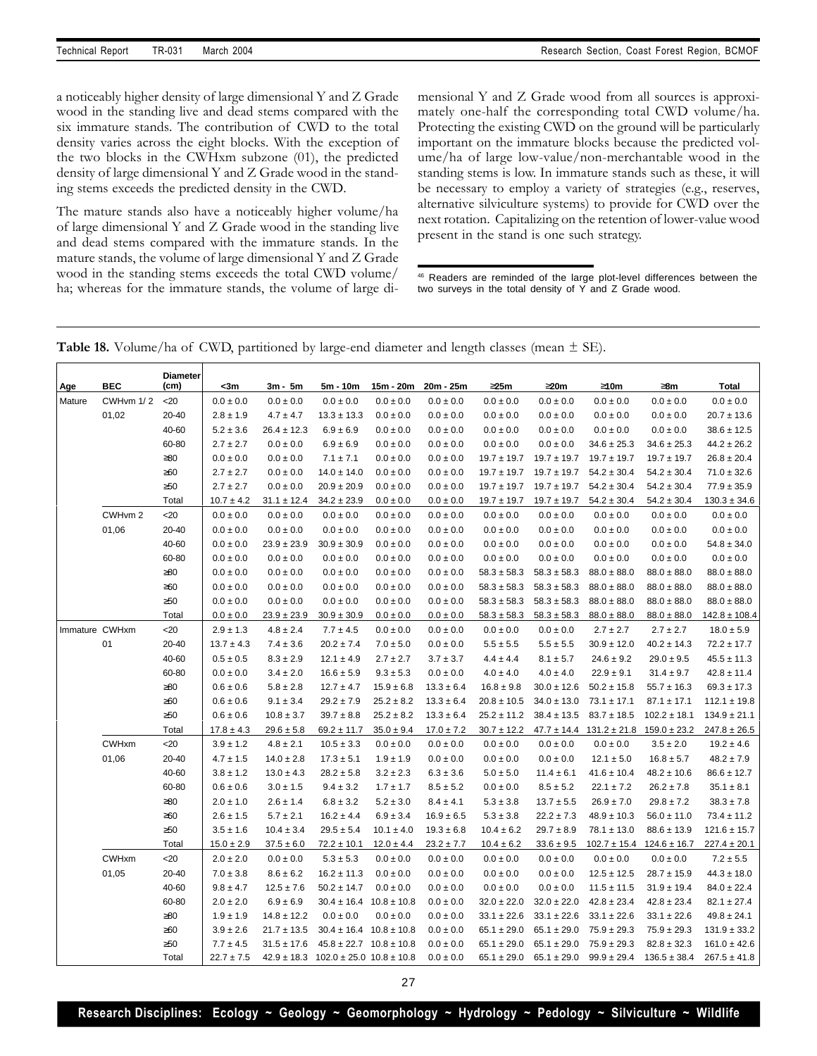a noticeably higher density of large dimensional Y and Z Grade wood in the standing live and dead stems compared with the six immature stands. The contribution of CWD to the total density varies across the eight blocks. With the exception of the two blocks in the CWHxm subzone (01), the predicted density of large dimensional Y and Z Grade wood in the standing stems exceeds the predicted density in the CWD.

The mature stands also have a noticeably higher volume/ha of large dimensional Y and Z Grade wood in the standing live and dead stems compared with the immature stands. In the mature stands, the volume of large dimensional Y and Z Grade wood in the standing stems exceeds the total CWD volume/ha; whereas for the immature stands, the volume of large dimensional Y and Z Grade wood from all sources is approximately one-half the corresponding total CWD volume/ha. Protecting the existing CWD on the ground will be particularly important on the immature blocks because the predicted volume/ha of large low-value/non-merchantable wood in the standing stems is low. In immature stands such as these, it will be necessary to employ a variety of strategies (e.g., reserves, alternative silviculture systems) to provide for CWD over the next rotation. Capitalizing on the retention of lower-value wood present in the stand is one such strategy.

[46] Readers are reminded of the large plot-level differences between the two surveys in the total density of Y and Z Grade wood.

**Table 18.** Volume/ha of CWD, partitioned by large-end diameter and length classes (mean ± SE).

| Age | BEC | Diameter (cm) | <3m | 3m - 5m | 5m - 10m | 15m - 20m | 20m - 25m | ≥25m | ≥20m | ≥10m | ≥8m | Total |
|---|---|---|---|---|---|---|---|---|---|---|---|---|
| Mature | CWHvm 1/ 2 | <20 | 0.0 ± 0.0 | 0.0 ± 0.0 | 0.0 ± 0.0 | 0.0 ± 0.0 | 0.0 ± 0.0 | 0.0 ± 0.0 | 0.0 ± 0.0 | 0.0 ± 0.0 | 0.0 ± 0.0 | 0.0 ± 0.0 |
| | 01,02 | 20-40 | 2.8 ± 1.9 | 4.7 ± 4.7 | 13.3 ± 13.3 | 0.0 ± 0.0 | 0.0 ± 0.0 | 0.0 ± 0.0 | 0.0 ± 0.0 | 0.0 ± 0.0 | 0.0 ± 0.0 | 20.7 ± 13.6 |
| | | 40-60 | 5.2 ± 3.6 | 26.4 ± 12.3 | 6.9 ± 6.9 | 0.0 ± 0.0 | 0.0 ± 0.0 | 0.0 ± 0.0 | 0.0 ± 0.0 | 0.0 ± 0.0 | 0.0 ± 0.0 | 38.6 ± 12.5 |
| | | 60-80 | 2.7 ± 2.7 | 0.0 ± 0.0 | 6.9 ± 6.9 | 0.0 ± 0.0 | 0.0 ± 0.0 | 0.0 ± 0.0 | 0.0 ± 0.0 | 34.6 ± 25.3 | 34.6 ± 25.3 | 44.2 ± 26.2 |
| | | ≥80 | 0.0 ± 0.0 | 0.0 ± 0.0 | 7.1 ± 7.1 | 0.0 ± 0.0 | 0.0 ± 0.0 | 19.7 ± 19.7 | 19.7 ± 19.7 | 19.7 ± 19.7 | 19.7 ± 19.7 | 26.8 ± 20.4 |
| | | ≥60 | 2.7 ± 2.7 | 0.0 ± 0.0 | 14.0 ± 14.0 | 0.0 ± 0.0 | 0.0 ± 0.0 | 19.7 ± 19.7 | 19.7 ± 19.7 | 54.2 ± 30.4 | 54.2 ± 30.4 | 71.0 ± 32.6 |
| | | ≥50 | 2.7 ± 2.7 | 0.0 ± 0.0 | 20.9 ± 20.9 | 0.0 ± 0.0 | 0.0 ± 0.0 | 19.7 ± 19.7 | 19.7 ± 19.7 | 54.2 ± 30.4 | 54.2 ± 30.4 | 77.9 ± 35.9 |
| | | Total | 10.7 ± 4.2 | 31.1 ± 12.4 | 34.2 ± 23.9 | 0.0 ± 0.0 | 0.0 ± 0.0 | 19.7 ± 19.7 | 19.7 ± 19.7 | 54.2 ± 30.4 | 54.2 ± 30.4 | 130.3 ± 34.6 |
| | CWHvm 2 | <20 | 0.0 ± 0.0 | 0.0 ± 0.0 | 0.0 ± 0.0 | 0.0 ± 0.0 | 0.0 ± 0.0 | 0.0 ± 0.0 | 0.0 ± 0.0 | 0.0 ± 0.0 | 0.0 ± 0.0 | 0.0 ± 0.0 |
| | 01,06 | 20-40 | 0.0 ± 0.0 | 0.0 ± 0.0 | 0.0 ± 0.0 | 0.0 ± 0.0 | 0.0 ± 0.0 | 0.0 ± 0.0 | 0.0 ± 0.0 | 0.0 ± 0.0 | 0.0 ± 0.0 | 0.0 ± 0.0 |
| | | 40-60 | 0.0 ± 0.0 | 23.9 ± 23.9 | 30.9 ± 30.9 | 0.0 ± 0.0 | 0.0 ± 0.0 | 0.0 ± 0.0 | 0.0 ± 0.0 | 0.0 ± 0.0 | 0.0 ± 0.0 | 54.8 ± 34.0 |
| | | 60-80 | 0.0 ± 0.0 | 0.0 ± 0.0 | 0.0 ± 0.0 | 0.0 ± 0.0 | 0.0 ± 0.0 | 0.0 ± 0.0 | 0.0 ± 0.0 | 0.0 ± 0.0 | 0.0 ± 0.0 | 0.0 ± 0.0 |
| | | ≥80 | 0.0 ± 0.0 | 0.0 ± 0.0 | 0.0 ± 0.0 | 0.0 ± 0.0 | 0.0 ± 0.0 | 58.3 ± 58.3 | 58.3 ± 58.3 | 88.0 ± 88.0 | 88.0 ± 88.0 | 88.0 ± 88.0 |
| | | ≥60 | 0.0 ± 0.0 | 0.0 ± 0.0 | 0.0 ± 0.0 | 0.0 ± 0.0 | 0.0 ± 0.0 | 58.3 ± 58.3 | 58.3 ± 58.3 | 88.0 ± 88.0 | 88.0 ± 88.0 | 88.0 ± 88.0 |
| | | ≥50 | 0.0 ± 0.0 | 0.0 ± 0.0 | 0.0 ± 0.0 | 0.0 ± 0.0 | 0.0 ± 0.0 | 58.3 ± 58.3 | 58.3 ± 58.3 | 88.0 ± 88.0 | 88.0 ± 88.0 | 88.0 ± 88.0 |
| | | Total | 0.0 ± 0.0 | 23.9 ± 23.9 | 30.9 ± 30.9 | 0.0 ± 0.0 | 0.0 ± 0.0 | 58.3 ± 58.3 | 58.3 ± 58.3 | 88.0 ± 88.0 | 88.0 ± 88.0 | 142.8 ± 108.4 |
| Immature | CWHxm | <20 | 2.9 ± 1.3 | 4.8 ± 2.4 | 7.7 ± 4.5 | 0.0 ± 0.0 | 0.0 ± 0.0 | 0.0 ± 0.0 | 0.0 ± 0.0 | 2.7 ± 2.7 | 2.7 ± 2.7 | 18.0 ± 5.9 |
| | 01 | 20-40 | 13.7 ± 4.3 | 7.4 ± 3.6 | 20.2 ± 7.4 | 7.0 ± 5.0 | 0.0 ± 0.0 | 5.5 ± 5.5 | 5.5 ± 5.5 | 30.9 ± 12.0 | 40.2 ± 14.3 | 72.2 ± 17.7 |
| | | 40-60 | 0.5 ± 0.5 | 8.3 ± 2.9 | 12.1 ± 4.9 | 2.7 ± 2.7 | 3.7 ± 3.7 | 4.4 ± 4.4 | 8.1 ± 5.7 | 24.6 ± 9.2 | 29.0 ± 9.5 | 45.5 ± 11.3 |
| | | 60-80 | 0.0 ± 0.0 | 3.4 ± 2.0 | 16.6 ± 5.9 | 9.3 ± 5.3 | 0.0 ± 0.0 | 4.0 ± 4.0 | 4.0 ± 4.0 | 22.9 ± 9.1 | 31.4 ± 9.7 | 42.8 ± 11.4 |
| | | ≥80 | 0.6 ± 0.6 | 5.8 ± 2.8 | 12.7 ± 4.7 | 15.9 ± 6.8 | 13.3 ± 6.4 | 16.8 ± 9.8 | 30.0 ± 12.6 | 50.2 ± 15.8 | 55.7 ± 16.3 | 69.3 ± 17.3 |
| | | ≥60 | 0.6 ± 0.6 | 9.1 ± 3.4 | 29.2 ± 7.9 | 25.2 ± 8.2 | 13.3 ± 6.4 | 20.8 ± 10.5 | 34.0 ± 13.0 | 73.1 ± 17.1 | 87.1 ± 17.1 | 112.1 ± 19.8 |
| | | ≥50 | 0.6 ± 0.6 | 10.8 ± 3.7 | 39.7 ± 8.8 | 25.2 ± 8.2 | 13.3 ± 6.4 | 25.2 ± 11.2 | 38.4 ± 13.5 | 83.7 ± 18.5 | 102.2 ± 18.1 | 134.9 ± 21.1 |
| | | Total | 17.8 ± 4.3 | 29.6 ± 5.8 | 69.2 ± 11.7 | 35.0 ± 9.4 | 17.0 ± 7.2 | 30.7 ± 12.2 | 47.7 ± 14.4 | 131.2 ± 21.8 | 159.0 ± 23.2 | 247.8 ± 26.5 |
| | CWHxm | <20 | 3.9 ± 1.2 | 4.8 ± 2.1 | 10.5 ± 3.3 | 0.0 ± 0.0 | 0.0 ± 0.0 | 0.0 ± 0.0 | 0.0 ± 0.0 | 0.0 ± 0.0 | 3.5 ± 2.0 | 19.2 ± 4.6 |
| | 01,06 | 20-40 | 4.7 ± 1.5 | 14.0 ± 2.8 | 17.3 ± 5.1 | 1.9 ± 1.9 | 0.0 ± 0.0 | 0.0 ± 0.0 | 0.0 ± 0.0 | 12.1 ± 5.0 | 16.8 ± 5.7 | 48.2 ± 7.9 |
| | | 40-60 | 3.8 ± 1.2 | 13.0 ± 4.3 | 28.2 ± 5.8 | 3.2 ± 2.3 | 6.3 ± 3.6 | 5.0 ± 5.0 | 11.4 ± 6.1 | 41.6 ± 10.4 | 48.2 ± 10.6 | 86.6 ± 12.7 |
| | | 60-80 | 0.6 ± 0.6 | 3.0 ± 1.5 | 9.4 ± 3.2 | 1.7 ± 1.7 | 8.5 ± 5.2 | 0.0 ± 0.0 | 8.5 ± 5.2 | 22.1 ± 7.2 | 26.2 ± 7.8 | 35.1 ± 8.1 |
| | | ≥80 | 2.0 ± 1.0 | 2.6 ± 1.4 | 6.8 ± 3.2 | 5.2 ± 3.0 | 8.4 ± 4.1 | 5.3 ± 3.8 | 13.7 ± 5.5 | 26.9 ± 7.0 | 29.8 ± 7.2 | 38.3 ± 7.8 |
| | | ≥60 | 2.6 ± 1.5 | 5.7 ± 2.1 | 16.2 ± 4.4 | 6.9 ± 3.4 | 16.9 ± 6.5 | 5.3 ± 3.8 | 22.2 ± 7.3 | 48.9 ± 10.3 | 56.0 ± 11.0 | 73.4 ± 11.2 |
| | | ≥50 | 3.5 ± 1.6 | 10.4 ± 3.4 | 29.5 ± 5.4 | 10.1 ± 4.0 | 19.3 ± 6.8 | 10.4 ± 6.2 | 29.7 ± 8.9 | 78.1 ± 13.0 | 88.6 ± 13.9 | 121.6 ± 15.7 |
| | | Total | 15.0 ± 2.9 | 37.5 ± 6.0 | 72.2 ± 10.1 | 12.0 ± 4.4 | 23.2 ± 7.7 | 10.4 ± 6.2 | 33.6 ± 9.5 | 102.7 ± 15.4 | 124.6 ± 16.7 | 227.4 ± 20.1 |
| | CWHxm | <20 | 2.0 ± 2.0 | 0.0 ± 0.0 | 5.3 ± 5.3 | 0.0 ± 0.0 | 0.0 ± 0.0 | 0.0 ± 0.0 | 0.0 ± 0.0 | 0.0 ± 0.0 | 0.0 ± 0.0 | 7.2 ± 5.5 |
| | 01,05 | 20-40 | 7.0 ± 3.8 | 8.6 ± 6.2 | 16.2 ± 11.3 | 0.0 ± 0.0 | 0.0 ± 0.0 | 0.0 ± 0.0 | 0.0 ± 0.0 | 12.5 ± 12.5 | 28.7 ± 15.9 | 44.3 ± 18.0 |
| | | 40-60 | 9.8 ± 4.7 | 12.5 ± 7.6 | 50.2 ± 14.7 | 0.0 ± 0.0 | 0.0 ± 0.0 | 0.0 ± 0.0 | 0.0 ± 0.0 | 11.5 ± 11.5 | 31.9 ± 19.4 | 84.0 ± 22.4 |
| | | 60-80 | 2.0 ± 2.0 | 6.9 ± 6.9 | 30.4 ± 16.4 | 10.8 ± 10.8 | 0.0 ± 0.0 | 32.0 ± 22.0 | 32.0 ± 22.0 | 42.8 ± 23.4 | 42.8 ± 23.4 | 82.1 ± 27.4 |
| | | ≥80 | 1.9 ± 1.9 | 14.8 ± 12.2 | 0.0 ± 0.0 | 0.0 ± 0.0 | 0.0 ± 0.0 | 33.1 ± 22.6 | 33.1 ± 22.6 | 33.1 ± 22.6 | 33.1 ± 22.6 | 49.8 ± 24.1 |
| | | ≥60 | 3.9 ± 2.6 | 21.7 ± 13.5 | 30.4 ± 16.4 | 10.8 ± 10.8 | 0.0 ± 0.0 | 65.1 ± 29.0 | 65.1 ± 29.0 | 75.9 ± 29.3 | 75.9 ± 29.3 | 131.9 ± 33.2 |
| | | ≥50 | 7.7 ± 4.5 | 31.5 ± 17.6 | 45.8 ± 22.7 | 10.8 ± 10.8 | 0.0 ± 0.0 | 65.1 ± 29.0 | 65.1 ± 29.0 | 75.9 ± 29.3 | 82.8 ± 32.3 | 161.0 ± 42.6 |
| | | Total | 22.7 ± 7.5 | 42.9 ± 18.3 | 102.0 ± 25.0 | 10.8 ± 10.8 | 0.0 ± 0.0 | 65.1 ± 29.0 | 65.1 ± 29.0 | 99.9 ± 29.4 | 136.5 ± 38.4 | 267.5 ± 41.8 |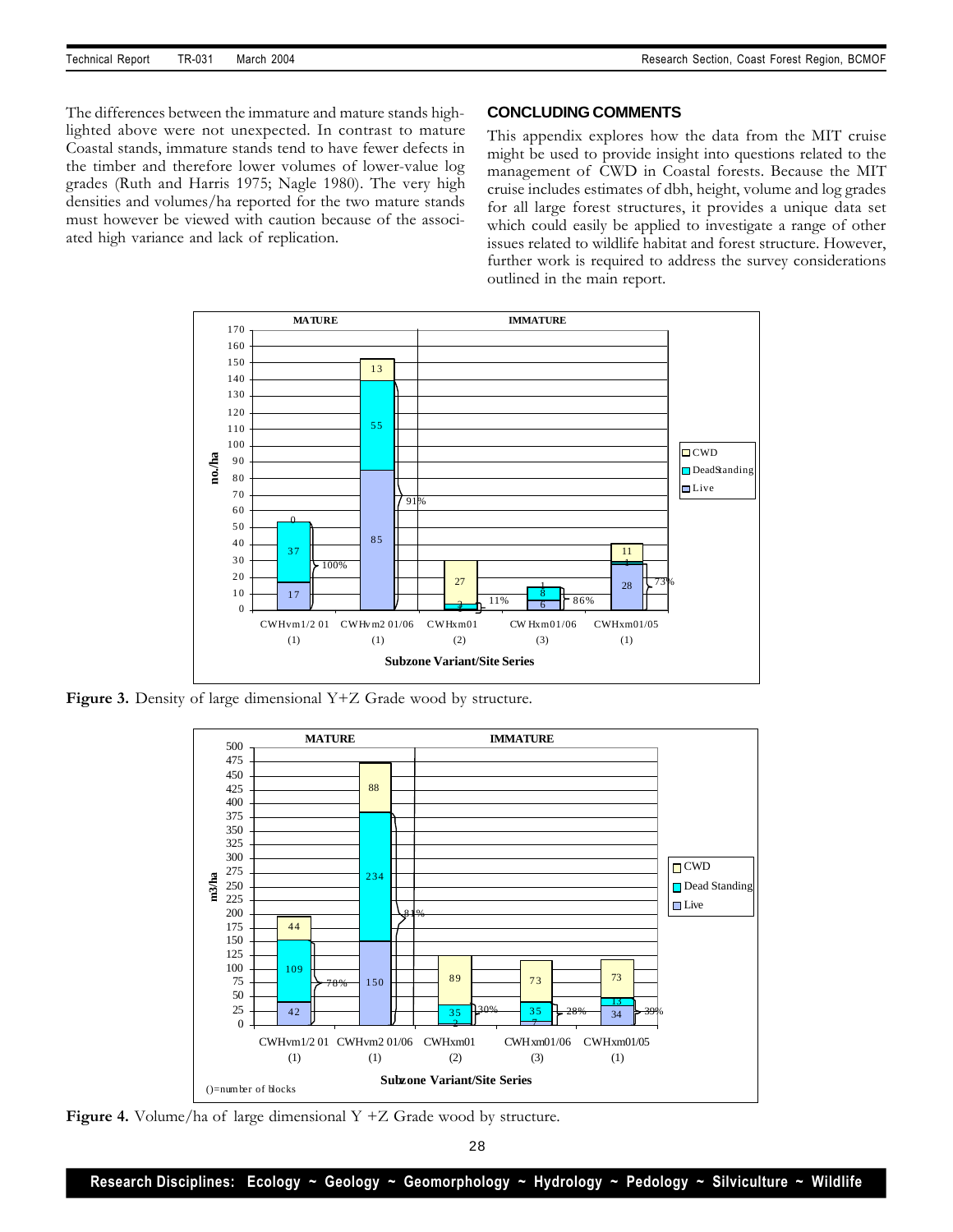The differences between the immature and mature stands highlighted above were not unexpected. In contrast to mature Coastal stands, immature stands tend to have fewer defects in the timber and therefore lower volumes of lower-value log grades (Ruth and Harris 1975; Nagle 1980). The very high densities and volumes/ha reported for the two mature stands must however be viewed with caution because of the associated high variance and lack of replication.

## CONCLUDING COMMENTS

This appendix explores how the data from the MIT cruise might be used to provide insight into questions related to the management of CWD in Coastal forests. Because the MIT cruise includes estimates of dbh, height, volume and log grades for all large forest structures, it provides a unique data set which could easily be applied to investigate a range of other issues related to wildlife habitat and forest structure. However, further work is required to address the survey considerations outlined in the main report.

**Figure 3.** Density of large dimensional Y+Z Grade wood by structure.

**Figure 4.** Volume/ha of large dimensional Y +Z Grade wood by structure.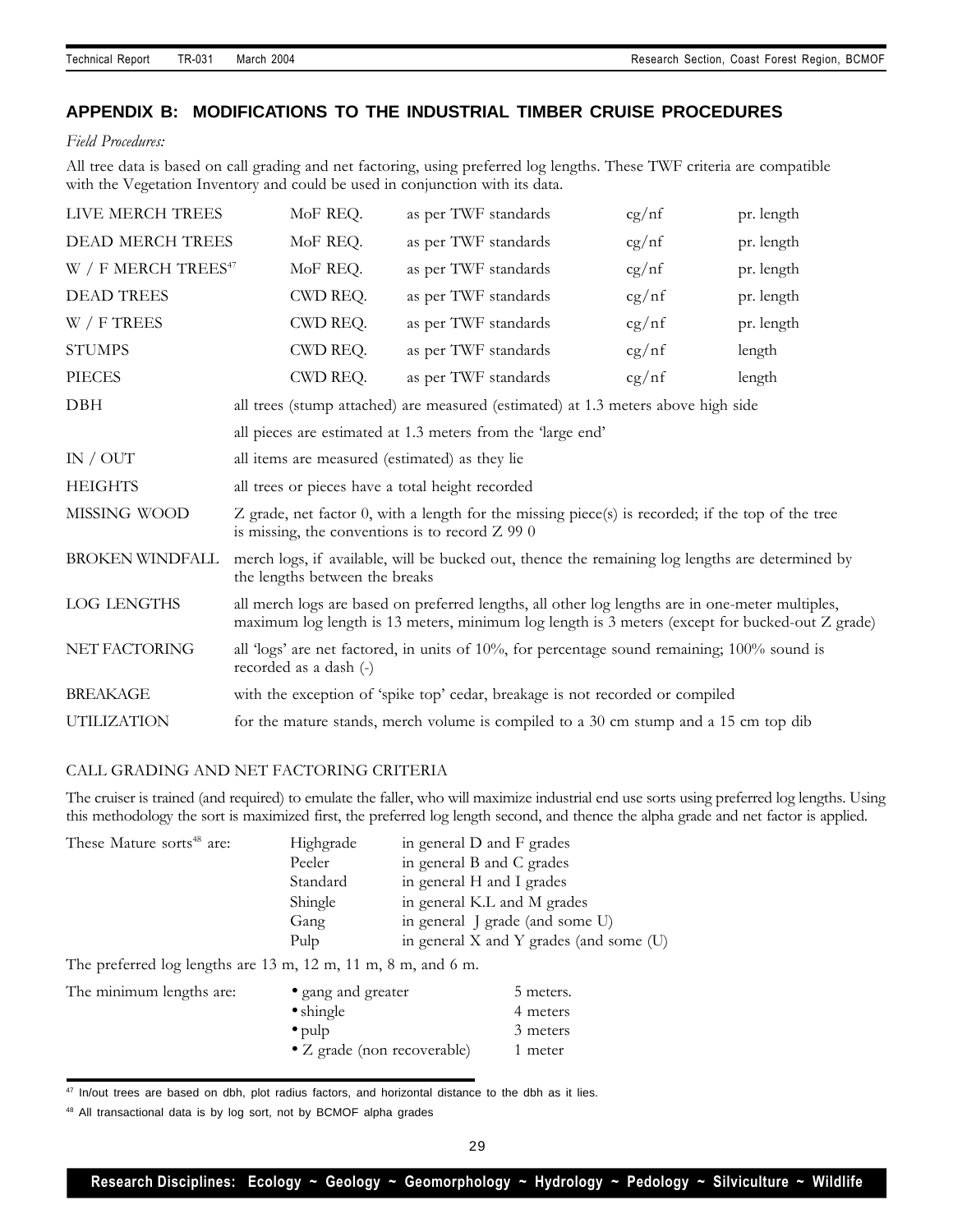## APPENDIX B: MODIFICATIONS TO THE INDUSTRIAL TIMBER CRUISE PROCEDURES

*Field Procedures:*

All tree data is based on call grading and net factoring, using preferred log lengths. These TWF criteria are compatible with the Vegetation Inventory and could be used in conjunction with its data.

| | | | | |
|---|---|---|---|---|
| LIVE MERCH TREES | MoF REQ. | as per TWF standards | cg/nf | pr. length |
| DEAD MERCH TREES | MoF REQ. | as per TWF standards | cg/nf | pr. length |
| W / F MERCH TREES[47] | MoF REQ. | as per TWF standards | cg/nf | pr. length |
| DEAD TREES | CWD REQ. | as per TWF standards | cg/nf | pr. length |
| W / F TREES | CWD REQ. | as per TWF standards | cg/nf | pr. length |
| STUMPS | CWD REQ. | as per TWF standards | cg/nf | length |
| PIECES | CWD REQ. | as per TWF standards | cg/nf | length |

| | |
|---|---|
| DBH | all trees (stump attached) are measured (estimated) at 1.3 meters above high side |
| | all pieces are estimated at 1.3 meters from the 'large end' |
| IN / OUT | all items are measured (estimated) as they lie |
| HEIGHTS | all trees or pieces have a total height recorded |
| MISSING WOOD | Z grade, net factor 0, with a length for the missing piece(s) is recorded; if the top of the tree is missing, the conventions is to record Z 99 0 |
| BROKEN WINDFALL | merch logs, if available, will be bucked out, thence the remaining log lengths are determined by the lengths between the breaks |
| LOG LENGTHS | all merch logs are based on preferred lengths, all other log lengths are in one-meter multiples, maximum log length is 13 meters, minimum log length is 3 meters (except for bucked-out Z grade) |
| NET FACTORING | all 'logs' are net factored, in units of 10%, for percentage sound remaining; 100% sound is recorded as a dash (-) |
| BREAKAGE | with the exception of 'spike top' cedar, breakage is not recorded or compiled |
| UTILIZATION | for the mature stands, merch volume is compiled to a 30 cm stump and a 15 cm top dib |

CALL GRADING AND NET FACTORING CRITERIA

The cruiser is trained (and required) to emulate the faller, who will maximize industrial end use sorts using preferred log lengths. Using this methodology the sort is maximized first, the preferred log length second, and thence the alpha grade and net factor is applied.

| These Mature sorts[48] are: | | |
|---|---|---|
| | Highgrade | in general D and F grades |
| | Peeler | in general B and C grades |
| | Standard | in general H and I grades |
| | Shingle | in general K.L and M grades |
| | Gang | in general J grade (and some U) |
| | Pulp | in general X and Y grades (and some (U) |

The preferred log lengths are 13 m, 12 m, 11 m, 8 m, and 6 m.

The minimum lengths are:

- gang and greater — 5 meters.
- shingle — 4 meters
- pulp — 3 meters
- Z grade (non recoverable) — 1 meter

[47] In/out trees are based on dbh, plot radius factors, and horizontal distance to the dbh as it lies.

[48] All transactional data is by log sort, not by BCMOF alpha grades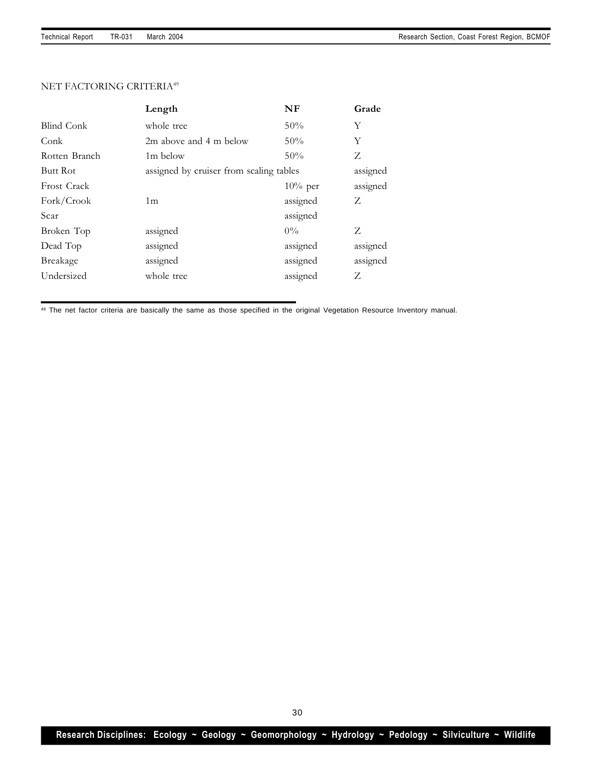NET FACTORING CRITERIA[49]

| | Length | NF | Grade |
|---|---|---|---|
| Blind Conk | whole tree | 50% | Y |
| Conk | 2m above and 4 m below | 50% | Y |
| Rotten Branch | 1m below | 50% | Z |
| Butt Rot | assigned by cruiser from scaling tables | | assigned |
| Frost Crack | | 10% per | assigned |
| Fork/Crook | 1m | assigned | Z |
| Scar | | assigned | |
| Broken Top | assigned | 0% | Z |
| Dead Top | assigned | assigned | assigned |
| Breakage | assigned | assigned | assigned |
| Undersized | whole tree | assigned | Z |

[49] The net factor criteria are basically the same as those specified in the original Vegetation Resource Inventory manual.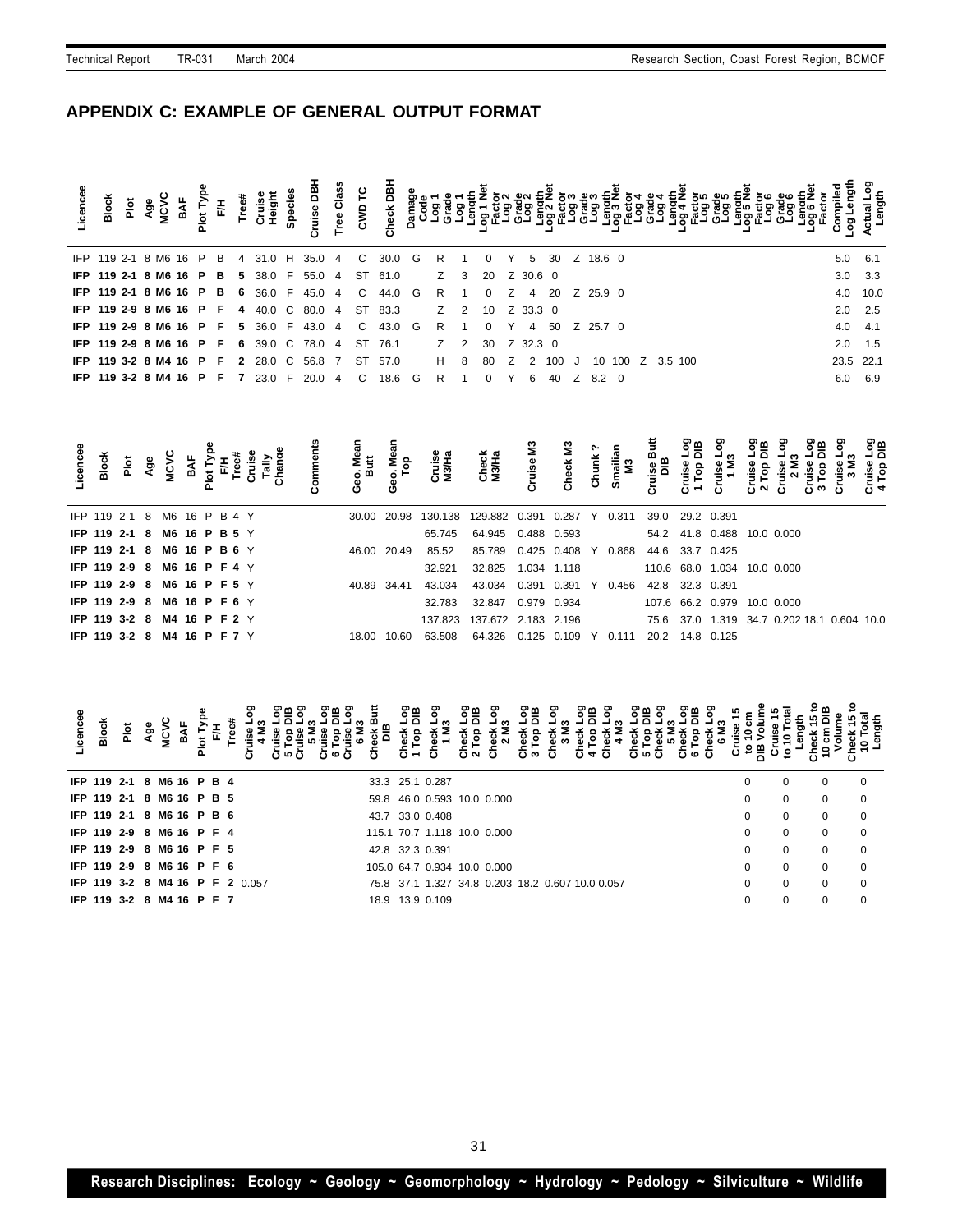## APPENDIX C: EXAMPLE OF GENERAL OUTPUT FORMAT

| Licencee | Block | Plot | Age | MCVC | BAF | Plot Type | F/H | Tree# | Cruise Height | Species | Cruise DBH | Tree Class | CWD TC | Check DBH | Damage Code | Log 1 Grade | Log 1 Length | Log 1 Net Factor | Log 2 Grade | Log 2 Length | Log 2 Net Factor | Log 3 Grade | Log 3 Length | Log 3 Net Factor | Log 4 Grade | Log 4 Length | Log 4 Net Factor | Log 5 Grade | Log 5 Length | Log 5 Net Factor | Log 6 Grade | Log 6 Length | Log 6 Net Factor | Compiled Log Length | Actual Log Length |
|---|---|---|---|---|---|---|---|---|---|---|---|---|---|---|---|---|---|---|---|---|---|---|---|---|---|---|---|---|---|---|---|---|---|---|---|
| IFP | 119 | 2-1 | 8 | M6 | 16 | P | B | 4 | 31.0 | H | 35.0 | 4 | C | 30.0 | G | R | 1 | 0 | Y | 5 | 30 | Z | 18.6 | 0 | | | | | | | | | | 5.0 | 6.1 |
| **IFP** | **119** | **2-1** | **8** | **M6** | **16** | **P** | **B** | **5** | 38.0 | F | 55.0 | 4 | ST | 61.0 | | Z | 3 | 20 | Z | 30.6 | 0 | | | | | | | | | | | | | 3.0 | 3.3 |
| **IFP** | **119** | **2-1** | **8** | **M6** | **16** | **P** | **B** | **6** | 36.0 | F | 45.0 | 4 | C | 44.0 | G | R | 1 | 0 | Z | 4 | 20 | Z | 25.9 | 0 | | | | | | | | | | 4.0 | 10.0 |
| **IFP** | **119** | **2-9** | **8** | **M6** | **16** | **P** | **F** | **4** | 40.0 | C | 80.0 | 4 | ST | 83.3 | | Z | 2 | 10 | Z | 33.3 | 0 | | | | | | | | | | | | | 2.0 | 2.5 |
| **IFP** | **119** | **2-9** | **8** | **M6** | **16** | **P** | **F** | **5** | 36.0 | F | 43.0 | 4 | C | 43.0 | G | R | 1 | 0 | Y | 4 | 50 | Z | 25.7 | 0 | | | | | | | | | | 4.0 | 4.1 |
| **IFP** | **119** | **2-9** | **8** | **M6** | **16** | **P** | **F** | **6** | 39.0 | C | 78.0 | 4 | ST | 76.1 | | Z | 2 | 30 | Z | 32.3 | 0 | | | | | | | | | | | | | 2.0 | 1.5 |
| **IFP** | **119** | **3-2** | **8** | **M4** | **16** | **P** | **F** | **2** | 28.0 | C | 56.8 | 7 | ST | 57.0 | | H | 8 | 80 | Z | 2 | 100 | J | 10 | 100 | Z | 3.5 | 100 | | | | | | | 23.5 | 22.1 |
| **IFP** | **119** | **3-2** | **8** | **M4** | **16** | **P** | **F** | **7** | 23.0 | F | 20.0 | 4 | C | 18.6 | G | R | 1 | 0 | Y | 6 | 40 | Z | 8.2 | 0 | | | | | | | | | | 6.0 | 6.9 |

| Licencee | Block | Plot | Age | MCVC | BAF | Plot Type | F/H | Tree# | Cruise Tally Change | Comments | Geo. Mean Butt | Geo. Mean Top | Cruise M3/Ha | Check M3/Ha | Cruise M3 | Check M3 | Chunk ? | Smalian M3 | Cruise Butt DIB | Cruise Log 1 Top DIB | Cruise Log 1 M3 | Cruise Log 2 Top DIB | Cruise Log 2 M3 | Cruise Log 3 Top DIB | Cruise Log 3 M3 | Cruise Log 4 Top DIB |
|---|---|---|---|---|---|---|---|---|---|---|---|---|---|---|---|---|---|---|---|---|---|---|---|---|---|---|
| IFP | 119 | 2-1 | 8 | M6 | 16 | P | B | 4 | Y | | 30.00 | 20.98 | 130.138 | 129.882 | 0.391 | 0.287 | Y | 0.311 | 39.0 | 29.2 | 0.391 | | | | | |
| **IFP** | **119** | **2-1** | **8** | **M6** | **16** | **P** | **B** | **5** | Y | | | | 65.745 | 64.945 | 0.488 | 0.593 | | | 54.2 | 41.8 | 0.488 | 10.0 | 0.000 | | | |
| **IFP** | **119** | **2-1** | **8** | **M6** | **16** | **P** | **B** | **6** | Y | | 46.00 | 20.49 | 85.52 | 85.789 | 0.425 | 0.408 | Y | 0.868 | 44.6 | 33.7 | 0.425 | | | | | |
| **IFP** | **119** | **2-9** | **8** | **M6** | **16** | **P** | **F** | **4** | Y | | | | 32.921 | 32.825 | 1.034 | 1.118 | | | 110.6 | 68.0 | 1.034 | 10.0 | 0.000 | | | |
| **IFP** | **119** | **2-9** | **8** | **M6** | **16** | **P** | **F** | **5** | Y | | 40.89 | 34.41 | 43.034 | 43.034 | 0.391 | 0.391 | Y | 0.456 | 42.8 | 32.3 | 0.391 | | | | | |
| **IFP** | **119** | **2-9** | **8** | **M6** | **16** | **P** | **F** | **6** | Y | | | | 32.783 | 32.847 | 0.979 | 0.934 | | | 107.6 | 66.2 | 0.979 | 10.0 | 0.000 | | | |
| **IFP** | **119** | **3-2** | **8** | **M4** | **16** | **P** | **F** | **2** | Y | | | | 137.823 | 137.672 | 2.183 | 2.196 | | | 75.6 | 37.0 | 1.319 | 34.7 | 0.202 | 18.1 | 0.604 | 10.0 |
| **IFP** | **119** | **3-2** | **8** | **M4** | **16** | **P** | **F** | **7** | Y | | 18.00 | 10.60 | 63.508 | 64.326 | 0.125 | 0.109 | Y | 0.111 | 20.2 | 14.8 | 0.125 | | | | | |

| Licencee | Block | Plot | Age | MCVC | BAF | Plot Type | F/H | Tree# | Cruise Log 4 M3 | Cruise Log 5 Top DIB | Cruise Log 5 M3 | Cruise Log 6 Top DIB | Cruise Log 6 M3 | Check Butt DIB | Check Log 1 Top DIB | Check Log 1 M3 | Check Log 2 Top DIB | Check Log 2 M3 | Check Log 3 Top DIB | Check Log 3 M3 | Check Log 4 Top DIB | Check Log 4 M3 | Check Log 5 Top DIB | Check Log 5 M3 | Check Log 6 Top DIB | Check Log 6 M3 | Cruise 15 to 10 cm DIB Volume | Cruise 15 to 10 Total Length | Check 15 to 10 cm DIB Volume | Check 15 to 10 Total Length |
|---|---|---|---|---|---|---|---|---|---|---|---|---|---|---|---|---|---|---|---|---|---|---|---|---|---|---|---|---|---|---|
| **IFP** | **119** | **2-1** | **8** | **M6** | **16** | **P** | **B** | **4** | | | | | | 33.3 | 25.1 | 0.287 | | | | | | | | | | | 0 | 0 | 0 | 0 |
| **IFP** | **119** | **2-1** | **8** | **M6** | **16** | **P** | **B** | **5** | | | | | | 59.8 | 46.0 | 0.593 | 10.0 | 0.000 | | | | | | | | | 0 | 0 | 0 | 0 |
| **IFP** | **119** | **2-1** | **8** | **M6** | **16** | **P** | **B** | **6** | | | | | | 43.7 | 33.0 | 0.408 | | | | | | | | | | | 0 | 0 | 0 | 0 |
| **IFP** | **119** | **2-9** | **8** | **M6** | **16** | **P** | **F** | **4** | | | | | | 115.1 | 70.7 | 1.118 | 10.0 | 0.000 | | | | | | | | | 0 | 0 | 0 | 0 |
| **IFP** | **119** | **2-9** | **8** | **M6** | **16** | **P** | **F** | **5** | | | | | | 42.8 | 32.3 | 0.391 | | | | | | | | | | | 0 | 0 | 0 | 0 |
| **IFP** | **119** | **2-9** | **8** | **M6** | **16** | **P** | **F** | **6** | | | | | | 105.0 | 64.7 | 0.934 | 10.0 | 0.000 | | | | | | | | | 0 | 0 | 0 | 0 |
| **IFP** | **119** | **3-2** | **8** | **M4** | **16** | **P** | **F** | **2** | 0.057 | | | | | 75.8 | 37.1 | 1.327 | 34.8 | 0.203 | 18.2 | 0.607 | 10.0 | 0.057 | | | | | 0 | 0 | 0 | 0 |
| **IFP** | **119** | **3-2** | **8** | **M4** | **16** | **P** | **F** | **7** | | | | | | 18.9 | 13.9 | 0.109 | | | | | | | | | | | 0 | 0 | 0 | 0 |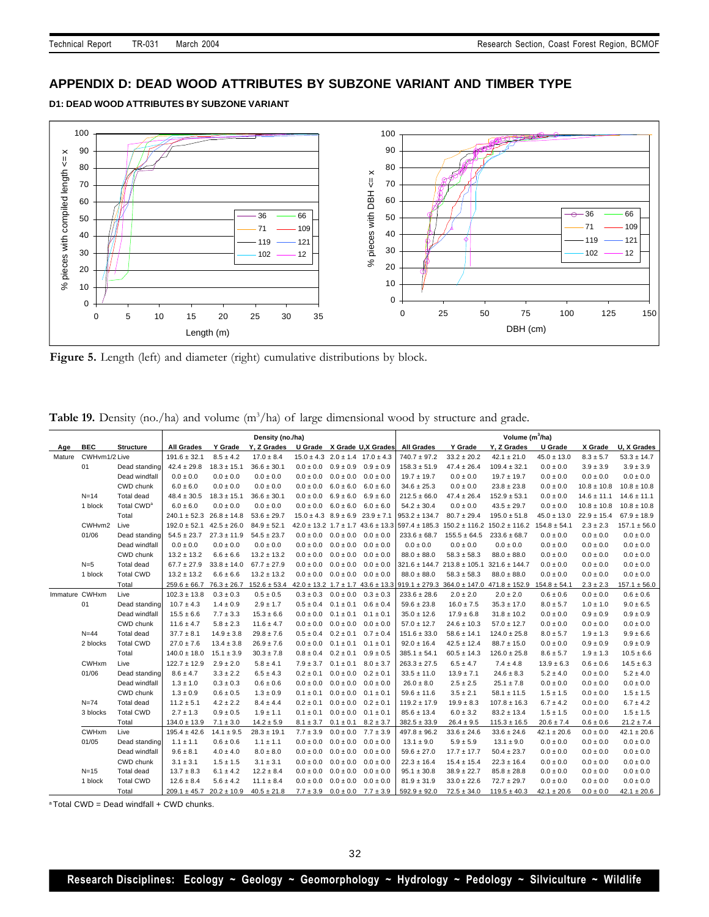## APPENDIX D: DEAD WOOD ATTRIBUTES BY SUBZONE VARIANT AND TIMBER TYPE

### D1: DEAD WOOD ATTRIBUTES BY SUBZONE VARIANT

**Figure 5.** Length (left) and diameter (right) cumulative distributions by block.

**Table 19.** Density (no./ha) and volume ($m^3$/ha) of large dimensional wood by structure and grade.

| Age | BEC | Structure | Density (no./ha) | | | | | | Volume ($m^3$/ha) | | | | | |
|---|---|---|---|---|---|---|---|---|---|---|---|---|---|---|
| | | | All Grades | Y Grade | Y, Z Grades | U Grade | X Grade | U,X Grades | All Grades | Y Grade | Y, Z Grades | U Grade | X Grade | U, X Grades |
| Mature | CWHvm1/2 | Live | 191.6 ± 32.1 | 8.5 ± 4.2 | 17.0 ± 8.4 | 15.0 ± 4.3 | 2.0 ± 1.4 | 17.0 ± 4.3 | 740.7 ± 97.2 | 33.2 ± 20.2 | 42.1 ± 21.0 | 45.0 ± 13.0 | 8.3 ± 5.7 | 53.3 ± 14.7 |
| | 01 | Dead standing | 42.4 ± 29.8 | 18.3 ± 15.1 | 36.6 ± 30.1 | 0.0 ± 0.0 | 0.9 ± 0.9 | 0.9 ± 0.9 | 158.3 ± 51.9 | 47.4 ± 26.4 | 109.4 ± 32.1 | 0.0 ± 0.0 | 3.9 ± 3.9 | 3.9 ± 3.9 |
| | | Dead windfall | 0.0 ± 0.0 | 0.0 ± 0.0 | 0.0 ± 0.0 | 0.0 ± 0.0 | 0.0 ± 0.0 | 0.0 ± 0.0 | 19.7 ± 19.7 | 0.0 ± 0.0 | 19.7 ± 19.7 | 0.0 ± 0.0 | 0.0 ± 0.0 | 0.0 ± 0.0 |
| | | CWD chunk | 6.0 ± 6.0 | 0.0 ± 0.0 | 0.0 ± 0.0 | 0.0 ± 0.0 | 6.0 ± 6.0 | 6.0 ± 6.0 | 34.6 ± 25.3 | 0.0 ± 0.0 | 23.8 ± 23.8 | 0.0 ± 0.0 | 10.8 ± 10.8 | 10.8 ± 10.8 |
| | N=14 | Total dead | 48.4 ± 30.5 | 18.3 ± 15.1 | 36.6 ± 30.1 | 0.0 ± 0.0 | 6.9 ± 6.0 | 6.9 ± 6.0 | 212.5 ± 66.0 | 47.4 ± 26.4 | 152.9 ± 53.1 | 0.0 ± 0.0 | 14.6 ± 11.1 | 14.6 ± 11.1 |
| | 1 block | Total CWD[a] | 6.0 ± 6.0 | 0.0 ± 0.0 | 0.0 ± 0.0 | 0.0 ± 0.0 | 6.0 ± 6.0 | 6.0 ± 6.0 | 54.2 ± 30.4 | 0.0 ± 0.0 | 43.5 ± 29.7 | 0.0 ± 0.0 | 10.8 ± 10.8 | 10.8 ± 10.8 |
| | | Total | 240.1 ± 52.3 | 26.8 ± 14.8 | 53.6 ± 29.7 | 15.0 ± 4.3 | 8.9 ± 6.9 | 23.9 ± 7.1 | 953.2 ± 134.7 | 80.7 ± 29.4 | 195.0 ± 51.8 | 45.0 ± 13.0 | 22.9 ± 15.4 | 67.9 ± 18.9 |
| | CWHvm2 | Live | 192.0 ± 52.1 | 42.5 ± 26.0 | 84.9 ± 52.1 | 42.0 ± 13.2 | 1.7 ± 1.7 | 43.6 ± 13.3 | 597.4 ± 185.3 | 150.2 ± 116.2 | 150.2 ± 116.2 | 154.8 ± 54.1 | 2.3 ± 2.3 | 157.1 ± 56.0 |
| | 01/06 | Dead standing | 54.5 ± 23.7 | 27.3 ± 11.9 | 54.5 ± 23.7 | 0.0 ± 0.0 | 0.0 ± 0.0 | 0.0 ± 0.0 | 233.6 ± 68.7 | 155.5 ± 64.5 | 233.6 ± 68.7 | 0.0 ± 0.0 | 0.0 ± 0.0 | 0.0 ± 0.0 |
| | | Dead windfall | 0.0 ± 0.0 | 0.0 ± 0.0 | 0.0 ± 0.0 | 0.0 ± 0.0 | 0.0 ± 0.0 | 0.0 ± 0.0 | 0.0 ± 0.0 | 0.0 ± 0.0 | 0.0 ± 0.0 | 0.0 ± 0.0 | 0.0 ± 0.0 | 0.0 ± 0.0 |
| | | CWD chunk | 13.2 ± 13.2 | 6.6 ± 6.6 | 13.2 ± 13.2 | 0.0 ± 0.0 | 0.0 ± 0.0 | 0.0 ± 0.0 | 88.0 ± 88.0 | 58.3 ± 58.3 | 88.0 ± 88.0 | 0.0 ± 0.0 | 0.0 ± 0.0 | 0.0 ± 0.0 |
| | N=5 | Total dead | 67.7 ± 27.9 | 33.8 ± 14.0 | 67.7 ± 27.9 | 0.0 ± 0.0 | 0.0 ± 0.0 | 0.0 ± 0.0 | 321.6 ± 144.7 | 213.8 ± 105.1 | 321.6 ± 144.7 | 0.0 ± 0.0 | 0.0 ± 0.0 | 0.0 ± 0.0 |
| | 1 block | Total CWD | 13.2 ± 13.2 | 6.6 ± 6.6 | 13.2 ± 13.2 | 0.0 ± 0.0 | 0.0 ± 0.0 | 0.0 ± 0.0 | 88.0 ± 88.0 | 58.3 ± 58.3 | 88.0 ± 88.0 | 0.0 ± 0.0 | 0.0 ± 0.0 | 0.0 ± 0.0 |
| | | Total | 259.6 ± 66.7 | 76.3 ± 26.7 | 152.6 ± 53.4 | 42.0 ± 13.2 | 1.7 ± 1.7 | 43.6 ± 13.3 | 919.1 ± 279.3 | 364.0 ± 147.0 | 471.8 ± 152.9 | 154.8 ± 54.1 | 2.3 ± 2.3 | 157.1 ± 56.0 |
| Immature | CWHxm | Live | 102.3 ± 13.8 | 0.3 ± 0.3 | 0.5 ± 0.5 | 0.3 ± 0.3 | 0.0 ± 0.0 | 0.3 ± 0.3 | 233.6 ± 28.6 | 2.0 ± 2.0 | 2.0 ± 2.0 | 0.6 ± 0.6 | 0.0 ± 0.0 | 0.6 ± 0.6 |
| | 01 | Dead standing | 10.7 ± 4.3 | 1.4 ± 0.9 | 2.9 ± 1.7 | 0.5 ± 0.4 | 0.1 ± 0.1 | 0.6 ± 0.4 | 59.6 ± 23.8 | 16.0 ± 7.5 | 35.3 ± 17.0 | 8.0 ± 5.7 | 1.0 ± 1.0 | 9.0 ± 6.5 |
| | | Dead windfall | 15.5 ± 6.6 | 7.7 ± 3.3 | 15.3 ± 6.6 | 0.0 ± 0.0 | 0.1 ± 0.1 | 0.1 ± 0.1 | 35.0 ± 12.6 | 17.9 ± 6.8 | 31.8 ± 10.2 | 0.0 ± 0.0 | 0.9 ± 0.9 | 0.9 ± 0.9 |
| | | CWD chunk | 11.6 ± 4.7 | 5.8 ± 2.3 | 11.6 ± 4.7 | 0.0 ± 0.0 | 0.0 ± 0.0 | 0.0 ± 0.0 | 57.0 ± 12.7 | 24.6 ± 10.3 | 57.0 ± 12.7 | 0.0 ± 0.0 | 0.0 ± 0.0 | 0.0 ± 0.0 |
| | N=44 | Total dead | 37.7 ± 8.1 | 14.9 ± 3.8 | 29.8 ± 7.6 | 0.5 ± 0.4 | 0.2 ± 0.1 | 0.7 ± 0.4 | 151.6 ± 33.0 | 58.6 ± 14.1 | 124.0 ± 25.8 | 8.0 ± 5.7 | 1.9 ± 1.3 | 9.9 ± 6.6 |
| | 2 blocks | Total CWD | 27.0 ± 7.6 | 13.4 ± 3.8 | 26.9 ± 7.6 | 0.0 ± 0.0 | 0.1 ± 0.1 | 0.1 ± 0.1 | 92.0 ± 16.4 | 42.5 ± 12.4 | 88.7 ± 15.0 | 0.0 ± 0.0 | 0.9 ± 0.9 | 0.9 ± 0.9 |
| | | Total | 140.0 ± 18.0 | 15.1 ± 3.9 | 30.3 ± 7.8 | 0.8 ± 0.4 | 0.2 ± 0.1 | 0.9 ± 0.5 | 385.1 ± 54.1 | 60.5 ± 14.3 | 126.0 ± 25.8 | 8.6 ± 5.7 | 1.9 ± 1.3 | 10.5 ± 6.6 |
| | CWHxm | Live | 122.7 ± 12.9 | 2.9 ± 2.0 | 5.8 ± 4.1 | 7.9 ± 3.7 | 0.1 ± 0.1 | 8.0 ± 3.7 | 263.3 ± 27.5 | 6.5 ± 4.7 | 7.4 ± 4.8 | 13.9 ± 6.3 | 0.6 ± 0.6 | 14.5 ± 6.3 |
| | 01/06 | Dead standing | 8.6 ± 4.7 | 3.3 ± 2.2 | 6.5 ± 4.3 | 0.2 ± 0.1 | 0.0 ± 0.0 | 0.2 ± 0.1 | 33.5 ± 11.0 | 13.9 ± 7.1 | 24.6 ± 8.3 | 5.2 ± 4.0 | 0.0 ± 0.0 | 5.2 ± 4.0 |
| | | Dead windfall | 1.3 ± 1.0 | 0.3 ± 0.3 | 0.6 ± 0.6 | 0.0 ± 0.0 | 0.0 ± 0.0 | 0.0 ± 0.0 | 26.0 ± 8.0 | 2.5 ± 2.5 | 25.1 ± 7.8 | 0.0 ± 0.0 | 0.0 ± 0.0 | 0.0 ± 0.0 |
| | | CWD chunk | 1.3 ± 0.9 | 0.6 ± 0.5 | 1.3 ± 0.9 | 0.1 ± 0.1 | 0.0 ± 0.0 | 0.1 ± 0.1 | 59.6 ± 11.6 | 3.5 ± 2.1 | 58.1 ± 11.5 | 1.5 ± 1.5 | 0.0 ± 0.0 | 1.5 ± 1.5 |
| | N=74 | Total dead | 11.2 ± 5.1 | 4.2 ± 2.2 | 8.4 ± 4.4 | 0.2 ± 0.1 | 0.0 ± 0.0 | 0.2 ± 0.1 | 119.2 ± 17.9 | 19.9 ± 8.3 | 107.8 ± 16.3 | 6.7 ± 4.2 | 0.0 ± 0.0 | 6.7 ± 4.2 |
| | 3 blocks | Total CWD | 2.7 ± 1.3 | 0.9 ± 0.5 | 1.9 ± 1.1 | 0.1 ± 0.1 | 0.0 ± 0.0 | 0.1 ± 0.1 | 85.6 ± 13.4 | 6.0 ± 3.2 | 83.2 ± 13.4 | 1.5 ± 1.5 | 0.0 ± 0.0 | 1.5 ± 1.5 |
| | | Total | 134.0 ± 13.9 | 7.1 ± 3.0 | 14.2 ± 5.9 | 8.1 ± 3.7 | 0.1 ± 0.1 | 8.2 ± 3.7 | 382.5 ± 33.9 | 26.4 ± 9.5 | 115.3 ± 16.5 | 20.6 ± 7.4 | 0.6 ± 0.6 | 21.2 ± 7.4 |
| | CWHxm | Live | 195.4 ± 42.6 | 14.1 ± 9.5 | 28.3 ± 19.1 | 7.7 ± 3.9 | 0.0 ± 0.0 | 7.7 ± 3.9 | 497.8 ± 96.2 | 33.6 ± 24.6 | 33.6 ± 24.6 | 42.1 ± 20.6 | 0.0 ± 0.0 | 42.1 ± 20.6 |
| | 01/05 | Dead standing | 1.1 ± 1.1 | 0.6 ± 0.6 | 1.1 ± 1.1 | 0.0 ± 0.0 | 0.0 ± 0.0 | 0.0 ± 0.0 | 13.1 ± 9.0 | 5.9 ± 5.9 | 13.1 ± 9.0 | 0.0 ± 0.0 | 0.0 ± 0.0 | 0.0 ± 0.0 |
| | | Dead windfall | 9.6 ± 8.1 | 4.0 ± 4.0 | 8.0 ± 8.0 | 0.0 ± 0.0 | 0.0 ± 0.0 | 0.0 ± 0.0 | 59.6 ± 27.0 | 17.7 ± 17.7 | 50.4 ± 23.7 | 0.0 ± 0.0 | 0.0 ± 0.0 | 0.0 ± 0.0 |
| | | CWD chunk | 3.1 ± 3.1 | 1.5 ± 1.5 | 3.1 ± 3.1 | 0.0 ± 0.0 | 0.0 ± 0.0 | 0.0 ± 0.0 | 22.3 ± 16.4 | 15.4 ± 15.4 | 22.3 ± 16.4 | 0.0 ± 0.0 | 0.0 ± 0.0 | 0.0 ± 0.0 |
| | N=15 | Total dead | 13.7 ± 8.3 | 6.1 ± 4.2 | 12.2 ± 8.4 | 0.0 ± 0.0 | 0.0 ± 0.0 | 0.0 ± 0.0 | 95.1 ± 30.8 | 38.9 ± 22.7 | 85.8 ± 28.8 | 0.0 ± 0.0 | 0.0 ± 0.0 | 0.0 ± 0.0 |
| | 1 block | Total CWD | 12.6 ± 8.4 | 5.6 ± 4.2 | 11.1 ± 8.4 | 0.0 ± 0.0 | 0.0 ± 0.0 | 0.0 ± 0.0 | 81.9 ± 31.9 | 33.0 ± 22.6 | 72.7 ± 29.7 | 0.0 ± 0.0 | 0.0 ± 0.0 | 0.0 ± 0.0 |
| | | Total | 209.1 ± 45.7 | 20.2 ± 10.9 | 40.5 ± 21.8 | 7.7 ± 3.9 | 0.0 ± 0.0 | 7.7 ± 3.9 | 592.9 ± 92.0 | 72.5 ± 34.0 | 119.5 ± 40.3 | 42.1 ± 20.6 | 0.0 ± 0.0 | 42.1 ± 20.6 |

[a] Total CWD = Dead windfall + CWD chunks.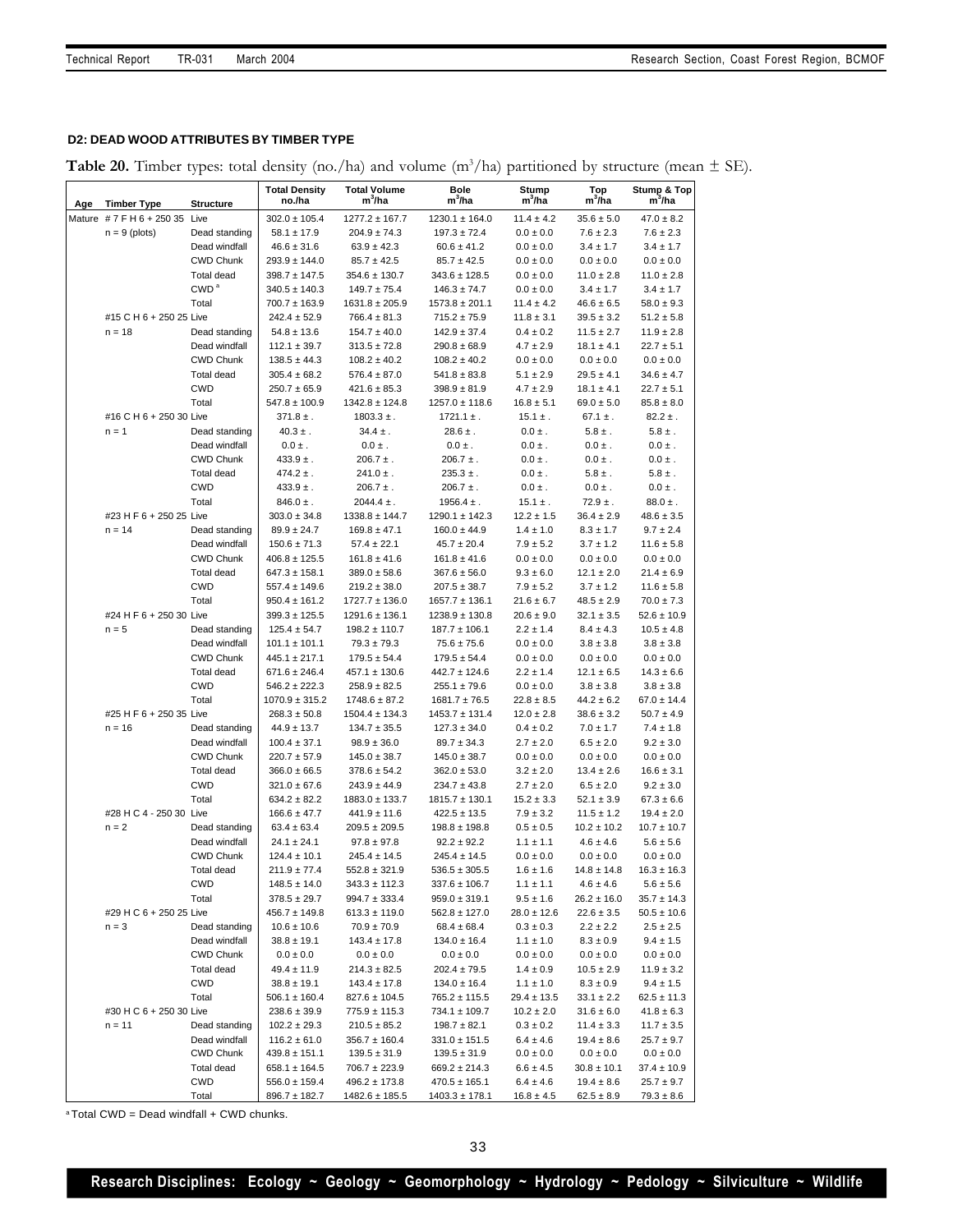### D2: DEAD WOOD ATTRIBUTES BY TIMBER TYPE

**Table 20.** Timber types: total density (no./ha) and volume ($m^3$/ha) partitioned by structure (mean ± SE).

| Age | Timber Type | Structure | Total Density no./ha | Total Volume $m^3$/ha | Bole $m^3$/ha | Stump $m^3$/ha | Top $m^3$/ha | Stump & Top $m^3$/ha |
|---|---|---|---|---|---|---|---|---|
| Mature | # 7 F H 6 + 250 35 | Live | 302.0 ± 105.4 | 1277.2 ± 167.7 | 1230.1 ± 164.0 | 11.4 ± 4.2 | 35.6 ± 5.0 | 47.0 ± 8.2 |
| | n = 9 (plots) | Dead standing | 58.1 ± 17.9 | 204.9 ± 74.3 | 197.3 ± 72.4 | 0.0 ± 0.0 | 7.6 ± 2.3 | 7.6 ± 2.3 |
| | | Dead windfall | 46.6 ± 31.6 | 63.9 ± 42.3 | 60.6 ± 41.2 | 0.0 ± 0.0 | 3.4 ± 1.7 | 3.4 ± 1.7 |
| | | CWD Chunk | 293.9 ± 144.0 | 85.7 ± 42.5 | 85.7 ± 42.5 | 0.0 ± 0.0 | 0.0 ± 0.0 | 0.0 ± 0.0 |
| | | Total dead | 398.7 ± 147.5 | 354.6 ± 130.7 | 343.6 ± 128.5 | 0.0 ± 0.0 | 11.0 ± 2.8 | 11.0 ± 2.8 |
| | | CWD [a] | 340.5 ± 140.3 | 149.7 ± 75.4 | 146.3 ± 74.7 | 0.0 ± 0.0 | 3.4 ± 1.7 | 3.4 ± 1.7 |
| | | Total | 700.7 ± 163.9 | 1631.8 ± 205.9 | 1573.8 ± 201.1 | 11.4 ± 4.2 | 46.6 ± 6.5 | 58.0 ± 9.3 |
| | #15 C H 6 + 250 25 | Live | 242.4 ± 52.9 | 766.4 ± 81.3 | 715.2 ± 75.9 | 11.8 ± 3.1 | 39.5 ± 3.2 | 51.2 ± 5.8 |
| | n = 18 | Dead standing | 54.8 ± 13.6 | 154.7 ± 40.0 | 142.9 ± 37.4 | 0.4 ± 0.2 | 11.5 ± 2.7 | 11.9 ± 2.8 |
| | | Dead windfall | 112.1 ± 39.7 | 313.5 ± 72.8 | 290.8 ± 68.9 | 4.7 ± 2.9 | 18.1 ± 4.1 | 22.7 ± 5.1 |
| | | CWD Chunk | 138.5 ± 44.3 | 108.2 ± 40.2 | 108.2 ± 40.2 | 0.0 ± 0.0 | 0.0 ± 0.0 | 0.0 ± 0.0 |
| | | Total dead | 305.4 ± 68.2 | 576.4 ± 87.0 | 541.8 ± 83.8 | 5.1 ± 2.9 | 29.5 ± 4.1 | 34.6 ± 4.7 |
| | | CWD | 250.7 ± 65.9 | 421.6 ± 85.3 | 398.9 ± 81.9 | 4.7 ± 2.9 | 18.1 ± 4.1 | 22.7 ± 5.1 |
| | | Total | 547.8 ± 100.9 | 1342.8 ± 124.8 | 1257.0 ± 118.6 | 16.8 ± 5.1 | 69.0 ± 5.0 | 85.8 ± 8.0 |
| | #16 C H 6 + 250 30 | Live | 371.8 ± . | 1803.3 ± . | 1721.1 ± . | 15.1 ± . | 67.1 ± . | 82.2 ± . |
| | n = 1 | Dead standing | 40.3 ± . | 34.4 ± . | 28.6 ± . | 0.0 ± . | 5.8 ± . | 5.8 ± . |
| | | Dead windfall | 0.0 ± . | 0.0 ± . | 0.0 ± . | 0.0 ± . | 0.0 ± . | 0.0 ± . |
| | | CWD Chunk | 433.9 ± . | 206.7 ± . | 206.7 ± . | 0.0 ± . | 0.0 ± . | 0.0 ± . |
| | | Total dead | 474.2 ± . | 241.0 ± . | 235.3 ± . | 0.0 ± . | 5.8 ± . | 5.8 ± . |
| | | CWD | 433.9 ± . | 206.7 ± . | 206.7 ± . | 0.0 ± . | 0.0 ± . | 0.0 ± . |
| | | Total | 846.0 ± . | 2044.4 ± . | 1956.4 ± . | 15.1 ± . | 72.9 ± . | 88.0 ± . |
| | #23 H F 6 + 250 25 | Live | 303.0 ± 34.8 | 1338.8 ± 144.7 | 1290.1 ± 142.3 | 12.2 ± 1.5 | 36.4 ± 2.9 | 48.6 ± 3.5 |
| | n = 14 | Dead standing | 89.9 ± 24.7 | 169.8 ± 47.1 | 160.0 ± 44.9 | 1.4 ± 1.0 | 8.3 ± 1.7 | 9.7 ± 2.4 |
| | | Dead windfall | 150.6 ± 71.3 | 57.4 ± 22.1 | 45.7 ± 20.4 | 7.9 ± 5.2 | 3.7 ± 1.2 | 11.6 ± 5.8 |
| | | CWD Chunk | 406.8 ± 125.5 | 161.8 ± 41.6 | 161.8 ± 41.6 | 0.0 ± 0.0 | 0.0 ± 0.0 | 0.0 ± 0.0 |
| | | Total dead | 647.3 ± 158.1 | 389.0 ± 58.6 | 367.6 ± 56.0 | 9.3 ± 6.0 | 12.1 ± 2.0 | 21.4 ± 6.9 |
| | | CWD | 557.4 ± 149.6 | 219.2 ± 38.0 | 207.5 ± 38.7 | 7.9 ± 5.2 | 3.7 ± 1.2 | 11.6 ± 5.8 |
| | | Total | 950.4 ± 161.2 | 1727.7 ± 136.0 | 1657.7 ± 136.1 | 21.6 ± 6.7 | 48.5 ± 2.9 | 70.0 ± 7.3 |
| | #24 H F 6 + 250 30 | Live | 399.3 ± 125.5 | 1291.6 ± 136.1 | 1238.9 ± 130.8 | 20.6 ± 9.0 | 32.1 ± 3.5 | 52.6 ± 10.9 |
| | n = 5 | Dead standing | 125.4 ± 54.7 | 198.2 ± 110.7 | 187.7 ± 106.1 | 2.2 ± 1.4 | 8.4 ± 4.3 | 10.5 ± 4.8 |
| | | Dead windfall | 101.1 ± 101.1 | 79.3 ± 79.3 | 75.6 ± 75.6 | 0.0 ± 0.0 | 3.8 ± 3.8 | 3.8 ± 3.8 |
| | | CWD Chunk | 445.1 ± 217.1 | 179.5 ± 54.4 | 179.5 ± 54.4 | 0.0 ± 0.0 | 0.0 ± 0.0 | 0.0 ± 0.0 |
| | | Total dead | 671.6 ± 246.4 | 457.1 ± 130.6 | 442.7 ± 124.6 | 2.2 ± 1.4 | 12.1 ± 6.5 | 14.3 ± 6.6 |
| | | CWD | 546.2 ± 222.3 | 258.9 ± 82.5 | 255.1 ± 79.6 | 0.0 ± 0.0 | 3.8 ± 3.8 | 3.8 ± 3.8 |
| | | Total | 1070.9 ± 315.2 | 1748.6 ± 87.2 | 1681.7 ± 76.5 | 22.8 ± 8.5 | 44.2 ± 6.2 | 67.0 ± 14.4 |
| | #25 H F 6 + 250 35 | Live | 268.3 ± 50.8 | 1504.4 ± 134.3 | 1453.7 ± 131.4 | 12.0 ± 2.8 | 38.6 ± 3.2 | 50.7 ± 4.9 |
| | n = 16 | Dead standing | 44.9 ± 13.7 | 134.7 ± 35.5 | 127.3 ± 34.0 | 0.4 ± 0.2 | 7.0 ± 1.7 | 7.4 ± 1.8 |
| | | Dead windfall | 100.4 ± 37.1 | 98.9 ± 36.0 | 89.7 ± 34.3 | 2.7 ± 2.0 | 6.5 ± 2.0 | 9.2 ± 3.0 |
| | | CWD Chunk | 220.7 ± 57.9 | 145.0 ± 38.7 | 145.0 ± 38.7 | 0.0 ± 0.0 | 0.0 ± 0.0 | 0.0 ± 0.0 |
| | | Total dead | 366.0 ± 66.5 | 378.6 ± 54.2 | 362.0 ± 53.0 | 3.2 ± 2.0 | 13.4 ± 2.6 | 16.6 ± 3.1 |
| | | CWD | 321.0 ± 67.6 | 243.9 ± 44.9 | 234.7 ± 43.8 | 2.7 ± 2.0 | 6.5 ± 2.0 | 9.2 ± 3.0 |
| | | Total | 634.2 ± 82.2 | 1883.0 ± 133.7 | 1815.7 ± 130.1 | 15.2 ± 3.3 | 52.1 ± 3.9 | 67.3 ± 6.6 |
| | #28 H C 4 - 250 30 | Live | 166.6 ± 47.7 | 441.9 ± 11.6 | 422.5 ± 13.5 | 7.9 ± 3.2 | 11.5 ± 1.2 | 19.4 ± 2.0 |
| | n = 2 | Dead standing | 63.4 ± 63.4 | 209.5 ± 209.5 | 198.8 ± 198.8 | 0.5 ± 0.5 | 10.2 ± 10.2 | 10.7 ± 10.7 |
| | | Dead windfall | 24.1 ± 24.1 | 97.8 ± 97.8 | 92.2 ± 92.2 | 1.1 ± 1.1 | 4.6 ± 4.6 | 5.6 ± 5.6 |
| | | CWD Chunk | 124.4 ± 10.1 | 245.4 ± 14.5 | 245.4 ± 14.5 | 0.0 ± 0.0 | 0.0 ± 0.0 | 0.0 ± 0.0 |
| | | Total dead | 211.9 ± 77.4 | 552.8 ± 321.9 | 536.5 ± 305.5 | 1.6 ± 1.6 | 14.8 ± 14.8 | 16.3 ± 16.3 |
| | | CWD | 148.5 ± 14.0 | 343.3 ± 112.3 | 337.6 ± 106.7 | 1.1 ± 1.1 | 4.6 ± 4.6 | 5.6 ± 5.6 |
| | | Total | 378.5 ± 29.7 | 994.7 ± 333.4 | 959.0 ± 319.1 | 9.5 ± 1.6 | 26.2 ± 16.0 | 35.7 ± 14.3 |
| | #29 H C 6 + 250 25 | Live | 456.7 ± 149.8 | 613.3 ± 119.0 | 562.8 ± 127.0 | 28.0 ± 12.6 | 22.6 ± 3.5 | 50.5 ± 10.6 |
| | n = 3 | Dead standing | 10.6 ± 10.6 | 70.9 ± 70.9 | 68.4 ± 68.4 | 0.3 ± 0.3 | 2.2 ± 2.2 | 2.5 ± 2.5 |
| | | Dead windfall | 38.8 ± 19.1 | 143.4 ± 17.8 | 134.0 ± 16.4 | 1.1 ± 1.0 | 8.3 ± 0.9 | 9.4 ± 1.5 |
| | | CWD Chunk | 0.0 ± 0.0 | 0.0 ± 0.0 | 0.0 ± 0.0 | 0.0 ± 0.0 | 0.0 ± 0.0 | 0.0 ± 0.0 |
| | | Total dead | 49.4 ± 11.9 | 214.3 ± 82.5 | 202.4 ± 79.5 | 1.4 ± 0.9 | 10.5 ± 2.9 | 11.9 ± 3.2 |
| | | CWD | 38.8 ± 19.1 | 143.4 ± 17.8 | 134.0 ± 16.4 | 1.1 ± 1.0 | 8.3 ± 0.9 | 9.4 ± 1.5 |
| | | Total | 506.1 ± 160.4 | 827.6 ± 104.5 | 765.2 ± 115.5 | 29.4 ± 13.5 | 33.1 ± 2.2 | 62.5 ± 11.3 |
| | #30 H C 6 + 250 30 | Live | 238.6 ± 39.9 | 775.9 ± 115.3 | 734.1 ± 109.7 | 10.2 ± 2.0 | 31.6 ± 6.0 | 41.8 ± 6.3 |
| | n = 11 | Dead standing | 102.2 ± 29.3 | 210.5 ± 85.2 | 198.7 ± 82.1 | 0.3 ± 0.2 | 11.4 ± 3.3 | 11.7 ± 3.5 |
| | | Dead windfall | 116.2 ± 61.0 | 356.7 ± 160.4 | 331.0 ± 151.5 | 6.4 ± 4.6 | 19.4 ± 8.6 | 25.7 ± 9.7 |
| | | CWD Chunk | 439.8 ± 151.1 | 139.5 ± 31.9 | 139.5 ± 31.9 | 0.0 ± 0.0 | 0.0 ± 0.0 | 0.0 ± 0.0 |
| | | Total dead | 658.1 ± 164.5 | 706.7 ± 223.9 | 669.2 ± 214.3 | 6.6 ± 4.5 | 30.8 ± 10.1 | 37.4 ± 10.9 |
| | | CWD | 556.0 ± 159.4 | 496.2 ± 173.8 | 470.5 ± 165.1 | 6.4 ± 4.6 | 19.4 ± 8.6 | 25.7 ± 9.7 |
| | | Total | 896.7 ± 182.7 | 1482.6 ± 185.5 | 1403.3 ± 178.1 | 16.8 ± 4.5 | 62.5 ± 8.9 | 79.3 ± 8.6 |

[a] Total CWD = Dead windfall + CWD chunks.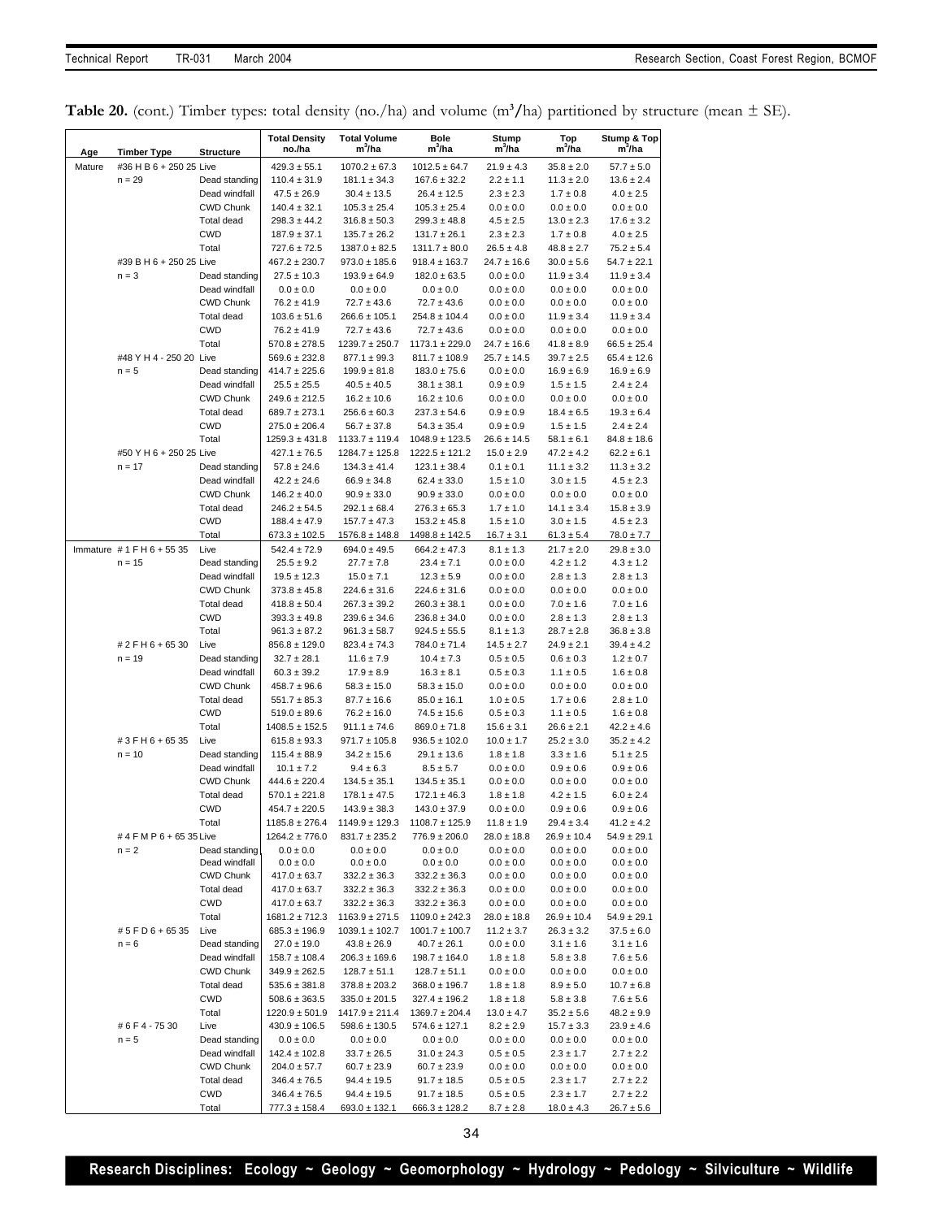**Table 20.** (cont.) Timber types: total density (no./ha) and volume ($m^3$/ha) partitioned by structure (mean ± SE).

| Age | Timber Type | Structure | Total Density no./ha | Total Volume $m^3$/ha | Bole $m^3$/ha | Stump $m^3$/ha | Top $m^3$/ha | Stump & Top $m^3$/ha |
|---|---|---|---|---|---|---|---|---|
| Mature | #36 H B 6 + 250 25 | Live | 429.3 ± 55.1 | 1070.2 ± 67.3 | 1012.5 ± 64.7 | 21.9 ± 4.3 | 35.8 ± 2.0 | 57.7 ± 5.0 |
| | n = 29 | Dead standing | 110.4 ± 31.9 | 181.1 ± 34.3 | 167.6 ± 32.2 | 2.2 ± 1.1 | 11.3 ± 2.0 | 13.6 ± 2.4 |
| | | Dead windfall | 47.5 ± 26.9 | 30.4 ± 13.5 | 26.4 ± 12.5 | 2.3 ± 2.3 | 1.7 ± 0.8 | 4.0 ± 2.5 |
| | | CWD Chunk | 140.4 ± 32.1 | 105.3 ± 25.4 | 105.3 ± 25.4 | 0.0 ± 0.0 | 0.0 ± 0.0 | 0.0 ± 0.0 |
| | | Total dead | 298.3 ± 44.2 | 316.8 ± 50.3 | 299.3 ± 48.8 | 4.5 ± 2.5 | 13.0 ± 2.3 | 17.6 ± 3.2 |
| | | CWD | 187.9 ± 37.1 | 135.7 ± 26.2 | 131.7 ± 26.1 | 2.3 ± 2.3 | 1.7 ± 0.8 | 4.0 ± 2.5 |
| | | Total | 727.6 ± 72.5 | 1387.0 ± 82.5 | 1311.7 ± 80.0 | 26.5 ± 4.8 | 48.8 ± 2.7 | 75.2 ± 5.4 |
| | #39 B H 6 + 250 25 | Live | 467.2 ± 230.7 | 973.0 ± 185.6 | 918.4 ± 163.7 | 24.7 ± 16.6 | 30.0 ± 5.6 | 54.7 ± 22.1 |
| | n = 3 | Dead standing | 27.5 ± 10.3 | 193.9 ± 64.9 | 182.0 ± 63.5 | 0.0 ± 0.0 | 11.9 ± 3.4 | 11.9 ± 3.4 |
| | | Dead windfall | 0.0 ± 0.0 | 0.0 ± 0.0 | 0.0 ± 0.0 | 0.0 ± 0.0 | 0.0 ± 0.0 | 0.0 ± 0.0 |
| | | CWD Chunk | 76.2 ± 41.9 | 72.7 ± 43.6 | 72.7 ± 43.6 | 0.0 ± 0.0 | 0.0 ± 0.0 | 0.0 ± 0.0 |
| | | Total dead | 103.6 ± 51.6 | 266.6 ± 105.1 | 254.8 ± 104.4 | 0.0 ± 0.0 | 11.9 ± 3.4 | 11.9 ± 3.4 |
| | | CWD | 76.2 ± 41.9 | 72.7 ± 43.6 | 72.7 ± 43.6 | 0.0 ± 0.0 | 0.0 ± 0.0 | 0.0 ± 0.0 |
| | | Total | 570.8 ± 278.5 | 1239.7 ± 250.7 | 1173.1 ± 229.0 | 24.7 ± 16.6 | 41.8 ± 8.9 | 66.5 ± 25.4 |
| | #48 Y H 4 - 250 20 | Live | 569.6 ± 232.8 | 877.1 ± 99.3 | 811.7 ± 108.9 | 25.7 ± 14.5 | 39.7 ± 2.5 | 65.4 ± 12.6 |
| | n = 5 | Dead standing | 414.7 ± 225.6 | 199.9 ± 81.8 | 183.0 ± 75.6 | 0.0 ± 0.0 | 16.9 ± 6.9 | 16.9 ± 6.9 |
| | | Dead windfall | 25.5 ± 25.5 | 40.5 ± 40.5 | 38.1 ± 38.1 | 0.9 ± 0.9 | 1.5 ± 1.5 | 2.4 ± 2.4 |
| | | CWD Chunk | 249.6 ± 212.5 | 16.2 ± 10.6 | 16.2 ± 10.6 | 0.0 ± 0.0 | 0.0 ± 0.0 | 0.0 ± 0.0 |
| | | Total dead | 689.7 ± 273.1 | 256.6 ± 60.3 | 237.3 ± 54.6 | 0.9 ± 0.9 | 18.4 ± 6.5 | 19.3 ± 6.4 |
| | | CWD | 275.0 ± 206.4 | 56.7 ± 37.8 | 54.3 ± 35.4 | 0.9 ± 0.9 | 1.5 ± 1.5 | 2.4 ± 2.4 |
| | | Total | 1259.3 ± 431.8 | 1133.7 ± 119.4 | 1048.9 ± 123.5 | 26.6 ± 14.5 | 58.1 ± 6.1 | 84.8 ± 18.6 |
| | #50 Y H 6 + 250 25 | Live | 427.1 ± 76.5 | 1284.7 ± 125.8 | 1222.5 ± 121.2 | 15.0 ± 2.9 | 47.2 ± 4.2 | 62.2 ± 6.1 |
| | n = 17 | Dead standing | 57.8 ± 24.6 | 134.3 ± 41.4 | 123.1 ± 38.4 | 0.1 ± 0.1 | 11.1 ± 3.2 | 11.3 ± 3.2 |
| | | Dead windfall | 42.2 ± 24.6 | 66.9 ± 34.8 | 62.4 ± 33.0 | 1.5 ± 1.0 | 3.0 ± 1.5 | 4.5 ± 2.3 |
| | | CWD Chunk | 146.2 ± 40.0 | 90.9 ± 33.0 | 90.9 ± 33.0 | 0.0 ± 0.0 | 0.0 ± 0.0 | 0.0 ± 0.0 |
| | | Total dead | 246.2 ± 54.5 | 292.1 ± 68.4 | 276.3 ± 65.3 | 1.7 ± 1.0 | 14.1 ± 3.4 | 15.8 ± 3.9 |
| | | CWD | 188.4 ± 47.9 | 157.7 ± 47.3 | 153.2 ± 45.8 | 1.5 ± 1.0 | 3.0 ± 1.5 | 4.5 ± 2.3 |
| | | Total | 673.3 ± 102.5 | 1576.8 ± 148.8 | 1498.8 ± 142.5 | 16.7 ± 3.1 | 61.3 ± 5.4 | 78.0 ± 7.7 |
| Immature | # 1 F H 6 + 55 35 | Live | 542.4 ± 72.9 | 694.0 ± 49.5 | 664.2 ± 47.3 | 8.1 ± 1.3 | 21.7 ± 2.0 | 29.8 ± 3.0 |
| | n = 15 | Dead standing | 25.5 ± 9.2 | 27.7 ± 7.8 | 23.4 ± 7.1 | 0.0 ± 0.0 | 4.2 ± 1.2 | 4.3 ± 1.2 |
| | | Dead windfall | 19.5 ± 12.3 | 15.0 ± 7.1 | 12.3 ± 5.9 | 0.0 ± 0.0 | 2.8 ± 1.3 | 2.8 ± 1.3 |
| | | CWD Chunk | 373.8 ± 45.8 | 224.6 ± 31.6 | 224.6 ± 31.6 | 0.0 ± 0.0 | 0.0 ± 0.0 | 0.0 ± 0.0 |
| | | Total dead | 418.8 ± 50.4 | 267.3 ± 39.2 | 260.3 ± 38.1 | 0.0 ± 0.0 | 7.0 ± 1.6 | 7.0 ± 1.6 |
| | | CWD | 393.3 ± 49.8 | 239.6 ± 34.6 | 236.8 ± 34.0 | 0.0 ± 0.0 | 2.8 ± 1.3 | 2.8 ± 1.3 |
| | | Total | 961.3 ± 87.2 | 961.3 ± 58.7 | 924.5 ± 55.5 | 8.1 ± 1.3 | 28.7 ± 2.8 | 36.8 ± 3.8 |
| | # 2 F H 6 + 65 30 | Live | 856.8 ± 129.0 | 823.4 ± 74.3 | 784.0 ± 71.4 | 14.5 ± 2.7 | 24.9 ± 2.1 | 39.4 ± 4.2 |
| | n = 19 | Dead standing | 32.7 ± 28.1 | 11.6 ± 7.9 | 10.4 ± 7.3 | 0.5 ± 0.5 | 0.6 ± 0.3 | 1.2 ± 0.7 |
| | | Dead windfall | 60.3 ± 39.2 | 17.9 ± 8.9 | 16.3 ± 8.1 | 0.5 ± 0.3 | 1.1 ± 0.5 | 1.6 ± 0.8 |
| | | CWD Chunk | 458.7 ± 96.6 | 58.3 ± 15.0 | 58.3 ± 15.0 | 0.0 ± 0.0 | 0.0 ± 0.0 | 0.0 ± 0.0 |
| | | Total dead | 551.7 ± 85.3 | 87.7 ± 16.6 | 85.0 ± 16.1 | 1.0 ± 0.5 | 1.7 ± 0.6 | 2.8 ± 1.0 |
| | | CWD | 519.0 ± 89.6 | 76.2 ± 16.0 | 74.5 ± 15.6 | 0.5 ± 0.3 | 1.1 ± 0.5 | 1.6 ± 0.8 |
| | | Total | 1408.5 ± 152.5 | 911.1 ± 74.6 | 869.0 ± 71.8 | 15.6 ± 3.1 | 26.6 ± 2.1 | 42.2 ± 4.6 |
| | # 3 F H 6 + 65 35 | Live | 615.8 ± 93.3 | 971.7 ± 105.8 | 936.5 ± 102.0 | 10.0 ± 1.7 | 25.2 ± 3.0 | 35.2 ± 4.2 |
| | n = 10 | Dead standing | 115.4 ± 88.9 | 34.2 ± 15.6 | 29.1 ± 13.6 | 1.8 ± 1.8 | 3.3 ± 1.6 | 5.1 ± 2.5 |
| | | Dead windfall | 10.1 ± 7.2 | 9.4 ± 6.3 | 8.5 ± 5.7 | 0.0 ± 0.0 | 0.9 ± 0.6 | 0.9 ± 0.6 |
| | | CWD Chunk | 444.6 ± 220.4 | 134.5 ± 35.1 | 134.5 ± 35.1 | 0.0 ± 0.0 | 0.0 ± 0.0 | 0.0 ± 0.0 |
| | | Total dead | 570.1 ± 221.8 | 178.1 ± 47.5 | 172.1 ± 46.3 | 1.8 ± 1.8 | 4.2 ± 1.5 | 6.0 ± 2.4 |
| | | CWD | 454.7 ± 220.5 | 143.9 ± 38.3 | 143.0 ± 37.9 | 0.0 ± 0.0 | 0.9 ± 0.6 | 0.9 ± 0.6 |
| | | Total | 1185.8 ± 276.4 | 1149.9 ± 129.3 | 1108.7 ± 125.9 | 11.8 ± 1.9 | 29.4 ± 3.4 | 41.2 ± 4.2 |
| | # 4 F M P 6 + 65 35 | Live | 1264.2 ± 776.0 | 831.7 ± 235.2 | 776.9 ± 206.0 | 28.0 ± 18.8 | 26.9 ± 10.4 | 54.9 ± 29.1 |
| | n = 2 | Dead standing | 0.0 ± 0.0 | 0.0 ± 0.0 | 0.0 ± 0.0 | 0.0 ± 0.0 | 0.0 ± 0.0 | 0.0 ± 0.0 |
| | | Dead windfall | 0.0 ± 0.0 | 0.0 ± 0.0 | 0.0 ± 0.0 | 0.0 ± 0.0 | 0.0 ± 0.0 | 0.0 ± 0.0 |
| | | CWD Chunk | 417.0 ± 63.7 | 332.2 ± 36.3 | 332.2 ± 36.3 | 0.0 ± 0.0 | 0.0 ± 0.0 | 0.0 ± 0.0 |
| | | Total dead | 417.0 ± 63.7 | 332.2 ± 36.3 | 332.2 ± 36.3 | 0.0 ± 0.0 | 0.0 ± 0.0 | 0.0 ± 0.0 |
| | | CWD | 417.0 ± 63.7 | 332.2 ± 36.3 | 332.2 ± 36.3 | 0.0 ± 0.0 | 0.0 ± 0.0 | 0.0 ± 0.0 |
| | | Total | 1681.2 ± 712.3 | 1163.9 ± 271.5 | 1109.0 ± 242.3 | 28.0 ± 18.8 | 26.9 ± 10.4 | 54.9 ± 29.1 |
| | # 5 F D 6 + 65 35 | Live | 685.3 ± 196.9 | 1039.1 ± 102.7 | 1001.7 ± 100.7 | 11.2 ± 3.7 | 26.3 ± 3.2 | 37.5 ± 6.0 |
| | n = 6 | Dead standing | 27.0 ± 19.0 | 43.8 ± 26.9 | 40.7 ± 26.1 | 0.0 ± 0.0 | 3.1 ± 1.6 | 3.1 ± 1.6 |
| | | Dead windfall | 158.7 ± 108.4 | 206.3 ± 169.6 | 198.7 ± 164.0 | 1.8 ± 1.8 | 5.8 ± 3.8 | 7.6 ± 5.6 |
| | | CWD Chunk | 349.9 ± 262.5 | 128.7 ± 51.1 | 128.7 ± 51.1 | 0.0 ± 0.0 | 0.0 ± 0.0 | 0.0 ± 0.0 |
| | | Total dead | 535.6 ± 381.8 | 378.8 ± 203.2 | 368.0 ± 196.7 | 1.8 ± 1.8 | 8.9 ± 5.0 | 10.7 ± 6.8 |
| | | CWD | 508.6 ± 363.5 | 335.0 ± 201.5 | 327.4 ± 196.2 | 1.8 ± 1.8 | 5.8 ± 3.8 | 7.6 ± 5.6 |
| | | Total | 1220.9 ± 501.9 | 1417.9 ± 211.4 | 1369.7 ± 204.4 | 13.0 ± 4.7 | 35.2 ± 5.6 | 48.2 ± 9.9 |
| | # 6 F 4 - 75 30 | Live | 430.9 ± 106.5 | 598.6 ± 130.5 | 574.6 ± 127.1 | 8.2 ± 2.9 | 15.7 ± 3.3 | 23.9 ± 4.6 |
| | n = 5 | Dead standing | 0.0 ± 0.0 | 0.0 ± 0.0 | 0.0 ± 0.0 | 0.0 ± 0.0 | 0.0 ± 0.0 | 0.0 ± 0.0 |
| | | Dead windfall | 142.4 ± 102.8 | 33.7 ± 26.5 | 31.0 ± 24.3 | 0.5 ± 0.5 | 2.3 ± 1.7 | 2.7 ± 2.2 |
| | | CWD Chunk | 204.0 ± 57.7 | 60.7 ± 23.9 | 60.7 ± 23.9 | 0.0 ± 0.0 | 0.0 ± 0.0 | 0.0 ± 0.0 |
| | | Total dead | 346.4 ± 76.5 | 94.4 ± 19.5 | 91.7 ± 18.5 | 0.5 ± 0.5 | 2.3 ± 1.7 | 2.7 ± 2.2 |
| | | CWD | 346.4 ± 76.5 | 94.4 ± 19.5 | 91.7 ± 18.5 | 0.5 ± 0.5 | 2.3 ± 1.7 | 2.7 ± 2.2 |
| | | Total | 777.3 ± 158.4 | 693.0 ± 132.1 | 666.3 ± 128.2 | 8.7 ± 2.8 | 18.0 ± 4.3 | 26.7 ± 5.6 |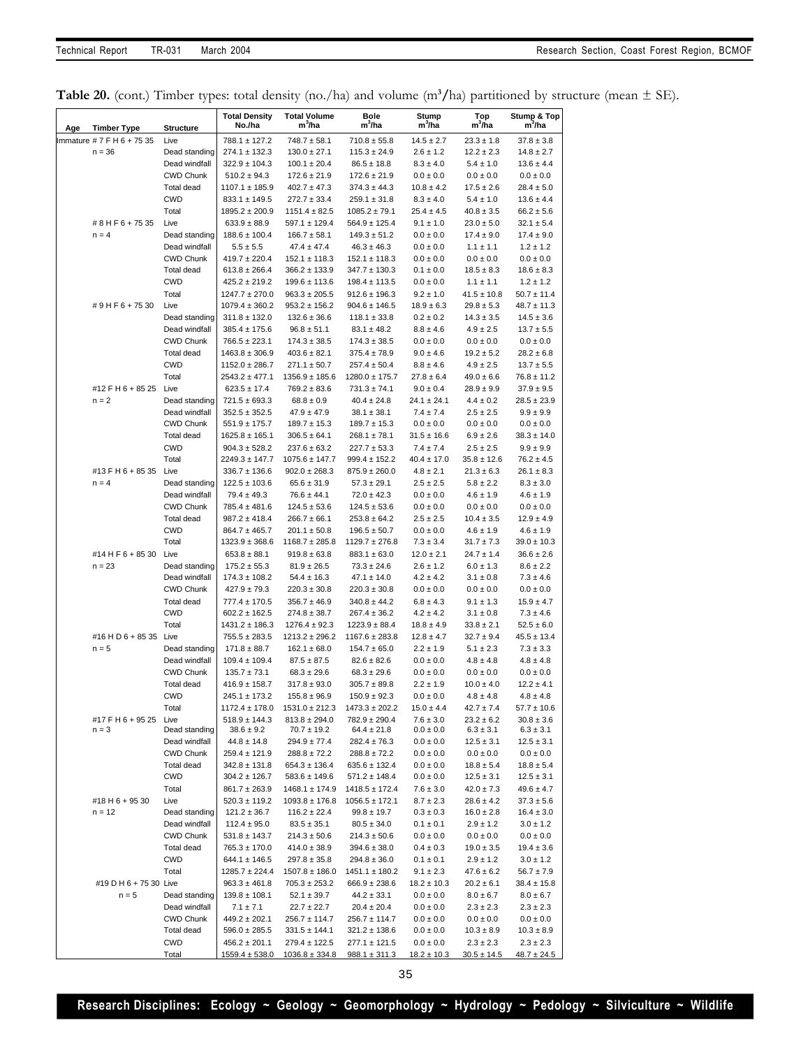**Table 20.** (cont.) Timber types: total density (no./ha) and volume (m³/ha) partitioned by structure (mean ± SE).

| Age | Timber Type | Structure | Total Density No./ha | Total Volume $m^3$/ha | Bole $m^3$/ha | Stump $m^3$/ha | Top $m^3$/ha | Stump & Top $m^3$/ha |
|---|---|---|---|---|---|---|---|---|
| Immature | # 7 F H 6 + 75 35 | Live | 788.1 ± 127.2 | 748.7 ± 58.1 | 710.8 ± 55.8 | 14.5 ± 2.7 | 23.3 ± 1.8 | 37.8 ± 3.8 |
| | n = 36 | Dead standing | 274.1 ± 132.3 | 130.0 ± 27.1 | 115.3 ± 24.9 | 2.6 ± 1.2 | 12.2 ± 2.3 | 14.8 ± 2.7 |
| | | Dead windfall | 322.9 ± 104.3 | 100.1 ± 20.4 | 86.5 ± 18.8 | 8.3 ± 4.0 | 5.4 ± 1.0 | 13.6 ± 4.4 |
| | | CWD Chunk | 510.2 ± 94.3 | 172.6 ± 21.9 | 172.6 ± 21.9 | 0.0 ± 0.0 | 0.0 ± 0.0 | 0.0 ± 0.0 |
| | | Total dead | 1107.1 ± 185.9 | 402.7 ± 47.3 | 374.3 ± 44.3 | 10.8 ± 4.2 | 17.5 ± 2.6 | 28.4 ± 5.0 |
| | | CWD | 833.1 ± 149.5 | 272.7 ± 33.4 | 259.1 ± 31.8 | 8.3 ± 4.0 | 5.4 ± 1.0 | 13.6 ± 4.4 |
| | | Total | 1895.2 ± 200.9 | 1151.4 ± 82.5 | 1085.2 ± 79.1 | 25.4 ± 4.5 | 40.8 ± 3.5 | 66.2 ± 5.6 |
| | # 8 H F 6 + 75 35 | Live | 633.9 ± 88.9 | 597.1 ± 129.4 | 564.9 ± 125.4 | 9.1 ± 1.0 | 23.0 ± 5.0 | 32.1 ± 5.4 |
| | n = 4 | Dead standing | 188.6 ± 100.4 | 166.7 ± 58.1 | 149.3 ± 51.2 | 0.0 ± 0.0 | 17.4 ± 9.0 | 17.4 ± 9.0 |
| | | Dead windfall | 5.5 ± 5.5 | 47.4 ± 47.4 | 46.3 ± 46.3 | 0.0 ± 0.0 | 1.1 ± 1.1 | 1.2 ± 1.2 |
| | | CWD Chunk | 419.7 ± 220.4 | 152.1 ± 118.3 | 152.1 ± 118.3 | 0.0 ± 0.0 | 0.0 ± 0.0 | 0.0 ± 0.0 |
| | | Total dead | 613.8 ± 266.4 | 366.2 ± 133.9 | 347.7 ± 130.3 | 0.1 ± 0.0 | 18.5 ± 8.3 | 18.6 ± 8.3 |
| | | CWD | 425.2 ± 219.2 | 199.6 ± 113.6 | 198.4 ± 113.5 | 0.0 ± 0.0 | 1.1 ± 1.1 | 1.2 ± 1.2 |
| | | Total | 1247.7 ± 270.0 | 963.3 ± 205.5 | 912.6 ± 196.3 | 9.2 ± 1.0 | 41.5 ± 10.8 | 50.7 ± 11.4 |
| | # 9 H F 6 + 75 30 | Live | 1079.4 ± 360.2 | 953.2 ± 156.2 | 904.6 ± 146.5 | 18.9 ± 6.3 | 29.8 ± 5.3 | 48.7 ± 11.3 |
| | | Dead standing | 311.8 ± 132.0 | 132.6 ± 36.6 | 118.1 ± 33.8 | 0.2 ± 0.2 | 14.3 ± 3.5 | 14.5 ± 3.6 |
| | | Dead windfall | 385.4 ± 175.6 | 96.8 ± 51.1 | 83.1 ± 48.2 | 8.8 ± 4.6 | 4.9 ± 2.5 | 13.7 ± 5.5 |
| | | CWD Chunk | 766.5 ± 223.1 | 174.3 ± 38.5 | 174.3 ± 38.5 | 0.0 ± 0.0 | 0.0 ± 0.0 | 0.0 ± 0.0 |
| | | Total dead | 1463.8 ± 306.9 | 403.6 ± 82.1 | 375.4 ± 78.9 | 9.0 ± 4.6 | 19.2 ± 5.2 | 28.2 ± 6.8 |
| | | CWD | 1152.0 ± 286.7 | 271.1 ± 50.7 | 257.4 ± 50.4 | 8.8 ± 4.6 | 4.9 ± 2.5 | 13.7 ± 5.5 |
| | | Total | 2543.2 ± 477.1 | 1356.9 ± 185.6 | 1280.0 ± 175.7 | 27.8 ± 6.4 | 49.0 ± 6.6 | 76.8 ± 11.2 |
| | #12 F H 6 + 85 25 | Live | 623.5 ± 17.4 | 769.2 ± 83.6 | 731.3 ± 74.1 | 9.0 ± 0.4 | 28.9 ± 9.9 | 37.9 ± 9.5 |
| | n = 2 | Dead standing | 721.5 ± 693.3 | 68.8 ± 0.9 | 40.4 ± 24.8 | 24.1 ± 24.1 | 4.4 ± 0.2 | 28.5 ± 23.9 |
| | | Dead windfall | 352.5 ± 352.5 | 47.9 ± 47.9 | 38.1 ± 38.1 | 7.4 ± 7.4 | 2.5 ± 2.5 | 9.9 ± 9.9 |
| | | CWD Chunk | 551.9 ± 175.7 | 189.7 ± 15.3 | 189.7 ± 15.3 | 0.0 ± 0.0 | 0.0 ± 0.0 | 0.0 ± 0.0 |
| | | Total dead | 1625.8 ± 165.1 | 306.5 ± 64.1 | 268.1 ± 78.1 | 31.5 ± 16.6 | 6.9 ± 2.6 | 38.3 ± 14.0 |
| | | CWD | 904.3 ± 528.2 | 237.6 ± 63.2 | 227.7 ± 53.3 | 7.4 ± 7.4 | 2.5 ± 2.5 | 9.9 ± 9.9 |
| | | Total | 2249.3 ± 147.7 | 1075.6 ± 147.7 | 999.4 ± 152.2 | 40.4 ± 17.0 | 35.8 ± 12.6 | 76.2 ± 4.5 |
| | #13 F H 6 + 85 35 | Live | 336.7 ± 136.6 | 902.0 ± 268.3 | 875.9 ± 260.0 | 4.8 ± 2.1 | 21.3 ± 6.3 | 26.1 ± 8.3 |
| | n = 4 | Dead standing | 122.5 ± 103.6 | 65.6 ± 31.9 | 57.3 ± 29.1 | 2.5 ± 2.5 | 5.8 ± 2.2 | 8.3 ± 3.0 |
| | | Dead windfall | 79.4 ± 49.3 | 76.6 ± 44.1 | 72.0 ± 42.3 | 0.0 ± 0.0 | 4.6 ± 1.9 | 4.6 ± 1.9 |
| | | CWD Chunk | 785.4 ± 481.6 | 124.5 ± 53.6 | 124.5 ± 53.6 | 0.0 ± 0.0 | 0.0 ± 0.0 | 0.0 ± 0.0 |
| | | Total dead | 987.2 ± 418.4 | 266.7 ± 66.1 | 253.8 ± 64.2 | 2.5 ± 2.5 | 10.4 ± 3.5 | 12.9 ± 4.9 |
| | | CWD | 864.7 ± 465.7 | 201.1 ± 50.8 | 196.5 ± 50.7 | 0.0 ± 0.0 | 4.6 ± 1.9 | 4.6 ± 1.9 |
| | | Total | 1323.9 ± 368.6 | 1168.7 ± 285.8 | 1129.7 ± 276.8 | 7.3 ± 3.4 | 31.7 ± 7.3 | 39.0 ± 10.3 |
| | #14 H F 6 + 85 30 | Live | 653.8 ± 88.1 | 919.8 ± 63.8 | 883.1 ± 63.0 | 12.0 ± 2.1 | 24.7 ± 1.4 | 36.6 ± 2.6 |
| | n = 23 | Dead standing | 175.2 ± 55.3 | 81.9 ± 26.5 | 73.3 ± 24.6 | 2.6 ± 1.2 | 6.0 ± 1.3 | 8.6 ± 2.2 |
| | | Dead windfall | 174.3 ± 108.2 | 54.4 ± 16.3 | 47.1 ± 14.0 | 4.2 ± 4.2 | 3.1 ± 0.8 | 7.3 ± 4.6 |
| | | CWD Chunk | 427.9 ± 79.3 | 220.3 ± 30.8 | 220.3 ± 30.8 | 0.0 ± 0.0 | 0.0 ± 0.0 | 0.0 ± 0.0 |
| | | Total dead | 777.4 ± 170.5 | 356.7 ± 46.9 | 340.8 ± 44.2 | 6.8 ± 4.3 | 9.1 ± 1.3 | 15.9 ± 4.7 |
| | | CWD | 602.2 ± 162.5 | 274.8 ± 38.7 | 267.4 ± 36.2 | 4.2 ± 4.2 | 3.1 ± 0.8 | 7.3 ± 4.6 |
| | | Total | 1431.2 ± 186.3 | 1276.4 ± 92.3 | 1223.9 ± 88.4 | 18.8 ± 4.9 | 33.8 ± 2.1 | 52.5 ± 6.0 |
| | #16 H D 6 + 85 35 | Live | 755.5 ± 283.5 | 1213.2 ± 296.2 | 1167.6 ± 283.8 | 12.8 ± 4.7 | 32.7 ± 9.4 | 45.5 ± 13.4 |
| | n = 5 | Dead standing | 171.8 ± 88.7 | 162.1 ± 68.0 | 154.7 ± 65.0 | 2.2 ± 1.9 | 5.1 ± 2.3 | 7.3 ± 3.3 |
| | | Dead windfall | 109.4 ± 109.4 | 87.5 ± 87.5 | 82.6 ± 82.6 | 0.0 ± 0.0 | 4.8 ± 4.8 | 4.8 ± 4.8 |
| | | CWD Chunk | 135.7 ± 73.1 | 68.3 ± 29.6 | 68.3 ± 29.6 | 0.0 ± 0.0 | 0.0 ± 0.0 | 0.0 ± 0.0 |
| | | Total dead | 416.9 ± 158.7 | 317.8 ± 93.0 | 305.7 ± 89.8 | 2.2 ± 1.9 | 10.0 ± 4.0 | 12.2 ± 4.1 |
| | | CWD | 245.1 ± 173.2 | 155.8 ± 96.9 | 150.9 ± 92.3 | 0.0 ± 0.0 | 4.8 ± 4.8 | 4.8 ± 4.8 |
| | | Total | 1172.4 ± 178.0 | 1531.0 ± 212.3 | 1473.3 ± 202.2 | 15.0 ± 4.4 | 42.7 ± 7.4 | 57.7 ± 10.6 |
| | #17 F H 6 + 95 25 | Live | 518.9 ± 144.3 | 813.8 ± 294.0 | 782.9 ± 290.4 | 7.6 ± 3.0 | 23.2 ± 6.2 | 30.8 ± 3.6 |
| | n = 3 | Dead standing | 38.6 ± 9.2 | 70.7 ± 19.2 | 64.4 ± 21.8 | 0.0 ± 0.0 | 6.3 ± 3.1 | 6.3 ± 3.1 |
| | | Dead windfall | 44.8 ± 14.8 | 294.9 ± 77.4 | 282.4 ± 76.3 | 0.0 ± 0.0 | 12.5 ± 3.1 | 12.5 ± 3.1 |
| | | CWD Chunk | 259.4 ± 121.9 | 288.8 ± 72.2 | 288.8 ± 72.2 | 0.0 ± 0.0 | 0.0 ± 0.0 | 0.0 ± 0.0 |
| | | Total dead | 342.8 ± 131.8 | 654.3 ± 136.4 | 635.6 ± 132.4 | 0.0 ± 0.0 | 18.8 ± 5.4 | 18.8 ± 5.4 |
| | | CWD | 304.2 ± 126.7 | 583.6 ± 149.6 | 571.2 ± 148.4 | 0.0 ± 0.0 | 12.5 ± 3.1 | 12.5 ± 3.1 |
| | | Total | 861.7 ± 263.9 | 1468.1 ± 174.9 | 1418.5 ± 172.4 | 7.6 ± 3.0 | 42.0 ± 7.3 | 49.6 ± 4.7 |
| | #18 H 6 + 95 30 | Live | 520.3 ± 119.2 | 1093.8 ± 176.8 | 1056.5 ± 172.1 | 8.7 ± 2.3 | 28.6 ± 4.2 | 37.3 ± 5.6 |
| | n = 12 | Dead standing | 121.2 ± 36.7 | 116.2 ± 22.4 | 99.8 ± 19.7 | 0.3 ± 0.3 | 16.0 ± 2.8 | 16.4 ± 3.0 |
| | | Dead windfall | 112.4 ± 95.0 | 83.5 ± 35.1 | 80.5 ± 34.0 | 0.1 ± 0.1 | 2.9 ± 1.2 | 3.0 ± 1.2 |
| | | CWD Chunk | 531.8 ± 143.7 | 214.3 ± 50.6 | 214.3 ± 50.6 | 0.0 ± 0.0 | 0.0 ± 0.0 | 0.0 ± 0.0 |
| | | Total dead | 765.3 ± 170.0 | 414.0 ± 38.9 | 394.6 ± 38.0 | 0.4 ± 0.3 | 19.0 ± 3.5 | 19.4 ± 3.6 |
| | | CWD | 644.1 ± 146.5 | 297.8 ± 35.8 | 294.8 ± 36.0 | 0.1 ± 0.1 | 2.9 ± 1.2 | 3.0 ± 1.2 |
| | | Total | 1285.7 ± 224.4 | 1507.8 ± 186.0 | 1451.1 ± 180.2 | 9.1 ± 2.3 | 47.6 ± 6.2 | 56.7 ± 7.9 |
| | #19 D H 6 + 75 30 | Live | 963.3 ± 461.8 | 705.3 ± 253.2 | 666.9 ± 238.6 | 18.2 ± 10.3 | 20.2 ± 6.1 | 38.4 ± 15.8 |
| | n = 5 | Dead standing | 139.8 ± 108.1 | 52.1 ± 39.7 | 44.2 ± 33.1 | 0.0 ± 0.0 | 8.0 ± 6.7 | 8.0 ± 6.7 |
| | | Dead windfall | 7.1 ± 7.1 | 22.7 ± 22.7 | 20.4 ± 20.4 | 0.0 ± 0.0 | 2.3 ± 2.3 | 2.3 ± 2.3 |
| | | CWD Chunk | 449.2 ± 202.1 | 256.7 ± 114.7 | 256.7 ± 114.7 | 0.0 ± 0.0 | 0.0 ± 0.0 | 0.0 ± 0.0 |
| | | Total dead | 596.0 ± 285.5 | 331.5 ± 144.1 | 321.2 ± 138.6 | 0.0 ± 0.0 | 10.3 ± 8.9 | 10.3 ± 8.9 |
| | | CWD | 456.2 ± 201.1 | 279.4 ± 122.5 | 277.1 ± 121.5 | 0.0 ± 0.0 | 2.3 ± 2.3 | 2.3 ± 2.3 |
| | | Total | 1559.4 ± 538.0 | 1036.8 ± 334.8 | 988.1 ± 311.3 | 18.2 ± 10.3 | 30.5 ± 14.5 | 48.7 ± 24.5 |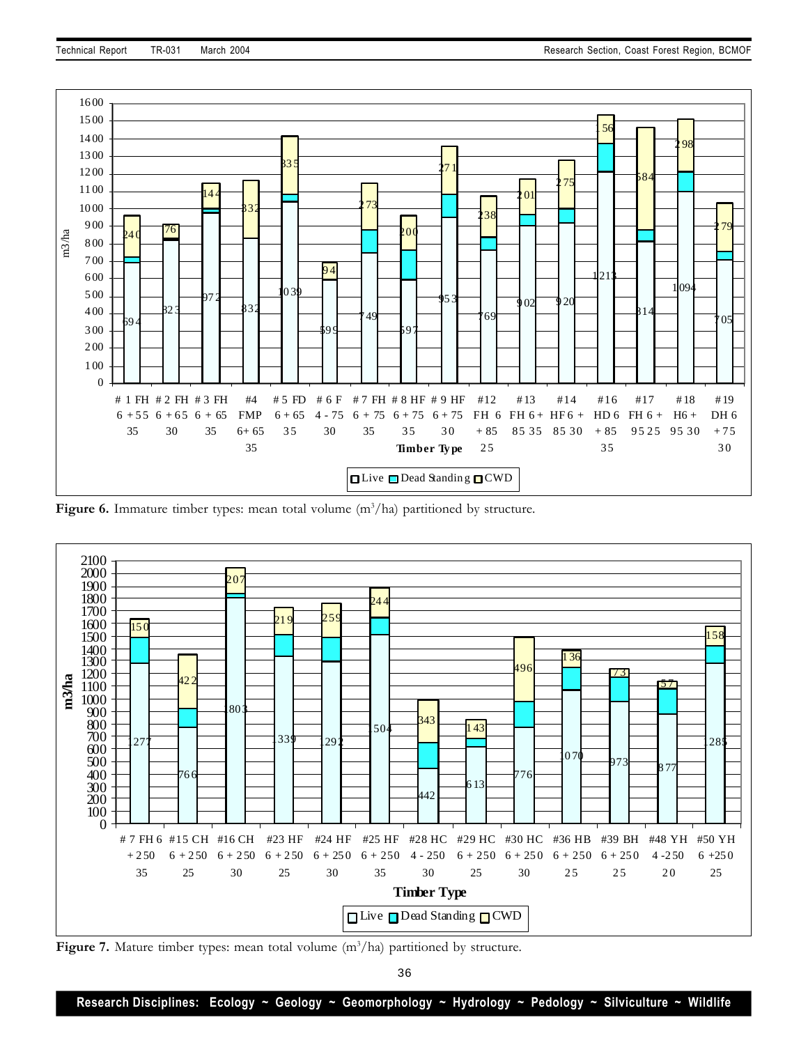Figure 6. Immature timber types: mean total volume ($m^3$/ha) partitioned by structure.

Figure 7. Mature timber types: mean total volume ($m^3$/ha) partitioned by structure.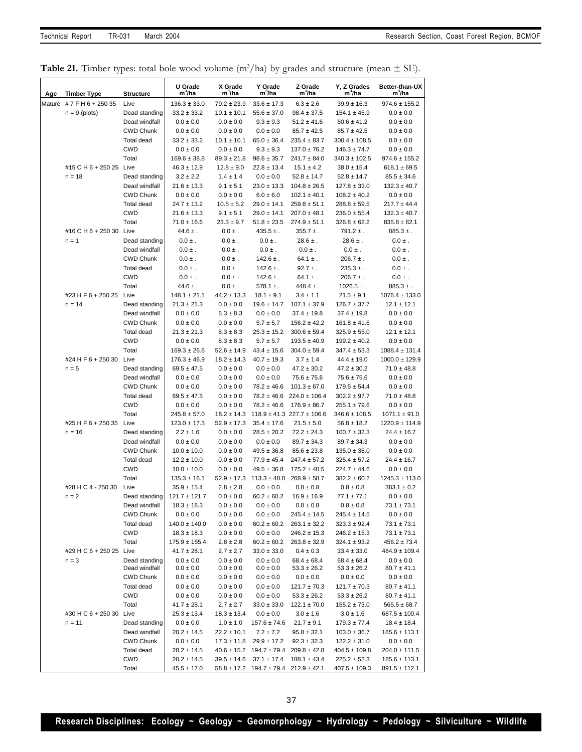**Table 21.** Timber types: total bole wood volume ($m^3$/ha) by grades and structure (mean ± SE).

| Age | Timber Type | Structure | U Grade $m^3$/ha | X Grade $m^3$/ha | Y Grade $m^3$/ha | Z Grade $m^3$/ha | Y, Z Grades $m^3$/ha | Better-than-UX $m^3$/ha |
|---|---|---|---|---|---|---|---|---|
| Mature | # 7 F H 6 + 250 35 | Live | 136.3 ± 33.0 | 79.2 ± 23.9 | 33.6 ± 17.3 | 6.3 ± 2.6 | 39.9 ± 16.3 | 974.6 ± 155.2 |
| | n = 9 (plots) | Dead standing | 33.2 ± 33.2 | 10.1 ± 10.1 | 55.6 ± 37.0 | 98.4 ± 37.5 | 154.1 ± 45.9 | 0.0 ± 0.0 |
| | | Dead windfall | 0.0 ± 0.0 | 0.0 ± 0.0 | 9.3 ± 9.3 | 51.2 ± 41.6 | 60.6 ± 41.2 | 0.0 ± 0.0 |
| | | CWD Chunk | 0.0 ± 0.0 | 0.0 ± 0.0 | 0.0 ± 0.0 | 85.7 ± 42.5 | 85.7 ± 42.5 | 0.0 ± 0.0 |
| | | Total dead | 33.2 ± 33.2 | 10.1 ± 10.1 | 65.0 ± 36.4 | 235.4 ± 83.7 | 300.4 ± 108.5 | 0.0 ± 0.0 |
| | | CWD | 0.0 ± 0.0 | 0.0 ± 0.0 | 9.3 ± 9.3 | 137.0 ± 76.2 | 146.3 ± 74.7 | 0.0 ± 0.0 |
| | | Total | 169.6 ± 38.8 | 89.3 ± 21.8 | 98.6 ± 35.7 | 241.7 ± 84.0 | 340.3 ± 102.5 | 974.6 ± 155.2 |
| | #15 C H 6 + 250 25 | Live | 46.3 ± 12.9 | 12.8 ± 9.0 | 22.8 ± 13.4 | 15.1 ± 4.2 | 38.0 ± 15.4 | 618.1 ± 69.5 |
| | n = 18 | Dead standing | 3.2 ± 2.2 | 1.4 ± 1.4 | 0.0 ± 0.0 | 52.8 ± 14.7 | 52.8 ± 14.7 | 85.5 ± 34.6 |
| | | Dead windfall | 21.6 ± 13.3 | 9.1 ± 5.1 | 23.0 ± 13.3 | 104.8 ± 26.5 | 127.8 ± 33.0 | 132.3 ± 40.7 |
| | | CWD Chunk | 0.0 ± 0.0 | 0.0 ± 0.0 | 6.0 ± 6.0 | 102.1 ± 40.1 | 108.2 ± 40.2 | 0.0 ± 0.0 |
| | | Total dead | 24.7 ± 13.2 | 10.5 ± 5.2 | 29.0 ± 14.1 | 259.8 ± 51.1 | 288.8 ± 59.5 | 217.7 ± 44.4 |
| | | CWD | 21.6 ± 13.3 | 9.1 ± 5.1 | 29.0 ± 14.1 | 207.0 ± 48.1 | 236.0 ± 55.4 | 132.3 ± 40.7 |
| | | Total | 71.0 ± 16.6 | 23.3 ± 9.7 | 51.8 ± 23.5 | 274.9 ± 51.1 | 326.8 ± 62.2 | 835.8 ± 82.1 |
| | #16 C H 6 + 250 30 | Live | 44.6 ± . | 0.0 ± . | 435.5 ± . | 355.7 ± . | 791.2 ± . | 885.3 ± . |
| | n = 1 | Dead standing | 0.0 ± . | 0.0 ± . | 0.0 ± . | 28.6 ± . | 28.6 ± . | 0.0 ± . |
| | | Dead windfall | 0.0 ± . | 0.0 ± . | 0.0 ± . | 0.0 ± . | 0.0 ± . | 0.0 ± . |
| | | CWD Chunk | 0.0 ± . | 0.0 ± . | 142.6 ± . | 64.1 ± . | 206.7 ± . | 0.0 ± . |
| | | Total dead | 0.0 ± . | 0.0 ± . | 142.6 ± . | 92.7 ± . | 235.3 ± . | 0.0 ± . |
| | | CWD | 0.0 ± . | 0.0 ± . | 142.6 ± . | 64.1 ± . | 206.7 ± . | 0.0 ± . |
| | | Total | 44.6 ± . | 0.0 ± . | 578.1 ± . | 448.4 ± . | 1026.5 ± . | 885.3 ± . |
| | #23 H F 6 + 250 25 | Live | 148.1 ± 21.1 | 44.2 ± 13.3 | 18.1 ± 9.1 | 3.4 ± 1.1 | 21.5 ± 9.1 | 1076.4 ± 133.0 |
| | n = 14 | Dead standing | 21.3 ± 21.3 | 0.0 ± 0.0 | 19.6 ± 14.7 | 107.1 ± 37.9 | 126.7 ± 37.7 | 12.1 ± 12.1 |
| | | Dead windfall | 0.0 ± 0.0 | 8.3 ± 8.3 | 0.0 ± 0.0 | 37.4 ± 19.8 | 37.4 ± 19.8 | 0.0 ± 0.0 |
| | | CWD Chunk | 0.0 ± 0.0 | 0.0 ± 0.0 | 5.7 ± 5.7 | 156.2 ± 42.2 | 161.8 ± 41.6 | 0.0 ± 0.0 |
| | | Total dead | 21.3 ± 21.3 | 8.3 ± 8.3 | 25.3 ± 15.2 | 300.6 ± 59.4 | 325.9 ± 55.0 | 12.1 ± 12.1 |
| | | CWD | 0.0 ± 0.0 | 8.3 ± 8.3 | 5.7 ± 5.7 | 193.5 ± 40.9 | 199.2 ± 40.2 | 0.0 ± 0.0 |
| | | Total | 169.3 ± 26.6 | 52.6 ± 14.9 | 43.4 ± 15.6 | 304.0 ± 59.4 | 347.4 ± 53.3 | 1088.4 ± 131.4 |
| | #24 H F 6 + 250 30 | Live | 176.3 ± 46.9 | 18.2 ± 14.3 | 40.7 ± 19.3 | 3.7 ± 1.4 | 44.4 ± 19.0 | 1000.0 ± 129.9 |
| | n = 5 | Dead standing | 69.5 ± 47.5 | 0.0 ± 0.0 | 0.0 ± 0.0 | 47.2 ± 30.2 | 47.2 ± 30.2 | 71.0 ± 48.8 |
| | | Dead windfall | 0.0 ± 0.0 | 0.0 ± 0.0 | 0.0 ± 0.0 | 75.6 ± 75.6 | 75.6 ± 75.6 | 0.0 ± 0.0 |
| | | CWD Chunk | 0.0 ± 0.0 | 0.0 ± 0.0 | 78.2 ± 46.6 | 101.3 ± 67.0 | 179.5 ± 54.4 | 0.0 ± 0.0 |
| | | Total dead | 69.5 ± 47.5 | 0.0 ± 0.0 | 78.2 ± 46.6 | 224.0 ± 106.4 | 302.2 ± 97.7 | 71.0 ± 48.8 |
| | | CWD | 0.0 ± 0.0 | 0.0 ± 0.0 | 78.2 ± 46.6 | 176.9 ± 86.7 | 255.1 ± 79.6 | 0.0 ± 0.0 |
| | | Total | 245.8 ± 57.0 | 18.2 ± 14.3 | 118.9 ± 41.3 | 227.7 ± 106.6 | 346.6 ± 108.5 | 1071.1 ± 91.0 |
| | #25 H F 6 + 250 35 | Live | 123.0 ± 17.3 | 52.9 ± 17.3 | 35.4 ± 17.6 | 21.5 ± 5.0 | 56.8 ± 18.2 | 1220.9 ± 114.9 |
| | n = 16 | Dead standing | 2.2 ± 1.6 | 0.0 ± 0.0 | 28.5 ± 20.2 | 72.2 ± 24.3 | 100.7 ± 32.3 | 24.4 ± 16.7 |
| | | Dead windfall | 0.0 ± 0.0 | 0.0 ± 0.0 | 0.0 ± 0.0 | 89.7 ± 34.3 | 89.7 ± 34.3 | 0.0 ± 0.0 |
| | | CWD Chunk | 10.0 ± 10.0 | 0.0 ± 0.0 | 49.5 ± 36.8 | 85.6 ± 23.8 | 135.0 ± 38.0 | 0.0 ± 0.0 |
| | | Total dead | 12.2 ± 10.0 | 0.0 ± 0.0 | 77.9 ± 45.4 | 247.4 ± 57.2 | 325.4 ± 57.2 | 24.4 ± 16.7 |
| | | CWD | 10.0 ± 10.0 | 0.0 ± 0.0 | 49.5 ± 36.8 | 175.2 ± 40.5 | 224.7 ± 44.6 | 0.0 ± 0.0 |
| | | Total | 135.3 ± 16.1 | 52.9 ± 17.3 | 113.3 ± 48.0 | 268.9 ± 58.7 | 382.2 ± 60.2 | 1245.3 ± 113.0 |
| | #28 H C 4 - 250 30 | Live | 35.9 ± 15.4 | 2.8 ± 2.8 | 0.0 ± 0.0 | 0.8 ± 0.8 | 0.8 ± 0.8 | 383.1 ± 0.2 |
| | n = 2 | Dead standing | 121.7 ± 121.7 | 0.0 ± 0.0 | 60.2 ± 60.2 | 16.9 ± 16.9 | 77.1 ± 77.1 | 0.0 ± 0.0 |
| | | Dead windfall | 18.3 ± 18.3 | 0.0 ± 0.0 | 0.0 ± 0.0 | 0.8 ± 0.8 | 0.8 ± 0.8 | 73.1 ± 73.1 |
| | | CWD Chunk | 0.0 ± 0.0 | 0.0 ± 0.0 | 0.0 ± 0.0 | 245.4 ± 14.5 | 245.4 ± 14.5 | 0.0 ± 0.0 |
| | | Total dead | 140.0 ± 140.0 | 0.0 ± 0.0 | 60.2 ± 60.2 | 263.1 ± 32.2 | 323.3 ± 92.4 | 73.1 ± 73.1 |
| | | CWD | 18.3 ± 18.3 | 0.0 ± 0.0 | 0.0 ± 0.0 | 246.2 ± 15.3 | 246.2 ± 15.3 | 73.1 ± 73.1 |
| | | Total | 175.9 ± 155.4 | 2.8 ± 2.8 | 60.2 ± 60.2 | 263.8 ± 32.9 | 324.1 ± 93.2 | 456.2 ± 73.4 |
| | #29 H C 6 + 250 25 | Live | 41.7 ± 28.1 | 2.7 ± 2.7 | 33.0 ± 33.0 | 0.4 ± 0.3 | 33.4 ± 33.0 | 484.9 ± 109.4 |
| | n = 3 | Dead standing | 0.0 ± 0.0 | 0.0 ± 0.0 | 0.0 ± 0.0 | 68.4 ± 68.4 | 68.4 ± 68.4 | 0.0 ± 0.0 |
| | | Dead windfall | 0.0 ± 0.0 | 0.0 ± 0.0 | 0.0 ± 0.0 | 53.3 ± 26.2 | 53.3 ± 26.2 | 80.7 ± 41.1 |
| | | CWD Chunk | 0.0 ± 0.0 | 0.0 ± 0.0 | 0.0 ± 0.0 | 0.0 ± 0.0 | 0.0 ± 0.0 | 0.0 ± 0.0 |
| | | Total dead | 0.0 ± 0.0 | 0.0 ± 0.0 | 0.0 ± 0.0 | 121.7 ± 70.3 | 121.7 ± 70.3 | 80.7 ± 41.1 |
| | | CWD | 0.0 ± 0.0 | 0.0 ± 0.0 | 0.0 ± 0.0 | 53.3 ± 26.2 | 53.3 ± 26.2 | 80.7 ± 41.1 |
| | | Total | 41.7 ± 28.1 | 2.7 ± 2.7 | 33.0 ± 33.0 | 122.1 ± 70.0 | 155.2 ± 73.0 | 565.5 ± 68.7 |
| | #30 H C 6 + 250 30 | Live | 25.3 ± 13.4 | 18.3 ± 13.4 | 0.0 ± 0.0 | 3.0 ± 1.6 | 3.0 ± 1.6 | 687.5 ± 100.4 |
| | n = 11 | Dead standing | 0.0 ± 0.0 | 1.0 ± 1.0 | 157.6 ± 74.6 | 21.7 ± 9.1 | 179.3 ± 77.4 | 18.4 ± 18.4 |
| | | Dead windfall | 20.2 ± 14.5 | 22.2 ± 10.1 | 7.2 ± 7.2 | 95.8 ± 32.1 | 103.0 ± 36.7 | 185.6 ± 113.1 |
| | | CWD Chunk | 0.0 ± 0.0 | 17.3 ± 11.8 | 29.9 ± 17.2 | 92.3 ± 32.3 | 122.2 ± 31.0 | 0.0 ± 0.0 |
| | | Total dead | 20.2 ± 14.5 | 40.6 ± 15.2 | 194.7 ± 79.4 | 209.8 ± 42.8 | 404.5 ± 109.8 | 204.0 ± 111.5 |
| | | CWD | 20.2 ± 14.5 | 39.5 ± 14.6 | 37.1 ± 17.4 | 188.1 ± 43.4 | 225.2 ± 52.3 | 185.6 ± 113.1 |
| | | Total | 45.5 ± 17.0 | 58.8 ± 17.2 | 194.7 ± 79.4 | 212.9 ± 42.1 | 407.5 ± 109.3 | 891.5 ± 112.1 |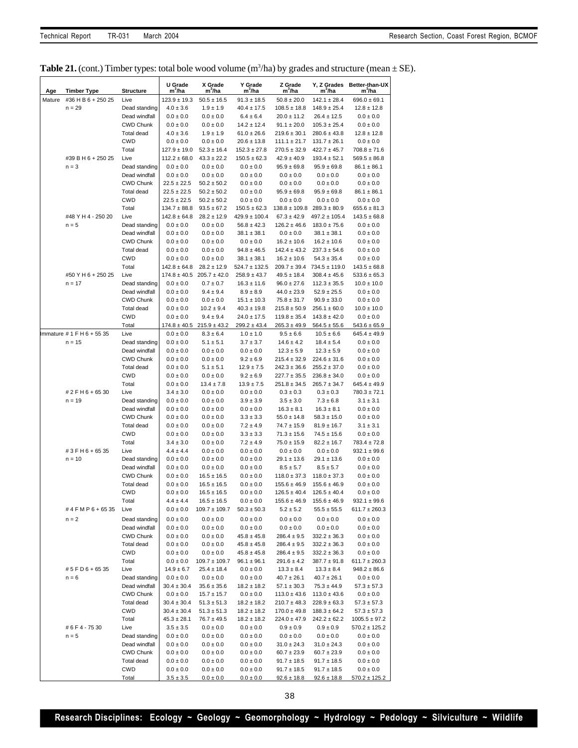**Table 21.** (cont.) Timber types: total bole wood volume ($m^3$/ha) by grades and structure (mean ± SE).

| Age | Timber Type | Structure | U Grade $m^3$/ha | X Grade $m^3$/ha | Y Grade $m^3$/ha | Z Grade $m^3$/ha | Y, Z Grades $m^3$/ha | Better-than-UX $m^3$/ha |
|---|---|---|---|---|---|---|---|---|
| Mature | #36 H B 6 + 250 25 | Live | 123.9 ± 19.3 | 50.5 ± 16.5 | 91.3 ± 18.5 | 50.8 ± 20.0 | 142.1 ± 28.4 | 696.0 ± 69.1 |
| | n = 29 | Dead standing | 4.0 ± 3.6 | 1.9 ± 1.9 | 40.4 ± 17.5 | 108.5 ± 18.8 | 148.9 ± 25.4 | 12.8 ± 12.8 |
| | | Dead windfall | 0.0 ± 0.0 | 0.0 ± 0.0 | 6.4 ± 6.4 | 20.0 ± 11.2 | 26.4 ± 12.5 | 0.0 ± 0.0 |
| | | CWD Chunk | 0.0 ± 0.0 | 0.0 ± 0.0 | 14.2 ± 12.4 | 91.1 ± 20.0 | 105.3 ± 25.4 | 0.0 ± 0.0 |
| | | Total dead | 4.0 ± 3.6 | 1.9 ± 1.9 | 61.0 ± 26.6 | 219.6 ± 30.1 | 280.6 ± 43.8 | 12.8 ± 12.8 |
| | | CWD | 0.0 ± 0.0 | 0.0 ± 0.0 | 20.6 ± 13.8 | 111.1 ± 21.7 | 131.7 ± 26.1 | 0.0 ± 0.0 |
| | | Total | 127.9 ± 19.0 | 52.3 ± 16.4 | 152.3 ± 27.8 | 270.5 ± 32.9 | 422.7 ± 45.7 | 708.8 ± 71.6 |
| | #39 B H 6 + 250 25 | Live | 112.2 ± 68.0 | 43.3 ± 22.2 | 150.5 ± 62.3 | 42.9 ± 40.9 | 193.4 ± 52.1 | 569.5 ± 86.8 |
| | n = 3 | Dead standing | 0.0 ± 0.0 | 0.0 ± 0.0 | 0.0 ± 0.0 | 95.9 ± 69.8 | 95.9 ± 69.8 | 86.1 ± 86.1 |
| | | Dead windfall | 0.0 ± 0.0 | 0.0 ± 0.0 | 0.0 ± 0.0 | 0.0 ± 0.0 | 0.0 ± 0.0 | 0.0 ± 0.0 |
| | | CWD Chunk | 22.5 ± 22.5 | 50.2 ± 50.2 | 0.0 ± 0.0 | 0.0 ± 0.0 | 0.0 ± 0.0 | 0.0 ± 0.0 |
| | | Total dead | 22.5 ± 22.5 | 50.2 ± 50.2 | 0.0 ± 0.0 | 95.9 ± 69.8 | 95.9 ± 69.8 | 86.1 ± 86.1 |
| | | CWD | 22.5 ± 22.5 | 50.2 ± 50.2 | 0.0 ± 0.0 | 0.0 ± 0.0 | 0.0 ± 0.0 | 0.0 ± 0.0 |
| | | Total | 134.7 ± 88.8 | 93.5 ± 67.2 | 150.5 ± 62.3 | 138.8 ± 109.8 | 289.3 ± 80.9 | 655.6 ± 81.3 |
| | #48 Y H 4 - 250 20 | Live | 142.8 ± 64.8 | 28.2 ± 12.9 | 429.9 ± 100.4 | 67.3 ± 42.9 | 497.2 ± 105.4 | 143.5 ± 68.8 |
| | n = 5 | Dead standing | 0.0 ± 0.0 | 0.0 ± 0.0 | 56.8 ± 42.3 | 126.2 ± 46.6 | 183.0 ± 75.6 | 0.0 ± 0.0 |
| | | Dead windfall | 0.0 ± 0.0 | 0.0 ± 0.0 | 38.1 ± 38.1 | 0.0 ± 0.0 | 38.1 ± 38.1 | 0.0 ± 0.0 |
| | | CWD Chunk | 0.0 ± 0.0 | 0.0 ± 0.0 | 0.0 ± 0.0 | 16.2 ± 10.6 | 16.2 ± 10.6 | 0.0 ± 0.0 |
| | | Total dead | 0.0 ± 0.0 | 0.0 ± 0.0 | 94.8 ± 46.5 | 142.4 ± 43.2 | 237.3 ± 54.6 | 0.0 ± 0.0 |
| | | CWD | 0.0 ± 0.0 | 0.0 ± 0.0 | 38.1 ± 38.1 | 16.2 ± 10.6 | 54.3 ± 35.4 | 0.0 ± 0.0 |
| | | Total | 142.8 ± 64.8 | 28.2 ± 12.9 | 524.7 ± 132.5 | 209.7 ± 39.4 | 734.5 ± 119.0 | 143.5 ± 68.8 |
| | #50 Y H 6 + 250 25 | Live | 174.8 ± 40.5 | 205.7 ± 42.0 | 258.9 ± 43.7 | 49.5 ± 18.4 | 308.4 ± 45.6 | 533.6 ± 65.3 |
| | n = 17 | Dead standing | 0.0 ± 0.0 | 0.7 ± 0.7 | 16.3 ± 11.6 | 96.0 ± 27.6 | 112.3 ± 35.5 | 10.0 ± 10.0 |
| | | Dead windfall | 0.0 ± 0.0 | 9.4 ± 9.4 | 8.9 ± 8.9 | 44.0 ± 23.9 | 52.9 ± 25.5 | 0.0 ± 0.0 |
| | | CWD Chunk | 0.0 ± 0.0 | 0.0 ± 0.0 | 15.1 ± 10.3 | 75.8 ± 31.7 | 90.9 ± 33.0 | 0.0 ± 0.0 |
| | | Total dead | 0.0 ± 0.0 | 10.2 ± 9.4 | 40.3 ± 19.8 | 215.8 ± 50.9 | 256.1 ± 60.0 | 10.0 ± 10.0 |
| | | CWD | 0.0 ± 0.0 | 9.4 ± 9.4 | 24.0 ± 17.5 | 119.8 ± 35.4 | 143.8 ± 42.0 | 0.0 ± 0.0 |
| | | Total | 174.8 ± 40.5 | 215.9 ± 43.2 | 299.2 ± 43.4 | 265.3 ± 49.9 | 564.5 ± 55.6 | 543.6 ± 65.9 |
| Immature | # 1 F H 6 + 55 35 | Live | 0.0 ± 0.0 | 8.3 ± 6.4 | 1.0 ± 1.0 | 9.5 ± 6.6 | 10.5 ± 6.6 | 645.4 ± 49.9 |
| | n = 15 | Dead standing | 0.0 ± 0.0 | 5.1 ± 5.1 | 3.7 ± 3.7 | 14.6 ± 4.2 | 18.4 ± 5.4 | 0.0 ± 0.0 |
| | | Dead windfall | 0.0 ± 0.0 | 0.0 ± 0.0 | 0.0 ± 0.0 | 12.3 ± 5.9 | 12.3 ± 5.9 | 0.0 ± 0.0 |
| | | CWD Chunk | 0.0 ± 0.0 | 0.0 ± 0.0 | 9.2 ± 6.9 | 215.4 ± 32.9 | 224.6 ± 31.6 | 0.0 ± 0.0 |
| | | Total dead | 0.0 ± 0.0 | 5.1 ± 5.1 | 12.9 ± 7.5 | 242.3 ± 36.6 | 255.2 ± 37.0 | 0.0 ± 0.0 |
| | | CWD | 0.0 ± 0.0 | 0.0 ± 0.0 | 9.2 ± 6.9 | 227.7 ± 35.5 | 236.8 ± 34.0 | 0.0 ± 0.0 |
| | | Total | 0.0 ± 0.0 | 13.4 ± 7.8 | 13.9 ± 7.5 | 251.8 ± 34.5 | 265.7 ± 34.7 | 645.4 ± 49.9 |
| | # 2 F H 6 + 65 30 | Live | 3.4 ± 3.0 | 0.0 ± 0.0 | 0.0 ± 0.0 | 0.3 ± 0.3 | 0.3 ± 0.3 | 780.3 ± 72.1 |
| | n = 19 | Dead standing | 0.0 ± 0.0 | 0.0 ± 0.0 | 3.9 ± 3.9 | 3.5 ± 3.0 | 7.3 ± 6.8 | 3.1 ± 3.1 |
| | | Dead windfall | 0.0 ± 0.0 | 0.0 ± 0.0 | 0.0 ± 0.0 | 16.3 ± 8.1 | 16.3 ± 8.1 | 0.0 ± 0.0 |
| | | CWD Chunk | 0.0 ± 0.0 | 0.0 ± 0.0 | 3.3 ± 3.3 | 55.0 ± 14.8 | 58.3 ± 15.0 | 0.0 ± 0.0 |
| | | Total dead | 0.0 ± 0.0 | 0.0 ± 0.0 | 7.2 ± 4.9 | 74.7 ± 15.9 | 81.9 ± 16.7 | 3.1 ± 3.1 |
| | | CWD | 0.0 ± 0.0 | 0.0 ± 0.0 | 3.3 ± 3.3 | 71.3 ± 15.6 | 74.5 ± 15.6 | 0.0 ± 0.0 |
| | | Total | 3.4 ± 3.0 | 0.0 ± 0.0 | 7.2 ± 4.9 | 75.0 ± 15.9 | 82.2 ± 16.7 | 783.4 ± 72.8 |
| | # 3 F H 6 + 65 35 | Live | 4.4 ± 4.4 | 0.0 ± 0.0 | 0.0 ± 0.0 | 0.0 ± 0.0 | 0.0 ± 0.0 | 932.1 ± 99.6 |
| | n = 10 | Dead standing | 0.0 ± 0.0 | 0.0 ± 0.0 | 0.0 ± 0.0 | 29.1 ± 13.6 | 29.1 ± 13.6 | 0.0 ± 0.0 |
| | | Dead windfall | 0.0 ± 0.0 | 0.0 ± 0.0 | 0.0 ± 0.0 | 8.5 ± 5.7 | 8.5 ± 5.7 | 0.0 ± 0.0 |
| | | CWD Chunk | 0.0 ± 0.0 | 16.5 ± 16.5 | 0.0 ± 0.0 | 118.0 ± 37.3 | 118.0 ± 37.3 | 0.0 ± 0.0 |
| | | Total dead | 0.0 ± 0.0 | 16.5 ± 16.5 | 0.0 ± 0.0 | 155.6 ± 46.9 | 155.6 ± 46.9 | 0.0 ± 0.0 |
| | | CWD | 0.0 ± 0.0 | 16.5 ± 16.5 | 0.0 ± 0.0 | 126.5 ± 40.4 | 126.5 ± 40.4 | 0.0 ± 0.0 |
| | | Total | 4.4 ± 4.4 | 16.5 ± 16.5 | 0.0 ± 0.0 | 155.6 ± 46.9 | 155.6 ± 46.9 | 932.1 ± 99.6 |
| | # 4 F M P 6 + 65 35 | Live | 0.0 ± 0.0 | 109.7 ± 109.7 | 50.3 ± 50.3 | 5.2 ± 5.2 | 55.5 ± 55.5 | 611.7 ± 260.3 |
| | n = 2 | Dead standing | 0.0 ± 0.0 | 0.0 ± 0.0 | 0.0 ± 0.0 | 0.0 ± 0.0 | 0.0 ± 0.0 | 0.0 ± 0.0 |
| | | Dead windfall | 0.0 ± 0.0 | 0.0 ± 0.0 | 0.0 ± 0.0 | 0.0 ± 0.0 | 0.0 ± 0.0 | 0.0 ± 0.0 |
| | | CWD Chunk | 0.0 ± 0.0 | 0.0 ± 0.0 | 45.8 ± 45.8 | 286.4 ± 9.5 | 332.2 ± 36.3 | 0.0 ± 0.0 |
| | | Total dead | 0.0 ± 0.0 | 0.0 ± 0.0 | 45.8 ± 45.8 | 286.4 ± 9.5 | 332.2 ± 36.3 | 0.0 ± 0.0 |
| | | CWD | 0.0 ± 0.0 | 0.0 ± 0.0 | 45.8 ± 45.8 | 286.4 ± 9.5 | 332.2 ± 36.3 | 0.0 ± 0.0 |
| | | Total | 0.0 ± 0.0 | 109.7 ± 109.7 | 96.1 ± 96.1 | 291.6 ± 4.2 | 387.7 ± 91.8 | 611.7 ± 260.3 |
| | # 5 F D 6 + 65 35 | Live | 14.9 ± 6.7 | 25.4 ± 18.4 | 0.0 ± 0.0 | 13.3 ± 8.4 | 13.3 ± 8.4 | 948.2 ± 86.6 |
| | n = 6 | Dead standing | 0.0 ± 0.0 | 0.0 ± 0.0 | 0.0 ± 0.0 | 40.7 ± 26.1 | 40.7 ± 26.1 | 0.0 ± 0.0 |
| | | Dead windfall | 30.4 ± 30.4 | 35.6 ± 35.6 | 18.2 ± 18.2 | 57.1 ± 30.3 | 75.3 ± 44.9 | 57.3 ± 57.3 |
| | | CWD Chunk | 0.0 ± 0.0 | 15.7 ± 15.7 | 0.0 ± 0.0 | 113.0 ± 43.6 | 113.0 ± 43.6 | 0.0 ± 0.0 |
| | | Total dead | 30.4 ± 30.4 | 51.3 ± 51.3 | 18.2 ± 18.2 | 210.7 ± 48.3 | 228.9 ± 63.3 | 57.3 ± 57.3 |
| | | CWD | 30.4 ± 30.4 | 51.3 ± 51.3 | 18.2 ± 18.2 | 170.0 ± 49.8 | 188.3 ± 64.2 | 57.3 ± 57.3 |
| | | Total | 45.3 ± 28.1 | 76.7 ± 49.5 | 18.2 ± 18.2 | 224.0 ± 47.9 | 242.2 ± 62.2 | 1005.5 ± 97.2 |
| | # 6 F 4 - 75 30 | Live | 3.5 ± 3.5 | 0.0 ± 0.0 | 0.0 ± 0.0 | 0.9 ± 0.9 | 0.9 ± 0.9 | 570.2 ± 125.2 |
| | n = 5 | Dead standing | 0.0 ± 0.0 | 0.0 ± 0.0 | 0.0 ± 0.0 | 0.0 ± 0.0 | 0.0 ± 0.0 | 0.0 ± 0.0 |
| | | Dead windfall | 0.0 ± 0.0 | 0.0 ± 0.0 | 0.0 ± 0.0 | 31.0 ± 24.3 | 31.0 ± 24.3 | 0.0 ± 0.0 |
| | | CWD Chunk | 0.0 ± 0.0 | 0.0 ± 0.0 | 0.0 ± 0.0 | 60.7 ± 23.9 | 60.7 ± 23.9 | 0.0 ± 0.0 |
| | | Total dead | 0.0 ± 0.0 | 0.0 ± 0.0 | 0.0 ± 0.0 | 91.7 ± 18.5 | 91.7 ± 18.5 | 0.0 ± 0.0 |
| | | CWD | 0.0 ± 0.0 | 0.0 ± 0.0 | 0.0 ± 0.0 | 91.7 ± 18.5 | 91.7 ± 18.5 | 0.0 ± 0.0 |
| | | Total | 3.5 ± 3.5 | 0.0 ± 0.0 | 0.0 ± 0.0 | 92.6 ± 18.8 | 92.6 ± 18.8 | 570.2 ± 125.2 |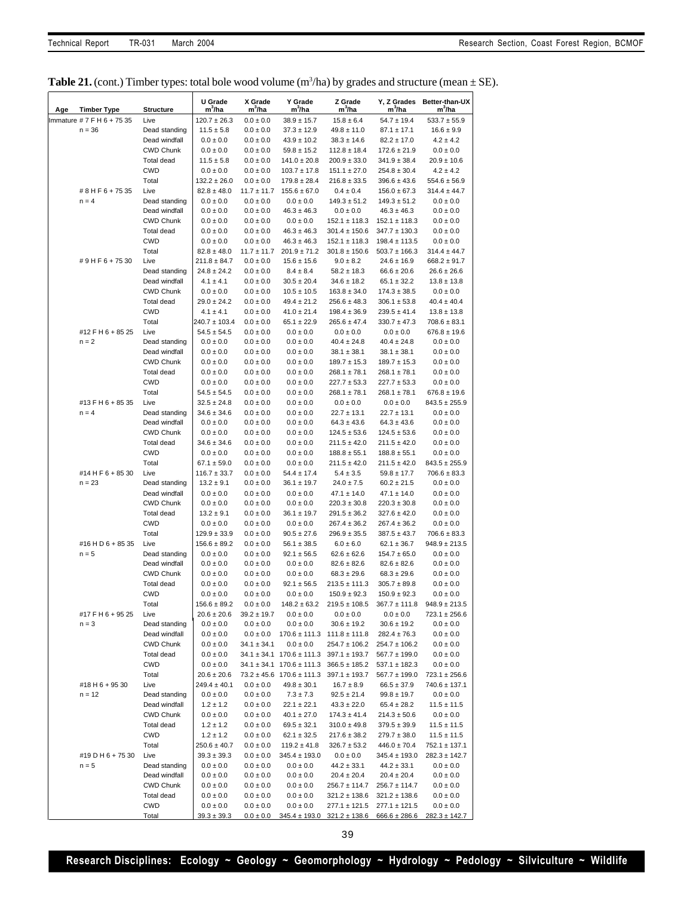**Table 21.** (cont.) Timber types: total bole wood volume ($m^3$/ha) by grades and structure (mean ± SE).

| Age | Timber Type | Structure | U Grade $m^3$/ha | X Grade $m^3$/ha | Y Grade $m^3$/ha | Z Grade $m^3$/ha | Y, Z Grades $m^3$/ha | Better-than-UX $m^3$/ha |
|---|---|---|---|---|---|---|---|---|
| Immature | # 7 F H 6 + 75 35 | Live | 120.7 ± 26.3 | 0.0 ± 0.0 | 38.9 ± 15.7 | 15.8 ± 6.4 | 54.7 ± 19.4 | 533.7 ± 55.9 |
| | n = 36 | Dead standing | 11.5 ± 5.8 | 0.0 ± 0.0 | 37.3 ± 12.9 | 49.8 ± 11.0 | 87.1 ± 17.1 | 16.6 ± 9.9 |
| | | Dead windfall | 0.0 ± 0.0 | 0.0 ± 0.0 | 43.9 ± 10.2 | 38.3 ± 14.6 | 82.2 ± 17.0 | 4.2 ± 4.2 |
| | | CWD Chunk | 0.0 ± 0.0 | 0.0 ± 0.0 | 59.8 ± 15.2 | 112.8 ± 18.4 | 172.6 ± 21.9 | 0.0 ± 0.0 |
| | | Total dead | 11.5 ± 5.8 | 0.0 ± 0.0 | 141.0 ± 20.8 | 200.9 ± 33.0 | 341.9 ± 38.4 | 20.9 ± 10.6 |
| | | CWD | 0.0 ± 0.0 | 0.0 ± 0.0 | 103.7 ± 17.8 | 151.1 ± 27.0 | 254.8 ± 30.4 | 4.2 ± 4.2 |
| | | Total | 132.2 ± 26.0 | 0.0 ± 0.0 | 179.8 ± 28.4 | 216.8 ± 33.5 | 396.6 ± 43.6 | 554.6 ± 56.9 |
| | # 8 H F 6 + 75 35 | Live | 82.8 ± 48.0 | 11.7 ± 11.7 | 155.6 ± 67.0 | 0.4 ± 0.4 | 156.0 ± 67.3 | 314.4 ± 44.7 |
| | n = 4 | Dead standing | 0.0 ± 0.0 | 0.0 ± 0.0 | 0.0 ± 0.0 | 149.3 ± 51.2 | 149.3 ± 51.2 | 0.0 ± 0.0 |
| | | Dead windfall | 0.0 ± 0.0 | 0.0 ± 0.0 | 46.3 ± 46.3 | 0.0 ± 0.0 | 46.3 ± 46.3 | 0.0 ± 0.0 |
| | | CWD Chunk | 0.0 ± 0.0 | 0.0 ± 0.0 | 0.0 ± 0.0 | 152.1 ± 118.3 | 152.1 ± 118.3 | 0.0 ± 0.0 |
| | | Total dead | 0.0 ± 0.0 | 0.0 ± 0.0 | 46.3 ± 46.3 | 301.4 ± 150.6 | 347.7 ± 130.3 | 0.0 ± 0.0 |
| | | CWD | 0.0 ± 0.0 | 0.0 ± 0.0 | 46.3 ± 46.3 | 152.1 ± 118.3 | 198.4 ± 113.5 | 0.0 ± 0.0 |
| | | Total | 82.8 ± 48.0 | 11.7 ± 11.7 | 201.9 ± 71.2 | 301.8 ± 150.6 | 503.7 ± 166.3 | 314.4 ± 44.7 |
| | # 9 H F 6 + 75 30 | Live | 211.8 ± 84.7 | 0.0 ± 0.0 | 15.6 ± 15.6 | 9.0 ± 8.2 | 24.6 ± 16.9 | 668.2 ± 91.7 |
| | | Dead standing | 24.8 ± 24.2 | 0.0 ± 0.0 | 8.4 ± 8.4 | 58.2 ± 18.3 | 66.6 ± 20.6 | 26.6 ± 26.6 |
| | | Dead windfall | 4.1 ± 4.1 | 0.0 ± 0.0 | 30.5 ± 20.4 | 34.6 ± 18.2 | 65.1 ± 32.2 | 13.8 ± 13.8 |
| | | CWD Chunk | 0.0 ± 0.0 | 0.0 ± 0.0 | 10.5 ± 10.5 | 163.8 ± 34.0 | 174.3 ± 38.5 | 0.0 ± 0.0 |
| | | Total dead | 29.0 ± 24.2 | 0.0 ± 0.0 | 49.4 ± 21.2 | 256.6 ± 48.3 | 306.1 ± 53.8 | 40.4 ± 40.4 |
| | | CWD | 4.1 ± 4.1 | 0.0 ± 0.0 | 41.0 ± 21.4 | 198.4 ± 36.9 | 239.5 ± 41.4 | 13.8 ± 13.8 |
| | | Total | 240.7 ± 103.4 | 0.0 ± 0.0 | 65.1 ± 22.9 | 265.6 ± 47.4 | 330.7 ± 47.3 | 708.6 ± 83.1 |
| | #12 F H 6 + 85 25 | Live | 54.5 ± 54.5 | 0.0 ± 0.0 | 0.0 ± 0.0 | 0.0 ± 0.0 | 0.0 ± 0.0 | 676.8 ± 19.6 |
| | n = 2 | Dead standing | 0.0 ± 0.0 | 0.0 ± 0.0 | 0.0 ± 0.0 | 40.4 ± 24.8 | 40.4 ± 24.8 | 0.0 ± 0.0 |
| | | Dead windfall | 0.0 ± 0.0 | 0.0 ± 0.0 | 0.0 ± 0.0 | 38.1 ± 38.1 | 38.1 ± 38.1 | 0.0 ± 0.0 |
| | | CWD Chunk | 0.0 ± 0.0 | 0.0 ± 0.0 | 0.0 ± 0.0 | 189.7 ± 15.3 | 189.7 ± 15.3 | 0.0 ± 0.0 |
| | | Total dead | 0.0 ± 0.0 | 0.0 ± 0.0 | 0.0 ± 0.0 | 268.1 ± 78.1 | 268.1 ± 78.1 | 0.0 ± 0.0 |
| | | CWD | 0.0 ± 0.0 | 0.0 ± 0.0 | 0.0 ± 0.0 | 227.7 ± 53.3 | 227.7 ± 53.3 | 0.0 ± 0.0 |
| | | Total | 54.5 ± 54.5 | 0.0 ± 0.0 | 0.0 ± 0.0 | 268.1 ± 78.1 | 268.1 ± 78.1 | 676.8 ± 19.6 |
| | #13 F H 6 + 85 35 | Live | 32.5 ± 24.8 | 0.0 ± 0.0 | 0.0 ± 0.0 | 0.0 ± 0.0 | 0.0 ± 0.0 | 843.5 ± 255.9 |
| | n = 4 | Dead standing | 34.6 ± 34.6 | 0.0 ± 0.0 | 0.0 ± 0.0 | 22.7 ± 13.1 | 22.7 ± 13.1 | 0.0 ± 0.0 |
| | | Dead windfall | 0.0 ± 0.0 | 0.0 ± 0.0 | 0.0 ± 0.0 | 64.3 ± 43.6 | 64.3 ± 43.6 | 0.0 ± 0.0 |
| | | CWD Chunk | 0.0 ± 0.0 | 0.0 ± 0.0 | 0.0 ± 0.0 | 124.5 ± 53.6 | 124.5 ± 53.6 | 0.0 ± 0.0 |
| | | Total dead | 34.6 ± 34.6 | 0.0 ± 0.0 | 0.0 ± 0.0 | 211.5 ± 42.0 | 211.5 ± 42.0 | 0.0 ± 0.0 |
| | | CWD | 0.0 ± 0.0 | 0.0 ± 0.0 | 0.0 ± 0.0 | 188.8 ± 55.1 | 188.8 ± 55.1 | 0.0 ± 0.0 |
| | | Total | 67.1 ± 59.0 | 0.0 ± 0.0 | 0.0 ± 0.0 | 211.5 ± 42.0 | 211.5 ± 42.0 | 843.5 ± 255.9 |
| | #14 H F 6 + 85 30 | Live | 116.7 ± 33.7 | 0.0 ± 0.0 | 54.4 ± 17.4 | 5.4 ± 3.5 | 59.8 ± 17.7 | 706.6 ± 83.3 |
| | n = 23 | Dead standing | 13.2 ± 9.1 | 0.0 ± 0.0 | 36.1 ± 19.7 | 24.0 ± 7.5 | 60.2 ± 21.5 | 0.0 ± 0.0 |
| | | Dead windfall | 0.0 ± 0.0 | 0.0 ± 0.0 | 0.0 ± 0.0 | 47.1 ± 14.0 | 47.1 ± 14.0 | 0.0 ± 0.0 |
| | | CWD Chunk | 0.0 ± 0.0 | 0.0 ± 0.0 | 0.0 ± 0.0 | 220.3 ± 30.8 | 220.3 ± 30.8 | 0.0 ± 0.0 |
| | | Total dead | 13.2 ± 9.1 | 0.0 ± 0.0 | 36.1 ± 19.7 | 291.5 ± 36.2 | 327.6 ± 42.0 | 0.0 ± 0.0 |
| | | CWD | 0.0 ± 0.0 | 0.0 ± 0.0 | 0.0 ± 0.0 | 267.4 ± 36.2 | 267.4 ± 36.2 | 0.0 ± 0.0 |
| | | Total | 129.9 ± 33.9 | 0.0 ± 0.0 | 90.5 ± 27.6 | 296.9 ± 35.5 | 387.5 ± 43.7 | 706.6 ± 83.3 |
| | #16 H D 6 + 85 35 | Live | 156.6 ± 89.2 | 0.0 ± 0.0 | 56.1 ± 38.5 | 6.0 ± 6.0 | 62.1 ± 36.7 | 948.9 ± 213.5 |
| | n = 5 | Dead standing | 0.0 ± 0.0 | 0.0 ± 0.0 | 92.1 ± 56.5 | 62.6 ± 62.6 | 154.7 ± 65.0 | 0.0 ± 0.0 |
| | | Dead windfall | 0.0 ± 0.0 | 0.0 ± 0.0 | 0.0 ± 0.0 | 82.6 ± 82.6 | 82.6 ± 82.6 | 0.0 ± 0.0 |
| | | CWD Chunk | 0.0 ± 0.0 | 0.0 ± 0.0 | 0.0 ± 0.0 | 68.3 ± 29.6 | 68.3 ± 29.6 | 0.0 ± 0.0 |
| | | Total dead | 0.0 ± 0.0 | 0.0 ± 0.0 | 92.1 ± 56.5 | 213.5 ± 111.3 | 305.7 ± 89.8 | 0.0 ± 0.0 |
| | | CWD | 0.0 ± 0.0 | 0.0 ± 0.0 | 0.0 ± 0.0 | 150.9 ± 92.3 | 150.9 ± 92.3 | 0.0 ± 0.0 |
| | | Total | 156.6 ± 89.2 | 0.0 ± 0.0 | 148.2 ± 63.2 | 219.5 ± 108.5 | 367.7 ± 111.8 | 948.9 ± 213.5 |
| | #17 F H 6 + 95 25 | Live | 20.6 ± 20.6 | 39.2 ± 19.7 | 0.0 ± 0.0 | 0.0 ± 0.0 | 0.0 ± 0.0 | 723.1 ± 256.6 |
| | n = 3 | Dead standing | 0.0 ± 0.0 | 0.0 ± 0.0 | 0.0 ± 0.0 | 30.6 ± 19.2 | 30.6 ± 19.2 | 0.0 ± 0.0 |
| | | Dead windfall | 0.0 ± 0.0 | 0.0 ± 0.0 | 170.6 ± 111.3 | 111.8 ± 111.8 | 282.4 ± 76.3 | 0.0 ± 0.0 |
| | | CWD Chunk | 0.0 ± 0.0 | 34.1 ± 34.1 | 0.0 ± 0.0 | 254.7 ± 106.2 | 254.7 ± 106.2 | 0.0 ± 0.0 |
| | | Total dead | 0.0 ± 0.0 | 34.1 ± 34.1 | 170.6 ± 111.3 | 397.1 ± 193.7 | 567.7 ± 199.0 | 0.0 ± 0.0 |
| | | CWD | 0.0 ± 0.0 | 34.1 ± 34.1 | 170.6 ± 111.3 | 366.5 ± 185.2 | 537.1 ± 182.3 | 0.0 ± 0.0 |
| | | Total | 20.6 ± 20.6 | 73.2 ± 45.6 | 170.6 ± 111.3 | 397.1 ± 193.7 | 567.7 ± 199.0 | 723.1 ± 256.6 |
| | #18 H 6 + 95 30 | Live | 249.4 ± 40.1 | 0.0 ± 0.0 | 49.8 ± 30.1 | 16.7 ± 8.9 | 66.5 ± 37.9 | 740.6 ± 137.1 |
| | n = 12 | Dead standing | 0.0 ± 0.0 | 0.0 ± 0.0 | 7.3 ± 7.3 | 92.5 ± 21.4 | 99.8 ± 19.7 | 0.0 ± 0.0 |
| | | Dead windfall | 1.2 ± 1.2 | 0.0 ± 0.0 | 22.1 ± 22.1 | 43.3 ± 22.0 | 65.4 ± 28.2 | 11.5 ± 11.5 |
| | | CWD Chunk | 0.0 ± 0.0 | 0.0 ± 0.0 | 40.1 ± 27.0 | 174.3 ± 41.4 | 214.3 ± 50.6 | 0.0 ± 0.0 |
| | | Total dead | 1.2 ± 1.2 | 0.0 ± 0.0 | 69.5 ± 32.1 | 310.0 ± 49.8 | 379.5 ± 39.9 | 11.5 ± 11.5 |
| | | CWD | 1.2 ± 1.2 | 0.0 ± 0.0 | 62.1 ± 32.5 | 217.6 ± 38.2 | 279.7 ± 38.0 | 11.5 ± 11.5 |
| | | Total | 250.6 ± 40.7 | 0.0 ± 0.0 | 119.2 ± 41.8 | 326.7 ± 53.2 | 446.0 ± 70.4 | 752.1 ± 137.1 |
| | #19 D H 6 + 75 30 | Live | 39.3 ± 39.3 | 0.0 ± 0.0 | 345.4 ± 193.0 | 0.0 ± 0.0 | 345.4 ± 193.0 | 282.3 ± 142.7 |
| | n = 5 | Dead standing | 0.0 ± 0.0 | 0.0 ± 0.0 | 0.0 ± 0.0 | 44.2 ± 33.1 | 44.2 ± 33.1 | 0.0 ± 0.0 |
| | | Dead windfall | 0.0 ± 0.0 | 0.0 ± 0.0 | 0.0 ± 0.0 | 20.4 ± 20.4 | 20.4 ± 20.4 | 0.0 ± 0.0 |
| | | CWD Chunk | 0.0 ± 0.0 | 0.0 ± 0.0 | 0.0 ± 0.0 | 256.7 ± 114.7 | 256.7 ± 114.7 | 0.0 ± 0.0 |
| | | Total dead | 0.0 ± 0.0 | 0.0 ± 0.0 | 0.0 ± 0.0 | 321.2 ± 138.6 | 321.2 ± 138.6 | 0.0 ± 0.0 |
| | | CWD | 0.0 ± 0.0 | 0.0 ± 0.0 | 0.0 ± 0.0 | 277.1 ± 121.5 | 277.1 ± 121.5 | 0.0 ± 0.0 |
| | | Total | 39.3 ± 39.3 | 0.0 ± 0.0 | 345.4 ± 193.0 | 321.2 ± 138.6 | 666.6 ± 286.6 | 282.3 ± 142.7 |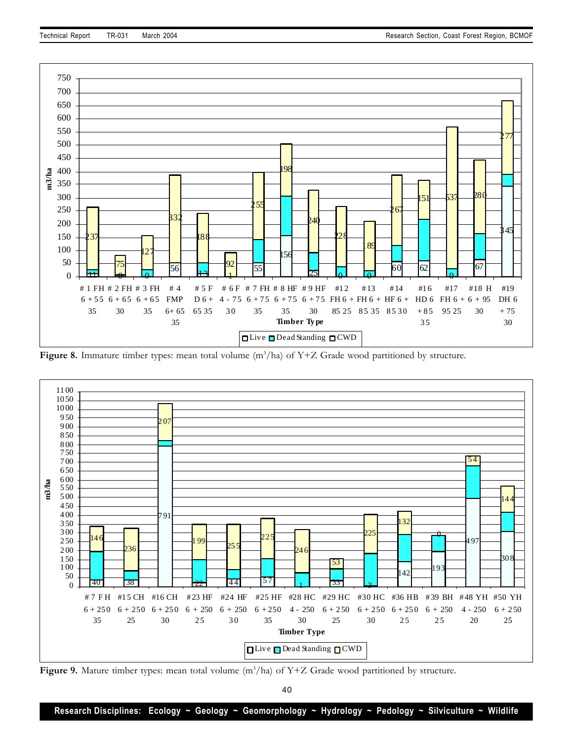Figure 8. Immature timber types: mean total volume ($m^3$/ha) of Y+Z Grade wood partitioned by structure.

Figure 9. Mature timber types: mean total volume ($m^3$/ha) of Y+Z Grade wood partitioned by structure.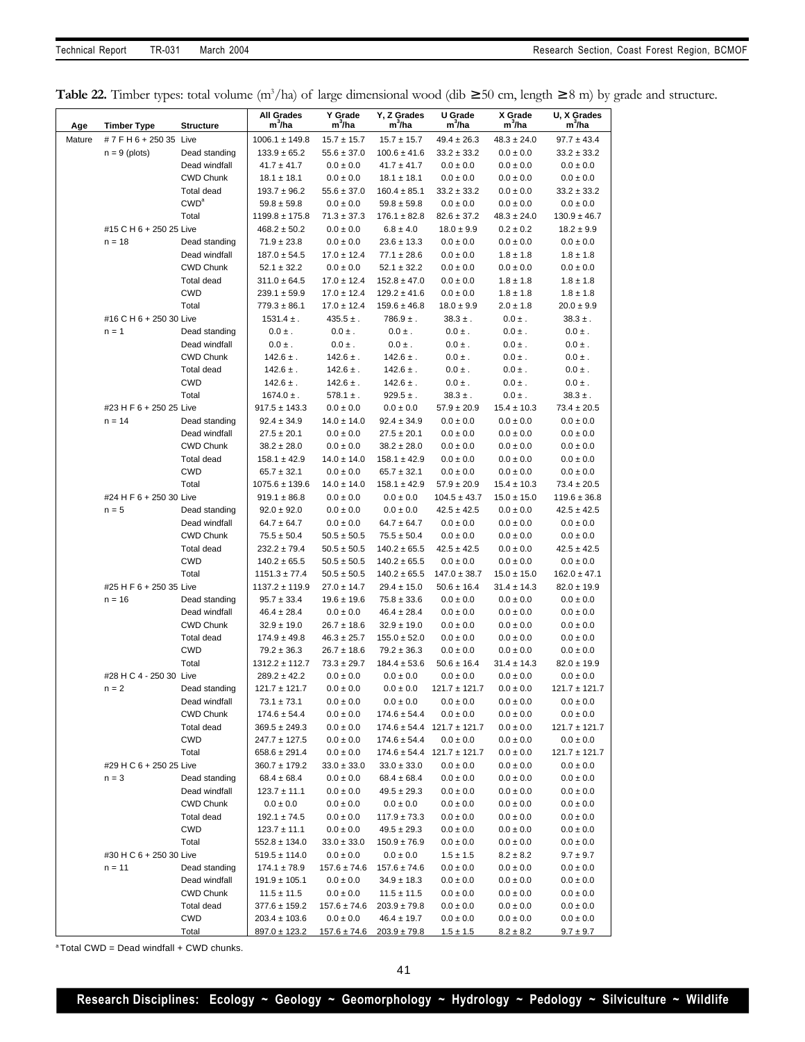**Table 22.** Timber types: total volume (m³/ha) of large dimensional wood (dib ≥ 50 cm, length ≥ 8 m) by grade and structure.

| Age | Timber Type | Structure | All Grades m³/ha | Y Grade m³/ha | Y, Z Grades m³/ha | U Grade m³/ha | X Grade m³/ha | U, X Grades m³/ha |
|---|---|---|---|---|---|---|---|---|
| Mature | # 7 F H 6 + 250 35 | Live | 1006.1 ± 149.8 | 15.7 ± 15.7 | 15.7 ± 15.7 | 49.4 ± 26.3 | 48.3 ± 24.0 | 97.7 ± 43.4 |
| | n = 9 (plots) | Dead standing | 133.9 ± 65.2 | 55.6 ± 37.0 | 100.6 ± 41.6 | 33.2 ± 33.2 | 0.0 ± 0.0 | 33.2 ± 33.2 |
| | | Dead windfall | 41.7 ± 41.7 | 0.0 ± 0.0 | 41.7 ± 41.7 | 0.0 ± 0.0 | 0.0 ± 0.0 | 0.0 ± 0.0 |
| | | CWD Chunk | 18.1 ± 18.1 | 0.0 ± 0.0 | 18.1 ± 18.1 | 0.0 ± 0.0 | 0.0 ± 0.0 | 0.0 ± 0.0 |
| | | Total dead | 193.7 ± 96.2 | 55.6 ± 37.0 | 160.4 ± 85.1 | 33.2 ± 33.2 | 0.0 ± 0.0 | 33.2 ± 33.2 |
| | | CWD[a] | 59.8 ± 59.8 | 0.0 ± 0.0 | 59.8 ± 59.8 | 0.0 ± 0.0 | 0.0 ± 0.0 | 0.0 ± 0.0 |
| | | Total | 1199.8 ± 175.8 | 71.3 ± 37.3 | 176.1 ± 82.8 | 82.6 ± 37.2 | 48.3 ± 24.0 | 130.9 ± 46.7 |
| | #15 C H 6 + 250 25 | Live | 468.2 ± 50.2 | 0.0 ± 0.0 | 6.8 ± 4.0 | 18.0 ± 9.9 | 0.2 ± 0.2 | 18.2 ± 9.9 |
| | n = 18 | Dead standing | 71.9 ± 23.8 | 0.0 ± 0.0 | 23.6 ± 13.3 | 0.0 ± 0.0 | 0.0 ± 0.0 | 0.0 ± 0.0 |
| | | Dead windfall | 187.0 ± 54.5 | 17.0 ± 12.4 | 77.1 ± 28.6 | 0.0 ± 0.0 | 1.8 ± 1.8 | 1.8 ± 1.8 |
| | | CWD Chunk | 52.1 ± 32.2 | 0.0 ± 0.0 | 52.1 ± 32.2 | 0.0 ± 0.0 | 0.0 ± 0.0 | 0.0 ± 0.0 |
| | | Total dead | 311.0 ± 64.5 | 17.0 ± 12.4 | 152.8 ± 47.0 | 0.0 ± 0.0 | 1.8 ± 1.8 | 1.8 ± 1.8 |
| | | CWD | 239.1 ± 59.9 | 17.0 ± 12.4 | 129.2 ± 41.6 | 0.0 ± 0.0 | 1.8 ± 1.8 | 1.8 ± 1.8 |
| | | Total | 779.3 ± 86.1 | 17.0 ± 12.4 | 159.6 ± 46.8 | 18.0 ± 9.9 | 2.0 ± 1.8 | 20.0 ± 9.9 |
| | #16 C H 6 + 250 30 | Live | 1531.4 ± . | 435.5 ± . | 786.9 ± . | 38.3 ± . | 0.0 ± . | 38.3 ± . |
| | n = 1 | Dead standing | 0.0 ± . | 0.0 ± . | 0.0 ± . | 0.0 ± . | 0.0 ± . | 0.0 ± . |
| | | Dead windfall | 0.0 ± . | 0.0 ± . | 0.0 ± . | 0.0 ± . | 0.0 ± . | 0.0 ± . |
| | | CWD Chunk | 142.6 ± . | 142.6 ± . | 142.6 ± . | 0.0 ± . | 0.0 ± . | 0.0 ± . |
| | | Total dead | 142.6 ± . | 142.6 ± . | 142.6 ± . | 0.0 ± . | 0.0 ± . | 0.0 ± . |
| | | CWD | 142.6 ± . | 142.6 ± . | 142.6 ± . | 0.0 ± . | 0.0 ± . | 0.0 ± . |
| | | Total | 1674.0 ± . | 578.1 ± . | 929.5 ± . | 38.3 ± . | 0.0 ± . | 38.3 ± . |
| | #23 H F 6 + 250 25 | Live | 917.5 ± 143.3 | 0.0 ± 0.0 | 0.0 ± 0.0 | 57.9 ± 20.9 | 15.4 ± 10.3 | 73.4 ± 20.5 |
| | n = 14 | Dead standing | 92.4 ± 34.9 | 14.0 ± 14.0 | 92.4 ± 34.9 | 0.0 ± 0.0 | 0.0 ± 0.0 | 0.0 ± 0.0 |
| | | Dead windfall | 27.5 ± 20.1 | 0.0 ± 0.0 | 27.5 ± 20.1 | 0.0 ± 0.0 | 0.0 ± 0.0 | 0.0 ± 0.0 |
| | | CWD Chunk | 38.2 ± 28.0 | 0.0 ± 0.0 | 38.2 ± 28.0 | 0.0 ± 0.0 | 0.0 ± 0.0 | 0.0 ± 0.0 |
| | | Total dead | 158.1 ± 42.9 | 14.0 ± 14.0 | 158.1 ± 42.9 | 0.0 ± 0.0 | 0.0 ± 0.0 | 0.0 ± 0.0 |
| | | CWD | 65.7 ± 32.1 | 0.0 ± 0.0 | 65.7 ± 32.1 | 0.0 ± 0.0 | 0.0 ± 0.0 | 0.0 ± 0.0 |
| | | Total | 1075.6 ± 139.6 | 14.0 ± 14.0 | 158.1 ± 42.9 | 57.9 ± 20.9 | 15.4 ± 10.3 | 73.4 ± 20.5 |
| | #24 H F 6 + 250 30 | Live | 919.1 ± 86.8 | 0.0 ± 0.0 | 0.0 ± 0.0 | 104.5 ± 43.7 | 15.0 ± 15.0 | 119.6 ± 36.8 |
| | n = 5 | Dead standing | 92.0 ± 92.0 | 0.0 ± 0.0 | 0.0 ± 0.0 | 42.5 ± 42.5 | 0.0 ± 0.0 | 42.5 ± 42.5 |
| | | Dead windfall | 64.7 ± 64.7 | 0.0 ± 0.0 | 64.7 ± 64.7 | 0.0 ± 0.0 | 0.0 ± 0.0 | 0.0 ± 0.0 |
| | | CWD Chunk | 75.5 ± 50.4 | 50.5 ± 50.5 | 75.5 ± 50.4 | 0.0 ± 0.0 | 0.0 ± 0.0 | 0.0 ± 0.0 |
| | | Total dead | 232.2 ± 79.4 | 50.5 ± 50.5 | 140.2 ± 65.5 | 42.5 ± 42.5 | 0.0 ± 0.0 | 42.5 ± 42.5 |
| | | CWD | 140.2 ± 65.5 | 50.5 ± 50.5 | 140.2 ± 65.5 | 0.0 ± 0.0 | 0.0 ± 0.0 | 0.0 ± 0.0 |
| | | Total | 1151.3 ± 77.4 | 50.5 ± 50.5 | 140.2 ± 65.5 | 147.0 ± 38.7 | 15.0 ± 15.0 | 162.0 ± 47.1 |
| | #25 H F 6 + 250 35 | Live | 1137.2 ± 119.9 | 27.0 ± 14.7 | 29.4 ± 15.0 | 50.6 ± 16.4 | 31.4 ± 14.3 | 82.0 ± 19.9 |
| | n = 16 | Dead standing | 95.7 ± 33.4 | 19.6 ± 19.6 | 75.8 ± 33.6 | 0.0 ± 0.0 | 0.0 ± 0.0 | 0.0 ± 0.0 |
| | | Dead windfall | 46.4 ± 28.4 | 0.0 ± 0.0 | 46.4 ± 28.4 | 0.0 ± 0.0 | 0.0 ± 0.0 | 0.0 ± 0.0 |
| | | CWD Chunk | 32.9 ± 19.0 | 26.7 ± 18.6 | 32.9 ± 19.0 | 0.0 ± 0.0 | 0.0 ± 0.0 | 0.0 ± 0.0 |
| | | Total dead | 174.9 ± 49.8 | 46.3 ± 25.7 | 155.0 ± 52.0 | 0.0 ± 0.0 | 0.0 ± 0.0 | 0.0 ± 0.0 |
| | | CWD | 79.2 ± 36.3 | 26.7 ± 18.6 | 79.2 ± 36.3 | 0.0 ± 0.0 | 0.0 ± 0.0 | 0.0 ± 0.0 |
| | | Total | 1312.2 ± 112.7 | 73.3 ± 29.7 | 184.4 ± 53.6 | 50.6 ± 16.4 | 31.4 ± 14.3 | 82.0 ± 19.9 |
| | #28 H C 4 - 250 30 | Live | 289.2 ± 42.2 | 0.0 ± 0.0 | 0.0 ± 0.0 | 0.0 ± 0.0 | 0.0 ± 0.0 | 0.0 ± 0.0 |
| | n = 2 | Dead standing | 121.7 ± 121.7 | 0.0 ± 0.0 | 0.0 ± 0.0 | 121.7 ± 121.7 | 0.0 ± 0.0 | 121.7 ± 121.7 |
| | | Dead windfall | 73.1 ± 73.1 | 0.0 ± 0.0 | 0.0 ± 0.0 | 0.0 ± 0.0 | 0.0 ± 0.0 | 0.0 ± 0.0 |
| | | CWD Chunk | 174.6 ± 54.4 | 0.0 ± 0.0 | 174.6 ± 54.4 | 0.0 ± 0.0 | 0.0 ± 0.0 | 0.0 ± 0.0 |
| | | Total dead | 369.5 ± 249.3 | 0.0 ± 0.0 | 174.6 ± 54.4 | 121.7 ± 121.7 | 0.0 ± 0.0 | 121.7 ± 121.7 |
| | | CWD | 247.7 ± 127.5 | 0.0 ± 0.0 | 174.6 ± 54.4 | 0.0 ± 0.0 | 0.0 ± 0.0 | 0.0 ± 0.0 |
| | | Total | 658.6 ± 291.4 | 0.0 ± 0.0 | 174.6 ± 54.4 | 121.7 ± 121.7 | 0.0 ± 0.0 | 121.7 ± 121.7 |
| | #29 H C 6 + 250 25 | Live | 360.7 ± 179.2 | 33.0 ± 33.0 | 33.0 ± 33.0 | 0.0 ± 0.0 | 0.0 ± 0.0 | 0.0 ± 0.0 |
| | n = 3 | Dead standing | 68.4 ± 68.4 | 0.0 ± 0.0 | 68.4 ± 68.4 | 0.0 ± 0.0 | 0.0 ± 0.0 | 0.0 ± 0.0 |
| | | Dead windfall | 123.7 ± 11.1 | 0.0 ± 0.0 | 49.5 ± 29.3 | 0.0 ± 0.0 | 0.0 ± 0.0 | 0.0 ± 0.0 |
| | | CWD Chunk | 0.0 ± 0.0 | 0.0 ± 0.0 | 0.0 ± 0.0 | 0.0 ± 0.0 | 0.0 ± 0.0 | 0.0 ± 0.0 |
| | | Total dead | 192.1 ± 74.5 | 0.0 ± 0.0 | 117.9 ± 73.3 | 0.0 ± 0.0 | 0.0 ± 0.0 | 0.0 ± 0.0 |
| | | CWD | 123.7 ± 11.1 | 0.0 ± 0.0 | 49.5 ± 29.3 | 0.0 ± 0.0 | 0.0 ± 0.0 | 0.0 ± 0.0 |
| | | Total | 552.8 ± 134.0 | 33.0 ± 33.0 | 150.9 ± 76.9 | 0.0 ± 0.0 | 0.0 ± 0.0 | 0.0 ± 0.0 |
| | #30 H C 6 + 250 30 | Live | 519.5 ± 114.0 | 0.0 ± 0.0 | 0.0 ± 0.0 | 1.5 ± 1.5 | 8.2 ± 8.2 | 9.7 ± 9.7 |
| | n = 11 | Dead standing | 174.1 ± 78.9 | 157.6 ± 74.6 | 157.6 ± 74.6 | 0.0 ± 0.0 | 0.0 ± 0.0 | 0.0 ± 0.0 |
| | | Dead windfall | 191.9 ± 105.1 | 0.0 ± 0.0 | 34.9 ± 18.3 | 0.0 ± 0.0 | 0.0 ± 0.0 | 0.0 ± 0.0 |
| | | CWD Chunk | 11.5 ± 11.5 | 0.0 ± 0.0 | 11.5 ± 11.5 | 0.0 ± 0.0 | 0.0 ± 0.0 | 0.0 ± 0.0 |
| | | Total dead | 377.6 ± 159.2 | 157.6 ± 74.6 | 203.9 ± 79.8 | 0.0 ± 0.0 | 0.0 ± 0.0 | 0.0 ± 0.0 |
| | | CWD | 203.4 ± 103.6 | 0.0 ± 0.0 | 46.4 ± 19.7 | 0.0 ± 0.0 | 0.0 ± 0.0 | 0.0 ± 0.0 |
| | | Total | 897.0 ± 123.2 | 157.6 ± 74.6 | 203.9 ± 79.8 | 1.5 ± 1.5 | 8.2 ± 8.2 | 9.7 ± 9.7 |

[a] Total CWD = Dead windfall + CWD chunks.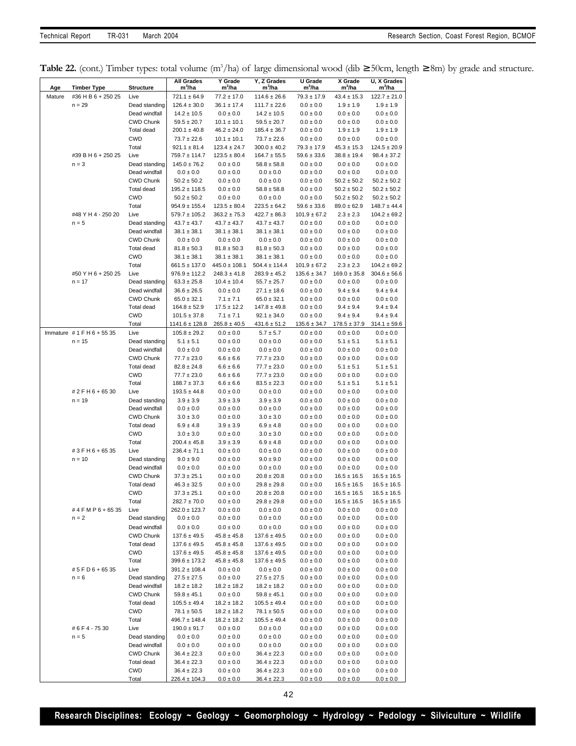**Table 22.** (cont.) Timber types: total volume ($m^3$/ha) of large dimensional wood (dib ≥50cm, length ≥8m) by grade and structure.

| Age | Timber Type | Structure | All Grades $m^3$/ha | Y Grade $m^3$/ha | Y, Z Grades $m^3$/ha | U Grade $m^3$/ha | X Grade $m^3$/ha | U, X Grades $m^3$/ha |
|---|---|---|---|---|---|---|---|---|
| Mature | #36 H B 6 + 250 25 | Live | 721.1 ± 64.9 | 77.2 ± 17.0 | 114.6 ± 26.6 | 79.3 ± 17.9 | 43.4 ± 15.3 | 122.7 ± 21.0 |
| | n = 29 | Dead standing | 126.4 ± 30.0 | 36.1 ± 17.4 | 111.7 ± 22.6 | 0.0 ± 0.0 | 1.9 ± 1.9 | 1.9 ± 1.9 |
| | | Dead windfall | 14.2 ± 10.5 | 0.0 ± 0.0 | 14.2 ± 10.5 | 0.0 ± 0.0 | 0.0 ± 0.0 | 0.0 ± 0.0 |
| | | CWD Chunk | 59.5 ± 20.7 | 10.1 ± 10.1 | 59.5 ± 20.7 | 0.0 ± 0.0 | 0.0 ± 0.0 | 0.0 ± 0.0 |
| | | Total dead | 200.1 ± 40.8 | 46.2 ± 24.0 | 185.4 ± 36.7 | 0.0 ± 0.0 | 1.9 ± 1.9 | 1.9 ± 1.9 |
| | | CWD | 73.7 ± 22.6 | 10.1 ± 10.1 | 73.7 ± 22.6 | 0.0 ± 0.0 | 0.0 ± 0.0 | 0.0 ± 0.0 |
| | | Total | 921.1 ± 81.4 | 123.4 ± 24.7 | 300.0 ± 40.2 | 79.3 ± 17.9 | 45.3 ± 15.3 | 124.5 ± 20.9 |
| | #39 B H 6 + 250 25 | Live | 759.7 ± 114.7 | 123.5 ± 80.4 | 164.7 ± 55.5 | 59.6 ± 33.6 | 38.8 ± 19.4 | 98.4 ± 37.2 |
| | n = 3 | Dead standing | 145.0 ± 76.2 | 0.0 ± 0.0 | 58.8 ± 58.8 | 0.0 ± 0.0 | 0.0 ± 0.0 | 0.0 ± 0.0 |
| | | Dead windfall | 0.0 ± 0.0 | 0.0 ± 0.0 | 0.0 ± 0.0 | 0.0 ± 0.0 | 0.0 ± 0.0 | 0.0 ± 0.0 |
| | | CWD Chunk | 50.2 ± 50.2 | 0.0 ± 0.0 | 0.0 ± 0.0 | 0.0 ± 0.0 | 50.2 ± 50.2 | 50.2 ± 50.2 |
| | | Total dead | 195.2 ± 118.5 | 0.0 ± 0.0 | 58.8 ± 58.8 | 0.0 ± 0.0 | 50.2 ± 50.2 | 50.2 ± 50.2 |
| | | CWD | 50.2 ± 50.2 | 0.0 ± 0.0 | 0.0 ± 0.0 | 0.0 ± 0.0 | 50.2 ± 50.2 | 50.2 ± 50.2 |
| | | Total | 954.9 ± 155.4 | 123.5 ± 80.4 | 223.5 ± 64.2 | 59.6 ± 33.6 | 89.0 ± 62.9 | 148.7 ± 44.4 |
| | #48 Y H 4 - 250 20 | Live | 579.7 ± 105.2 | 363.2 ± 75.3 | 422.7 ± 86.3 | 101.9 ± 67.2 | 2.3 ± 2.3 | 104.2 ± 69.2 |
| | n = 5 | Dead standing | 43.7 ± 43.7 | 43.7 ± 43.7 | 43.7 ± 43.7 | 0.0 ± 0.0 | 0.0 ± 0.0 | 0.0 ± 0.0 |
| | | Dead windfall | 38.1 ± 38.1 | 38.1 ± 38.1 | 38.1 ± 38.1 | 0.0 ± 0.0 | 0.0 ± 0.0 | 0.0 ± 0.0 |
| | | CWD Chunk | 0.0 ± 0.0 | 0.0 ± 0.0 | 0.0 ± 0.0 | 0.0 ± 0.0 | 0.0 ± 0.0 | 0.0 ± 0.0 |
| | | Total dead | 81.8 ± 50.3 | 81.8 ± 50.3 | 81.8 ± 50.3 | 0.0 ± 0.0 | 0.0 ± 0.0 | 0.0 ± 0.0 |
| | | CWD | 38.1 ± 38.1 | 38.1 ± 38.1 | 38.1 ± 38.1 | 0.0 ± 0.0 | 0.0 ± 0.0 | 0.0 ± 0.0 |
| | | Total | 661.5 ± 137.0 | 445.0 ± 108.1 | 504.4 ± 114.4 | 101.9 ± 67.2 | 2.3 ± 2.3 | 104.2 ± 69.2 |
| | #50 Y H 6 + 250 25 | Live | 976.9 ± 112.2 | 248.3 ± 41.8 | 283.9 ± 45.2 | 135.6 ± 34.7 | 169.0 ± 35.8 | 304.6 ± 56.6 |
| | n = 17 | Dead standing | 63.3 ± 25.8 | 10.4 ± 10.4 | 55.7 ± 25.7 | 0.0 ± 0.0 | 0.0 ± 0.0 | 0.0 ± 0.0 |
| | | Dead windfall | 36.6 ± 26.5 | 0.0 ± 0.0 | 27.1 ± 18.6 | 0.0 ± 0.0 | 9.4 ± 9.4 | 9.4 ± 9.4 |
| | | CWD Chunk | 65.0 ± 32.1 | 7.1 ± 7.1 | 65.0 ± 32.1 | 0.0 ± 0.0 | 0.0 ± 0.0 | 0.0 ± 0.0 |
| | | Total dead | 164.8 ± 52.9 | 17.5 ± 12.2 | 147.8 ± 49.8 | 0.0 ± 0.0 | 9.4 ± 9.4 | 9.4 ± 9.4 |
| | | CWD | 101.5 ± 37.8 | 7.1 ± 7.1 | 92.1 ± 34.0 | 0.0 ± 0.0 | 9.4 ± 9.4 | 9.4 ± 9.4 |
| | | Total | 1141.6 ± 128.8 | 265.8 ± 40.5 | 431.6 ± 51.2 | 135.6 ± 34.7 | 178.5 ± 37.9 | 314.1 ± 59.6 |
| Immature | # 1 F H 6 + 55 35 | Live | 105.8 ± 29.2 | 0.0 ± 0.0 | 5.7 ± 5.7 | 0.0 ± 0.0 | 0.0 ± 0.0 | 0.0 ± 0.0 |
| | n = 15 | Dead standing | 5.1 ± 5.1 | 0.0 ± 0.0 | 0.0 ± 0.0 | 0.0 ± 0.0 | 5.1 ± 5.1 | 5.1 ± 5.1 |
| | | Dead windfall | 0.0 ± 0.0 | 0.0 ± 0.0 | 0.0 ± 0.0 | 0.0 ± 0.0 | 0.0 ± 0.0 | 0.0 ± 0.0 |
| | | CWD Chunk | 77.7 ± 23.0 | 6.6 ± 6.6 | 77.7 ± 23.0 | 0.0 ± 0.0 | 0.0 ± 0.0 | 0.0 ± 0.0 |
| | | Total dead | 82.8 ± 24.8 | 6.6 ± 6.6 | 77.7 ± 23.0 | 0.0 ± 0.0 | 5.1 ± 5.1 | 5.1 ± 5.1 |
| | | CWD | 77.7 ± 23.0 | 6.6 ± 6.6 | 77.7 ± 23.0 | 0.0 ± 0.0 | 0.0 ± 0.0 | 0.0 ± 0.0 |
| | | Total | 188.7 ± 37.3 | 6.6 ± 6.6 | 83.5 ± 22.3 | 0.0 ± 0.0 | 5.1 ± 5.1 | 5.1 ± 5.1 |
| | # 2 F H 6 + 65 30 | Live | 193.5 ± 44.8 | 0.0 ± 0.0 | 0.0 ± 0.0 | 0.0 ± 0.0 | 0.0 ± 0.0 | 0.0 ± 0.0 |
| | n = 19 | Dead standing | 3.9 ± 3.9 | 3.9 ± 3.9 | 3.9 ± 3.9 | 0.0 ± 0.0 | 0.0 ± 0.0 | 0.0 ± 0.0 |
| | | Dead windfall | 0.0 ± 0.0 | 0.0 ± 0.0 | 0.0 ± 0.0 | 0.0 ± 0.0 | 0.0 ± 0.0 | 0.0 ± 0.0 |
| | | CWD Chunk | 3.0 ± 3.0 | 0.0 ± 0.0 | 3.0 ± 3.0 | 0.0 ± 0.0 | 0.0 ± 0.0 | 0.0 ± 0.0 |
| | | Total dead | 6.9 ± 4.8 | 3.9 ± 3.9 | 6.9 ± 4.8 | 0.0 ± 0.0 | 0.0 ± 0.0 | 0.0 ± 0.0 |
| | | CWD | 3.0 ± 3.0 | 0.0 ± 0.0 | 3.0 ± 3.0 | 0.0 ± 0.0 | 0.0 ± 0.0 | 0.0 ± 0.0 |
| | | Total | 200.4 ± 45.8 | 3.9 ± 3.9 | 6.9 ± 4.8 | 0.0 ± 0.0 | 0.0 ± 0.0 | 0.0 ± 0.0 |
| | # 3 F H 6 + 65 35 | Live | 236.4 ± 71.1 | 0.0 ± 0.0 | 0.0 ± 0.0 | 0.0 ± 0.0 | 0.0 ± 0.0 | 0.0 ± 0.0 |
| | n = 10 | Dead standing | 9.0 ± 9.0 | 0.0 ± 0.0 | 9.0 ± 9.0 | 0.0 ± 0.0 | 0.0 ± 0.0 | 0.0 ± 0.0 |
| | | Dead windfall | 0.0 ± 0.0 | 0.0 ± 0.0 | 0.0 ± 0.0 | 0.0 ± 0.0 | 0.0 ± 0.0 | 0.0 ± 0.0 |
| | | CWD Chunk | 37.3 ± 25.1 | 0.0 ± 0.0 | 20.8 ± 20.8 | 0.0 ± 0.0 | 16.5 ± 16.5 | 16.5 ± 16.5 |
| | | Total dead | 46.3 ± 32.5 | 0.0 ± 0.0 | 29.8 ± 29.8 | 0.0 ± 0.0 | 16.5 ± 16.5 | 16.5 ± 16.5 |
| | | CWD | 37.3 ± 25.1 | 0.0 ± 0.0 | 20.8 ± 20.8 | 0.0 ± 0.0 | 16.5 ± 16.5 | 16.5 ± 16.5 |
| | | Total | 282.7 ± 70.0 | 0.0 ± 0.0 | 29.8 ± 29.8 | 0.0 ± 0.0 | 16.5 ± 16.5 | 16.5 ± 16.5 |
| | # 4 F M P 6 + 65 35 | Live | 262.0 ± 123.7 | 0.0 ± 0.0 | 0.0 ± 0.0 | 0.0 ± 0.0 | 0.0 ± 0.0 | 0.0 ± 0.0 |
| | n = 2 | Dead standing | 0.0 ± 0.0 | 0.0 ± 0.0 | 0.0 ± 0.0 | 0.0 ± 0.0 | 0.0 ± 0.0 | 0.0 ± 0.0 |
| | | Dead windfall | 0.0 ± 0.0 | 0.0 ± 0.0 | 0.0 ± 0.0 | 0.0 ± 0.0 | 0.0 ± 0.0 | 0.0 ± 0.0 |
| | | CWD Chunk | 137.6 ± 49.5 | 45.8 ± 45.8 | 137.6 ± 49.5 | 0.0 ± 0.0 | 0.0 ± 0.0 | 0.0 ± 0.0 |
| | | Total dead | 137.6 ± 49.5 | 45.8 ± 45.8 | 137.6 ± 49.5 | 0.0 ± 0.0 | 0.0 ± 0.0 | 0.0 ± 0.0 |
| | | CWD | 137.6 ± 49.5 | 45.8 ± 45.8 | 137.6 ± 49.5 | 0.0 ± 0.0 | 0.0 ± 0.0 | 0.0 ± 0.0 |
| | | Total | 399.6 ± 173.2 | 45.8 ± 45.8 | 137.6 ± 49.5 | 0.0 ± 0.0 | 0.0 ± 0.0 | 0.0 ± 0.0 |
| | # 5 F D 6 + 65 35 | Live | 391.2 ± 108.4 | 0.0 ± 0.0 | 0.0 ± 0.0 | 0.0 ± 0.0 | 0.0 ± 0.0 | 0.0 ± 0.0 |
| | n = 6 | Dead standing | 27.5 ± 27.5 | 0.0 ± 0.0 | 27.5 ± 27.5 | 0.0 ± 0.0 | 0.0 ± 0.0 | 0.0 ± 0.0 |
| | | Dead windfall | 18.2 ± 18.2 | 18.2 ± 18.2 | 18.2 ± 18.2 | 0.0 ± 0.0 | 0.0 ± 0.0 | 0.0 ± 0.0 |
| | | CWD Chunk | 59.8 ± 45.1 | 0.0 ± 0.0 | 59.8 ± 45.1 | 0.0 ± 0.0 | 0.0 ± 0.0 | 0.0 ± 0.0 |
| | | Total dead | 105.5 ± 49.4 | 18.2 ± 18.2 | 105.5 ± 49.4 | 0.0 ± 0.0 | 0.0 ± 0.0 | 0.0 ± 0.0 |
| | | CWD | 78.1 ± 50.5 | 18.2 ± 18.2 | 78.1 ± 50.5 | 0.0 ± 0.0 | 0.0 ± 0.0 | 0.0 ± 0.0 |
| | | Total | 496.7 ± 148.4 | 18.2 ± 18.2 | 105.5 ± 49.4 | 0.0 ± 0.0 | 0.0 ± 0.0 | 0.0 ± 0.0 |
| | # 6 F 4 - 75 30 | Live | 190.0 ± 91.7 | 0.0 ± 0.0 | 0.0 ± 0.0 | 0.0 ± 0.0 | 0.0 ± 0.0 | 0.0 ± 0.0 |
| | n = 5 | Dead standing | 0.0 ± 0.0 | 0.0 ± 0.0 | 0.0 ± 0.0 | 0.0 ± 0.0 | 0.0 ± 0.0 | 0.0 ± 0.0 |
| | | Dead windfall | 0.0 ± 0.0 | 0.0 ± 0.0 | 0.0 ± 0.0 | 0.0 ± 0.0 | 0.0 ± 0.0 | 0.0 ± 0.0 |
| | | CWD Chunk | 36.4 ± 22.3 | 0.0 ± 0.0 | 36.4 ± 22.3 | 0.0 ± 0.0 | 0.0 ± 0.0 | 0.0 ± 0.0 |
| | | Total dead | 36.4 ± 22.3 | 0.0 ± 0.0 | 36.4 ± 22.3 | 0.0 ± 0.0 | 0.0 ± 0.0 | 0.0 ± 0.0 |
| | | CWD | 36.4 ± 22.3 | 0.0 ± 0.0 | 36.4 ± 22.3 | 0.0 ± 0.0 | 0.0 ± 0.0 | 0.0 ± 0.0 |
| | | Total | 226.4 ± 104.3 | 0.0 ± 0.0 | 36.4 ± 22.3 | 0.0 ± 0.0 | 0.0 ± 0.0 | 0.0 ± 0.0 |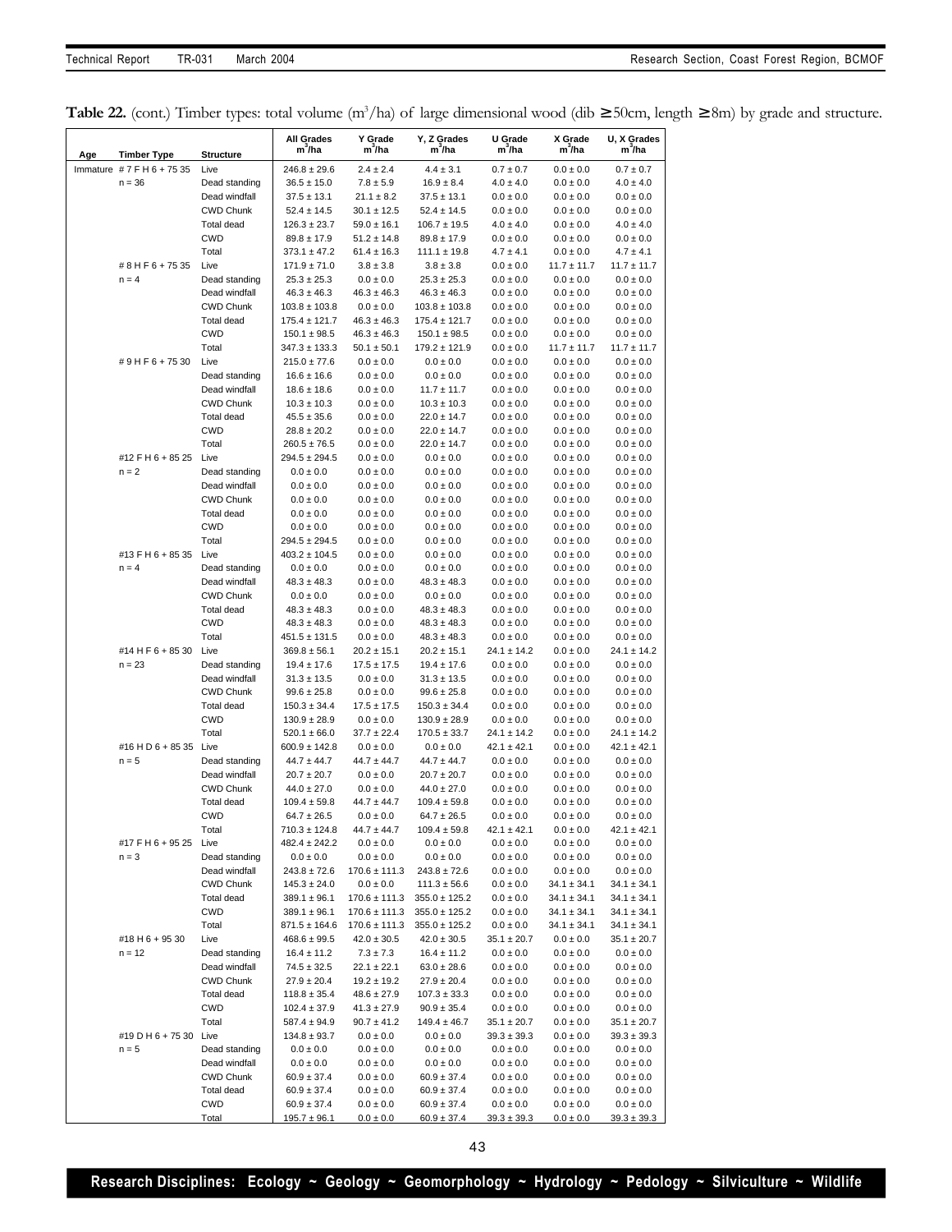**Table 22.** (cont.) Timber types: total volume (m³/ha) of large dimensional wood (dib ≥ 50cm, length ≥ 8m) by grade and structure.

| Age | Timber Type | Structure | All Grades m³/ha | Y Grade m³/ha | Y, Z Grades m³/ha | U Grade m³/ha | X Grade m³/ha | U, X Grades m³/ha |
|---|---|---|---|---|---|---|---|---|
| Immature | # 7 F H 6 + 75 35 | Live | 246.8 ± 29.6 | 2.4 ± 2.4 | 4.4 ± 3.1 | 0.7 ± 0.7 | 0.0 ± 0.0 | 0.7 ± 0.7 |
| | n = 36 | Dead standing | 36.5 ± 15.0 | 7.8 ± 5.9 | 16.9 ± 8.4 | 4.0 ± 4.0 | 0.0 ± 0.0 | 4.0 ± 4.0 |
| | | Dead windfall | 37.5 ± 13.1 | 21.1 ± 8.2 | 37.5 ± 13.1 | 0.0 ± 0.0 | 0.0 ± 0.0 | 0.0 ± 0.0 |
| | | CWD Chunk | 52.4 ± 14.5 | 30.1 ± 12.5 | 52.4 ± 14.5 | 0.0 ± 0.0 | 0.0 ± 0.0 | 0.0 ± 0.0 |
| | | Total dead | 126.3 ± 23.7 | 59.0 ± 16.1 | 106.7 ± 19.5 | 4.0 ± 4.0 | 0.0 ± 0.0 | 4.0 ± 4.0 |
| | | CWD | 89.8 ± 17.9 | 51.2 ± 14.8 | 89.8 ± 17.9 | 0.0 ± 0.0 | 0.0 ± 0.0 | 0.0 ± 0.0 |
| | | Total | 373.1 ± 47.2 | 61.4 ± 16.3 | 111.1 ± 19.8 | 4.7 ± 4.1 | 0.0 ± 0.0 | 4.7 ± 4.1 |
| | # 8 H F 6 + 75 35 | Live | 171.9 ± 71.0 | 3.8 ± 3.8 | 3.8 ± 3.8 | 0.0 ± 0.0 | 11.7 ± 11.7 | 11.7 ± 11.7 |
| | n = 4 | Dead standing | 25.3 ± 25.3 | 0.0 ± 0.0 | 25.3 ± 25.3 | 0.0 ± 0.0 | 0.0 ± 0.0 | 0.0 ± 0.0 |
| | | Dead windfall | 46.3 ± 46.3 | 46.3 ± 46.3 | 46.3 ± 46.3 | 0.0 ± 0.0 | 0.0 ± 0.0 | 0.0 ± 0.0 |
| | | CWD Chunk | 103.8 ± 103.8 | 0.0 ± 0.0 | 103.8 ± 103.8 | 0.0 ± 0.0 | 0.0 ± 0.0 | 0.0 ± 0.0 |
| | | Total dead | 175.4 ± 121.7 | 46.3 ± 46.3 | 175.4 ± 121.7 | 0.0 ± 0.0 | 0.0 ± 0.0 | 0.0 ± 0.0 |
| | | CWD | 150.1 ± 98.5 | 46.3 ± 46.3 | 150.1 ± 98.5 | 0.0 ± 0.0 | 0.0 ± 0.0 | 0.0 ± 0.0 |
| | | Total | 347.3 ± 133.3 | 50.1 ± 50.1 | 179.2 ± 121.9 | 0.0 ± 0.0 | 11.7 ± 11.7 | 11.7 ± 11.7 |
| | # 9 H F 6 + 75 30 | Live | 215.0 ± 77.6 | 0.0 ± 0.0 | 0.0 ± 0.0 | 0.0 ± 0.0 | 0.0 ± 0.0 | 0.0 ± 0.0 |
| | | Dead standing | 16.6 ± 16.6 | 0.0 ± 0.0 | 0.0 ± 0.0 | 0.0 ± 0.0 | 0.0 ± 0.0 | 0.0 ± 0.0 |
| | | Dead windfall | 18.6 ± 18.6 | 0.0 ± 0.0 | 11.7 ± 11.7 | 0.0 ± 0.0 | 0.0 ± 0.0 | 0.0 ± 0.0 |
| | | CWD Chunk | 10.3 ± 10.3 | 0.0 ± 0.0 | 10.3 ± 10.3 | 0.0 ± 0.0 | 0.0 ± 0.0 | 0.0 ± 0.0 |
| | | Total dead | 45.5 ± 35.6 | 0.0 ± 0.0 | 22.0 ± 14.7 | 0.0 ± 0.0 | 0.0 ± 0.0 | 0.0 ± 0.0 |
| | | CWD | 28.8 ± 20.2 | 0.0 ± 0.0 | 22.0 ± 14.7 | 0.0 ± 0.0 | 0.0 ± 0.0 | 0.0 ± 0.0 |
| | | Total | 260.5 ± 76.5 | 0.0 ± 0.0 | 22.0 ± 14.7 | 0.0 ± 0.0 | 0.0 ± 0.0 | 0.0 ± 0.0 |
| | #12 F H 6 + 85 25 | Live | 294.5 ± 294.5 | 0.0 ± 0.0 | 0.0 ± 0.0 | 0.0 ± 0.0 | 0.0 ± 0.0 | 0.0 ± 0.0 |
| | n = 2 | Dead standing | 0.0 ± 0.0 | 0.0 ± 0.0 | 0.0 ± 0.0 | 0.0 ± 0.0 | 0.0 ± 0.0 | 0.0 ± 0.0 |
| | | Dead windfall | 0.0 ± 0.0 | 0.0 ± 0.0 | 0.0 ± 0.0 | 0.0 ± 0.0 | 0.0 ± 0.0 | 0.0 ± 0.0 |
| | | CWD Chunk | 0.0 ± 0.0 | 0.0 ± 0.0 | 0.0 ± 0.0 | 0.0 ± 0.0 | 0.0 ± 0.0 | 0.0 ± 0.0 |
| | | Total dead | 0.0 ± 0.0 | 0.0 ± 0.0 | 0.0 ± 0.0 | 0.0 ± 0.0 | 0.0 ± 0.0 | 0.0 ± 0.0 |
| | | CWD | 0.0 ± 0.0 | 0.0 ± 0.0 | 0.0 ± 0.0 | 0.0 ± 0.0 | 0.0 ± 0.0 | 0.0 ± 0.0 |
| | | Total | 294.5 ± 294.5 | 0.0 ± 0.0 | 0.0 ± 0.0 | 0.0 ± 0.0 | 0.0 ± 0.0 | 0.0 ± 0.0 |
| | #13 F H 6 + 85 35 | Live | 403.2 ± 104.5 | 0.0 ± 0.0 | 0.0 ± 0.0 | 0.0 ± 0.0 | 0.0 ± 0.0 | 0.0 ± 0.0 |
| | n = 4 | Dead standing | 0.0 ± 0.0 | 0.0 ± 0.0 | 0.0 ± 0.0 | 0.0 ± 0.0 | 0.0 ± 0.0 | 0.0 ± 0.0 |
| | | Dead windfall | 48.3 ± 48.3 | 0.0 ± 0.0 | 48.3 ± 48.3 | 0.0 ± 0.0 | 0.0 ± 0.0 | 0.0 ± 0.0 |
| | | CWD Chunk | 0.0 ± 0.0 | 0.0 ± 0.0 | 0.0 ± 0.0 | 0.0 ± 0.0 | 0.0 ± 0.0 | 0.0 ± 0.0 |
| | | Total dead | 48.3 ± 48.3 | 0.0 ± 0.0 | 48.3 ± 48.3 | 0.0 ± 0.0 | 0.0 ± 0.0 | 0.0 ± 0.0 |
| | | CWD | 48.3 ± 48.3 | 0.0 ± 0.0 | 48.3 ± 48.3 | 0.0 ± 0.0 | 0.0 ± 0.0 | 0.0 ± 0.0 |
| | | Total | 451.5 ± 131.5 | 0.0 ± 0.0 | 48.3 ± 48.3 | 0.0 ± 0.0 | 0.0 ± 0.0 | 0.0 ± 0.0 |
| | #14 H F 6 + 85 30 | Live | 369.8 ± 56.1 | 20.2 ± 15.1 | 20.2 ± 15.1 | 24.1 ± 14.2 | 0.0 ± 0.0 | 24.1 ± 14.2 |
| | n = 23 | Dead standing | 19.4 ± 17.6 | 17.5 ± 17.5 | 19.4 ± 17.6 | 0.0 ± 0.0 | 0.0 ± 0.0 | 0.0 ± 0.0 |
| | | Dead windfall | 31.3 ± 13.5 | 0.0 ± 0.0 | 31.3 ± 13.5 | 0.0 ± 0.0 | 0.0 ± 0.0 | 0.0 ± 0.0 |
| | | CWD Chunk | 99.6 ± 25.8 | 0.0 ± 0.0 | 99.6 ± 25.8 | 0.0 ± 0.0 | 0.0 ± 0.0 | 0.0 ± 0.0 |
| | | Total dead | 150.3 ± 34.4 | 17.5 ± 17.5 | 150.3 ± 34.4 | 0.0 ± 0.0 | 0.0 ± 0.0 | 0.0 ± 0.0 |
| | | CWD | 130.9 ± 28.9 | 0.0 ± 0.0 | 130.9 ± 28.9 | 0.0 ± 0.0 | 0.0 ± 0.0 | 0.0 ± 0.0 |
| | | Total | 520.1 ± 66.0 | 37.7 ± 22.4 | 170.5 ± 33.7 | 24.1 ± 14.2 | 0.0 ± 0.0 | 24.1 ± 14.2 |
| | #16 H D 6 + 85 35 | Live | 600.9 ± 142.8 | 0.0 ± 0.0 | 0.0 ± 0.0 | 42.1 ± 42.1 | 0.0 ± 0.0 | 42.1 ± 42.1 |
| | n = 5 | Dead standing | 44.7 ± 44.7 | 44.7 ± 44.7 | 44.7 ± 44.7 | 0.0 ± 0.0 | 0.0 ± 0.0 | 0.0 ± 0.0 |
| | | Dead windfall | 20.7 ± 20.7 | 0.0 ± 0.0 | 20.7 ± 20.7 | 0.0 ± 0.0 | 0.0 ± 0.0 | 0.0 ± 0.0 |
| | | CWD Chunk | 44.0 ± 27.0 | 0.0 ± 0.0 | 44.0 ± 27.0 | 0.0 ± 0.0 | 0.0 ± 0.0 | 0.0 ± 0.0 |
| | | Total dead | 109.4 ± 59.8 | 44.7 ± 44.7 | 109.4 ± 59.8 | 0.0 ± 0.0 | 0.0 ± 0.0 | 0.0 ± 0.0 |
| | | CWD | 64.7 ± 26.5 | 0.0 ± 0.0 | 64.7 ± 26.5 | 0.0 ± 0.0 | 0.0 ± 0.0 | 0.0 ± 0.0 |
| | | Total | 710.3 ± 124.8 | 44.7 ± 44.7 | 109.4 ± 59.8 | 42.1 ± 42.1 | 0.0 ± 0.0 | 42.1 ± 42.1 |
| | #17 F H 6 + 95 25 | Live | 482.4 ± 242.2 | 0.0 ± 0.0 | 0.0 ± 0.0 | 0.0 ± 0.0 | 0.0 ± 0.0 | 0.0 ± 0.0 |
| | n = 3 | Dead standing | 0.0 ± 0.0 | 0.0 ± 0.0 | 0.0 ± 0.0 | 0.0 ± 0.0 | 0.0 ± 0.0 | 0.0 ± 0.0 |
| | | Dead windfall | 243.8 ± 72.6 | 170.6 ± 111.3 | 243.8 ± 72.6 | 0.0 ± 0.0 | 0.0 ± 0.0 | 0.0 ± 0.0 |
| | | CWD Chunk | 145.3 ± 24.0 | 0.0 ± 0.0 | 111.3 ± 56.6 | 0.0 ± 0.0 | 34.1 ± 34.1 | 34.1 ± 34.1 |
| | | Total dead | 389.1 ± 96.1 | 170.6 ± 111.3 | 355.0 ± 125.2 | 0.0 ± 0.0 | 34.1 ± 34.1 | 34.1 ± 34.1 |
| | | CWD | 389.1 ± 96.1 | 170.6 ± 111.3 | 355.0 ± 125.2 | 0.0 ± 0.0 | 34.1 ± 34.1 | 34.1 ± 34.1 |
| | | Total | 871.5 ± 164.6 | 170.6 ± 111.3 | 355.0 ± 125.2 | 0.0 ± 0.0 | 34.1 ± 34.1 | 34.1 ± 34.1 |
| | #18 H 6 + 95 30 | Live | 468.6 ± 99.5 | 42.0 ± 30.5 | 42.0 ± 30.5 | 35.1 ± 20.7 | 0.0 ± 0.0 | 35.1 ± 20.7 |
| | n = 12 | Dead standing | 16.4 ± 11.2 | 7.3 ± 7.3 | 16.4 ± 11.2 | 0.0 ± 0.0 | 0.0 ± 0.0 | 0.0 ± 0.0 |
| | | Dead windfall | 74.5 ± 32.5 | 22.1 ± 22.1 | 63.0 ± 28.6 | 0.0 ± 0.0 | 0.0 ± 0.0 | 0.0 ± 0.0 |
| | | CWD Chunk | 27.9 ± 20.4 | 19.2 ± 19.2 | 27.9 ± 20.4 | 0.0 ± 0.0 | 0.0 ± 0.0 | 0.0 ± 0.0 |
| | | Total dead | 118.8 ± 35.4 | 48.6 ± 27.9 | 107.3 ± 33.3 | 0.0 ± 0.0 | 0.0 ± 0.0 | 0.0 ± 0.0 |
| | | CWD | 102.4 ± 37.9 | 41.3 ± 27.9 | 90.9 ± 35.4 | 0.0 ± 0.0 | 0.0 ± 0.0 | 0.0 ± 0.0 |
| | | Total | 587.4 ± 94.9 | 90.7 ± 41.2 | 149.4 ± 46.7 | 35.1 ± 20.7 | 0.0 ± 0.0 | 35.1 ± 20.7 |
| | #19 D H 6 + 75 30 | Live | 134.8 ± 93.7 | 0.0 ± 0.0 | 0.0 ± 0.0 | 39.3 ± 39.3 | 0.0 ± 0.0 | 39.3 ± 39.3 |
| | n = 5 | Dead standing | 0.0 ± 0.0 | 0.0 ± 0.0 | 0.0 ± 0.0 | 0.0 ± 0.0 | 0.0 ± 0.0 | 0.0 ± 0.0 |
| | | Dead windfall | 0.0 ± 0.0 | 0.0 ± 0.0 | 0.0 ± 0.0 | 0.0 ± 0.0 | 0.0 ± 0.0 | 0.0 ± 0.0 |
| | | CWD Chunk | 60.9 ± 37.4 | 0.0 ± 0.0 | 60.9 ± 37.4 | 0.0 ± 0.0 | 0.0 ± 0.0 | 0.0 ± 0.0 |
| | | Total dead | 60.9 ± 37.4 | 0.0 ± 0.0 | 60.9 ± 37.4 | 0.0 ± 0.0 | 0.0 ± 0.0 | 0.0 ± 0.0 |
| | | CWD | 60.9 ± 37.4 | 0.0 ± 0.0 | 60.9 ± 37.4 | 0.0 ± 0.0 | 0.0 ± 0.0 | 0.0 ± 0.0 |
| | | Total | 195.7 ± 96.1 | 0.0 ± 0.0 | 60.9 ± 37.4 | 39.3 ± 39.3 | 0.0 ± 0.0 | 39.3 ± 39.3 |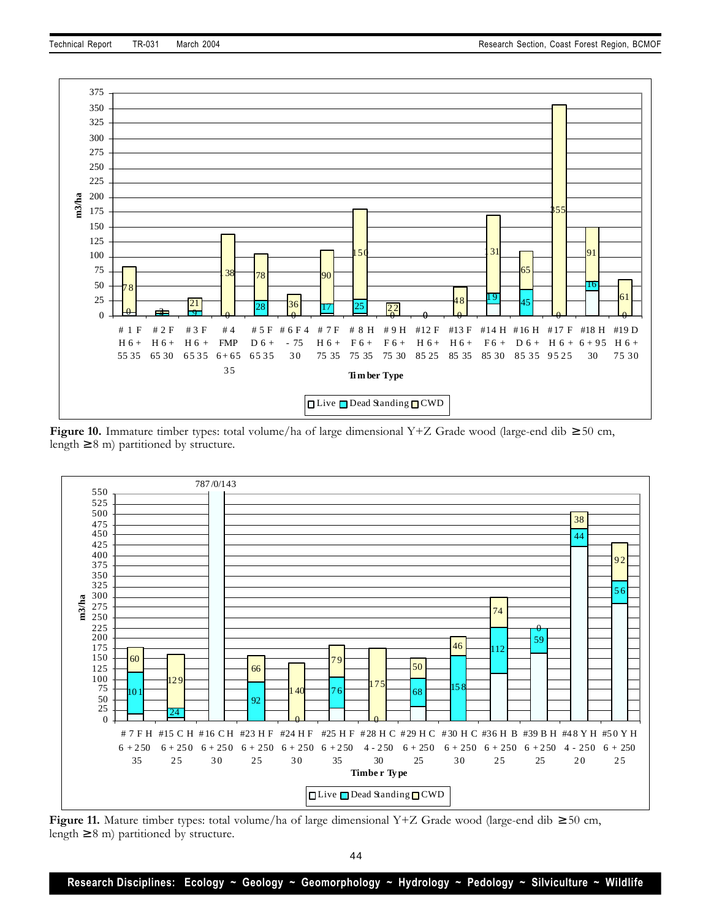**Figure 10.** Immature timber types: total volume/ha of large dimensional Y+Z Grade wood (large-end dib ≥50 cm, length ≥8 m) partitioned by structure.

**Figure 11.** Mature timber types: total volume/ha of large dimensional Y+Z Grade wood (large-end dib ≥50 cm, length ≥8 m) partitioned by structure.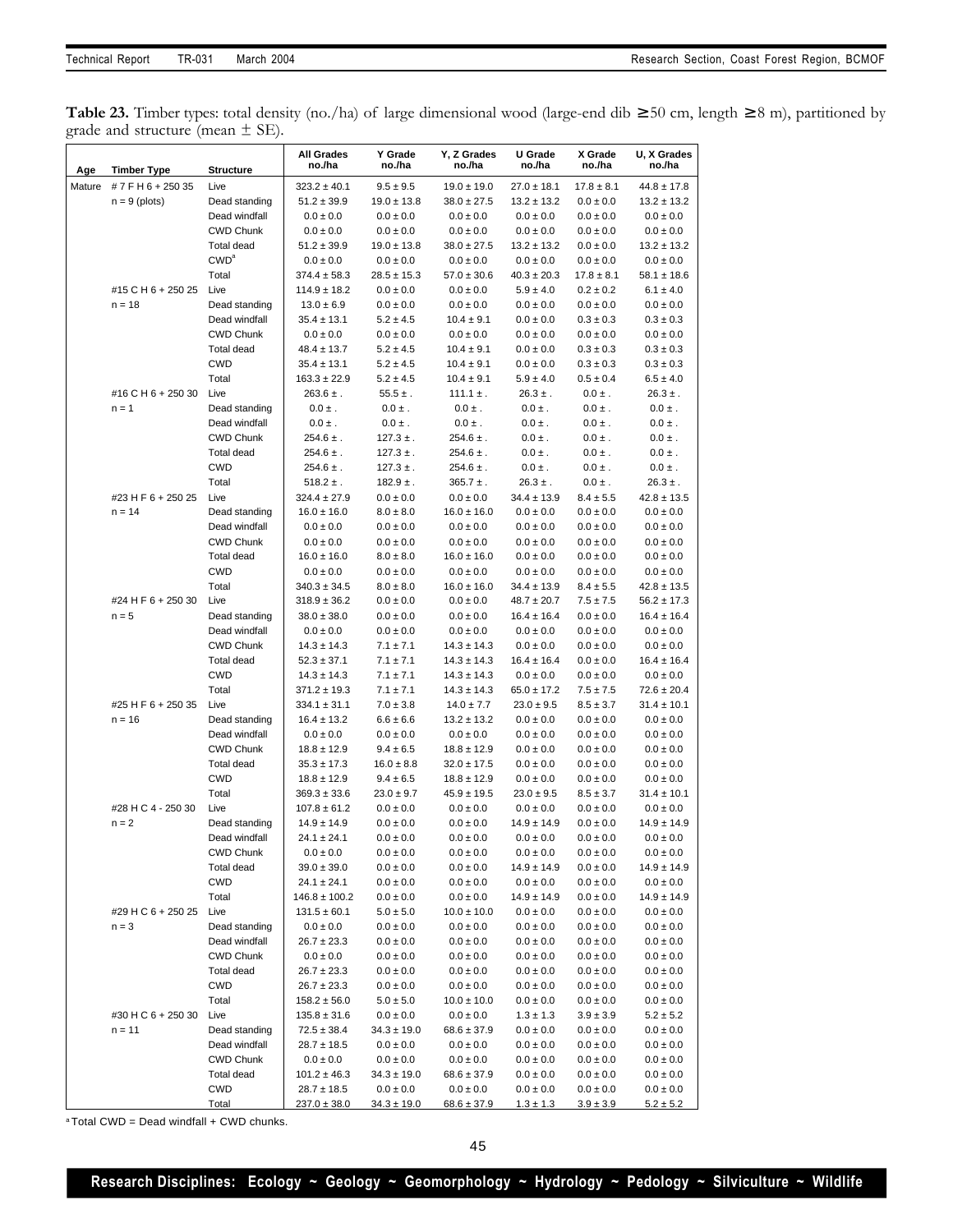**Table 23.** Timber types: total density (no./ha) of large dimensional wood (large-end dib ≥50 cm, length ≥8 m), partitioned by grade and structure (mean ± SE).

| Age | Timber Type | Structure | All Grades no./ha | Y Grade no./ha | Y, Z Grades no./ha | U Grade no./ha | X Grade no./ha | U, X Grades no./ha |
|---|---|---|---|---|---|---|---|---|
| Mature | # 7 F H 6 + 250 35 | Live | 323.2 ± 40.1 | 9.5 ± 9.5 | 19.0 ± 19.0 | 27.0 ± 18.1 | 17.8 ± 8.1 | 44.8 ± 17.8 |
| | n = 9 (plots) | Dead standing | 51.2 ± 39.9 | 19.0 ± 13.8 | 38.0 ± 27.5 | 13.2 ± 13.2 | 0.0 ± 0.0 | 13.2 ± 13.2 |
| | | Dead windfall | 0.0 ± 0.0 | 0.0 ± 0.0 | 0.0 ± 0.0 | 0.0 ± 0.0 | 0.0 ± 0.0 | 0.0 ± 0.0 |
| | | CWD Chunk | 0.0 ± 0.0 | 0.0 ± 0.0 | 0.0 ± 0.0 | 0.0 ± 0.0 | 0.0 ± 0.0 | 0.0 ± 0.0 |
| | | Total dead | 51.2 ± 39.9 | 19.0 ± 13.8 | 38.0 ± 27.5 | 13.2 ± 13.2 | 0.0 ± 0.0 | 13.2 ± 13.2 |
| | | CWD[a] | 0.0 ± 0.0 | 0.0 ± 0.0 | 0.0 ± 0.0 | 0.0 ± 0.0 | 0.0 ± 0.0 | 0.0 ± 0.0 |
| | | Total | 374.4 ± 58.3 | 28.5 ± 15.3 | 57.0 ± 30.6 | 40.3 ± 20.3 | 17.8 ± 8.1 | 58.1 ± 18.6 |
| | #15 C H 6 + 250 25 | Live | 114.9 ± 18.2 | 0.0 ± 0.0 | 0.0 ± 0.0 | 5.9 ± 4.0 | 0.2 ± 0.2 | 6.1 ± 4.0 |
| | n = 18 | Dead standing | 13.0 ± 6.9 | 0.0 ± 0.0 | 0.0 ± 0.0 | 0.0 ± 0.0 | 0.0 ± 0.0 | 0.0 ± 0.0 |
| | | Dead windfall | 35.4 ± 13.1 | 5.2 ± 4.5 | 10.4 ± 9.1 | 0.0 ± 0.0 | 0.3 ± 0.3 | 0.3 ± 0.3 |
| | | CWD Chunk | 0.0 ± 0.0 | 0.0 ± 0.0 | 0.0 ± 0.0 | 0.0 ± 0.0 | 0.0 ± 0.0 | 0.0 ± 0.0 |
| | | Total dead | 48.4 ± 13.7 | 5.2 ± 4.5 | 10.4 ± 9.1 | 0.0 ± 0.0 | 0.3 ± 0.3 | 0.3 ± 0.3 |
| | | CWD | 35.4 ± 13.1 | 5.2 ± 4.5 | 10.4 ± 9.1 | 0.0 ± 0.0 | 0.3 ± 0.3 | 0.3 ± 0.3 |
| | | Total | 163.3 ± 22.9 | 5.2 ± 4.5 | 10.4 ± 9.1 | 5.9 ± 4.0 | 0.5 ± 0.4 | 6.5 ± 4.0 |
| | #16 C H 6 + 250 30 | Live | 263.6 ± . | 55.5 ± . | 111.1 ± . | 26.3 ± . | 0.0 ± . | 26.3 ± . |
| | n = 1 | Dead standing | 0.0 ± . | 0.0 ± . | 0.0 ± . | 0.0 ± . | 0.0 ± . | 0.0 ± . |
| | | Dead windfall | 0.0 ± . | 0.0 ± . | 0.0 ± . | 0.0 ± . | 0.0 ± . | 0.0 ± . |
| | | CWD Chunk | 254.6 ± . | 127.3 ± . | 254.6 ± . | 0.0 ± . | 0.0 ± . | 0.0 ± . |
| | | Total dead | 254.6 ± . | 127.3 ± . | 254.6 ± . | 0.0 ± . | 0.0 ± . | 0.0 ± . |
| | | CWD | 254.6 ± . | 127.3 ± . | 254.6 ± . | 0.0 ± . | 0.0 ± . | 0.0 ± . |
| | | Total | 518.2 ± . | 182.9 ± . | 365.7 ± . | 26.3 ± . | 0.0 ± . | 26.3 ± . |
| | #23 H F 6 + 250 25 | Live | 324.4 ± 27.9 | 0.0 ± 0.0 | 0.0 ± 0.0 | 34.4 ± 13.9 | 8.4 ± 5.5 | 42.8 ± 13.5 |
| | n = 14 | Dead standing | 16.0 ± 16.0 | 8.0 ± 8.0 | 16.0 ± 16.0 | 0.0 ± 0.0 | 0.0 ± 0.0 | 0.0 ± 0.0 |
| | | Dead windfall | 0.0 ± 0.0 | 0.0 ± 0.0 | 0.0 ± 0.0 | 0.0 ± 0.0 | 0.0 ± 0.0 | 0.0 ± 0.0 |
| | | CWD Chunk | 0.0 ± 0.0 | 0.0 ± 0.0 | 0.0 ± 0.0 | 0.0 ± 0.0 | 0.0 ± 0.0 | 0.0 ± 0.0 |
| | | Total dead | 16.0 ± 16.0 | 8.0 ± 8.0 | 16.0 ± 16.0 | 0.0 ± 0.0 | 0.0 ± 0.0 | 0.0 ± 0.0 |
| | | CWD | 0.0 ± 0.0 | 0.0 ± 0.0 | 0.0 ± 0.0 | 0.0 ± 0.0 | 0.0 ± 0.0 | 0.0 ± 0.0 |
| | | Total | 340.3 ± 34.5 | 8.0 ± 8.0 | 16.0 ± 16.0 | 34.4 ± 13.9 | 8.4 ± 5.5 | 42.8 ± 13.5 |
| | #24 H F 6 + 250 30 | Live | 318.9 ± 36.2 | 0.0 ± 0.0 | 0.0 ± 0.0 | 48.7 ± 20.7 | 7.5 ± 7.5 | 56.2 ± 17.3 |
| | n = 5 | Dead standing | 38.0 ± 38.0 | 0.0 ± 0.0 | 0.0 ± 0.0 | 16.4 ± 16.4 | 0.0 ± 0.0 | 16.4 ± 16.4 |
| | | Dead windfall | 0.0 ± 0.0 | 0.0 ± 0.0 | 0.0 ± 0.0 | 0.0 ± 0.0 | 0.0 ± 0.0 | 0.0 ± 0.0 |
| | | CWD Chunk | 14.3 ± 14.3 | 7.1 ± 7.1 | 14.3 ± 14.3 | 0.0 ± 0.0 | 0.0 ± 0.0 | 0.0 ± 0.0 |
| | | Total dead | 52.3 ± 37.1 | 7.1 ± 7.1 | 14.3 ± 14.3 | 16.4 ± 16.4 | 0.0 ± 0.0 | 16.4 ± 16.4 |
| | | CWD | 14.3 ± 14.3 | 7.1 ± 7.1 | 14.3 ± 14.3 | 0.0 ± 0.0 | 0.0 ± 0.0 | 0.0 ± 0.0 |
| | | Total | 371.2 ± 19.3 | 7.1 ± 7.1 | 14.3 ± 14.3 | 65.0 ± 17.2 | 7.5 ± 7.5 | 72.6 ± 20.4 |
| | #25 H F 6 + 250 35 | Live | 334.1 ± 31.1 | 7.0 ± 3.8 | 14.0 ± 7.7 | 23.0 ± 9.5 | 8.5 ± 3.7 | 31.4 ± 10.1 |
| | n = 16 | Dead standing | 16.4 ± 13.2 | 6.6 ± 6.6 | 13.2 ± 13.2 | 0.0 ± 0.0 | 0.0 ± 0.0 | 0.0 ± 0.0 |
| | | Dead windfall | 0.0 ± 0.0 | 0.0 ± 0.0 | 0.0 ± 0.0 | 0.0 ± 0.0 | 0.0 ± 0.0 | 0.0 ± 0.0 |
| | | CWD Chunk | 18.8 ± 12.9 | 9.4 ± 6.5 | 18.8 ± 12.9 | 0.0 ± 0.0 | 0.0 ± 0.0 | 0.0 ± 0.0 |
| | | Total dead | 35.3 ± 17.3 | 16.0 ± 8.8 | 32.0 ± 17.5 | 0.0 ± 0.0 | 0.0 ± 0.0 | 0.0 ± 0.0 |
| | | CWD | 18.8 ± 12.9 | 9.4 ± 6.5 | 18.8 ± 12.9 | 0.0 ± 0.0 | 0.0 ± 0.0 | 0.0 ± 0.0 |
| | | Total | 369.3 ± 33.6 | 23.0 ± 9.7 | 45.9 ± 19.5 | 23.0 ± 9.5 | 8.5 ± 3.7 | 31.4 ± 10.1 |
| | #28 H C 4 - 250 30 | Live | 107.8 ± 61.2 | 0.0 ± 0.0 | 0.0 ± 0.0 | 0.0 ± 0.0 | 0.0 ± 0.0 | 0.0 ± 0.0 |
| | n = 2 | Dead standing | 14.9 ± 14.9 | 0.0 ± 0.0 | 0.0 ± 0.0 | 14.9 ± 14.9 | 0.0 ± 0.0 | 14.9 ± 14.9 |
| | | Dead windfall | 24.1 ± 24.1 | 0.0 ± 0.0 | 0.0 ± 0.0 | 0.0 ± 0.0 | 0.0 ± 0.0 | 0.0 ± 0.0 |
| | | CWD Chunk | 0.0 ± 0.0 | 0.0 ± 0.0 | 0.0 ± 0.0 | 0.0 ± 0.0 | 0.0 ± 0.0 | 0.0 ± 0.0 |
| | | Total dead | 39.0 ± 39.0 | 0.0 ± 0.0 | 0.0 ± 0.0 | 14.9 ± 14.9 | 0.0 ± 0.0 | 14.9 ± 14.9 |
| | | CWD | 24.1 ± 24.1 | 0.0 ± 0.0 | 0.0 ± 0.0 | 0.0 ± 0.0 | 0.0 ± 0.0 | 0.0 ± 0.0 |
| | | Total | 146.8 ± 100.2 | 0.0 ± 0.0 | 0.0 ± 0.0 | 14.9 ± 14.9 | 0.0 ± 0.0 | 14.9 ± 14.9 |
| | #29 H C 6 + 250 25 | Live | 131.5 ± 60.1 | 5.0 ± 5.0 | 10.0 ± 10.0 | 0.0 ± 0.0 | 0.0 ± 0.0 | 0.0 ± 0.0 |
| | n = 3 | Dead standing | 0.0 ± 0.0 | 0.0 ± 0.0 | 0.0 ± 0.0 | 0.0 ± 0.0 | 0.0 ± 0.0 | 0.0 ± 0.0 |
| | | Dead windfall | 26.7 ± 23.3 | 0.0 ± 0.0 | 0.0 ± 0.0 | 0.0 ± 0.0 | 0.0 ± 0.0 | 0.0 ± 0.0 |
| | | CWD Chunk | 0.0 ± 0.0 | 0.0 ± 0.0 | 0.0 ± 0.0 | 0.0 ± 0.0 | 0.0 ± 0.0 | 0.0 ± 0.0 |
| | | Total dead | 26.7 ± 23.3 | 0.0 ± 0.0 | 0.0 ± 0.0 | 0.0 ± 0.0 | 0.0 ± 0.0 | 0.0 ± 0.0 |
| | | CWD | 26.7 ± 23.3 | 0.0 ± 0.0 | 0.0 ± 0.0 | 0.0 ± 0.0 | 0.0 ± 0.0 | 0.0 ± 0.0 |
| | | Total | 158.2 ± 56.0 | 5.0 ± 5.0 | 10.0 ± 10.0 | 0.0 ± 0.0 | 0.0 ± 0.0 | 0.0 ± 0.0 |
| | #30 H C 6 + 250 30 | Live | 135.8 ± 31.6 | 0.0 ± 0.0 | 0.0 ± 0.0 | 1.3 ± 1.3 | 3.9 ± 3.9 | 5.2 ± 5.2 |
| | n = 11 | Dead standing | 72.5 ± 38.4 | 34.3 ± 19.0 | 68.6 ± 37.9 | 0.0 ± 0.0 | 0.0 ± 0.0 | 0.0 ± 0.0 |
| | | Dead windfall | 28.7 ± 18.5 | 0.0 ± 0.0 | 0.0 ± 0.0 | 0.0 ± 0.0 | 0.0 ± 0.0 | 0.0 ± 0.0 |
| | | CWD Chunk | 0.0 ± 0.0 | 0.0 ± 0.0 | 0.0 ± 0.0 | 0.0 ± 0.0 | 0.0 ± 0.0 | 0.0 ± 0.0 |
| | | Total dead | 101.2 ± 46.3 | 34.3 ± 19.0 | 68.6 ± 37.9 | 0.0 ± 0.0 | 0.0 ± 0.0 | 0.0 ± 0.0 |
| | | CWD | 28.7 ± 18.5 | 0.0 ± 0.0 | 0.0 ± 0.0 | 0.0 ± 0.0 | 0.0 ± 0.0 | 0.0 ± 0.0 |
| | | Total | 237.0 ± 38.0 | 34.3 ± 19.0 | 68.6 ± 37.9 | 1.3 ± 1.3 | 3.9 ± 3.9 | 5.2 ± 5.2 |

[a] Total CWD = Dead windfall + CWD chunks.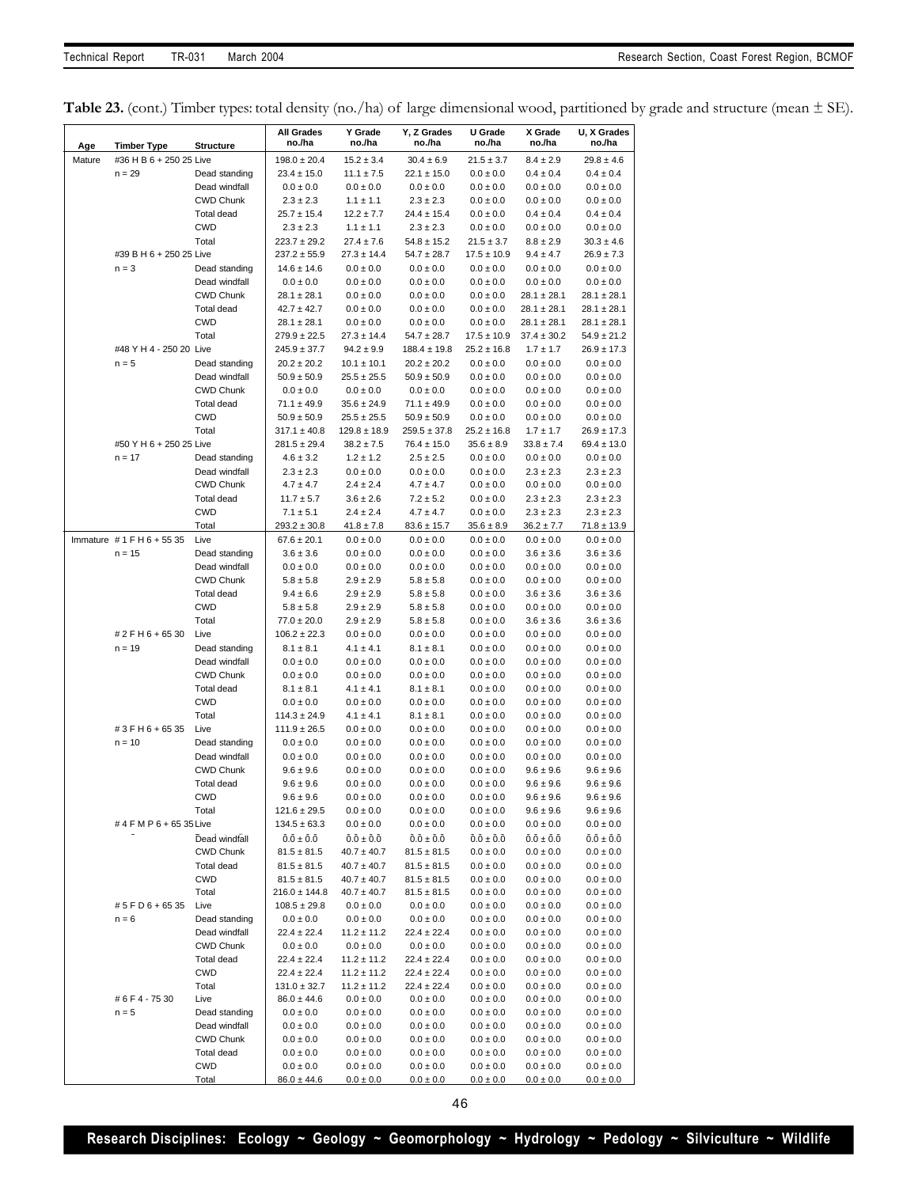**Table 23.** (cont.) Timber types: total density (no./ha) of large dimensional wood, partitioned by grade and structure (mean ± SE).

| Age | Timber Type | Structure | All Grades no./ha | Y Grade no./ha | Y, Z Grades no./ha | U Grade no./ha | X Grade no./ha | U, X Grades no./ha |
|---|---|---|---|---|---|---|---|---|
| Mature | #36 H B 6 + 250 25 | Live | 198.0 ± 20.4 | 15.2 ± 3.4 | 30.4 ± 6.9 | 21.5 ± 3.7 | 8.4 ± 2.9 | 29.8 ± 4.6 |
| | n = 29 | Dead standing | 23.4 ± 15.0 | 11.1 ± 7.5 | 22.1 ± 15.0 | 0.0 ± 0.0 | 0.4 ± 0.4 | 0.4 ± 0.4 |
| | | Dead windfall | 0.0 ± 0.0 | 0.0 ± 0.0 | 0.0 ± 0.0 | 0.0 ± 0.0 | 0.0 ± 0.0 | 0.0 ± 0.0 |
| | | CWD Chunk | 2.3 ± 2.3 | 1.1 ± 1.1 | 2.3 ± 2.3 | 0.0 ± 0.0 | 0.0 ± 0.0 | 0.0 ± 0.0 |
| | | Total dead | 25.7 ± 15.4 | 12.2 ± 7.7 | 24.4 ± 15.4 | 0.0 ± 0.0 | 0.4 ± 0.4 | 0.4 ± 0.4 |
| | | CWD | 2.3 ± 2.3 | 1.1 ± 1.1 | 2.3 ± 2.3 | 0.0 ± 0.0 | 0.0 ± 0.0 | 0.0 ± 0.0 |
| | | Total | 223.7 ± 29.2 | 27.4 ± 7.6 | 54.8 ± 15.2 | 21.5 ± 3.7 | 8.8 ± 2.9 | 30.3 ± 4.6 |
| | #39 B H 6 + 250 25 | Live | 237.2 ± 55.9 | 27.3 ± 14.4 | 54.7 ± 28.7 | 17.5 ± 10.9 | 9.4 ± 4.7 | 26.9 ± 7.3 |
| | n = 3 | Dead standing | 14.6 ± 14.6 | 0.0 ± 0.0 | 0.0 ± 0.0 | 0.0 ± 0.0 | 0.0 ± 0.0 | 0.0 ± 0.0 |
| | | Dead windfall | 0.0 ± 0.0 | 0.0 ± 0.0 | 0.0 ± 0.0 | 0.0 ± 0.0 | 0.0 ± 0.0 | 0.0 ± 0.0 |
| | | CWD Chunk | 28.1 ± 28.1 | 0.0 ± 0.0 | 0.0 ± 0.0 | 0.0 ± 0.0 | 28.1 ± 28.1 | 28.1 ± 28.1 |
| | | Total dead | 42.7 ± 42.7 | 0.0 ± 0.0 | 0.0 ± 0.0 | 0.0 ± 0.0 | 28.1 ± 28.1 | 28.1 ± 28.1 |
| | | CWD | 28.1 ± 28.1 | 0.0 ± 0.0 | 0.0 ± 0.0 | 0.0 ± 0.0 | 28.1 ± 28.1 | 28.1 ± 28.1 |
| | | Total | 279.9 ± 22.5 | 27.3 ± 14.4 | 54.7 ± 28.7 | 17.5 ± 10.9 | 37.4 ± 30.2 | 54.9 ± 21.2 |
| | #48 Y H 4 - 250 20 | Live | 245.9 ± 37.7 | 94.2 ± 9.9 | 188.4 ± 19.8 | 25.2 ± 16.8 | 1.7 ± 1.7 | 26.9 ± 17.3 |
| | n = 5 | Dead standing | 20.2 ± 20.2 | 10.1 ± 10.1 | 20.2 ± 20.2 | 0.0 ± 0.0 | 0.0 ± 0.0 | 0.0 ± 0.0 |
| | | Dead windfall | 50.9 ± 50.9 | 25.5 ± 25.5 | 50.9 ± 50.9 | 0.0 ± 0.0 | 0.0 ± 0.0 | 0.0 ± 0.0 |
| | | CWD Chunk | 0.0 ± 0.0 | 0.0 ± 0.0 | 0.0 ± 0.0 | 0.0 ± 0.0 | 0.0 ± 0.0 | 0.0 ± 0.0 |
| | | Total dead | 71.1 ± 49.9 | 35.6 ± 24.9 | 71.1 ± 49.9 | 0.0 ± 0.0 | 0.0 ± 0.0 | 0.0 ± 0.0 |
| | | CWD | 50.9 ± 50.9 | 25.5 ± 25.5 | 50.9 ± 50.9 | 0.0 ± 0.0 | 0.0 ± 0.0 | 0.0 ± 0.0 |
| | | Total | 317.1 ± 40.8 | 129.8 ± 18.9 | 259.5 ± 37.8 | 25.2 ± 16.8 | 1.7 ± 1.7 | 26.9 ± 17.3 |
| | #50 Y H 6 + 250 25 | Live | 281.5 ± 29.4 | 38.2 ± 7.5 | 76.4 ± 15.0 | 35.6 ± 8.9 | 33.8 ± 7.4 | 69.4 ± 13.0 |
| | n = 17 | Dead standing | 4.6 ± 3.2 | 1.2 ± 1.2 | 2.5 ± 2.5 | 0.0 ± 0.0 | 0.0 ± 0.0 | 0.0 ± 0.0 |
| | | Dead windfall | 2.3 ± 2.3 | 0.0 ± 0.0 | 0.0 ± 0.0 | 0.0 ± 0.0 | 2.3 ± 2.3 | 2.3 ± 2.3 |
| | | CWD Chunk | 4.7 ± 4.7 | 2.4 ± 2.4 | 4.7 ± 4.7 | 0.0 ± 0.0 | 0.0 ± 0.0 | 0.0 ± 0.0 |
| | | Total dead | 11.7 ± 5.7 | 3.6 ± 2.6 | 7.2 ± 5.2 | 0.0 ± 0.0 | 2.3 ± 2.3 | 2.3 ± 2.3 |
| | | CWD | 7.1 ± 5.1 | 2.4 ± 2.4 | 4.7 ± 4.7 | 0.0 ± 0.0 | 2.3 ± 2.3 | 2.3 ± 2.3 |
| | | Total | 293.2 ± 30.8 | 41.8 ± 7.8 | 83.6 ± 15.7 | 35.6 ± 8.9 | 36.2 ± 7.7 | 71.8 ± 13.9 |
| Immature | # 1 F H 6 + 55 35 | Live | 67.6 ± 20.1 | 0.0 ± 0.0 | 0.0 ± 0.0 | 0.0 ± 0.0 | 0.0 ± 0.0 | 0.0 ± 0.0 |
| | n = 15 | Dead standing | 3.6 ± 3.6 | 0.0 ± 0.0 | 0.0 ± 0.0 | 0.0 ± 0.0 | 3.6 ± 3.6 | 3.6 ± 3.6 |
| | | Dead windfall | 0.0 ± 0.0 | 0.0 ± 0.0 | 0.0 ± 0.0 | 0.0 ± 0.0 | 0.0 ± 0.0 | 0.0 ± 0.0 |
| | | CWD Chunk | 5.8 ± 5.8 | 2.9 ± 2.9 | 5.8 ± 5.8 | 0.0 ± 0.0 | 0.0 ± 0.0 | 0.0 ± 0.0 |
| | | Total dead | 9.4 ± 6.6 | 2.9 ± 2.9 | 5.8 ± 5.8 | 0.0 ± 0.0 | 3.6 ± 3.6 | 3.6 ± 3.6 |
| | | CWD | 5.8 ± 5.8 | 2.9 ± 2.9 | 5.8 ± 5.8 | 0.0 ± 0.0 | 0.0 ± 0.0 | 0.0 ± 0.0 |
| | | Total | 77.0 ± 20.0 | 2.9 ± 2.9 | 5.8 ± 5.8 | 0.0 ± 0.0 | 3.6 ± 3.6 | 3.6 ± 3.6 |
| | # 2 F H 6 + 65 30 | Live | 106.2 ± 22.3 | 0.0 ± 0.0 | 0.0 ± 0.0 | 0.0 ± 0.0 | 0.0 ± 0.0 | 0.0 ± 0.0 |
| | n = 19 | Dead standing | 8.1 ± 8.1 | 4.1 ± 4.1 | 8.1 ± 8.1 | 0.0 ± 0.0 | 0.0 ± 0.0 | 0.0 ± 0.0 |
| | | Dead windfall | 0.0 ± 0.0 | 0.0 ± 0.0 | 0.0 ± 0.0 | 0.0 ± 0.0 | 0.0 ± 0.0 | 0.0 ± 0.0 |
| | | CWD Chunk | 0.0 ± 0.0 | 0.0 ± 0.0 | 0.0 ± 0.0 | 0.0 ± 0.0 | 0.0 ± 0.0 | 0.0 ± 0.0 |
| | | Total dead | 8.1 ± 8.1 | 4.1 ± 4.1 | 8.1 ± 8.1 | 0.0 ± 0.0 | 0.0 ± 0.0 | 0.0 ± 0.0 |
| | | CWD | 0.0 ± 0.0 | 0.0 ± 0.0 | 0.0 ± 0.0 | 0.0 ± 0.0 | 0.0 ± 0.0 | 0.0 ± 0.0 |
| | | Total | 114.3 ± 24.9 | 4.1 ± 4.1 | 8.1 ± 8.1 | 0.0 ± 0.0 | 0.0 ± 0.0 | 0.0 ± 0.0 |
| | # 3 F H 6 + 65 35 | Live | 111.9 ± 26.5 | 0.0 ± 0.0 | 0.0 ± 0.0 | 0.0 ± 0.0 | 0.0 ± 0.0 | 0.0 ± 0.0 |
| | n = 10 | Dead standing | 0.0 ± 0.0 | 0.0 ± 0.0 | 0.0 ± 0.0 | 0.0 ± 0.0 | 0.0 ± 0.0 | 0.0 ± 0.0 |
| | | Dead windfall | 0.0 ± 0.0 | 0.0 ± 0.0 | 0.0 ± 0.0 | 0.0 ± 0.0 | 0.0 ± 0.0 | 0.0 ± 0.0 |
| | | CWD Chunk | 9.6 ± 9.6 | 0.0 ± 0.0 | 0.0 ± 0.0 | 0.0 ± 0.0 | 9.6 ± 9.6 | 9.6 ± 9.6 |
| | | Total dead | 9.6 ± 9.6 | 0.0 ± 0.0 | 0.0 ± 0.0 | 0.0 ± 0.0 | 9.6 ± 9.6 | 9.6 ± 9.6 |
| | | CWD | 9.6 ± 9.6 | 0.0 ± 0.0 | 0.0 ± 0.0 | 0.0 ± 0.0 | 9.6 ± 9.6 | 9.6 ± 9.6 |
| | | Total | 121.6 ± 29.5 | 0.0 ± 0.0 | 0.0 ± 0.0 | 0.0 ± 0.0 | 9.6 ± 9.6 | 9.6 ± 9.6 |
| | # 4 F M P 6 + 65 35 | Live | 134.5 ± 63.3 | 0.0 ± 0.0 | 0.0 ± 0.0 | 0.0 ± 0.0 | 0.0 ± 0.0 | 0.0 ± 0.0 |
| | | Dead windfall | 0.0 ± 0.0 | 0.0 ± 0.0 | 0.0 ± 0.0 | 0.0 ± 0.0 | 0.0 ± 0.0 | 0.0 ± 0.0 |
| | | CWD Chunk | 81.5 ± 81.5 | 40.7 ± 40.7 | 81.5 ± 81.5 | 0.0 ± 0.0 | 0.0 ± 0.0 | 0.0 ± 0.0 |
| | | Total dead | 81.5 ± 81.5 | 40.7 ± 40.7 | 81.5 ± 81.5 | 0.0 ± 0.0 | 0.0 ± 0.0 | 0.0 ± 0.0 |
| | | CWD | 81.5 ± 81.5 | 40.7 ± 40.7 | 81.5 ± 81.5 | 0.0 ± 0.0 | 0.0 ± 0.0 | 0.0 ± 0.0 |
| | | Total | 216.0 ± 144.8 | 40.7 ± 40.7 | 81.5 ± 81.5 | 0.0 ± 0.0 | 0.0 ± 0.0 | 0.0 ± 0.0 |
| | # 5 F D 6 + 65 35 | Live | 108.5 ± 29.8 | 0.0 ± 0.0 | 0.0 ± 0.0 | 0.0 ± 0.0 | 0.0 ± 0.0 | 0.0 ± 0.0 |
| | n = 6 | Dead standing | 0.0 ± 0.0 | 0.0 ± 0.0 | 0.0 ± 0.0 | 0.0 ± 0.0 | 0.0 ± 0.0 | 0.0 ± 0.0 |
| | | Dead windfall | 22.4 ± 22.4 | 11.2 ± 11.2 | 22.4 ± 22.4 | 0.0 ± 0.0 | 0.0 ± 0.0 | 0.0 ± 0.0 |
| | | CWD Chunk | 0.0 ± 0.0 | 0.0 ± 0.0 | 0.0 ± 0.0 | 0.0 ± 0.0 | 0.0 ± 0.0 | 0.0 ± 0.0 |
| | | Total dead | 22.4 ± 22.4 | 11.2 ± 11.2 | 22.4 ± 22.4 | 0.0 ± 0.0 | 0.0 ± 0.0 | 0.0 ± 0.0 |
| | | CWD | 22.4 ± 22.4 | 11.2 ± 11.2 | 22.4 ± 22.4 | 0.0 ± 0.0 | 0.0 ± 0.0 | 0.0 ± 0.0 |
| | | Total | 131.0 ± 32.7 | 11.2 ± 11.2 | 22.4 ± 22.4 | 0.0 ± 0.0 | 0.0 ± 0.0 | 0.0 ± 0.0 |
| | # 6 F 4 - 75 30 | Live | 86.0 ± 44.6 | 0.0 ± 0.0 | 0.0 ± 0.0 | 0.0 ± 0.0 | 0.0 ± 0.0 | 0.0 ± 0.0 |
| | n = 5 | Dead standing | 0.0 ± 0.0 | 0.0 ± 0.0 | 0.0 ± 0.0 | 0.0 ± 0.0 | 0.0 ± 0.0 | 0.0 ± 0.0 |
| | | Dead windfall | 0.0 ± 0.0 | 0.0 ± 0.0 | 0.0 ± 0.0 | 0.0 ± 0.0 | 0.0 ± 0.0 | 0.0 ± 0.0 |
| | | CWD Chunk | 0.0 ± 0.0 | 0.0 ± 0.0 | 0.0 ± 0.0 | 0.0 ± 0.0 | 0.0 ± 0.0 | 0.0 ± 0.0 |
| | | Total dead | 0.0 ± 0.0 | 0.0 ± 0.0 | 0.0 ± 0.0 | 0.0 ± 0.0 | 0.0 ± 0.0 | 0.0 ± 0.0 |
| | | CWD | 0.0 ± 0.0 | 0.0 ± 0.0 | 0.0 ± 0.0 | 0.0 ± 0.0 | 0.0 ± 0.0 | 0.0 ± 0.0 |
| | | Total | 86.0 ± 44.6 | 0.0 ± 0.0 | 0.0 ± 0.0 | 0.0 ± 0.0 | 0.0 ± 0.0 | 0.0 ± 0.0 |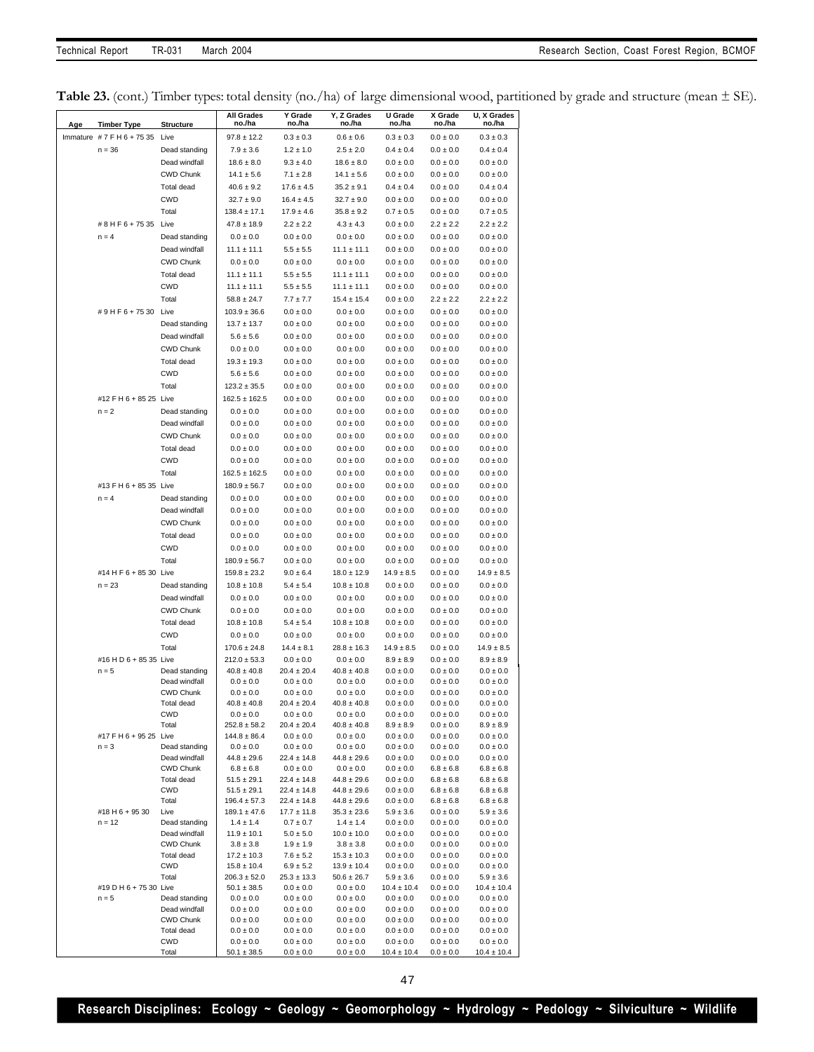**Table 23.** (cont.) Timber types: total density (no./ha) of large dimensional wood, partitioned by grade and structure (mean ± SE).

| Age | Timber Type | Structure | All Grades no./ha | Y Grade no./ha | Y, Z Grades no./ha | U Grade no./ha | X Grade no./ha | U, X Grades no./ha |
|---|---|---|---|---|---|---|---|---|
| Immature | # 7 F H 6 + 75 35 | Live | 97.8 ± 12.2 | 0.3 ± 0.3 | 0.6 ± 0.6 | 0.3 ± 0.3 | 0.0 ± 0.0 | 0.3 ± 0.3 |
| | n = 36 | Dead standing | 7.9 ± 3.6 | 1.2 ± 1.0 | 2.5 ± 2.0 | 0.4 ± 0.4 | 0.0 ± 0.0 | 0.4 ± 0.4 |
| | | Dead windfall | 18.6 ± 8.0 | 9.3 ± 4.0 | 18.6 ± 8.0 | 0.0 ± 0.0 | 0.0 ± 0.0 | 0.0 ± 0.0 |
| | | CWD Chunk | 14.1 ± 5.6 | 7.1 ± 2.8 | 14.1 ± 5.6 | 0.0 ± 0.0 | 0.0 ± 0.0 | 0.0 ± 0.0 |
| | | Total dead | 40.6 ± 9.2 | 17.6 ± 4.5 | 35.2 ± 9.1 | 0.4 ± 0.4 | 0.0 ± 0.0 | 0.4 ± 0.4 |
| | | CWD | 32.7 ± 9.0 | 16.4 ± 4.5 | 32.7 ± 9.0 | 0.0 ± 0.0 | 0.0 ± 0.0 | 0.0 ± 0.0 |
| | | Total | 138.4 ± 17.1 | 17.9 ± 4.6 | 35.8 ± 9.2 | 0.7 ± 0.5 | 0.0 ± 0.0 | 0.7 ± 0.5 |
| | # 8 H F 6 + 75 35 | Live | 47.8 ± 18.9 | 2.2 ± 2.2 | 4.3 ± 4.3 | 0.0 ± 0.0 | 2.2 ± 2.2 | 2.2 ± 2.2 |
| | n = 4 | Dead standing | 0.0 ± 0.0 | 0.0 ± 0.0 | 0.0 ± 0.0 | 0.0 ± 0.0 | 0.0 ± 0.0 | 0.0 ± 0.0 |
| | | Dead windfall | 11.1 ± 11.1 | 5.5 ± 5.5 | 11.1 ± 11.1 | 0.0 ± 0.0 | 0.0 ± 0.0 | 0.0 ± 0.0 |
| | | CWD Chunk | 0.0 ± 0.0 | 0.0 ± 0.0 | 0.0 ± 0.0 | 0.0 ± 0.0 | 0.0 ± 0.0 | 0.0 ± 0.0 |
| | | Total dead | 11.1 ± 11.1 | 5.5 ± 5.5 | 11.1 ± 11.1 | 0.0 ± 0.0 | 0.0 ± 0.0 | 0.0 ± 0.0 |
| | | CWD | 11.1 ± 11.1 | 5.5 ± 5.5 | 11.1 ± 11.1 | 0.0 ± 0.0 | 0.0 ± 0.0 | 0.0 ± 0.0 |
| | | Total | 58.8 ± 24.7 | 7.7 ± 7.7 | 15.4 ± 15.4 | 0.0 ± 0.0 | 2.2 ± 2.2 | 2.2 ± 2.2 |
| | # 9 H F 6 + 75 30 | Live | 103.9 ± 36.6 | 0.0 ± 0.0 | 0.0 ± 0.0 | 0.0 ± 0.0 | 0.0 ± 0.0 | 0.0 ± 0.0 |
| | | Dead standing | 13.7 ± 13.7 | 0.0 ± 0.0 | 0.0 ± 0.0 | 0.0 ± 0.0 | 0.0 ± 0.0 | 0.0 ± 0.0 |
| | | Dead windfall | 5.6 ± 5.6 | 0.0 ± 0.0 | 0.0 ± 0.0 | 0.0 ± 0.0 | 0.0 ± 0.0 | 0.0 ± 0.0 |
| | | CWD Chunk | 0.0 ± 0.0 | 0.0 ± 0.0 | 0.0 ± 0.0 | 0.0 ± 0.0 | 0.0 ± 0.0 | 0.0 ± 0.0 |
| | | Total dead | 19.3 ± 19.3 | 0.0 ± 0.0 | 0.0 ± 0.0 | 0.0 ± 0.0 | 0.0 ± 0.0 | 0.0 ± 0.0 |
| | | CWD | 5.6 ± 5.6 | 0.0 ± 0.0 | 0.0 ± 0.0 | 0.0 ± 0.0 | 0.0 ± 0.0 | 0.0 ± 0.0 |
| | | Total | 123.2 ± 35.5 | 0.0 ± 0.0 | 0.0 ± 0.0 | 0.0 ± 0.0 | 0.0 ± 0.0 | 0.0 ± 0.0 |
| | #12 F H 6 + 85 25 | Live | 162.5 ± 162.5 | 0.0 ± 0.0 | 0.0 ± 0.0 | 0.0 ± 0.0 | 0.0 ± 0.0 | 0.0 ± 0.0 |
| | n = 2 | Dead standing | 0.0 ± 0.0 | 0.0 ± 0.0 | 0.0 ± 0.0 | 0.0 ± 0.0 | 0.0 ± 0.0 | 0.0 ± 0.0 |
| | | Dead windfall | 0.0 ± 0.0 | 0.0 ± 0.0 | 0.0 ± 0.0 | 0.0 ± 0.0 | 0.0 ± 0.0 | 0.0 ± 0.0 |
| | | CWD Chunk | 0.0 ± 0.0 | 0.0 ± 0.0 | 0.0 ± 0.0 | 0.0 ± 0.0 | 0.0 ± 0.0 | 0.0 ± 0.0 |
| | | Total dead | 0.0 ± 0.0 | 0.0 ± 0.0 | 0.0 ± 0.0 | 0.0 ± 0.0 | 0.0 ± 0.0 | 0.0 ± 0.0 |
| | | CWD | 0.0 ± 0.0 | 0.0 ± 0.0 | 0.0 ± 0.0 | 0.0 ± 0.0 | 0.0 ± 0.0 | 0.0 ± 0.0 |
| | | Total | 162.5 ± 162.5 | 0.0 ± 0.0 | 0.0 ± 0.0 | 0.0 ± 0.0 | 0.0 ± 0.0 | 0.0 ± 0.0 |
| | #13 F H 6 + 85 35 | Live | 180.9 ± 56.7 | 0.0 ± 0.0 | 0.0 ± 0.0 | 0.0 ± 0.0 | 0.0 ± 0.0 | 0.0 ± 0.0 |
| | n = 4 | Dead standing | 0.0 ± 0.0 | 0.0 ± 0.0 | 0.0 ± 0.0 | 0.0 ± 0.0 | 0.0 ± 0.0 | 0.0 ± 0.0 |
| | | Dead windfall | 0.0 ± 0.0 | 0.0 ± 0.0 | 0.0 ± 0.0 | 0.0 ± 0.0 | 0.0 ± 0.0 | 0.0 ± 0.0 |
| | | CWD Chunk | 0.0 ± 0.0 | 0.0 ± 0.0 | 0.0 ± 0.0 | 0.0 ± 0.0 | 0.0 ± 0.0 | 0.0 ± 0.0 |
| | | Total dead | 0.0 ± 0.0 | 0.0 ± 0.0 | 0.0 ± 0.0 | 0.0 ± 0.0 | 0.0 ± 0.0 | 0.0 ± 0.0 |
| | | CWD | 0.0 ± 0.0 | 0.0 ± 0.0 | 0.0 ± 0.0 | 0.0 ± 0.0 | 0.0 ± 0.0 | 0.0 ± 0.0 |
| | | Total | 180.9 ± 56.7 | 0.0 ± 0.0 | 0.0 ± 0.0 | 0.0 ± 0.0 | 0.0 ± 0.0 | 0.0 ± 0.0 |
| | #14 H F 6 + 85 30 | Live | 159.8 ± 23.2 | 9.0 ± 6.4 | 18.0 ± 12.9 | 14.9 ± 8.5 | 0.0 ± 0.0 | 14.9 ± 8.5 |
| | n = 23 | Dead standing | 10.8 ± 10.8 | 5.4 ± 5.4 | 10.8 ± 10.8 | 0.0 ± 0.0 | 0.0 ± 0.0 | 0.0 ± 0.0 |
| | | Dead windfall | 0.0 ± 0.0 | 0.0 ± 0.0 | 0.0 ± 0.0 | 0.0 ± 0.0 | 0.0 ± 0.0 | 0.0 ± 0.0 |
| | | CWD Chunk | 0.0 ± 0.0 | 0.0 ± 0.0 | 0.0 ± 0.0 | 0.0 ± 0.0 | 0.0 ± 0.0 | 0.0 ± 0.0 |
| | | Total dead | 10.8 ± 10.8 | 5.4 ± 5.4 | 10.8 ± 10.8 | 0.0 ± 0.0 | 0.0 ± 0.0 | 0.0 ± 0.0 |
| | | CWD | 0.0 ± 0.0 | 0.0 ± 0.0 | 0.0 ± 0.0 | 0.0 ± 0.0 | 0.0 ± 0.0 | 0.0 ± 0.0 |
| | | Total | 170.6 ± 24.8 | 14.4 ± 8.1 | 28.8 ± 16.3 | 14.9 ± 8.5 | 0.0 ± 0.0 | 14.9 ± 8.5 |
| | #16 H D 6 + 85 35 | Live | 212.0 ± 53.3 | 0.0 ± 0.0 | 0.0 ± 0.0 | 8.9 ± 8.9 | 0.0 ± 0.0 | 8.9 ± 8.9 |
| | n = 5 | Dead standing | 40.8 ± 40.8 | 20.4 ± 20.4 | 40.8 ± 40.8 | 0.0 ± 0.0 | 0.0 ± 0.0 | 0.0 ± 0.0 |
| | | Dead windfall | 0.0 ± 0.0 | 0.0 ± 0.0 | 0.0 ± 0.0 | 0.0 ± 0.0 | 0.0 ± 0.0 | 0.0 ± 0.0 |
| | | CWD Chunk | 0.0 ± 0.0 | 0.0 ± 0.0 | 0.0 ± 0.0 | 0.0 ± 0.0 | 0.0 ± 0.0 | 0.0 ± 0.0 |
| | | Total dead | 40.8 ± 40.8 | 20.4 ± 20.4 | 40.8 ± 40.8 | 0.0 ± 0.0 | 0.0 ± 0.0 | 0.0 ± 0.0 |
| | | CWD | 0.0 ± 0.0 | 0.0 ± 0.0 | 0.0 ± 0.0 | 0.0 ± 0.0 | 0.0 ± 0.0 | 0.0 ± 0.0 |
| | | Total | 252.8 ± 58.2 | 20.4 ± 20.4 | 40.8 ± 40.8 | 8.9 ± 8.9 | 0.0 ± 0.0 | 8.9 ± 8.9 |
| | #17 F H 6 + 95 25 | Live | 144.8 ± 86.4 | 0.0 ± 0.0 | 0.0 ± 0.0 | 0.0 ± 0.0 | 0.0 ± 0.0 | 0.0 ± 0.0 |
| | n = 3 | Dead standing | 0.0 ± 0.0 | 0.0 ± 0.0 | 0.0 ± 0.0 | 0.0 ± 0.0 | 0.0 ± 0.0 | 0.0 ± 0.0 |
| | | Dead windfall | 44.8 ± 29.6 | 22.4 ± 14.8 | 44.8 ± 29.6 | 0.0 ± 0.0 | 0.0 ± 0.0 | 0.0 ± 0.0 |
| | | CWD Chunk | 6.8 ± 6.8 | 0.0 ± 0.0 | 0.0 ± 0.0 | 0.0 ± 0.0 | 6.8 ± 6.8 | 6.8 ± 6.8 |
| | | Total dead | 51.5 ± 29.1 | 22.4 ± 14.8 | 44.8 ± 29.6 | 0.0 ± 0.0 | 6.8 ± 6.8 | 6.8 ± 6.8 |
| | | CWD | 51.5 ± 29.1 | 22.4 ± 14.8 | 44.8 ± 29.6 | 0.0 ± 0.0 | 6.8 ± 6.8 | 6.8 ± 6.8 |
| | | Total | 196.4 ± 57.3 | 22.4 ± 14.8 | 44.8 ± 29.6 | 0.0 ± 0.0 | 6.8 ± 6.8 | 6.8 ± 6.8 |
| | #18 H 6 + 95 30 | Live | 189.1 ± 47.6 | 17.7 ± 11.8 | 35.3 ± 23.6 | 5.9 ± 3.6 | 0.0 ± 0.0 | 5.9 ± 3.6 |
| | n = 12 | Dead standing | 1.4 ± 1.4 | 0.7 ± 0.7 | 1.4 ± 1.4 | 0.0 ± 0.0 | 0.0 ± 0.0 | 0.0 ± 0.0 |
| | | Dead windfall | 11.9 ± 10.1 | 5.0 ± 5.0 | 10.0 ± 10.0 | 0.0 ± 0.0 | 0.0 ± 0.0 | 0.0 ± 0.0 |
| | | CWD Chunk | 3.8 ± 3.8 | 1.9 ± 1.9 | 3.8 ± 3.8 | 0.0 ± 0.0 | 0.0 ± 0.0 | 0.0 ± 0.0 |
| | | Total dead | 17.2 ± 10.3 | 7.6 ± 5.2 | 15.3 ± 10.3 | 0.0 ± 0.0 | 0.0 ± 0.0 | 0.0 ± 0.0 |
| | | CWD | 15.8 ± 10.4 | 6.9 ± 5.2 | 13.9 ± 10.4 | 0.0 ± 0.0 | 0.0 ± 0.0 | 0.0 ± 0.0 |
| | | Total | 206.3 ± 52.0 | 25.3 ± 13.3 | 50.6 ± 26.7 | 5.9 ± 3.6 | 0.0 ± 0.0 | 5.9 ± 3.6 |
| | #19 D H 6 + 75 30 | Live | 50.1 ± 38.5 | 0.0 ± 0.0 | 0.0 ± 0.0 | 10.4 ± 10.4 | 0.0 ± 0.0 | 10.4 ± 10.4 |
| | n = 5 | Dead standing | 0.0 ± 0.0 | 0.0 ± 0.0 | 0.0 ± 0.0 | 0.0 ± 0.0 | 0.0 ± 0.0 | 0.0 ± 0.0 |
| | | Dead windfall | 0.0 ± 0.0 | 0.0 ± 0.0 | 0.0 ± 0.0 | 0.0 ± 0.0 | 0.0 ± 0.0 | 0.0 ± 0.0 |
| | | CWD Chunk | 0.0 ± 0.0 | 0.0 ± 0.0 | 0.0 ± 0.0 | 0.0 ± 0.0 | 0.0 ± 0.0 | 0.0 ± 0.0 |
| | | Total dead | 0.0 ± 0.0 | 0.0 ± 0.0 | 0.0 ± 0.0 | 0.0 ± 0.0 | 0.0 ± 0.0 | 0.0 ± 0.0 |
| | | CWD | 0.0 ± 0.0 | 0.0 ± 0.0 | 0.0 ± 0.0 | 0.0 ± 0.0 | 0.0 ± 0.0 | 0.0 ± 0.0 |
| | | Total | 50.1 ± 38.5 | 0.0 ± 0.0 | 0.0 ± 0.0 | 10.4 ± 10.4 | 0.0 ± 0.0 | 10.4 ± 10.4 |

**Research Disciplines: Ecology ~ Geology ~ Geomorphology ~ Hydrology ~ Pedology ~ Silviculture ~ Wildlife**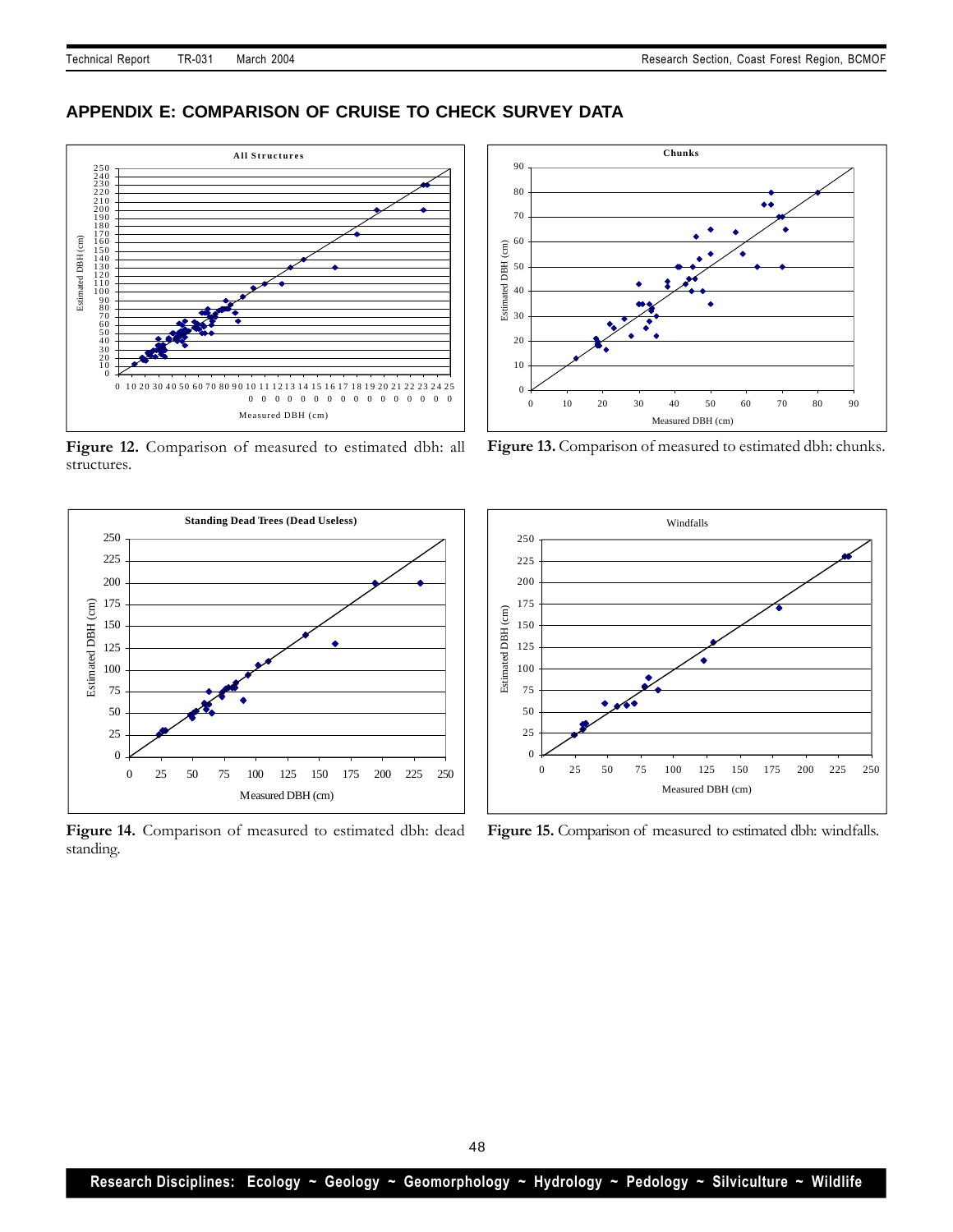## APPENDIX E: COMPARISON OF CRUISE TO CHECK SURVEY DATA

**Figure 12.** Comparison of measured to estimated dbh: all structures.

**Figure 13.** Comparison of measured to estimated dbh: chunks.

**Figure 14.** Comparison of measured to estimated dbh: dead standing.

**Figure 15.** Comparison of measured to estimated dbh: windfalls.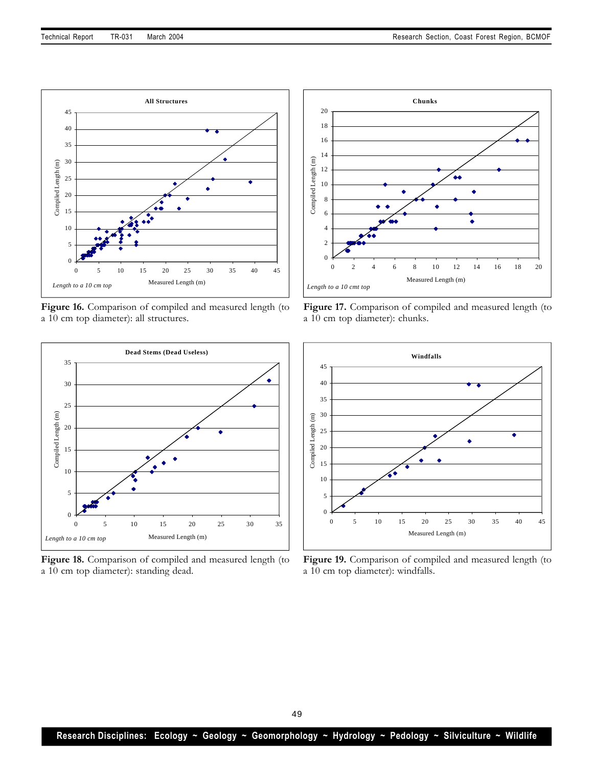**Figure 16.** Comparison of compiled and measured length (to a 10 cm top diameter): all structures.

**Figure 17.** Comparison of compiled and measured length (to a 10 cm top diameter): chunks.

**Figure 18.** Comparison of compiled and measured length (to a 10 cm top diameter): standing dead.

**Figure 19.** Comparison of compiled and measured length (to a 10 cm top diameter): windfalls.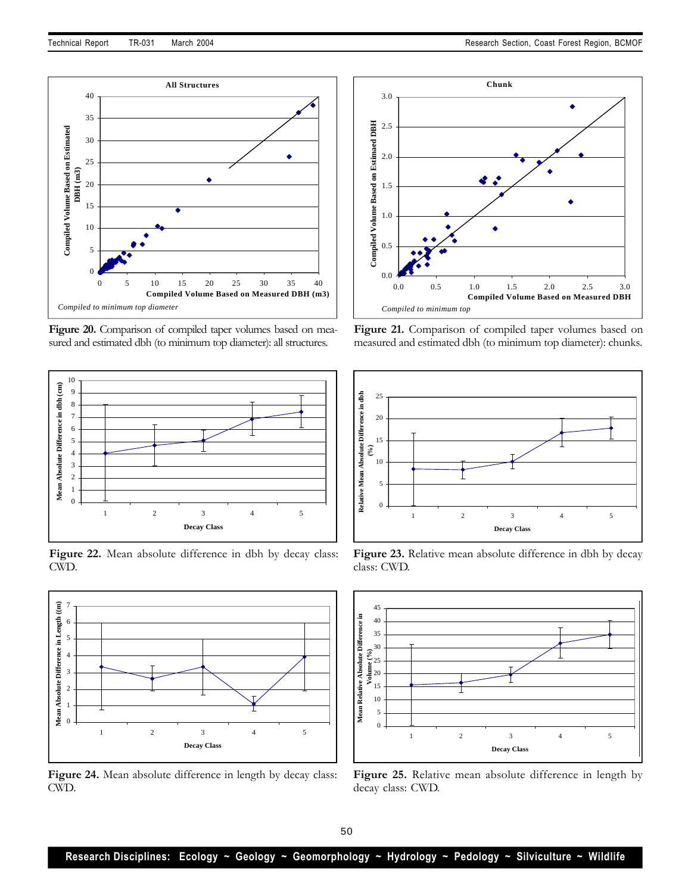**Figure 20.** Comparison of compiled taper volumes based on measured and estimated dbh (to minimum top diameter): all structures.

**Figure 21.** Comparison of compiled taper volumes based on measured and estimated dbh (to minimum top diameter): chunks.

**Figure 22.** Mean absolute difference in dbh by decay class: CWD.

**Figure 23.** Relative mean absolute difference in dbh by decay class: CWD.

**Figure 24.** Mean absolute difference in length by decay class: CWD.

**Figure 25.** Relative mean absolute difference in length by decay class: CWD.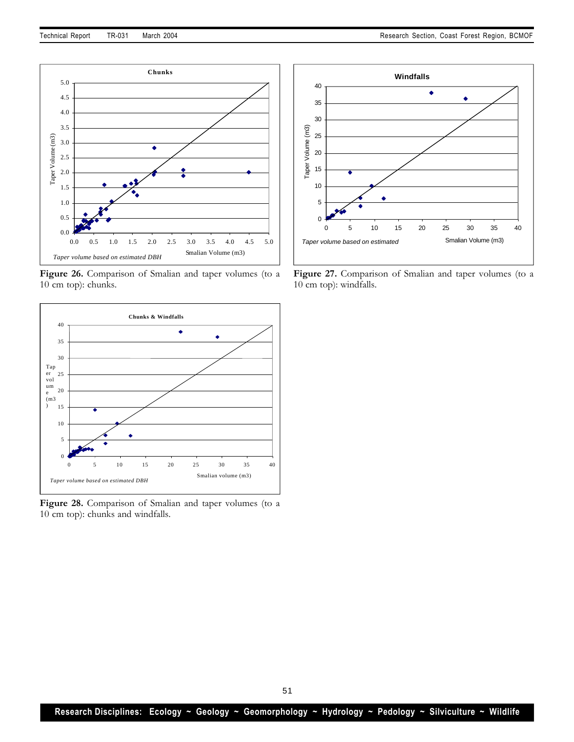Figure 26. Comparison of Smalian and taper volumes (to a 10 cm top): chunks.

Figure 27. Comparison of Smalian and taper volumes (to a 10 cm top): windfalls.

Figure 28. Comparison of Smalian and taper volumes (to a 10 cm top): chunks and windfalls.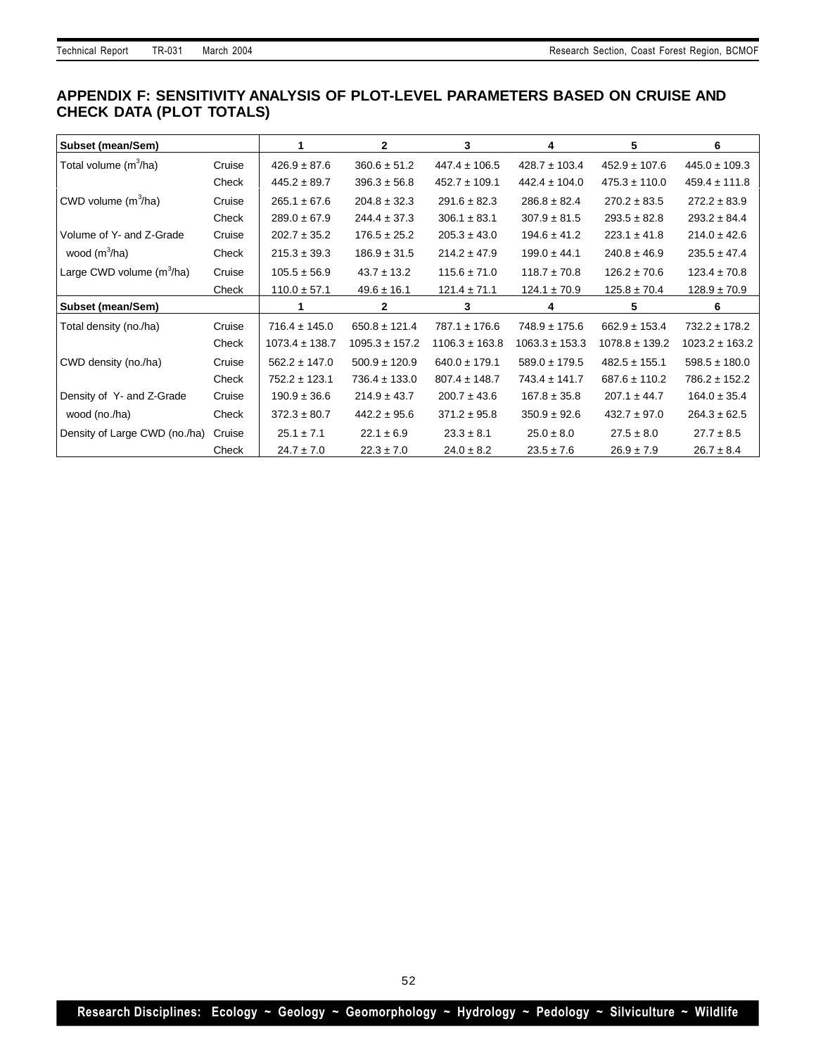## APPENDIX F: SENSITIVITY ANALYSIS OF PLOT-LEVEL PARAMETERS BASED ON CRUISE AND CHECK DATA (PLOT TOTALS)

| Subset (mean/Sem) | | 1 | 2 | 3 | 4 | 5 | 6 |
|---|---|---|---|---|---|---|---|
| Total volume ($m^3$/ha) | Cruise | 426.9 ± 87.6 | 360.6 ± 51.2 | 447.4 ± 106.5 | 428.7 ± 103.4 | 452.9 ± 107.6 | 445.0 ± 109.3 |
| | Check | 445.2 ± 89.7 | 396.3 ± 56.8 | 452.7 ± 109.1 | 442.4 ± 104.0 | 475.3 ± 110.0 | 459.4 ± 111.8 |
| CWD volume ($m^3$/ha) | Cruise | 265.1 ± 67.6 | 204.8 ± 32.3 | 291.6 ± 82.3 | 286.8 ± 82.4 | 270.2 ± 83.5 | 272.2 ± 83.9 |
| | Check | 289.0 ± 67.9 | 244.4 ± 37.3 | 306.1 ± 83.1 | 307.9 ± 81.5 | 293.5 ± 82.8 | 293.2 ± 84.4 |
| Volume of Y- and Z-Grade wood ($m^3$/ha) | Cruise | 202.7 ± 35.2 | 176.5 ± 25.2 | 205.3 ± 43.0 | 194.6 ± 41.2 | 223.1 ± 41.8 | 214.0 ± 42.6 |
| | Check | 215.3 ± 39.3 | 186.9 ± 31.5 | 214.2 ± 47.9 | 199.0 ± 44.1 | 240.8 ± 46.9 | 235.5 ± 47.4 |
| Large CWD volume ($m^3$/ha) | Cruise | 105.5 ± 56.9 | 43.7 ± 13.2 | 115.6 ± 71.0 | 118.7 ± 70.8 | 126.2 ± 70.6 | 123.4 ± 70.8 |
| | Check | 110.0 ± 57.1 | 49.6 ± 16.1 | 121.4 ± 71.1 | 124.1 ± 70.9 | 125.8 ± 70.4 | 128.9 ± 70.9 |
| **Subset (mean/Sem)** | | **1** | **2** | **3** | **4** | **5** | **6** |
| Total density (no./ha) | Cruise | 716.4 ± 145.0 | 650.8 ± 121.4 | 787.1 ± 176.6 | 748.9 ± 175.6 | 662.9 ± 153.4 | 732.2 ± 178.2 |
| | Check | 1073.4 ± 138.7 | 1095.3 ± 157.2 | 1106.3 ± 163.8 | 1063.3 ± 153.3 | 1078.8 ± 139.2 | 1023.2 ± 163.2 |
| CWD density (no./ha) | Cruise | 562.2 ± 147.0 | 500.9 ± 120.9 | 640.0 ± 179.1 | 589.0 ± 179.5 | 482.5 ± 155.1 | 598.5 ± 180.0 |
| | Check | 752.2 ± 123.1 | 736.4 ± 133.0 | 807.4 ± 148.7 | 743.4 ± 141.7 | 687.6 ± 110.2 | 786.2 ± 152.2 |
| Density of Y- and Z-Grade wood (no./ha) | Cruise | 190.9 ± 36.6 | 214.9 ± 43.7 | 200.7 ± 43.6 | 167.8 ± 35.8 | 207.1 ± 44.7 | 164.0 ± 35.4 |
| | Check | 372.3 ± 80.7 | 442.2 ± 95.6 | 371.2 ± 95.8 | 350.9 ± 92.6 | 432.7 ± 97.0 | 264.3 ± 62.5 |
| Density of Large CWD (no./ha) | Cruise | 25.1 ± 7.1 | 22.1 ± 6.9 | 23.3 ± 8.1 | 25.0 ± 8.0 | 27.5 ± 8.0 | 27.7 ± 8.5 |
| | Check | 24.7 ± 7.0 | 22.3 ± 7.0 | 24.0 ± 8.2 | 23.5 ± 7.6 | 26.9 ± 7.9 | 26.7 ± 8.4 |